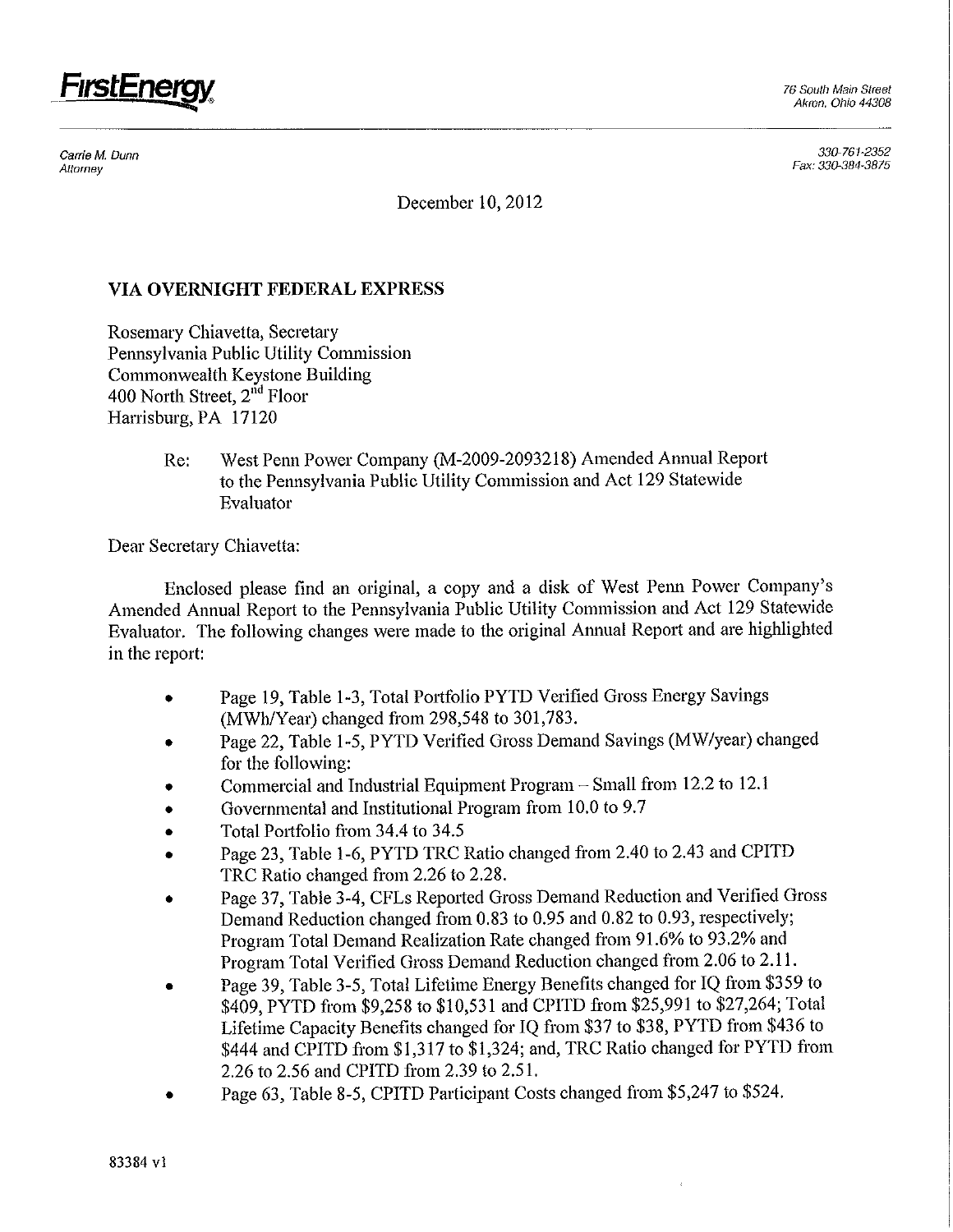**FirstEnergy**

76 South Main Street
Akron, Ohio 44308

*Carrie M. Dunn*
*Attorney*

330-761-2352
Fax: 330-384-3875

December 10, 2012

**VIA OVERNIGHT FEDERAL EXPRESS**

Rosemary Chiavetta, Secretary
Pennsylvania Public Utility Commission
Commonwealth Keystone Building
400 North Street, 2nd Floor
Harrisburg, PA 17120

Re: West Penn Power Company (M-2009-2093218) Amended Annual Report to the Pennsylvania Public Utility Commission and Act 129 Statewide Evaluator

Dear Secretary Chiavetta:

Enclosed please find an original, a copy and a disk of West Penn Power Company's Amended Annual Report to the Pennsylvania Public Utility Commission and Act 129 Statewide Evaluator. The following changes were made to the original Annual Report and are highlighted in the report:

- Page 19, Table 1-3, Total Portfolio PYTD Verified Gross Energy Savings (MWh/Year) changed from 298,548 to 301,783.
- Page 22, Table 1-5, PYTD Verified Gross Demand Savings (MW/year) changed for the following:
- Commercial and Industrial Equipment Program – Small from 12.2 to 12.1
- Governmental and Institutional Program from 10.0 to 9.7
- Total Portfolio from 34.4 to 34.5
- Page 23, Table 1-6, PYTD TRC Ratio changed from 2.40 to 2.43 and CPITD TRC Ratio changed from 2.26 to 2.28.
- Page 37, Table 3-4, CFLs Reported Gross Demand Reduction and Verified Gross Demand Reduction changed from 0.83 to 0.95 and 0.82 to 0.93, respectively; Program Total Demand Realization Rate changed from 91.6% to 93.2% and Program Total Verified Gross Demand Reduction changed from 2.06 to 2.11.
- Page 39, Table 3-5, Total Lifetime Energy Benefits changed for IQ from $359 to $409, PYTD from $9,258 to $10,531 and CPITD from $25,991 to $27,264; Total Lifetime Capacity Benefits changed for IQ from $37 to $38, PYTD from $436 to $444 and CPITD from $1,317 to $1,324; and, TRC Ratio changed for PYTD from 2.26 to 2.56 and CPITD from 2.39 to 2.51.
- Page 63, Table 8-5, CPITD Participant Costs changed from $5,247 to $524.

83384 v1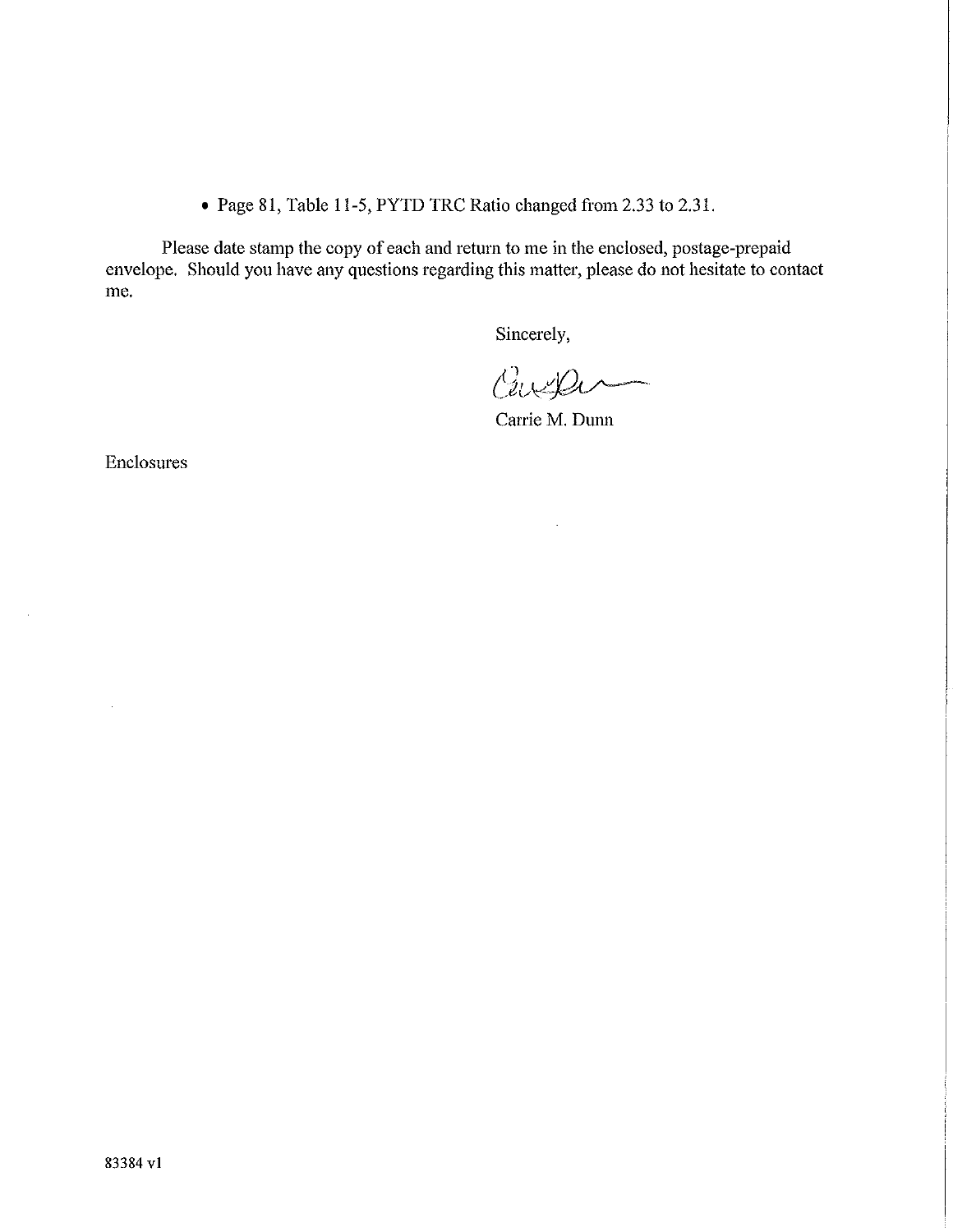- Page 81, Table 11-5, PYTD TRC Ratio changed from 2.33 to 2.31.

Please date stamp the copy of each and return to me in the enclosed, postage-prepaid envelope. Should you have any questions regarding this matter, please do not hesitate to contact me.

Sincerely,

Carrie M. Dunn

Enclosures

83384 v1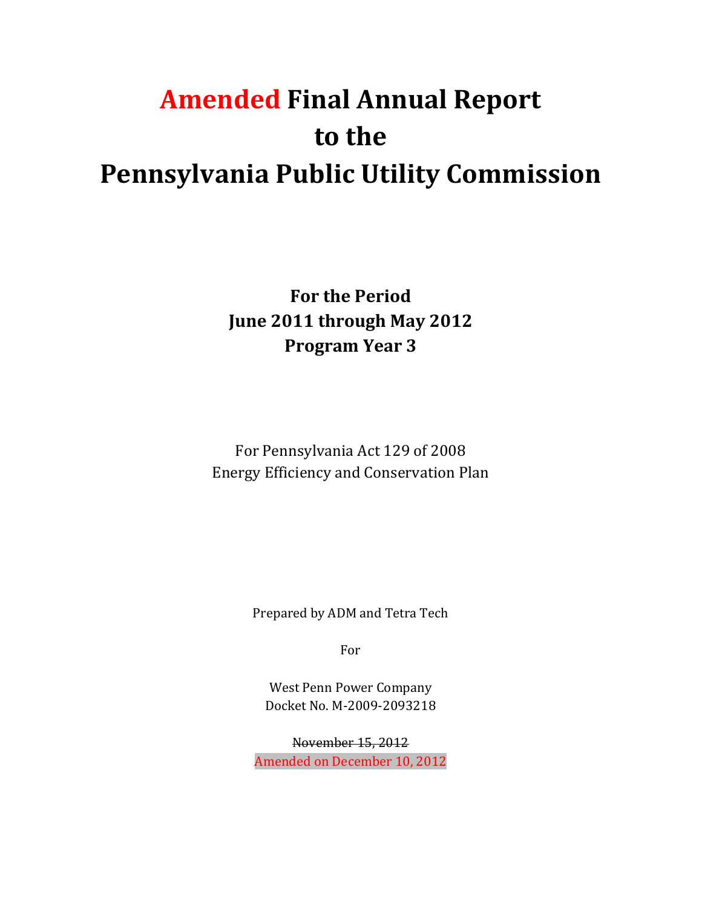# Amended Final Annual Report to the Pennsylvania Public Utility Commission

**For the Period**
**June 2011 through May 2012**
**Program Year 3**

For Pennsylvania Act 129 of 2008
Energy Efficiency and Conservation Plan

Prepared by ADM and Tetra Tech

For

West Penn Power Company
Docket No. M-2009-2093218

~~November 15, 2012~~
Amended on December 10, 2012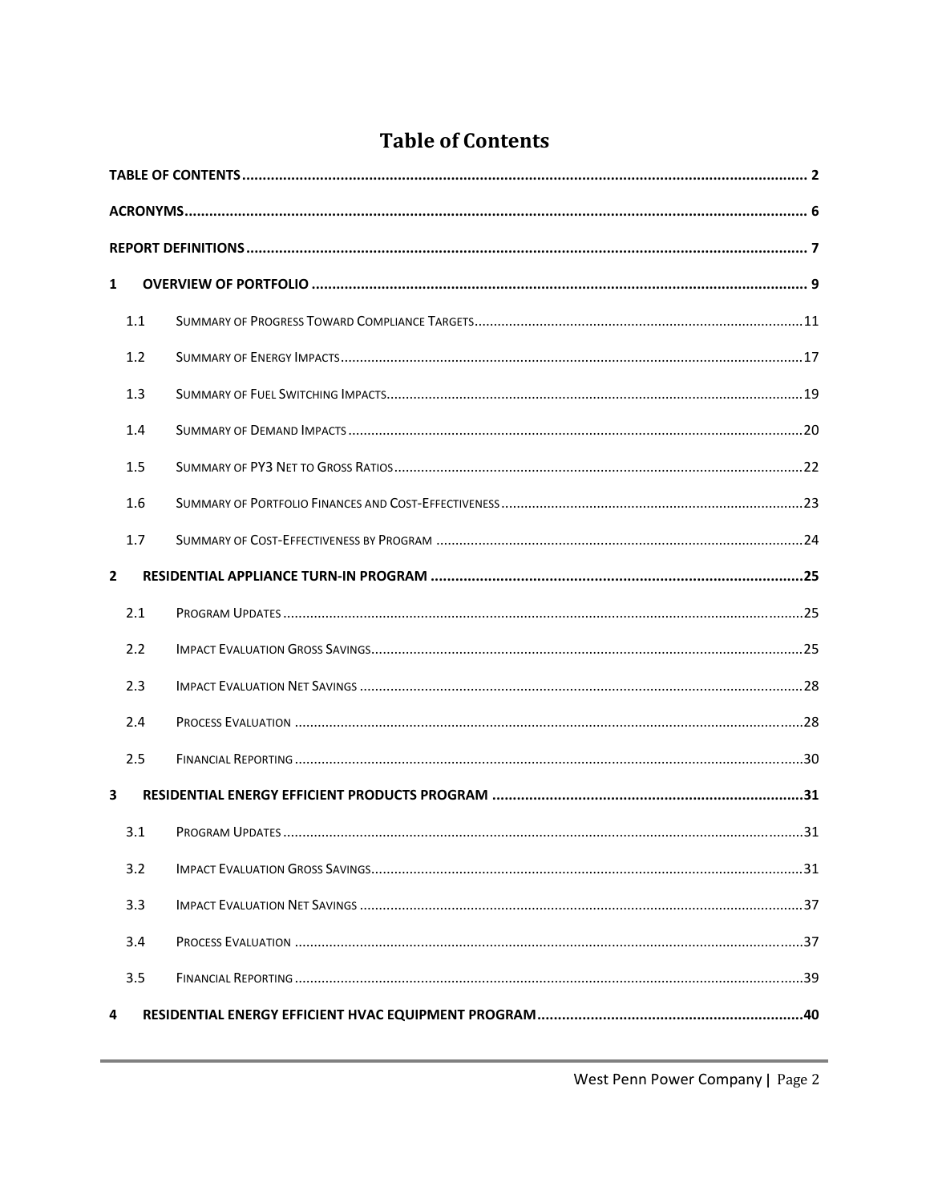# Table of Contents

| | | |
|---|---|---|
| **TABLE OF CONTENTS** | | **2** |
| **ACRONYMS** | | **6** |
| **REPORT DEFINITIONS** | | **7** |
| **1** | **OVERVIEW OF PORTFOLIO** | **9** |
| 1.1 | SUMMARY OF PROGRESS TOWARD COMPLIANCE TARGETS | 11 |
| 1.2 | SUMMARY OF ENERGY IMPACTS | 17 |
| 1.3 | SUMMARY OF FUEL SWITCHING IMPACTS | 19 |
| 1.4 | SUMMARY OF DEMAND IMPACTS | 20 |
| 1.5 | SUMMARY OF PY3 NET TO GROSS RATIOS | 22 |
| 1.6 | SUMMARY OF PORTFOLIO FINANCES AND COST-EFFECTIVENESS | 23 |
| 1.7 | SUMMARY OF COST-EFFECTIVENESS BY PROGRAM | 24 |
| **2** | **RESIDENTIAL APPLIANCE TURN-IN PROGRAM** | **25** |
| 2.1 | PROGRAM UPDATES | 25 |
| 2.2 | IMPACT EVALUATION GROSS SAVINGS | 25 |
| 2.3 | IMPACT EVALUATION NET SAVINGS | 28 |
| 2.4 | PROCESS EVALUATION | 28 |
| 2.5 | FINANCIAL REPORTING | 30 |
| **3** | **RESIDENTIAL ENERGY EFFICIENT PRODUCTS PROGRAM** | **31** |
| 3.1 | PROGRAM UPDATES | 31 |
| 3.2 | IMPACT EVALUATION GROSS SAVINGS | 31 |
| 3.3 | IMPACT EVALUATION NET SAVINGS | 37 |
| 3.4 | PROCESS EVALUATION | 37 |
| 3.5 | FINANCIAL REPORTING | 39 |
| **4** | **RESIDENTIAL ENERGY EFFICIENT HVAC EQUIPMENT PROGRAM** | **40** |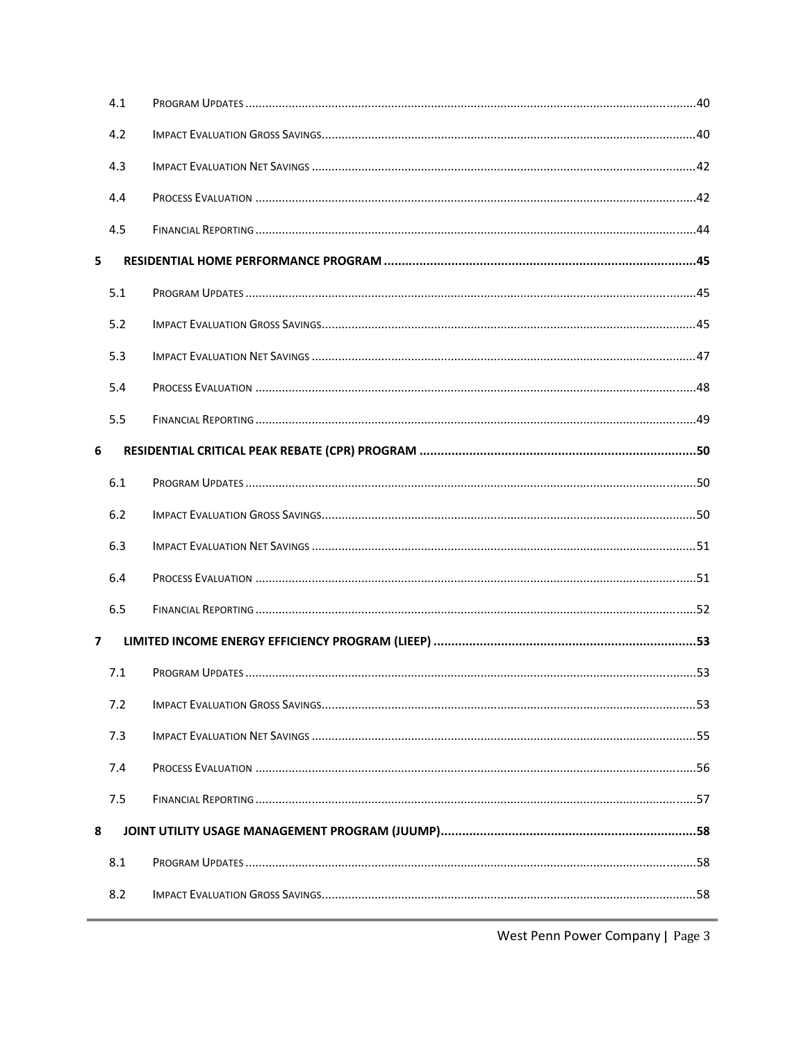| | | |
|---|---|---|
| 4.1 | Program Updates | 40 |
| 4.2 | Impact Evaluation Gross Savings | 40 |
| 4.3 | Impact Evaluation Net Savings | 42 |
| 4.4 | Process Evaluation | 42 |
| 4.5 | Financial Reporting | 44 |
| **5** | **RESIDENTIAL HOME PERFORMANCE PROGRAM** | **45** |
| 5.1 | Program Updates | 45 |
| 5.2 | Impact Evaluation Gross Savings | 45 |
| 5.3 | Impact Evaluation Net Savings | 47 |
| 5.4 | Process Evaluation | 48 |
| 5.5 | Financial Reporting | 49 |
| **6** | **RESIDENTIAL CRITICAL PEAK REBATE (CPR) PROGRAM** | **50** |
| 6.1 | Program Updates | 50 |
| 6.2 | Impact Evaluation Gross Savings | 50 |
| 6.3 | Impact Evaluation Net Savings | 51 |
| 6.4 | Process Evaluation | 51 |
| 6.5 | Financial Reporting | 52 |
| **7** | **LIMITED INCOME ENERGY EFFICIENCY PROGRAM (LIEEP)** | **53** |
| 7.1 | Program Updates | 53 |
| 7.2 | Impact Evaluation Gross Savings | 53 |
| 7.3 | Impact Evaluation Net Savings | 55 |
| 7.4 | Process Evaluation | 56 |
| 7.5 | Financial Reporting | 57 |
| **8** | **JOINT UTILITY USAGE MANAGEMENT PROGRAM (JUUMP)** | **58** |
| 8.1 | Program Updates | 58 |
| 8.2 | Impact Evaluation Gross Savings | 58 |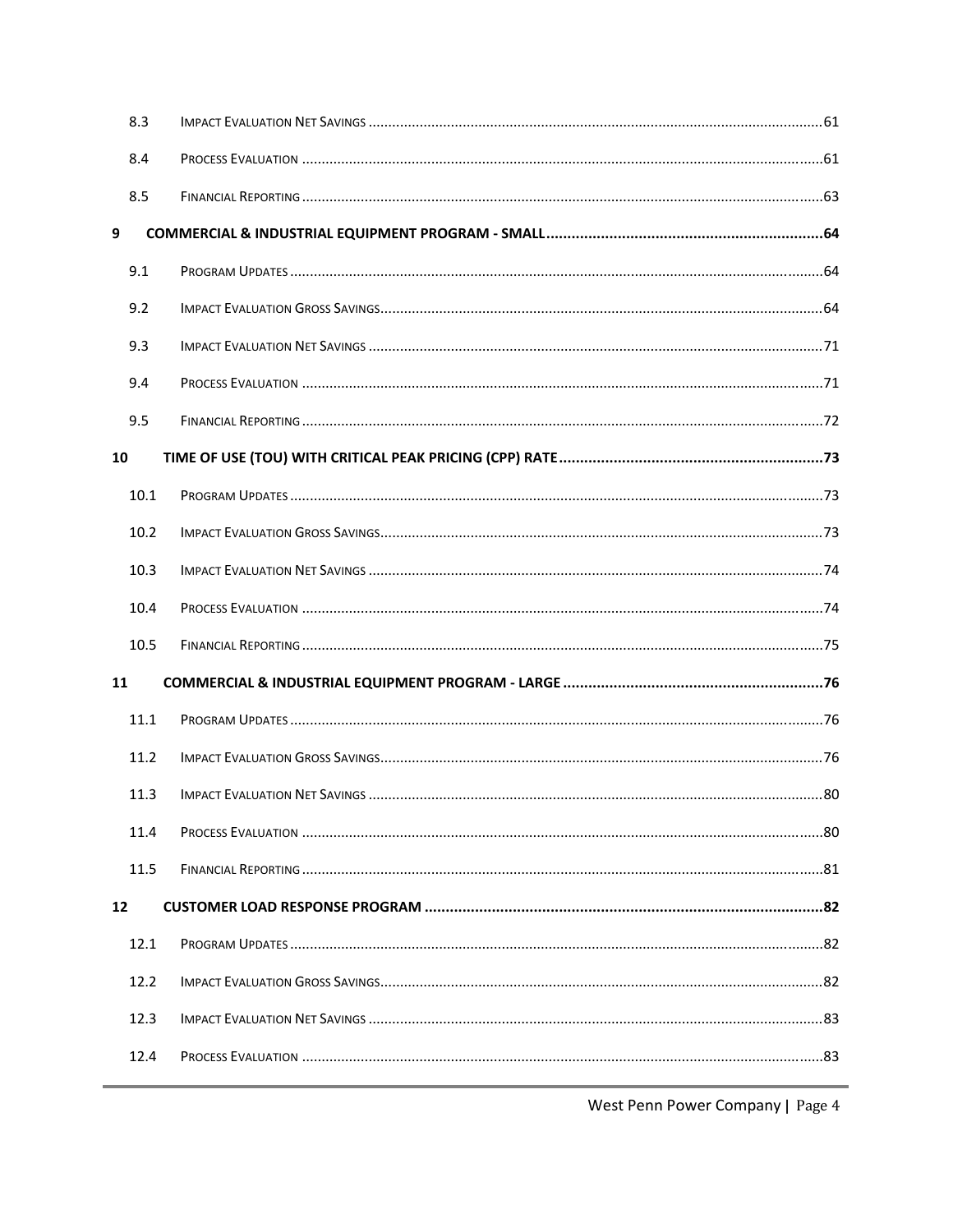| | | |
|---|---|---|
| 8.3 | Impact Evaluation Net Savings | 61 |
| 8.4 | Process Evaluation | 61 |
| 8.5 | Financial Reporting | 63 |
| **9** | **COMMERCIAL & INDUSTRIAL EQUIPMENT PROGRAM - SMALL** | **64** |
| 9.1 | Program Updates | 64 |
| 9.2 | Impact Evaluation Gross Savings | 64 |
| 9.3 | Impact Evaluation Net Savings | 71 |
| 9.4 | Process Evaluation | 71 |
| 9.5 | Financial Reporting | 72 |
| **10** | **TIME OF USE (TOU) WITH CRITICAL PEAK PRICING (CPP) RATE** | **73** |
| 10.1 | Program Updates | 73 |
| 10.2 | Impact Evaluation Gross Savings | 73 |
| 10.3 | Impact Evaluation Net Savings | 74 |
| 10.4 | Process Evaluation | 74 |
| 10.5 | Financial Reporting | 75 |
| **11** | **COMMERCIAL & INDUSTRIAL EQUIPMENT PROGRAM - LARGE** | **76** |
| 11.1 | Program Updates | 76 |
| 11.2 | Impact Evaluation Gross Savings | 76 |
| 11.3 | Impact Evaluation Net Savings | 80 |
| 11.4 | Process Evaluation | 80 |
| 11.5 | Financial Reporting | 81 |
| **12** | **CUSTOMER LOAD RESPONSE PROGRAM** | **82** |
| 12.1 | Program Updates | 82 |
| 12.2 | Impact Evaluation Gross Savings | 82 |
| 12.3 | Impact Evaluation Net Savings | 83 |
| 12.4 | Process Evaluation | 83 |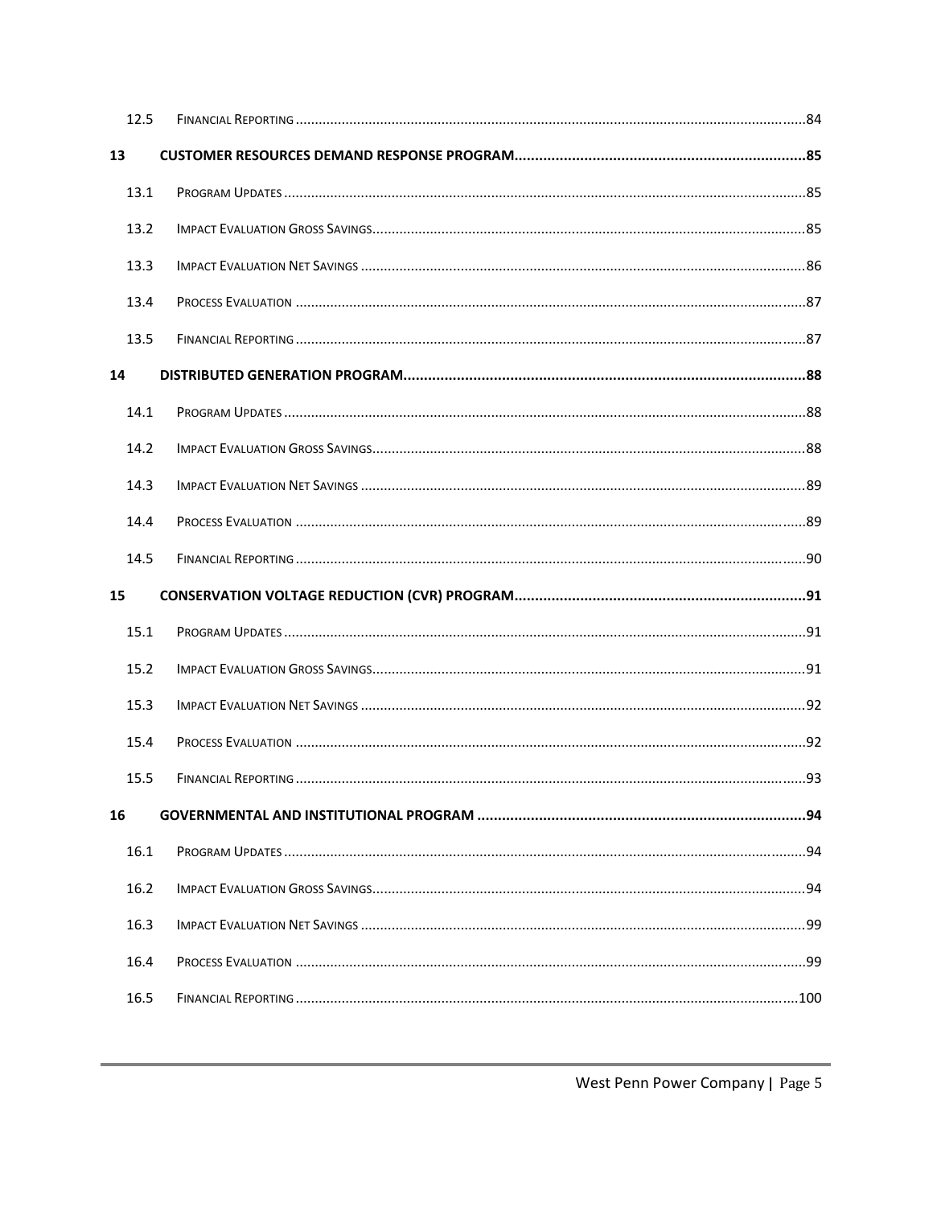| | | |
|---|---|---|
| 12.5 | Financial Reporting | 84 |
| **13** | **Customer Resources Demand Response Program** | **85** |
| 13.1 | Program Updates | 85 |
| 13.2 | Impact Evaluation Gross Savings | 85 |
| 13.3 | Impact Evaluation Net Savings | 86 |
| 13.4 | Process Evaluation | 87 |
| 13.5 | Financial Reporting | 87 |
| **14** | **Distributed Generation Program** | **88** |
| 14.1 | Program Updates | 88 |
| 14.2 | Impact Evaluation Gross Savings | 88 |
| 14.3 | Impact Evaluation Net Savings | 89 |
| 14.4 | Process Evaluation | 89 |
| 14.5 | Financial Reporting | 90 |
| **15** | **Conservation Voltage Reduction (CVR) Program** | **91** |
| 15.1 | Program Updates | 91 |
| 15.2 | Impact Evaluation Gross Savings | 91 |
| 15.3 | Impact Evaluation Net Savings | 92 |
| 15.4 | Process Evaluation | 92 |
| 15.5 | Financial Reporting | 93 |
| **16** | **Governmental and Institutional Program** | **94** |
| 16.1 | Program Updates | 94 |
| 16.2 | Impact Evaluation Gross Savings | 94 |
| 16.3 | Impact Evaluation Net Savings | 99 |
| 16.4 | Process Evaluation | 99 |
| 16.5 | Financial Reporting | 100 |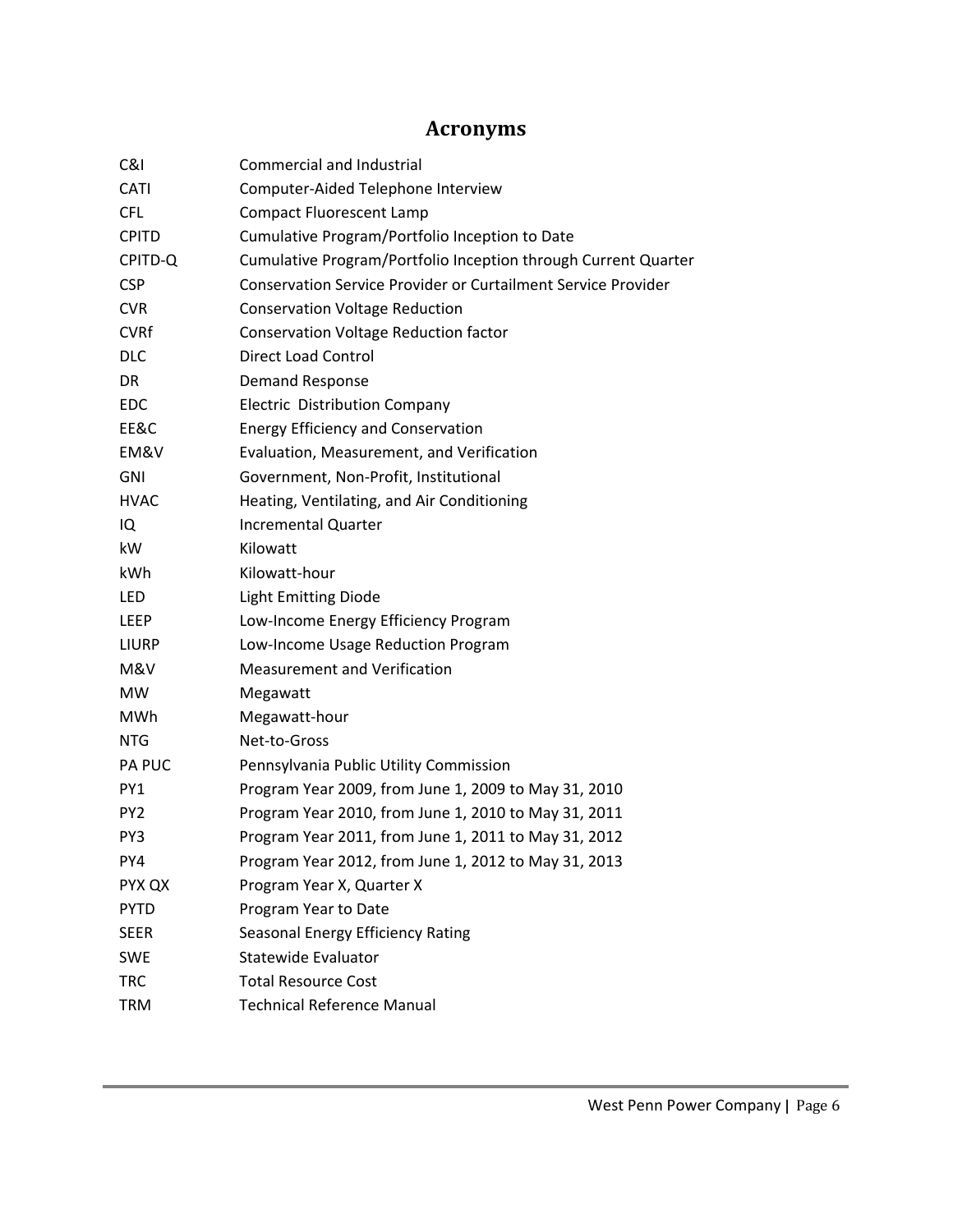# Acronyms

| | |
|---|---|
| C&I | Commercial and Industrial |
| CATI | Computer-Aided Telephone Interview |
| CFL | Compact Fluorescent Lamp |
| CPITD | Cumulative Program/Portfolio Inception to Date |
| CPITD-Q | Cumulative Program/Portfolio Inception through Current Quarter |
| CSP | Conservation Service Provider or Curtailment Service Provider |
| CVR | Conservation Voltage Reduction |
| CVRf | Conservation Voltage Reduction factor |
| DLC | Direct Load Control |
| DR | Demand Response |
| EDC | Electric Distribution Company |
| EE&C | Energy Efficiency and Conservation |
| EM&V | Evaluation, Measurement, and Verification |
| GNI | Government, Non-Profit, Institutional |
| HVAC | Heating, Ventilating, and Air Conditioning |
| IQ | Incremental Quarter |
| kW | Kilowatt |
| kWh | Kilowatt-hour |
| LED | Light Emitting Diode |
| LEEP | Low-Income Energy Efficiency Program |
| LIURP | Low-Income Usage Reduction Program |
| M&V | Measurement and Verification |
| MW | Megawatt |
| MWh | Megawatt-hour |
| NTG | Net-to-Gross |
| PA PUC | Pennsylvania Public Utility Commission |
| PY1 | Program Year 2009, from June 1, 2009 to May 31, 2010 |
| PY2 | Program Year 2010, from June 1, 2010 to May 31, 2011 |
| PY3 | Program Year 2011, from June 1, 2011 to May 31, 2012 |
| PY4 | Program Year 2012, from June 1, 2012 to May 31, 2013 |
| PYX QX | Program Year X, Quarter X |
| PYTD | Program Year to Date |
| SEER | Seasonal Energy Efficiency Rating |
| SWE | Statewide Evaluator |
| TRC | Total Resource Cost |
| TRM | Technical Reference Manual |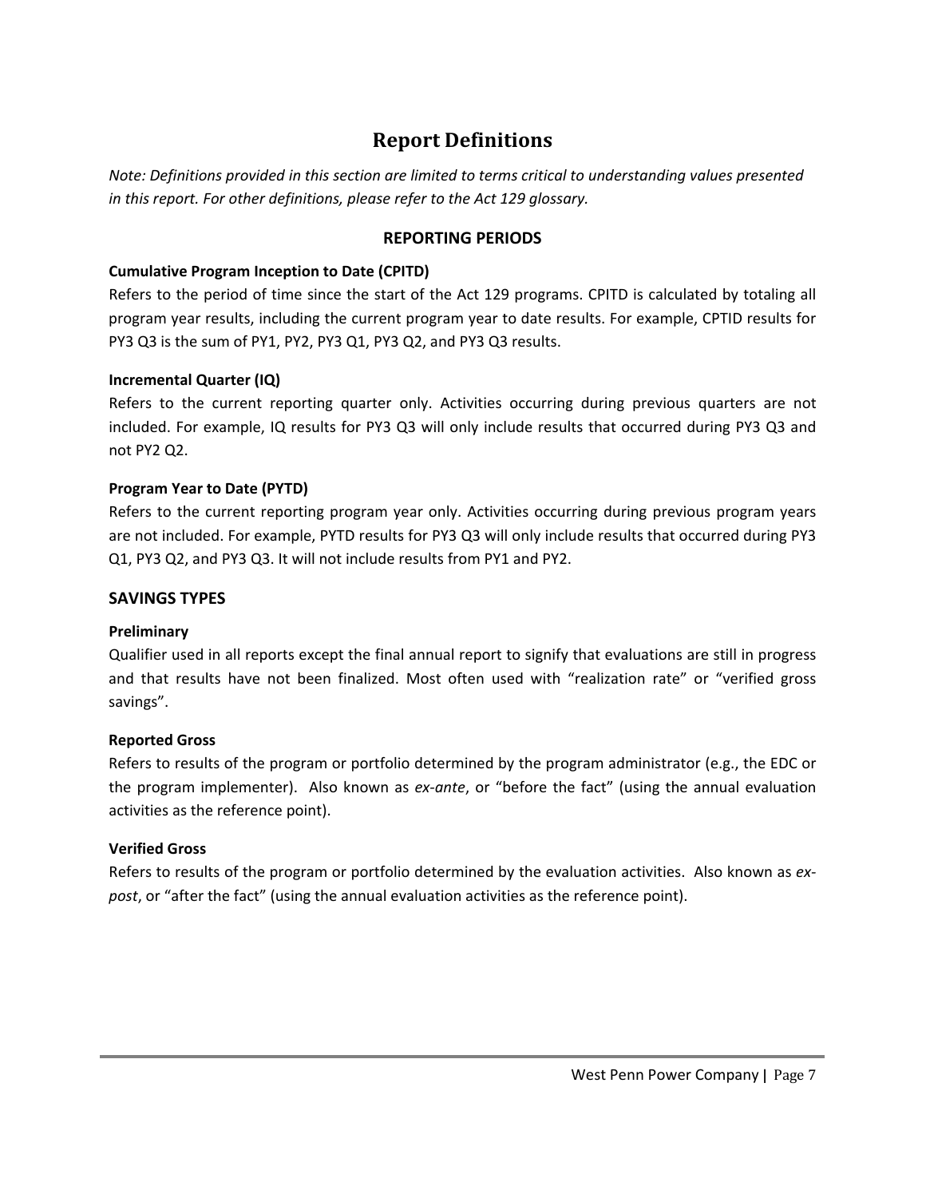# Report Definitions

*Note: Definitions provided in this section are limited to terms critical to understanding values presented in this report. For other definitions, please refer to the Act 129 glossary.*

## REPORTING PERIODS

**Cumulative Program Inception to Date (CPITD)**

Refers to the period of time since the start of the Act 129 programs. CPITD is calculated by totaling all program year results, including the current program year to date results. For example, CPTID results for PY3 Q3 is the sum of PY1, PY2, PY3 Q1, PY3 Q2, and PY3 Q3 results.

**Incremental Quarter (IQ)**

Refers to the current reporting quarter only. Activities occurring during previous quarters are not included. For example, IQ results for PY3 Q3 will only include results that occurred during PY3 Q3 and not PY2 Q2.

**Program Year to Date (PYTD)**

Refers to the current reporting program year only. Activities occurring during previous program years are not included. For example, PYTD results for PY3 Q3 will only include results that occurred during PY3 Q1, PY3 Q2, and PY3 Q3. It will not include results from PY1 and PY2.

## SAVINGS TYPES

**Preliminary**

Qualifier used in all reports except the final annual report to signify that evaluations are still in progress and that results have not been finalized. Most often used with "realization rate" or "verified gross savings".

**Reported Gross**

Refers to results of the program or portfolio determined by the program administrator (e.g., the EDC or the program implementer). Also known as *ex-ante*, or "before the fact" (using the annual evaluation activities as the reference point).

**Verified Gross**

Refers to results of the program or portfolio determined by the evaluation activities. Also known as *ex-post*, or "after the fact" (using the annual evaluation activities as the reference point).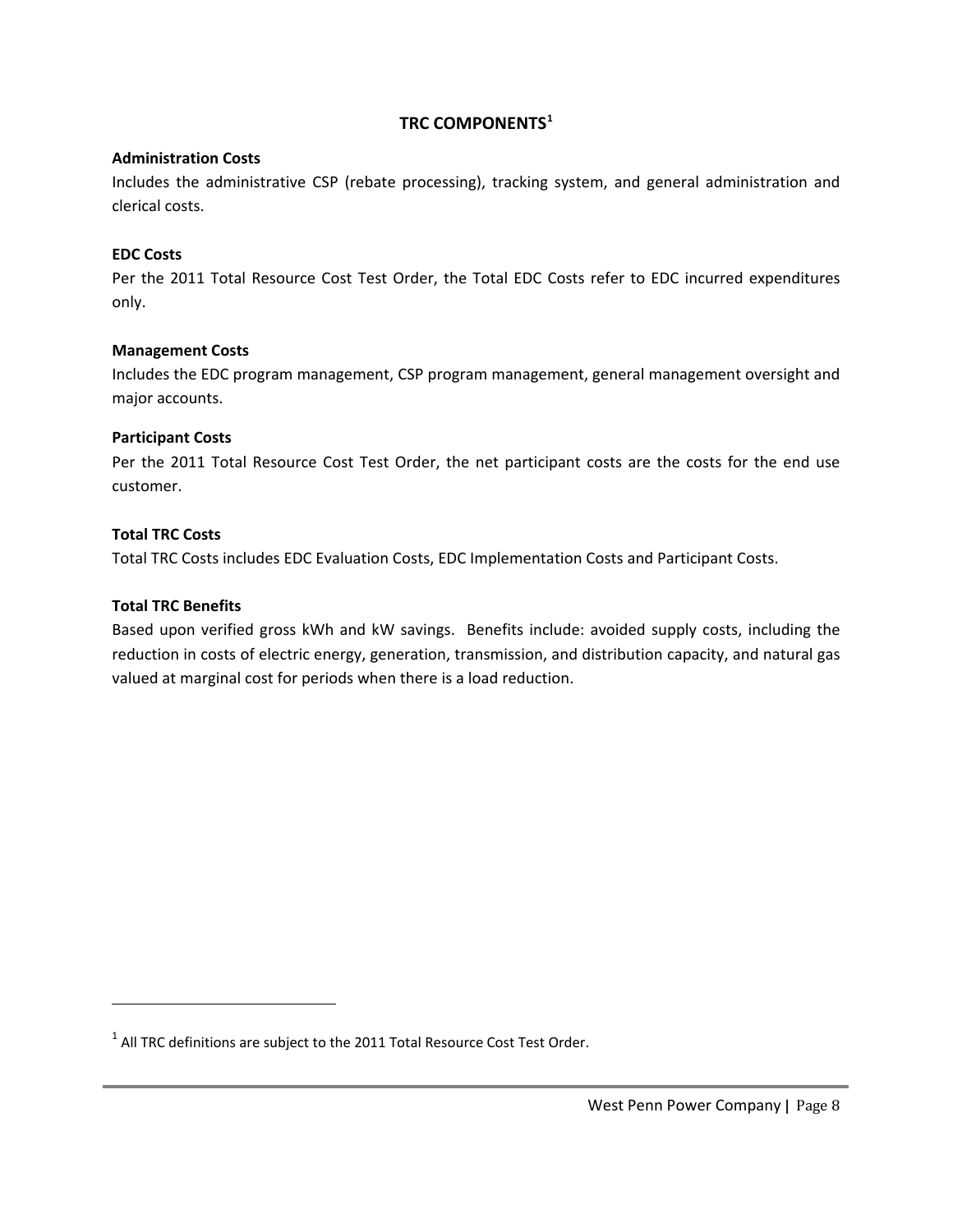# TRC COMPONENTS[1]

**Administration Costs**

Includes the administrative CSP (rebate processing), tracking system, and general administration and clerical costs.

**EDC Costs**

Per the 2011 Total Resource Cost Test Order, the Total EDC Costs refer to EDC incurred expenditures only.

**Management Costs**

Includes the EDC program management, CSP program management, general management oversight and major accounts.

**Participant Costs**

Per the 2011 Total Resource Cost Test Order, the net participant costs are the costs for the end use customer.

**Total TRC Costs**

Total TRC Costs includes EDC Evaluation Costs, EDC Implementation Costs and Participant Costs.

**Total TRC Benefits**

Based upon verified gross kWh and kW savings. Benefits include: avoided supply costs, including the reduction in costs of electric energy, generation, transmission, and distribution capacity, and natural gas valued at marginal cost for periods when there is a load reduction.

---

[1] All TRC definitions are subject to the 2011 Total Resource Cost Test Order.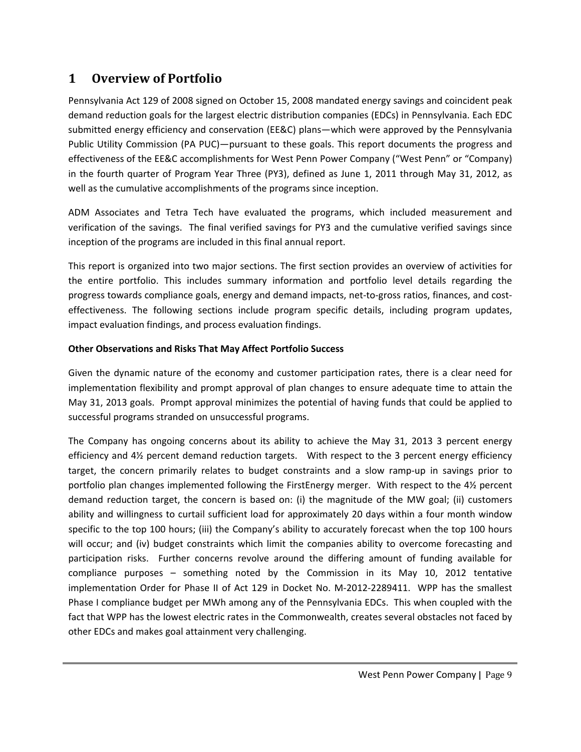# 1 Overview of Portfolio

Pennsylvania Act 129 of 2008 signed on October 15, 2008 mandated energy savings and coincident peak demand reduction goals for the largest electric distribution companies (EDCs) in Pennsylvania. Each EDC submitted energy efficiency and conservation (EE&C) plans—which were approved by the Pennsylvania Public Utility Commission (PA PUC)—pursuant to these goals. This report documents the progress and effectiveness of the EE&C accomplishments for West Penn Power Company ("West Penn" or "Company) in the fourth quarter of Program Year Three (PY3), defined as June 1, 2011 through May 31, 2012, as well as the cumulative accomplishments of the programs since inception.

ADM Associates and Tetra Tech have evaluated the programs, which included measurement and verification of the savings. The final verified savings for PY3 and the cumulative verified savings since inception of the programs are included in this final annual report.

This report is organized into two major sections. The first section provides an overview of activities for the entire portfolio. This includes summary information and portfolio level details regarding the progress towards compliance goals, energy and demand impacts, net-to-gross ratios, finances, and cost-effectiveness. The following sections include program specific details, including program updates, impact evaluation findings, and process evaluation findings.

**Other Observations and Risks That May Affect Portfolio Success**

Given the dynamic nature of the economy and customer participation rates, there is a clear need for implementation flexibility and prompt approval of plan changes to ensure adequate time to attain the May 31, 2013 goals. Prompt approval minimizes the potential of having funds that could be applied to successful programs stranded on unsuccessful programs.

The Company has ongoing concerns about its ability to achieve the May 31, 2013 3 percent energy efficiency and 4½ percent demand reduction targets. With respect to the 3 percent energy efficiency target, the concern primarily relates to budget constraints and a slow ramp-up in savings prior to portfolio plan changes implemented following the FirstEnergy merger. With respect to the 4½ percent demand reduction target, the concern is based on: (i) the magnitude of the MW goal; (ii) customers ability and willingness to curtail sufficient load for approximately 20 days within a four month window specific to the top 100 hours; (iii) the Company's ability to accurately forecast when the top 100 hours will occur; and (iv) budget constraints which limit the companies ability to overcome forecasting and participation risks. Further concerns revolve around the differing amount of funding available for compliance purposes – something noted by the Commission in its May 10, 2012 tentative implementation Order for Phase II of Act 129 in Docket No. M-2012-2289411. WPP has the smallest Phase I compliance budget per MWh among any of the Pennsylvania EDCs. This when coupled with the fact that WPP has the lowest electric rates in the Commonwealth, creates several obstacles not faced by other EDCs and makes goal attainment very challenging.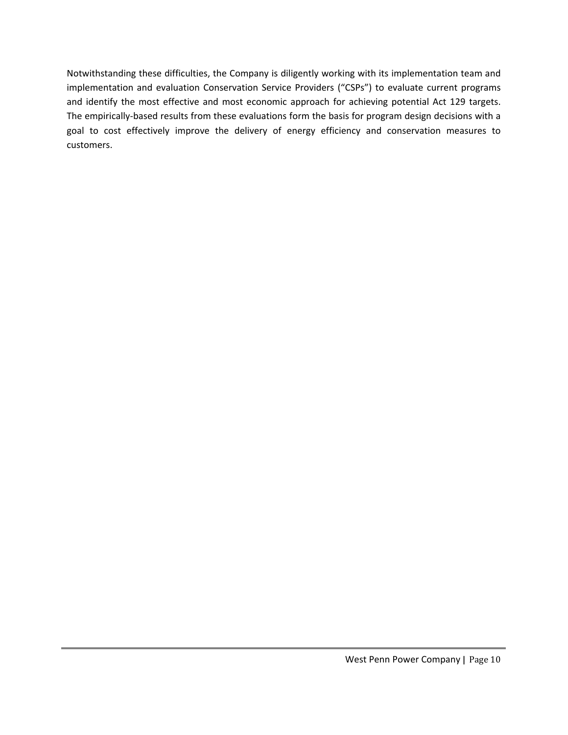Notwithstanding these difficulties, the Company is diligently working with its implementation team and implementation and evaluation Conservation Service Providers ("CSPs") to evaluate current programs and identify the most effective and most economic approach for achieving potential Act 129 targets. The empirically-based results from these evaluations form the basis for program design decisions with a goal to cost effectively improve the delivery of energy efficiency and conservation measures to customers.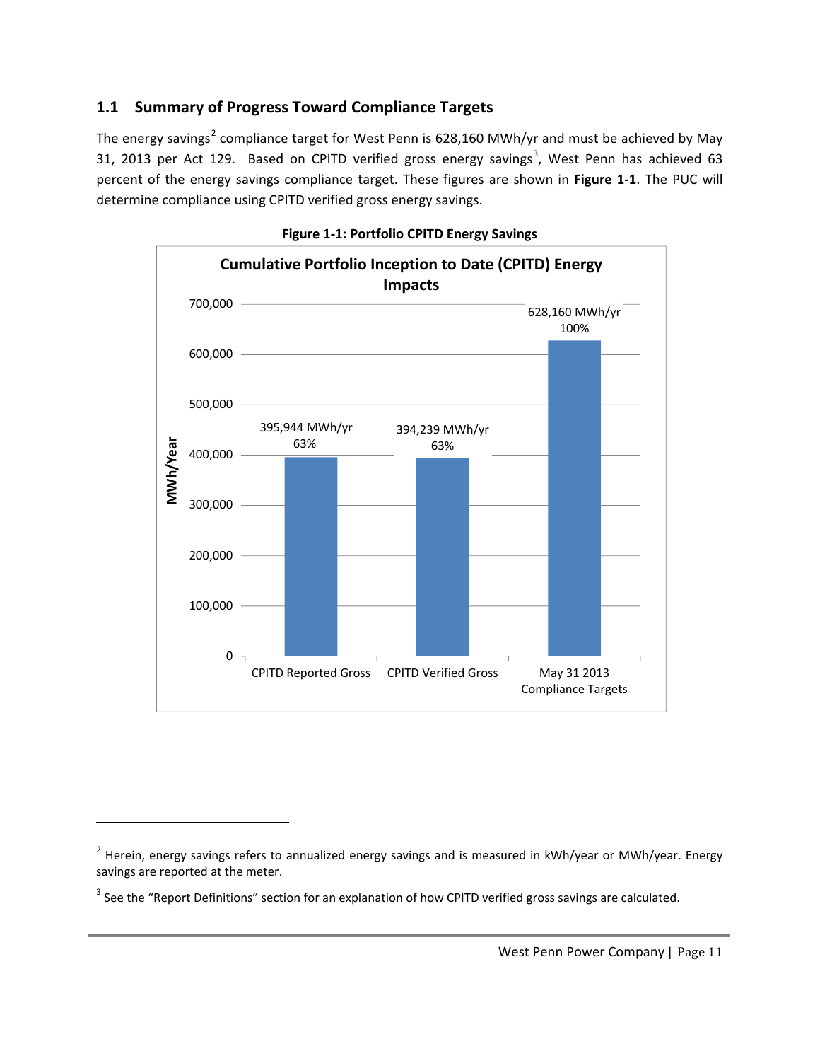## 1.1 Summary of Progress Toward Compliance Targets

The energy savings[2] compliance target for West Penn is 628,160 MWh/yr and must be achieved by May 31, 2013 per Act 129. Based on CPITD verified gross energy savings[3], West Penn has achieved 63 percent of the energy savings compliance target. These figures are shown in **Figure 1-1**. The PUC will determine compliance using CPITD verified gross energy savings.

**Figure 1-1: Portfolio CPITD Energy Savings**

| | MWh/yr | Percent |
|---|---|---|
| CPITD Reported Gross | 395,944 | 63% |
| CPITD Verified Gross | 394,239 | 63% |
| May 31 2013 Compliance Targets | 628,160 | 100% |

---

[2] Herein, energy savings refers to annualized energy savings and is measured in kWh/year or MWh/year. Energy savings are reported at the meter.

[3] See the "Report Definitions" section for an explanation of how CPITD verified gross savings are calculated.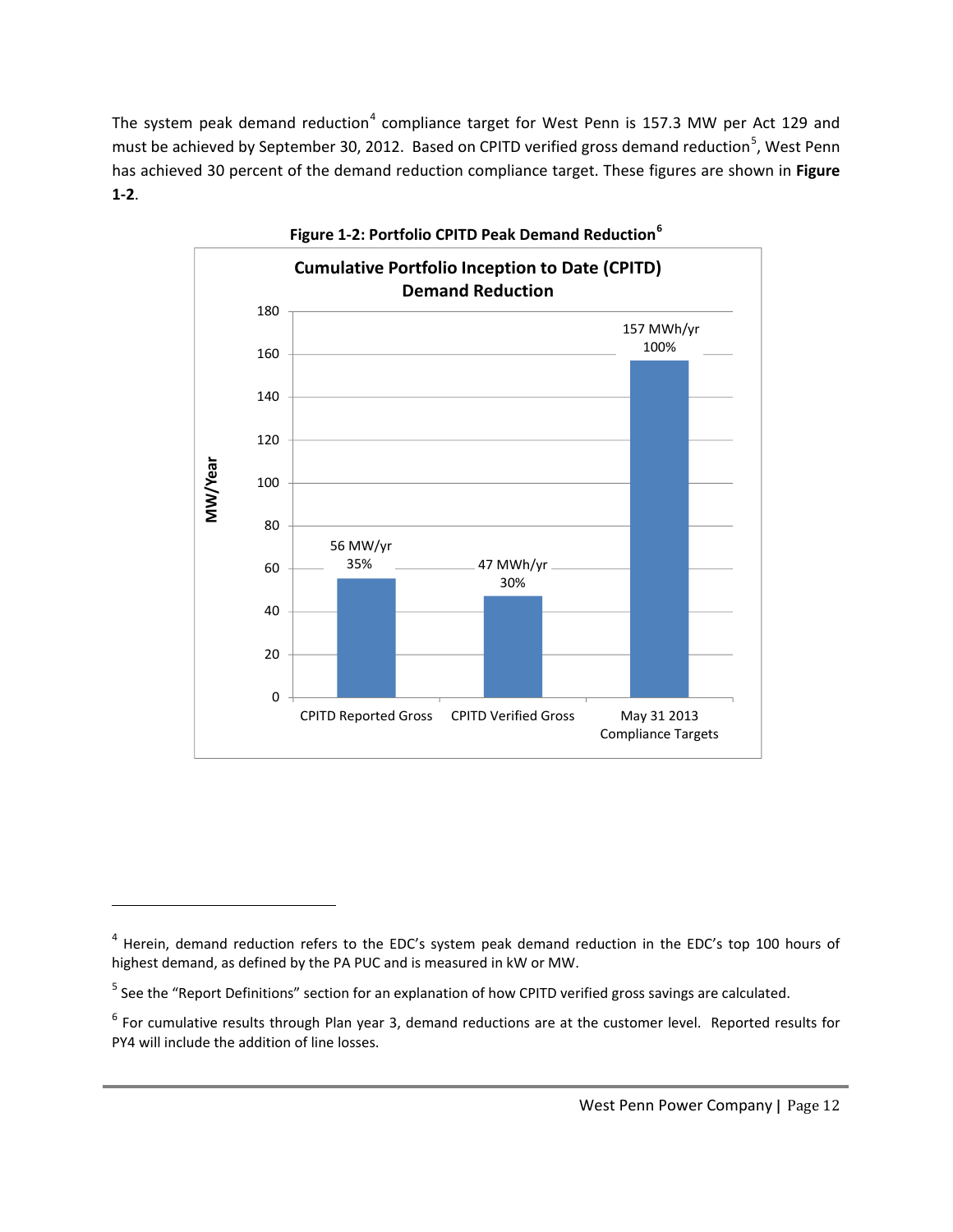The system peak demand reduction[4] compliance target for West Penn is 157.3 MW per Act 129 and must be achieved by September 30, 2012. Based on CPITD verified gross demand reduction[5], West Penn has achieved 30 percent of the demand reduction compliance target. These figures are shown in **Figure 1-2**.

**Figure 1-2: Portfolio CPITD Peak Demand Reduction[6]**

**Cumulative Portfolio Inception to Date (CPITD) Demand Reduction**

| | MW/Year | Percent |
|---|---|---|
| CPITD Reported Gross | 56 MW/yr | 35% |
| CPITD Verified Gross | 47 MWh/yr | 30% |
| May 31 2013 Compliance Targets | 157 MWh/yr | 100% |

[4] Herein, demand reduction refers to the EDC's system peak demand reduction in the EDC's top 100 hours of highest demand, as defined by the PA PUC and is measured in kW or MW.

[5] See the "Report Definitions" section for an explanation of how CPITD verified gross savings are calculated.

[6] For cumulative results through Plan year 3, demand reductions are at the customer level. Reported results for PY4 will include the addition of line losses.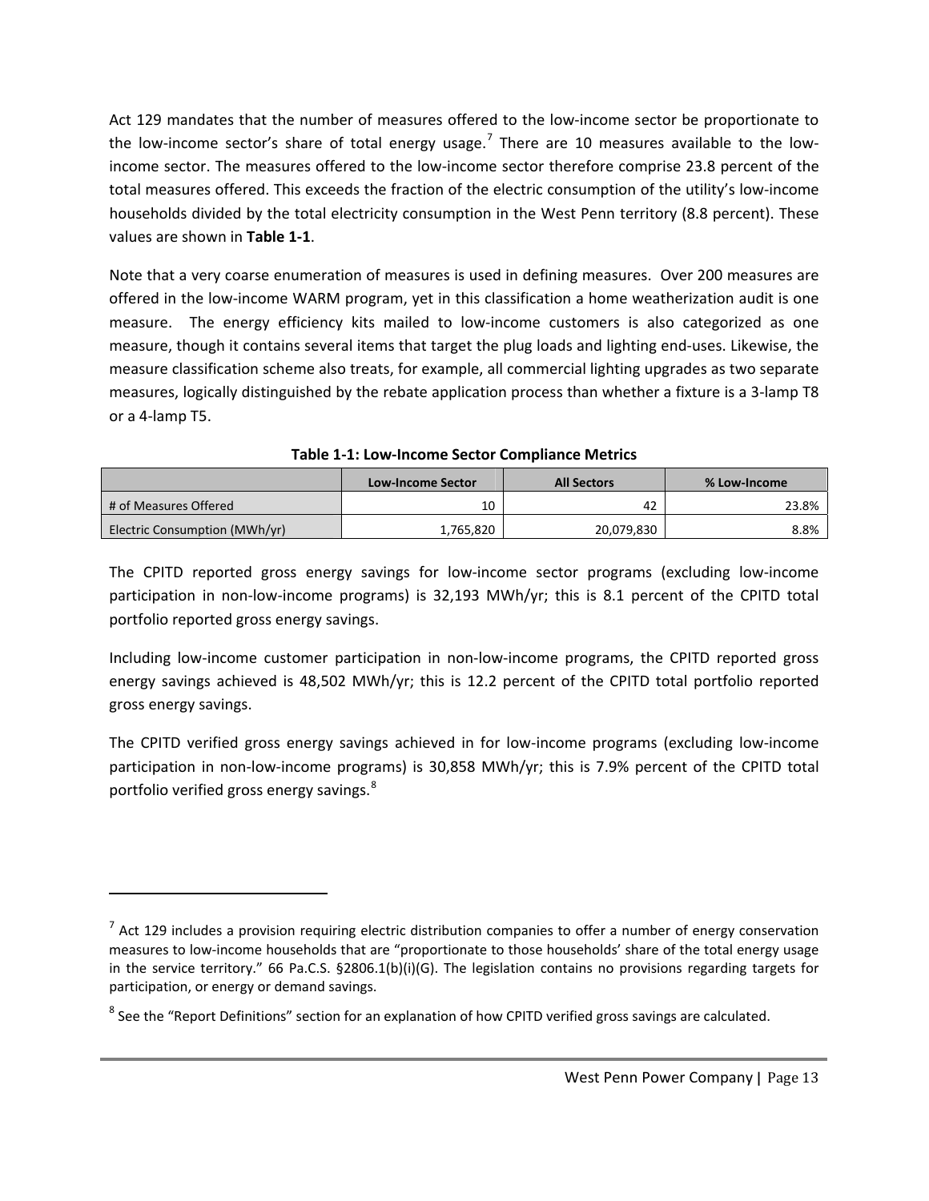Act 129 mandates that the number of measures offered to the low-income sector be proportionate to the low-income sector's share of total energy usage.[7] There are 10 measures available to the low-income sector. The measures offered to the low-income sector therefore comprise 23.8 percent of the total measures offered. This exceeds the fraction of the electric consumption of the utility's low-income households divided by the total electricity consumption in the West Penn territory (8.8 percent). These values are shown in **Table 1-1**.

Note that a very coarse enumeration of measures is used in defining measures. Over 200 measures are offered in the low-income WARM program, yet in this classification a home weatherization audit is one measure. The energy efficiency kits mailed to low-income customers is also categorized as one measure, though it contains several items that target the plug loads and lighting end-uses. Likewise, the measure classification scheme also treats, for example, all commercial lighting upgrades as two separate measures, logically distinguished by the rebate application process than whether a fixture is a 3-lamp T8 or a 4-lamp T5.

**Table 1-1: Low-Income Sector Compliance Metrics**

| | Low-Income Sector | All Sectors | % Low-Income |
|---|---|---|---|
| # of Measures Offered | 10 | 42 | 23.8% |
| Electric Consumption (MWh/yr) | 1,765,820 | 20,079,830 | 8.8% |

The CPITD reported gross energy savings for low-income sector programs (excluding low-income participation in non-low-income programs) is 32,193 MWh/yr; this is 8.1 percent of the CPITD total portfolio reported gross energy savings.

Including low-income customer participation in non-low-income programs, the CPITD reported gross energy savings achieved is 48,502 MWh/yr; this is 12.2 percent of the CPITD total portfolio reported gross energy savings.

The CPITD verified gross energy savings achieved in for low-income programs (excluding low-income participation in non-low-income programs) is 30,858 MWh/yr; this is 7.9% percent of the CPITD total portfolio verified gross energy savings.[8]

---

[7] Act 129 includes a provision requiring electric distribution companies to offer a number of energy conservation measures to low-income households that are "proportionate to those households' share of the total energy usage in the service territory." 66 Pa.C.S. §2806.1(b)(i)(G). The legislation contains no provisions regarding targets for participation, or energy or demand savings.

[8] See the "Report Definitions" section for an explanation of how CPITD verified gross savings are calculated.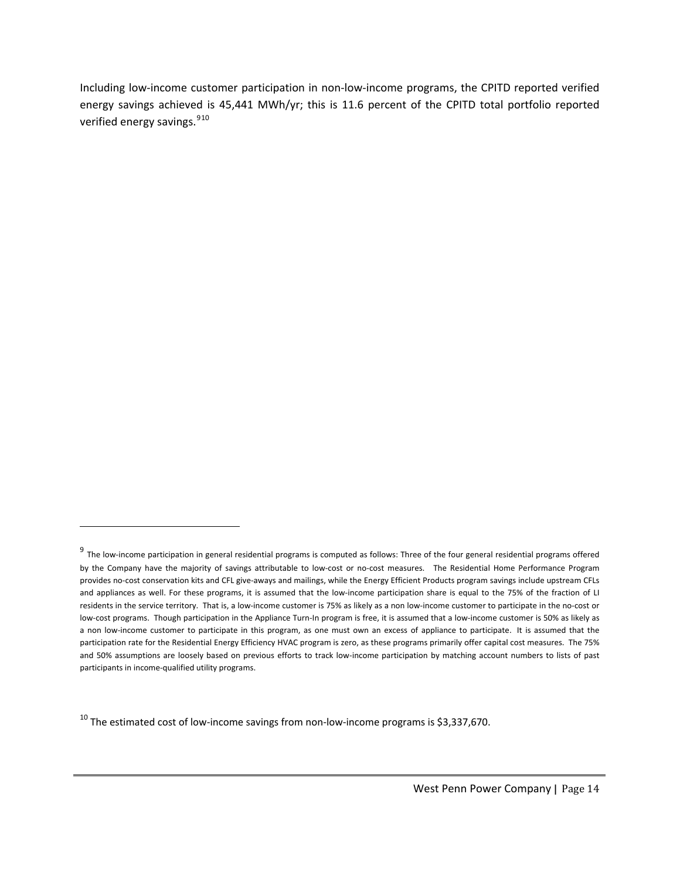Including low-income customer participation in non-low-income programs, the CPITD reported verified energy savings achieved is 45,441 MWh/yr; this is 11.6 percent of the CPITD total portfolio reported verified energy savings.[9][10]

---

[9] The low-income participation in general residential programs is computed as follows: Three of the four general residential programs offered by the Company have the majority of savings attributable to low-cost or no-cost measures. The Residential Home Performance Program provides no-cost conservation kits and CFL give-aways and mailings, while the Energy Efficient Products program savings include upstream CFLs and appliances as well. For these programs, it is assumed that the low-income participation share is equal to the 75% of the fraction of LI residents in the service territory. That is, a low-income customer is 75% as likely as a non low-income customer to participate in the no-cost or low-cost programs. Though participation in the Appliance Turn-In program is free, it is assumed that a low-income customer is 50% as likely as a non low-income customer to participate in this program, as one must own an excess of appliance to participate. It is assumed that the participation rate for the Residential Energy Efficiency HVAC program is zero, as these programs primarily offer capital cost measures. The 75% and 50% assumptions are loosely based on previous efforts to track low-income participation by matching account numbers to lists of past participants in income-qualified utility programs.

[10] The estimated cost of low-income savings from non-low-income programs is $3,337,670.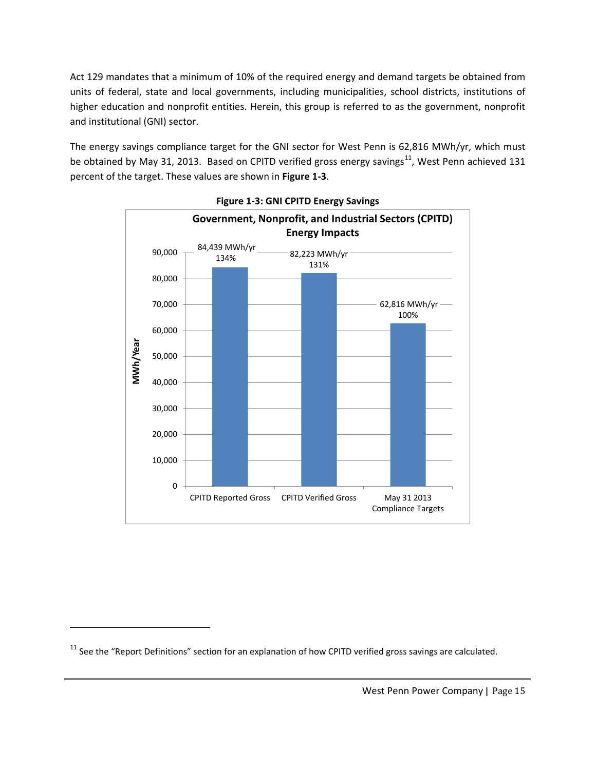Act 129 mandates that a minimum of 10% of the required energy and demand targets be obtained from units of federal, state and local governments, including municipalities, school districts, institutions of higher education and nonprofit entities. Herein, this group is referred to as the government, nonprofit and institutional (GNI) sector.

The energy savings compliance target for the GNI sector for West Penn is 62,816 MWh/yr, which must be obtained by May 31, 2013. Based on CPITD verified gross energy savings[11], West Penn achieved 131 percent of the target. These values are shown in **Figure 1-3**.

**Figure 1-3: GNI CPITD Energy Savings**

**Government, Nonprofit, and Industrial Sectors (CPITD) Energy Impacts**

| | MWh/Year | Percent |
| --- | --- | --- |
| CPITD Reported Gross | 84,439 MWh/yr | 134% |
| CPITD Verified Gross | 82,223 MWh/yr | 131% |
| May 31 2013 Compliance Targets | 62,816 MWh/yr | 100% |

[11] See the "Report Definitions" section for an explanation of how CPITD verified gross savings are calculated.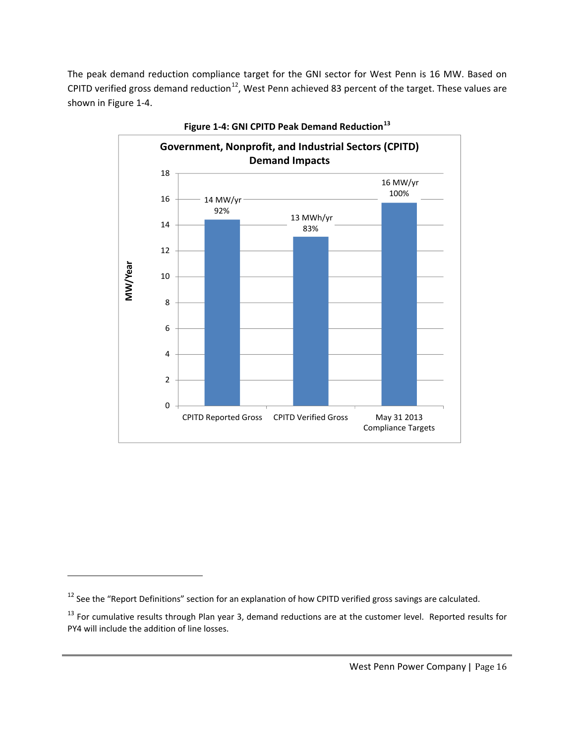The peak demand reduction compliance target for the GNI sector for West Penn is 16 MW. Based on CPITD verified gross demand reduction[12], West Penn achieved 83 percent of the target. These values are shown in Figure 1-4.

**Figure 1-4: GNI CPITD Peak Demand Reduction[13]**

| | CPITD Reported Gross | CPITD Verified Gross | May 31 2013 Compliance Targets |
|---|---|---|---|
| MW/Year | 14 MW/yr | 13 MWh/yr | 16 MW/yr |
| Percent | 92% | 83% | 100% |

---

[12] See the "Report Definitions" section for an explanation of how CPITD verified gross savings are calculated.

[13] For cumulative results through Plan year 3, demand reductions are at the customer level. Reported results for PY4 will include the addition of line losses.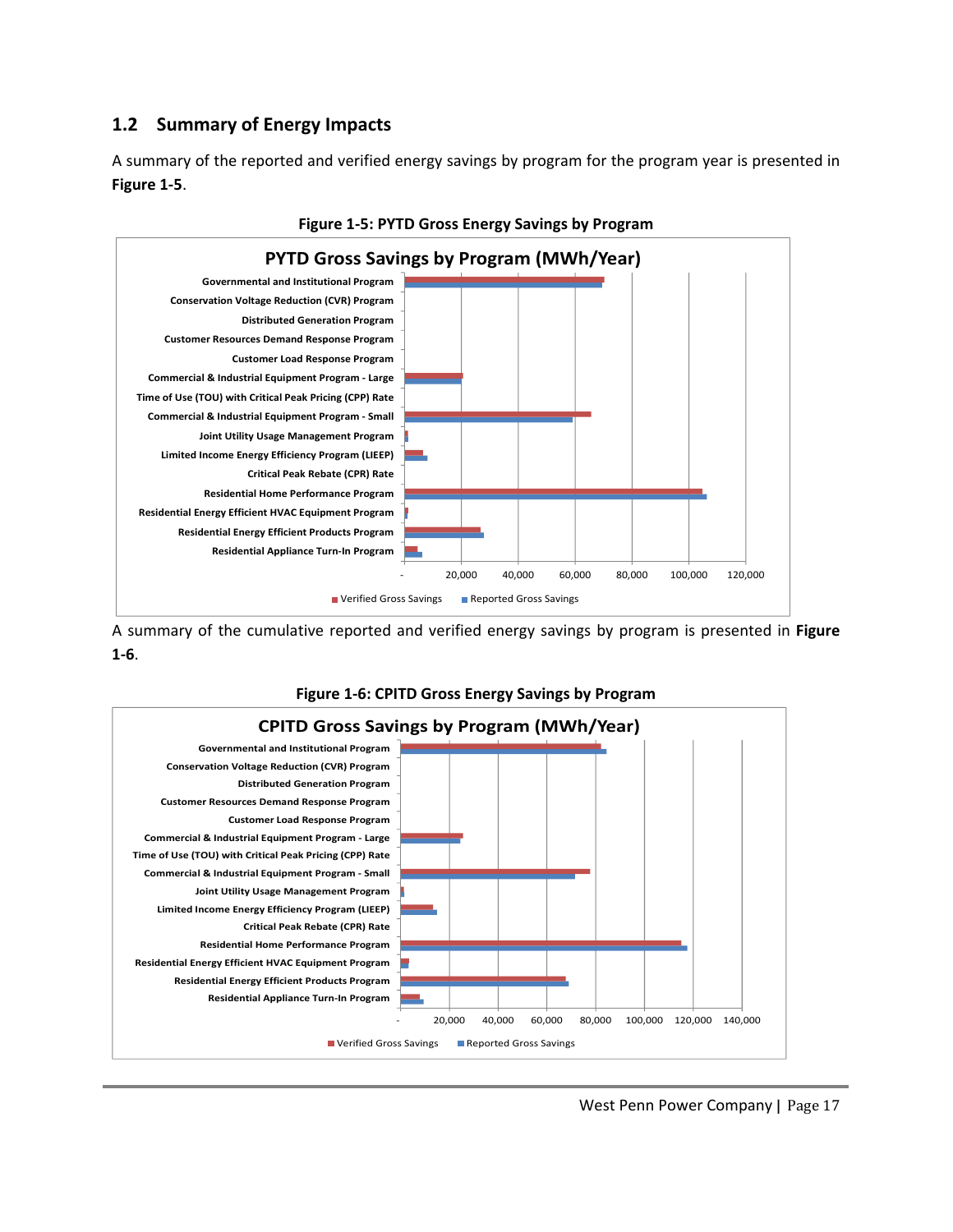## 1.2 Summary of Energy Impacts

A summary of the reported and verified energy savings by program for the program year is presented in **Figure 1-5**.

**Figure 1-5: PYTD Gross Energy Savings by Program**

A summary of the cumulative reported and verified energy savings by program is presented in **Figure 1-6**.

**Figure 1-6: CPITD Gross Energy Savings by Program**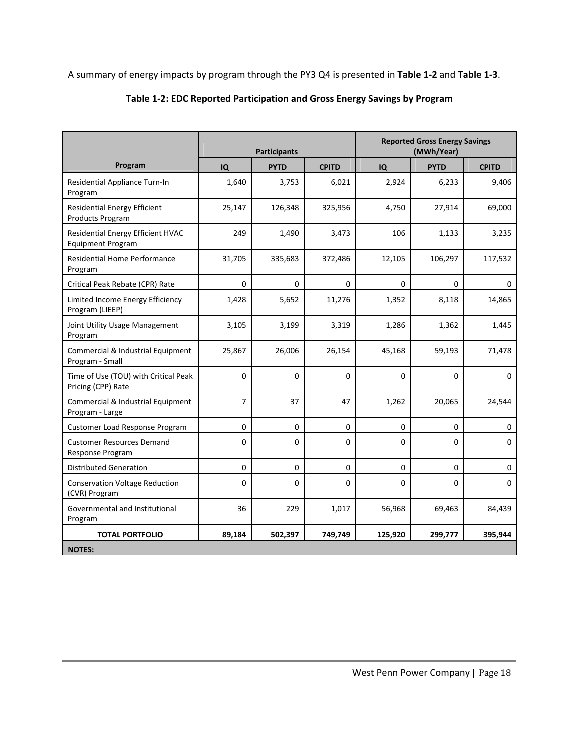A summary of energy impacts by program through the PY3 Q4 is presented in **Table 1-2** and **Table 1-3**.

**Table 1-2: EDC Reported Participation and Gross Energy Savings by Program**

| Program | Participants | | | Reported Gross Energy Savings (MWh/Year) | | |
|---|---|---|---|---|---|---|
| | IQ | PYTD | CPITD | IQ | PYTD | CPITD |
| Residential Appliance Turn-In Program | 1,640 | 3,753 | 6,021 | 2,924 | 6,233 | 9,406 |
| Residential Energy Efficient Products Program | 25,147 | 126,348 | 325,956 | 4,750 | 27,914 | 69,000 |
| Residential Energy Efficient HVAC Equipment Program | 249 | 1,490 | 3,473 | 106 | 1,133 | 3,235 |
| Residential Home Performance Program | 31,705 | 335,683 | 372,486 | 12,105 | 106,297 | 117,532 |
| Critical Peak Rebate (CPR) Rate | 0 | 0 | 0 | 0 | 0 | 0 |
| Limited Income Energy Efficiency Program (LIEEP) | 1,428 | 5,652 | 11,276 | 1,352 | 8,118 | 14,865 |
| Joint Utility Usage Management Program | 3,105 | 3,199 | 3,319 | 1,286 | 1,362 | 1,445 |
| Commercial & Industrial Equipment Program - Small | 25,867 | 26,006 | 26,154 | 45,168 | 59,193 | 71,478 |
| Time of Use (TOU) with Critical Peak Pricing (CPP) Rate | 0 | 0 | 0 | 0 | 0 | 0 |
| Commercial & Industrial Equipment Program - Large | 7 | 37 | 47 | 1,262 | 20,065 | 24,544 |
| Customer Load Response Program | 0 | 0 | 0 | 0 | 0 | 0 |
| Customer Resources Demand Response Program | 0 | 0 | 0 | 0 | 0 | 0 |
| Distributed Generation | 0 | 0 | 0 | 0 | 0 | 0 |
| Conservation Voltage Reduction (CVR) Program | 0 | 0 | 0 | 0 | 0 | 0 |
| Governmental and Institutional Program | 36 | 229 | 1,017 | 56,968 | 69,463 | 84,439 |
| **TOTAL PORTFOLIO** | **89,184** | **502,397** | **749,749** | **125,920** | **299,777** | **395,944** |
| **NOTES:** | | | | | | |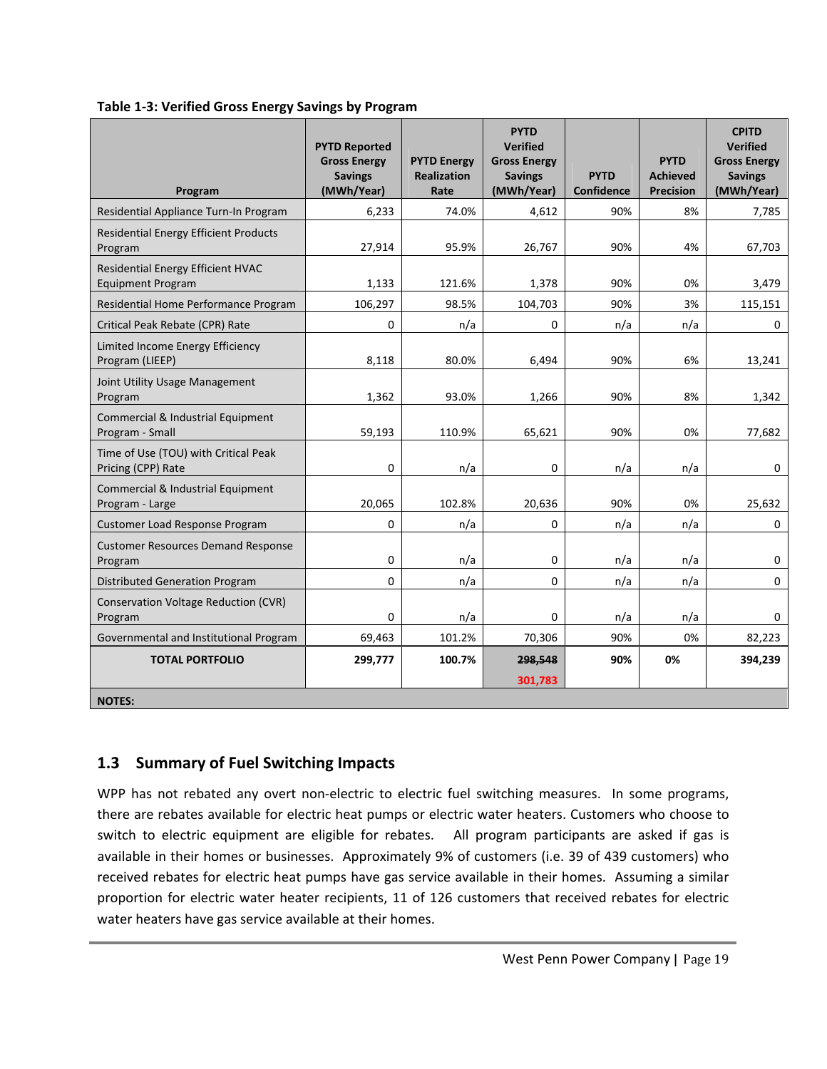**Table 1-3: Verified Gross Energy Savings by Program**

| Program | PYTD Reported Gross Energy Savings (MWh/Year) | PYTD Energy Realization Rate | PYTD Verified Gross Energy Savings (MWh/Year) | PYTD Confidence | PYTD Achieved Precision | CPITD Verified Gross Energy Savings (MWh/Year) |
|---|---|---|---|---|---|---|
| Residential Appliance Turn-In Program | 6,233 | 74.0% | 4,612 | 90% | 8% | 7,785 |
| Residential Energy Efficient Products Program | 27,914 | 95.9% | 26,767 | 90% | 4% | 67,703 |
| Residential Energy Efficient HVAC Equipment Program | 1,133 | 121.6% | 1,378 | 90% | 0% | 3,479 |
| Residential Home Performance Program | 106,297 | 98.5% | 104,703 | 90% | 3% | 115,151 |
| Critical Peak Rebate (CPR) Rate | 0 | n/a | 0 | n/a | n/a | 0 |
| Limited Income Energy Efficiency Program (LIEEP) | 8,118 | 80.0% | 6,494 | 90% | 6% | 13,241 |
| Joint Utility Usage Management Program | 1,362 | 93.0% | 1,266 | 90% | 8% | 1,342 |
| Commercial & Industrial Equipment Program - Small | 59,193 | 110.9% | 65,621 | 90% | 0% | 77,682 |
| Time of Use (TOU) with Critical Peak Pricing (CPP) Rate | 0 | n/a | 0 | n/a | n/a | 0 |
| Commercial & Industrial Equipment Program - Large | 20,065 | 102.8% | 20,636 | 90% | 0% | 25,632 |
| Customer Load Response Program | 0 | n/a | 0 | n/a | n/a | 0 |
| Customer Resources Demand Response Program | 0 | n/a | 0 | n/a | n/a | 0 |
| Distributed Generation Program | 0 | n/a | 0 | n/a | n/a | 0 |
| Conservation Voltage Reduction (CVR) Program | 0 | n/a | 0 | n/a | n/a | 0 |
| Governmental and Institutional Program | 69,463 | 101.2% | 70,306 | 90% | 0% | 82,223 |
| **TOTAL PORTFOLIO** | **299,777** | **100.7%** | **~~298,548~~ 301,783** | **90%** | **0%** | **394,239** |
| **NOTES:** | | | | | | |

## 1.3 Summary of Fuel Switching Impacts

WPP has not rebated any overt non-electric to electric fuel switching measures. In some programs, there are rebates available for electric heat pumps or electric water heaters. Customers who choose to switch to electric equipment are eligible for rebates. All program participants are asked if gas is available in their homes or businesses. Approximately 9% of customers (i.e. 39 of 439 customers) who received rebates for electric heat pumps have gas service available in their homes. Assuming a similar proportion for electric water heater recipients, 11 of 126 customers that received rebates for electric water heaters have gas service available at their homes.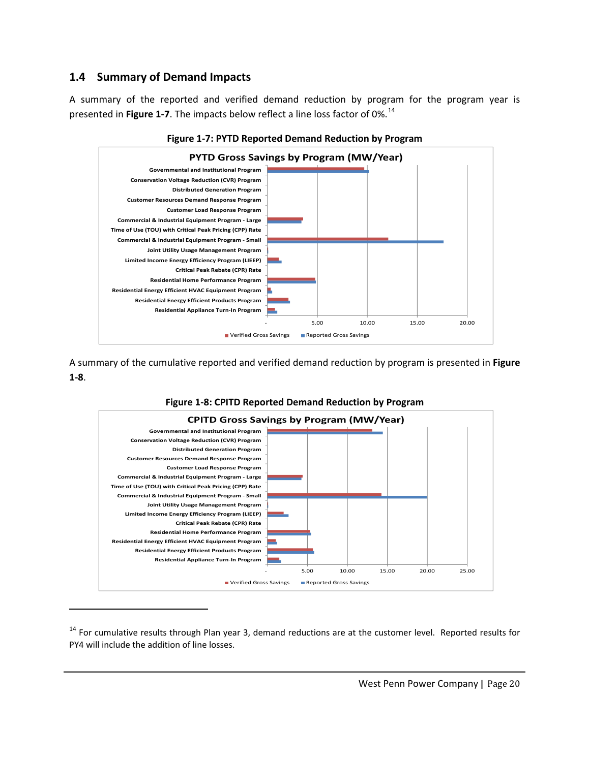## 1.4 Summary of Demand Impacts

A summary of the reported and verified demand reduction by program for the program year is presented in **Figure 1-7**. The impacts below reflect a line loss factor of 0%.[14]

**Figure 1-7: PYTD Reported Demand Reduction by Program**

PYTD Gross Savings by Program (MW/Year)

- Governmental and Institutional Program
- Conservation Voltage Reduction (CVR) Program
- Distributed Generation Program
- Customer Resources Demand Response Program
- Customer Load Response Program
- Commercial & Industrial Equipment Program - Large
- Time of Use (TOU) with Critical Peak Pricing (CPP) Rate
- Commercial & Industrial Equipment Program - Small
- Joint Utility Usage Management Program
- Limited Income Energy Efficiency Program (LIEEP)
- Critical Peak Rebate (CPR) Rate
- Residential Home Performance Program
- Residential Energy Efficient HVAC Equipment Program
- Residential Energy Efficient Products Program
- Residential Appliance Turn-In Program

Axis: - | 5.00 | 10.00 | 15.00 | 20.00

Legend: Verified Gross Savings; Reported Gross Savings

A summary of the cumulative reported and verified demand reduction by program is presented in **Figure 1-8**.

**Figure 1-8: CPITD Reported Demand Reduction by Program**

CPITD Gross Savings by Program (MW/Year)

- Governmental and Institutional Program
- Conservation Voltage Reduction (CVR) Program
- Distributed Generation Program
- Customer Resources Demand Response Program
- Customer Load Response Program
- Commercial & Industrial Equipment Program - Large
- Time of Use (TOU) with Critical Peak Pricing (CPP) Rate
- Commercial & Industrial Equipment Program - Small
- Joint Utility Usage Management Program
- Limited Income Energy Efficiency Program (LIEEP)
- Critical Peak Rebate (CPR) Rate
- Residential Home Performance Program
- Residential Energy Efficient HVAC Equipment Program
- Residential Energy Efficient Products Program
- Residential Appliance Turn-In Program

Axis: - | 5.00 | 10.00 | 15.00 | 20.00 | 25.00

Legend: Verified Gross Savings; Reported Gross Savings

---

[14] For cumulative results through Plan year 3, demand reductions are at the customer level. Reported results for PY4 will include the addition of line losses.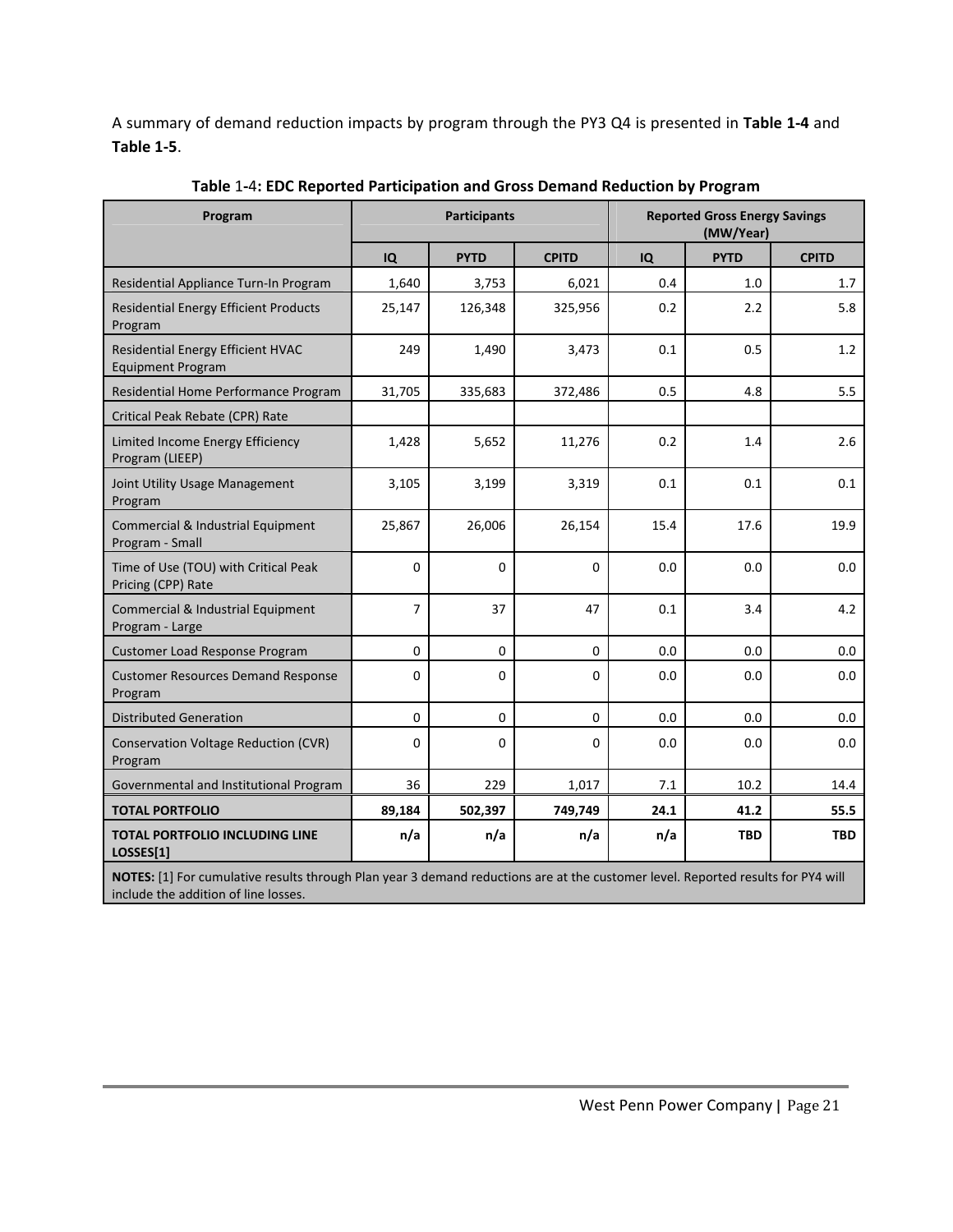A summary of demand reduction impacts by program through the PY3 Q4 is presented in **Table 1-4** and **Table 1-5**.

**Table 1-4: EDC Reported Participation and Gross Demand Reduction by Program**

| Program | Participants | | | Reported Gross Energy Savings (MW/Year) | | |
|---|---|---|---|---|---|---|
| | IQ | PYTD | CPITD | IQ | PYTD | CPITD |
| Residential Appliance Turn-In Program | 1,640 | 3,753 | 6,021 | 0.4 | 1.0 | 1.7 |
| Residential Energy Efficient Products Program | 25,147 | 126,348 | 325,956 | 0.2 | 2.2 | 5.8 |
| Residential Energy Efficient HVAC Equipment Program | 249 | 1,490 | 3,473 | 0.1 | 0.5 | 1.2 |
| Residential Home Performance Program | 31,705 | 335,683 | 372,486 | 0.5 | 4.8 | 5.5 |
| Critical Peak Rebate (CPR) Rate | | | | | | |
| Limited Income Energy Efficiency Program (LIEEP) | 1,428 | 5,652 | 11,276 | 0.2 | 1.4 | 2.6 |
| Joint Utility Usage Management Program | 3,105 | 3,199 | 3,319 | 0.1 | 0.1 | 0.1 |
| Commercial & Industrial Equipment Program - Small | 25,867 | 26,006 | 26,154 | 15.4 | 17.6 | 19.9 |
| Time of Use (TOU) with Critical Peak Pricing (CPP) Rate | 0 | 0 | 0 | 0.0 | 0.0 | 0.0 |
| Commercial & Industrial Equipment Program - Large | 7 | 37 | 47 | 0.1 | 3.4 | 4.2 |
| Customer Load Response Program | 0 | 0 | 0 | 0.0 | 0.0 | 0.0 |
| Customer Resources Demand Response Program | 0 | 0 | 0 | 0.0 | 0.0 | 0.0 |
| Distributed Generation | 0 | 0 | 0 | 0.0 | 0.0 | 0.0 |
| Conservation Voltage Reduction (CVR) Program | 0 | 0 | 0 | 0.0 | 0.0 | 0.0 |
| Governmental and Institutional Program | 36 | 229 | 1,017 | 7.1 | 10.2 | 14.4 |
| **TOTAL PORTFOLIO** | **89,184** | **502,397** | **749,749** | **24.1** | **41.2** | **55.5** |
| **TOTAL PORTFOLIO INCLUDING LINE LOSSES[1]** | **n/a** | **n/a** | **n/a** | **n/a** | **TBD** | **TBD** |

**NOTES:** [1] For cumulative results through Plan year 3 demand reductions are at the customer level. Reported results for PY4 will include the addition of line losses.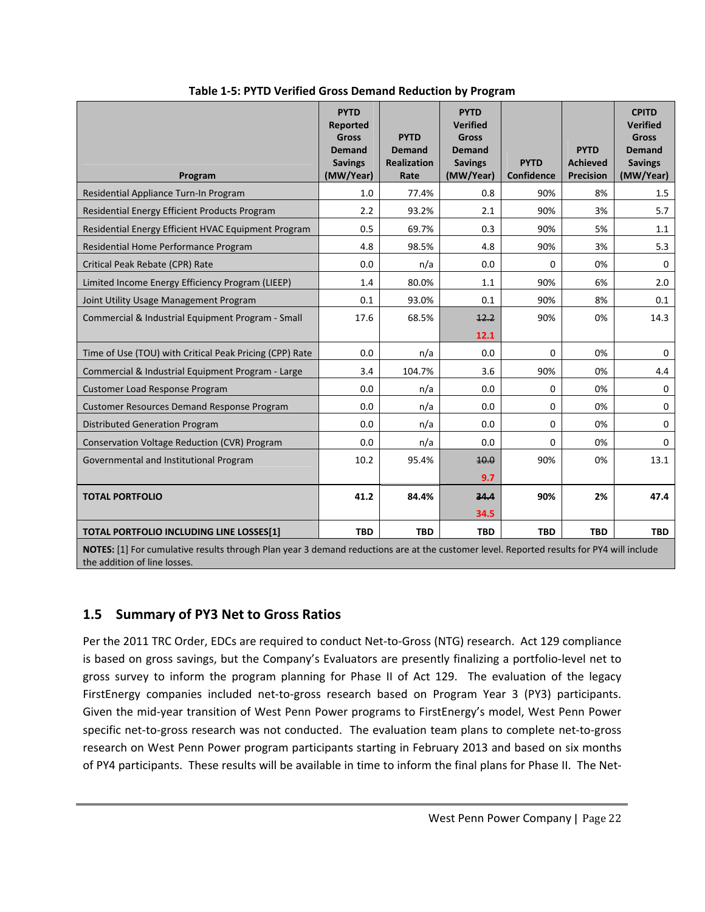**Table 1-5: PYTD Verified Gross Demand Reduction by Program**

| Program | PYTD Reported Gross Demand Savings (MW/Year) | PYTD Demand Realization Rate | PYTD Verified Gross Demand Savings (MW/Year) | PYTD Confidence | PYTD Achieved Precision | CPITD Verified Gross Demand Savings (MW/Year) |
|---|---|---|---|---|---|---|
| Residential Appliance Turn-In Program | 1.0 | 77.4% | 0.8 | 90% | 8% | 1.5 |
| Residential Energy Efficient Products Program | 2.2 | 93.2% | 2.1 | 90% | 3% | 5.7 |
| Residential Energy Efficient HVAC Equipment Program | 0.5 | 69.7% | 0.3 | 90% | 5% | 1.1 |
| Residential Home Performance Program | 4.8 | 98.5% | 4.8 | 90% | 3% | 5.3 |
| Critical Peak Rebate (CPR) Rate | 0.0 | n/a | 0.0 | 0 | 0% | 0 |
| Limited Income Energy Efficiency Program (LIEEP) | 1.4 | 80.0% | 1.1 | 90% | 6% | 2.0 |
| Joint Utility Usage Management Program | 0.1 | 93.0% | 0.1 | 90% | 8% | 0.1 |
| Commercial & Industrial Equipment Program - Small | 17.6 | 68.5% | ~~12.2~~ 12.1 | 90% | 0% | 14.3 |
| Time of Use (TOU) with Critical Peak Pricing (CPP) Rate | 0.0 | n/a | 0.0 | 0 | 0% | 0 |
| Commercial & Industrial Equipment Program - Large | 3.4 | 104.7% | 3.6 | 90% | 0% | 4.4 |
| Customer Load Response Program | 0.0 | n/a | 0.0 | 0 | 0% | 0 |
| Customer Resources Demand Response Program | 0.0 | n/a | 0.0 | 0 | 0% | 0 |
| Distributed Generation Program | 0.0 | n/a | 0.0 | 0 | 0% | 0 |
| Conservation Voltage Reduction (CVR) Program | 0.0 | n/a | 0.0 | 0 | 0% | 0 |
| Governmental and Institutional Program | 10.2 | 95.4% | ~~10.0~~ 9.7 | 90% | 0% | 13.1 |
| **TOTAL PORTFOLIO** | **41.2** | **84.4%** | **~~34.4~~ 34.5** | **90%** | **2%** | **47.4** |
| **TOTAL PORTFOLIO INCLUDING LINE LOSSES[1]** | **TBD** | **TBD** | **TBD** | **TBD** | **TBD** | **TBD** |

**NOTES:** [1] For cumulative results through Plan year 3 demand reductions are at the customer level. Reported results for PY4 will include the addition of line losses.

## 1.5 Summary of PY3 Net to Gross Ratios

Per the 2011 TRC Order, EDCs are required to conduct Net-to-Gross (NTG) research. Act 129 compliance is based on gross savings, but the Company's Evaluators are presently finalizing a portfolio-level net to gross survey to inform the program planning for Phase II of Act 129. The evaluation of the legacy FirstEnergy companies included net-to-gross research based on Program Year 3 (PY3) participants. Given the mid-year transition of West Penn Power programs to FirstEnergy's model, West Penn Power specific net-to-gross research was not conducted. The evaluation team plans to complete net-to-gross research on West Penn Power program participants starting in February 2013 and based on six months of PY4 participants. These results will be available in time to inform the final plans for Phase II. The Net-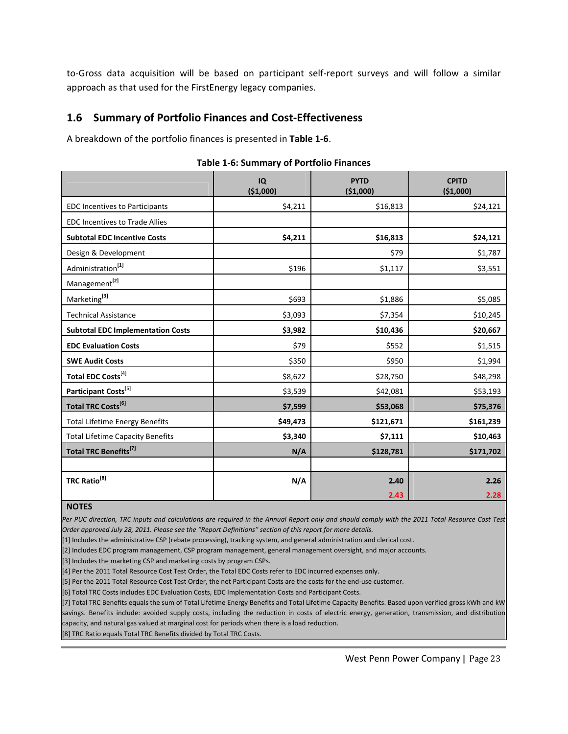to-Gross data acquisition will be based on participant self-report surveys and will follow a similar approach as that used for the FirstEnergy legacy companies.

## 1.6 Summary of Portfolio Finances and Cost-Effectiveness

A breakdown of the portfolio finances is presented in **Table 1-6**.

**Table 1-6: Summary of Portfolio Finances**

| | IQ ($1,000) | PYTD ($1,000) | CPITD ($1,000) |
|---|---|---|---|
| EDC Incentives to Participants | $4,211 | $16,813 | $24,121 |
| EDC Incentives to Trade Allies | | | |
| **Subtotal EDC Incentive Costs** | **$4,211** | **$16,813** | **$24,121** |
| Design & Development | | $79 | $1,787 |
| Administration[1] | $196 | $1,117 | $3,551 |
| Management[2] | | | |
| Marketing[3] | $693 | $1,886 | $5,085 |
| Technical Assistance | $3,093 | $7,354 | $10,245 |
| **Subtotal EDC Implementation Costs** | **$3,982** | **$10,436** | **$20,667** |
| **EDC Evaluation Costs** | $79 | $552 | $1,515 |
| **SWE Audit Costs** | $350 | $950 | $1,994 |
| **Total EDC Costs**[4] | $8,622 | $28,750 | $48,298 |
| **Participant Costs**[5] | $3,539 | $42,081 | $53,193 |
| **Total TRC Costs[6]** | **$7,599** | **$53,068** | **$75,376** |
| Total Lifetime Energy Benefits | **$49,473** | **$121,671** | **$161,239** |
| Total Lifetime Capacity Benefits | **$3,340** | **$7,111** | **$10,463** |
| **Total TRC Benefits[7]** | **N/A** | **$128,781** | **$171,702** |
| | | | |
| **TRC Ratio[8]** | **N/A** | **~~2.40~~ 2.43** | **~~2.26~~ 2.28** |

**NOTES**

*Per PUC direction, TRC inputs and calculations are required in the Annual Report only and should comply with the 2011 Total Resource Cost Test Order approved July 28, 2011. Please see the "Report Definitions" section of this report for more details.*

[1] Includes the administrative CSP (rebate processing), tracking system, and general administration and clerical cost.

[2] Includes EDC program management, CSP program management, general management oversight, and major accounts.

[3] Includes the marketing CSP and marketing costs by program CSPs.

[4] Per the 2011 Total Resource Cost Test Order, the Total EDC Costs refer to EDC incurred expenses only.

[5] Per the 2011 Total Resource Cost Test Order, the net Participant Costs are the costs for the end-use customer.

[6] Total TRC Costs includes EDC Evaluation Costs, EDC Implementation Costs and Participant Costs.

[7] Total TRC Benefits equals the sum of Total Lifetime Energy Benefits and Total Lifetime Capacity Benefits. Based upon verified gross kWh and kW savings. Benefits include: avoided supply costs, including the reduction in costs of electric energy, generation, transmission, and distribution capacity, and natural gas valued at marginal cost for periods when there is a load reduction.

[8] TRC Ratio equals Total TRC Benefits divided by Total TRC Costs.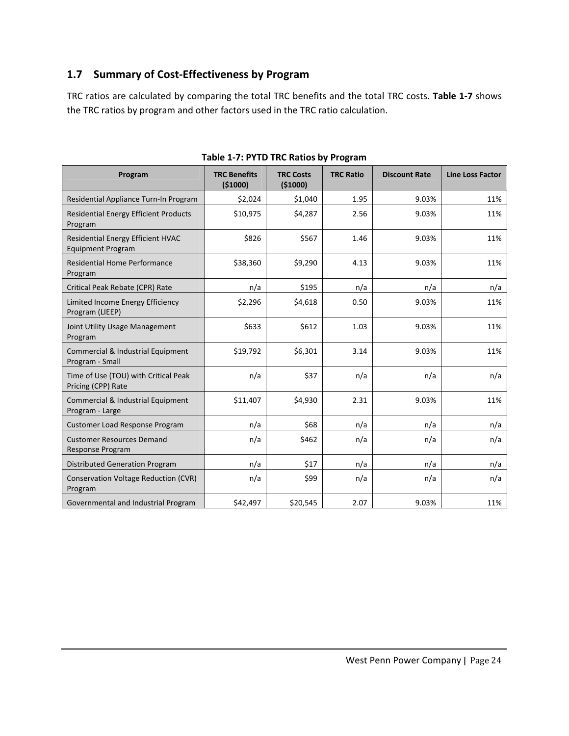## 1.7 Summary of Cost-Effectiveness by Program

TRC ratios are calculated by comparing the total TRC benefits and the total TRC costs. **Table 1-7** shows the TRC ratios by program and other factors used in the TRC ratio calculation.

**Table 1-7: PYTD TRC Ratios by Program**

| Program | TRC Benefits ($1000) | TRC Costs ($1000) | TRC Ratio | Discount Rate | Line Loss Factor |
|---|---|---|---|---|---|
| Residential Appliance Turn-In Program | $2,024 | $1,040 | 1.95 | 9.03% | 11% |
| Residential Energy Efficient Products Program | $10,975 | $4,287 | 2.56 | 9.03% | 11% |
| Residential Energy Efficient HVAC Equipment Program | $826 | $567 | 1.46 | 9.03% | 11% |
| Residential Home Performance Program | $38,360 | $9,290 | 4.13 | 9.03% | 11% |
| Critical Peak Rebate (CPR) Rate | n/a | $195 | n/a | n/a | n/a |
| Limited Income Energy Efficiency Program (LIEEP) | $2,296 | $4,618 | 0.50 | 9.03% | 11% |
| Joint Utility Usage Management Program | $633 | $612 | 1.03 | 9.03% | 11% |
| Commercial & Industrial Equipment Program - Small | $19,792 | $6,301 | 3.14 | 9.03% | 11% |
| Time of Use (TOU) with Critical Peak Pricing (CPP) Rate | n/a | $37 | n/a | n/a | n/a |
| Commercial & Industrial Equipment Program - Large | $11,407 | $4,930 | 2.31 | 9.03% | 11% |
| Customer Load Response Program | n/a | $68 | n/a | n/a | n/a |
| Customer Resources Demand Response Program | n/a | $462 | n/a | n/a | n/a |
| Distributed Generation Program | n/a | $17 | n/a | n/a | n/a |
| Conservation Voltage Reduction (CVR) Program | n/a | $99 | n/a | n/a | n/a |
| Governmental and Industrial Program | $42,497 | $20,545 | 2.07 | 9.03% | 11% |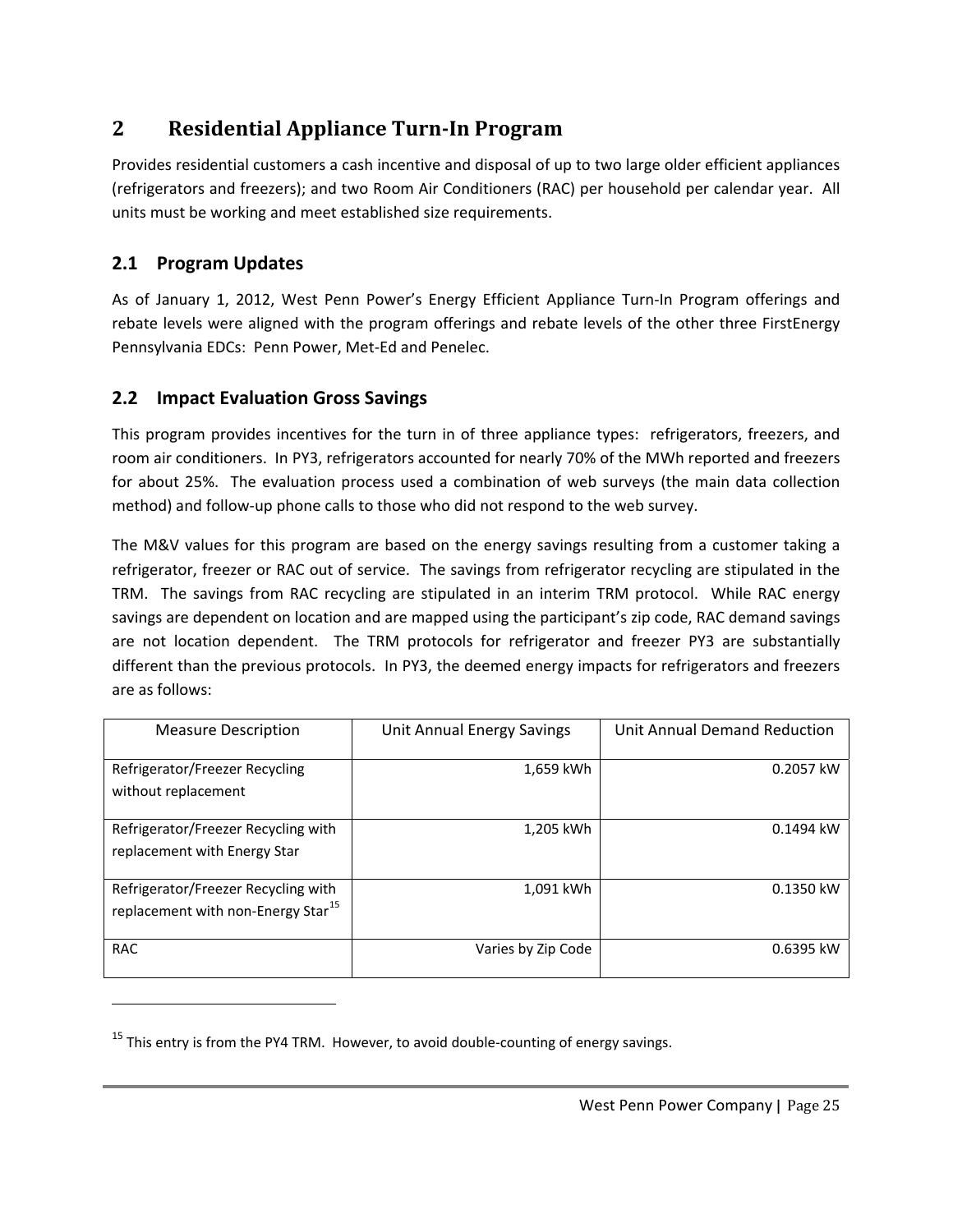# 2 Residential Appliance Turn-In Program

Provides residential customers a cash incentive and disposal of up to two large older efficient appliances (refrigerators and freezers); and two Room Air Conditioners (RAC) per household per calendar year. All units must be working and meet established size requirements.

## 2.1 Program Updates

As of January 1, 2012, West Penn Power's Energy Efficient Appliance Turn-In Program offerings and rebate levels were aligned with the program offerings and rebate levels of the other three FirstEnergy Pennsylvania EDCs: Penn Power, Met-Ed and Penelec.

## 2.2 Impact Evaluation Gross Savings

This program provides incentives for the turn in of three appliance types: refrigerators, freezers, and room air conditioners. In PY3, refrigerators accounted for nearly 70% of the MWh reported and freezers for about 25%. The evaluation process used a combination of web surveys (the main data collection method) and follow-up phone calls to those who did not respond to the web survey.

The M&V values for this program are based on the energy savings resulting from a customer taking a refrigerator, freezer or RAC out of service. The savings from refrigerator recycling are stipulated in the TRM. The savings from RAC recycling are stipulated in an interim TRM protocol. While RAC energy savings are dependent on location and are mapped using the participant's zip code, RAC demand savings are not location dependent. The TRM protocols for refrigerator and freezer PY3 are substantially different than the previous protocols. In PY3, the deemed energy impacts for refrigerators and freezers are as follows:

| Measure Description | Unit Annual Energy Savings | Unit Annual Demand Reduction |
|---|---|---|
| Refrigerator/Freezer Recycling without replacement | 1,659 kWh | 0.2057 kW |
| Refrigerator/Freezer Recycling with replacement with Energy Star | 1,205 kWh | 0.1494 kW |
| Refrigerator/Freezer Recycling with replacement with non-Energy Star[15] | 1,091 kWh | 0.1350 kW |
| RAC | Varies by Zip Code | 0.6395 kW |

[15] This entry is from the PY4 TRM. However, to avoid double-counting of energy savings.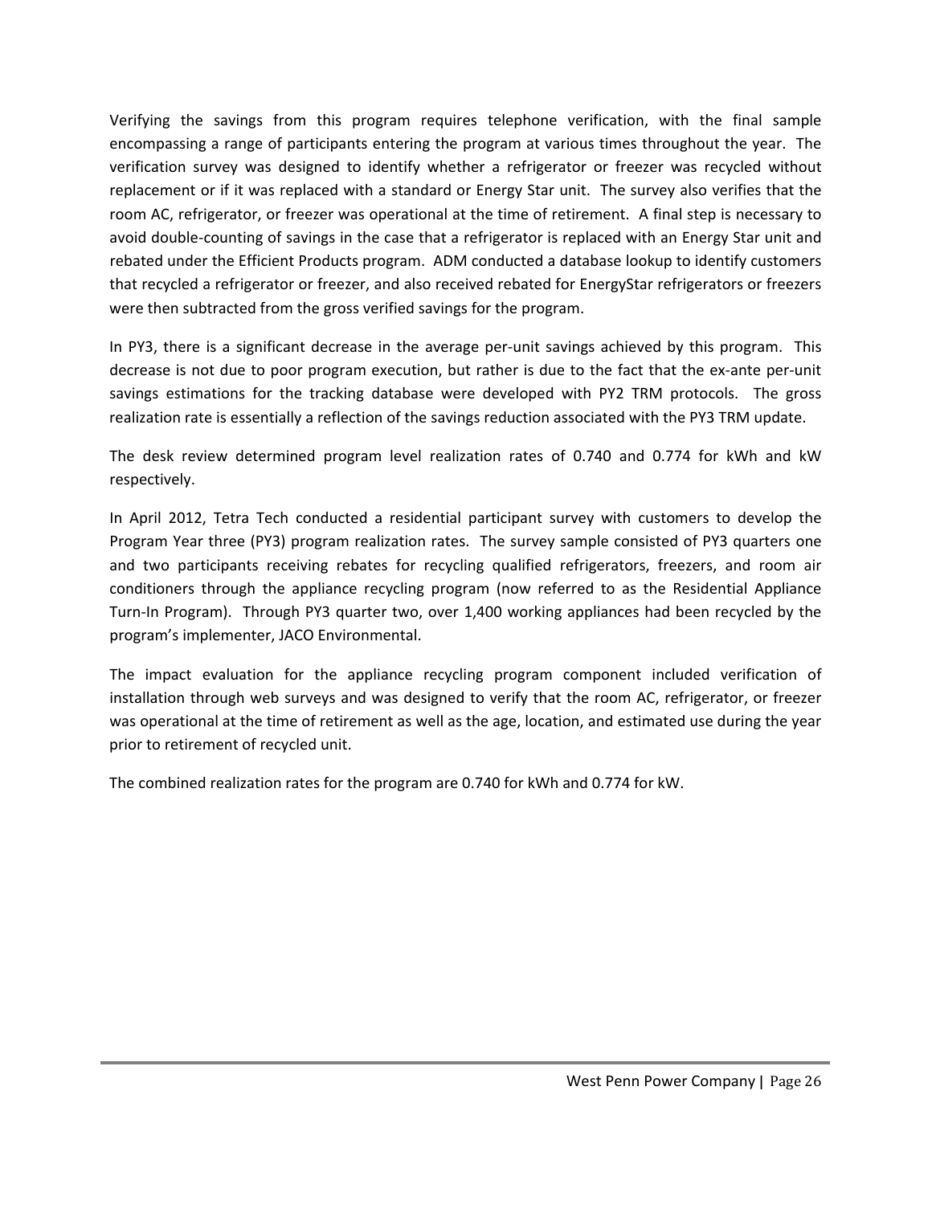Verifying the savings from this program requires telephone verification, with the final sample encompassing a range of participants entering the program at various times throughout the year. The verification survey was designed to identify whether a refrigerator or freezer was recycled without replacement or if it was replaced with a standard or Energy Star unit. The survey also verifies that the room AC, refrigerator, or freezer was operational at the time of retirement. A final step is necessary to avoid double-counting of savings in the case that a refrigerator is replaced with an Energy Star unit and rebated under the Efficient Products program. ADM conducted a database lookup to identify customers that recycled a refrigerator or freezer, and also received rebated for EnergyStar refrigerators or freezers were then subtracted from the gross verified savings for the program.

In PY3, there is a significant decrease in the average per-unit savings achieved by this program. This decrease is not due to poor program execution, but rather is due to the fact that the ex-ante per-unit savings estimations for the tracking database were developed with PY2 TRM protocols. The gross realization rate is essentially a reflection of the savings reduction associated with the PY3 TRM update.

The desk review determined program level realization rates of 0.740 and 0.774 for kWh and kW respectively.

In April 2012, Tetra Tech conducted a residential participant survey with customers to develop the Program Year three (PY3) program realization rates. The survey sample consisted of PY3 quarters one and two participants receiving rebates for recycling qualified refrigerators, freezers, and room air conditioners through the appliance recycling program (now referred to as the Residential Appliance Turn-In Program). Through PY3 quarter two, over 1,400 working appliances had been recycled by the program's implementer, JACO Environmental.

The impact evaluation for the appliance recycling program component included verification of installation through web surveys and was designed to verify that the room AC, refrigerator, or freezer was operational at the time of retirement as well as the age, location, and estimated use during the year prior to retirement of recycled unit.

The combined realization rates for the program are 0.740 for kWh and 0.774 for kW.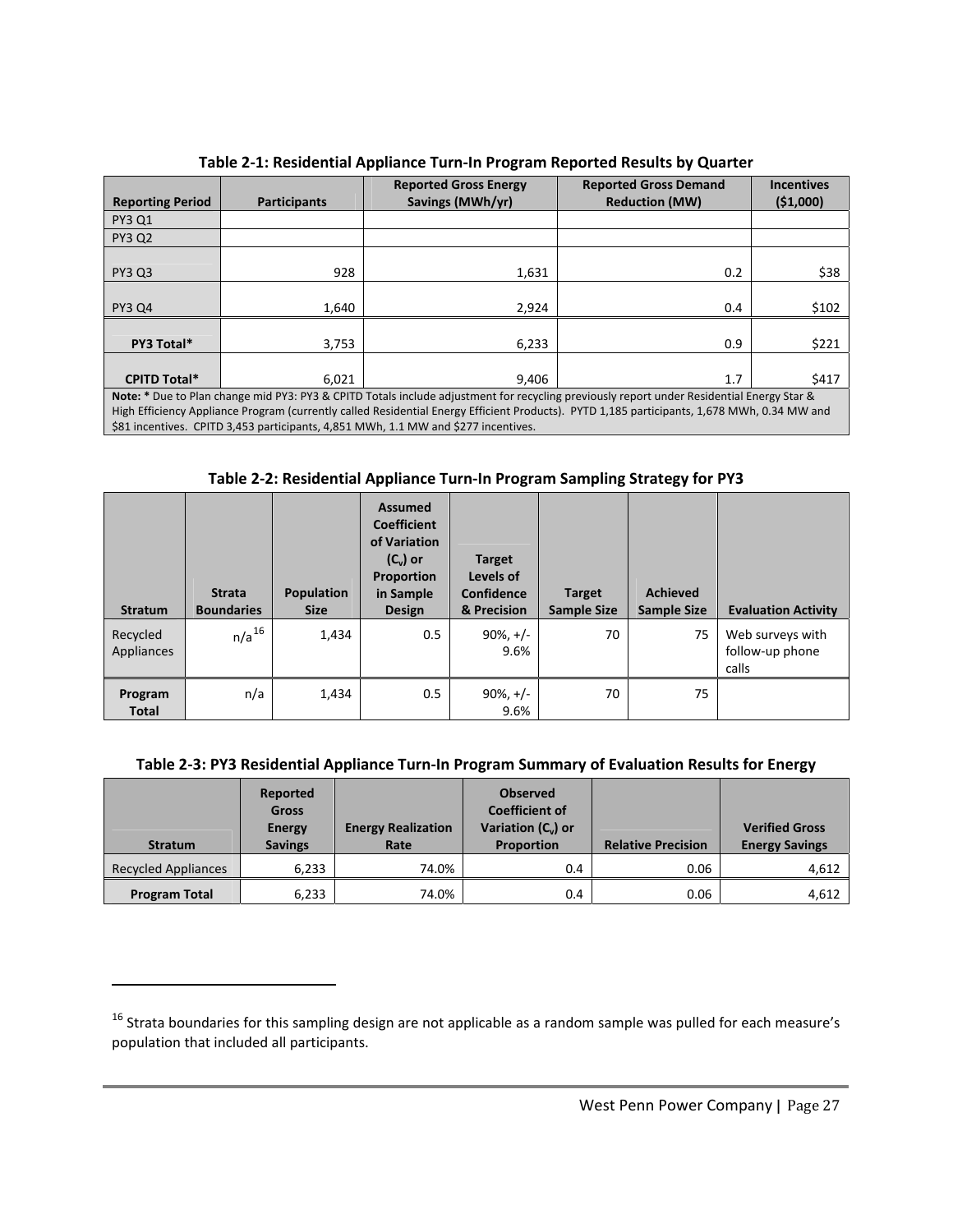**Table 2-1: Residential Appliance Turn-In Program Reported Results by Quarter**

| Reporting Period | Participants | Reported Gross Energy Savings (MWh/yr) | Reported Gross Demand Reduction (MW) | Incentives ($1,000) |
|---|---|---|---|---|
| PY3 Q1 | | | | |
| PY3 Q2 | | | | |
| PY3 Q3 | 928 | 1,631 | 0.2 | $38 |
| PY3 Q4 | 1,640 | 2,924 | 0.4 | $102 |
| **PY3 Total*** | 3,753 | 6,233 | 0.9 | $221 |
| **CPITD Total*** | 6,021 | 9,406 | 1.7 | $417 |

**Note: *** Due to Plan change mid PY3: PY3 & CPITD Totals include adjustment for recycling previously report under Residential Energy Star & High Efficiency Appliance Program (currently called Residential Energy Efficient Products). PYTD 1,185 participants, 1,678 MWh, 0.34 MW and $81 incentives. CPITD 3,453 participants, 4,851 MWh, 1.1 MW and $277 incentives.

**Table 2-2: Residential Appliance Turn-In Program Sampling Strategy for PY3**

| Stratum | Strata Boundaries | Population Size | Assumed Coefficient of Variation ($C_v$) or Proportion in Sample Design | Target Levels of Confidence & Precision | Target Sample Size | Achieved Sample Size | Evaluation Activity |
|---|---|---|---|---|---|---|---|
| Recycled Appliances | n/a[16] | 1,434 | 0.5 | 90%, +/- 9.6% | 70 | 75 | Web surveys with follow-up phone calls |
| **Program Total** | n/a | 1,434 | 0.5 | 90%, +/- 9.6% | 70 | 75 | |

**Table 2-3: PY3 Residential Appliance Turn-In Program Summary of Evaluation Results for Energy**

| Stratum | Reported Gross Energy Savings | Energy Realization Rate | Observed Coefficient of Variation ($C_v$) or Proportion | Relative Precision | Verified Gross Energy Savings |
|---|---|---|---|---|---|
| Recycled Appliances | 6,233 | 74.0% | 0.4 | 0.06 | 4,612 |
| **Program Total** | 6,233 | 74.0% | 0.4 | 0.06 | 4,612 |

[16] Strata boundaries for this sampling design are not applicable as a random sample was pulled for each measure's population that included all participants.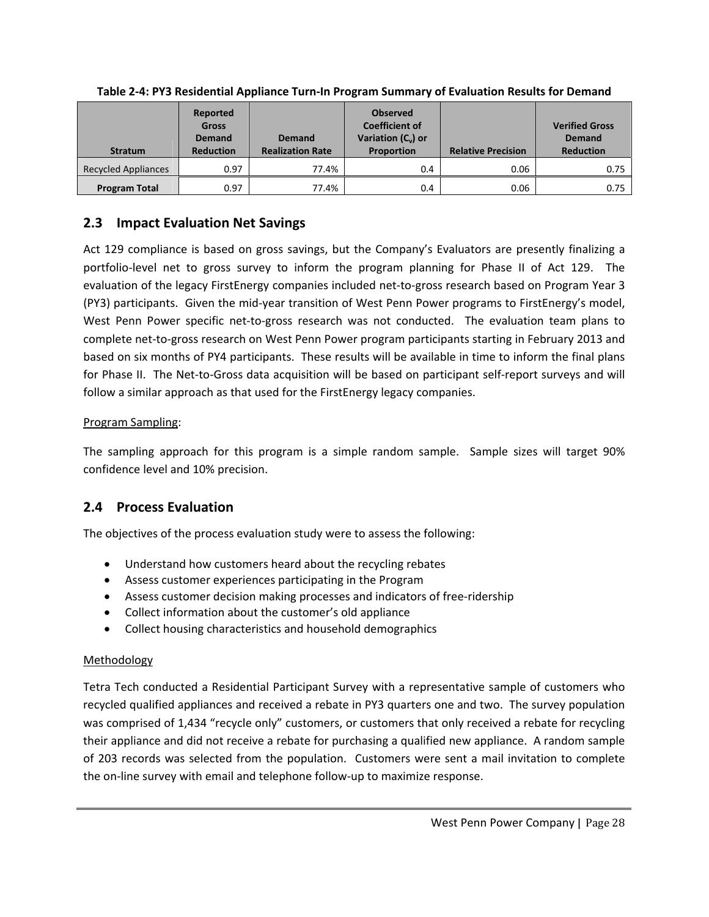**Table 2-4: PY3 Residential Appliance Turn-In Program Summary of Evaluation Results for Demand**

| Stratum | Reported Gross Demand Reduction | Demand Realization Rate | Observed Coefficient of Variation ($C_v$) or Proportion | Relative Precision | Verified Gross Demand Reduction |
|---|---|---|---|---|---|
| Recycled Appliances | 0.97 | 77.4% | 0.4 | 0.06 | 0.75 |
| **Program Total** | 0.97 | 77.4% | 0.4 | 0.06 | 0.75 |

## 2.3 Impact Evaluation Net Savings

Act 129 compliance is based on gross savings, but the Company's Evaluators are presently finalizing a portfolio-level net to gross survey to inform the program planning for Phase II of Act 129. The evaluation of the legacy FirstEnergy companies included net-to-gross research based on Program Year 3 (PY3) participants. Given the mid-year transition of West Penn Power programs to FirstEnergy's model, West Penn Power specific net-to-gross research was not conducted. The evaluation team plans to complete net-to-gross research on West Penn Power program participants starting in February 2013 and based on six months of PY4 participants. These results will be available in time to inform the final plans for Phase II. The Net-to-Gross data acquisition will be based on participant self-report surveys and will follow a similar approach as that used for the FirstEnergy legacy companies.

Program Sampling:

The sampling approach for this program is a simple random sample. Sample sizes will target 90% confidence level and 10% precision.

## 2.4 Process Evaluation

The objectives of the process evaluation study were to assess the following:

- Understand how customers heard about the recycling rebates
- Assess customer experiences participating in the Program
- Assess customer decision making processes and indicators of free-ridership
- Collect information about the customer's old appliance
- Collect housing characteristics and household demographics

Methodology

Tetra Tech conducted a Residential Participant Survey with a representative sample of customers who recycled qualified appliances and received a rebate in PY3 quarters one and two. The survey population was comprised of 1,434 "recycle only" customers, or customers that only received a rebate for recycling their appliance and did not receive a rebate for purchasing a qualified new appliance. A random sample of 203 records was selected from the population. Customers were sent a mail invitation to complete the on-line survey with email and telephone follow-up to maximize response.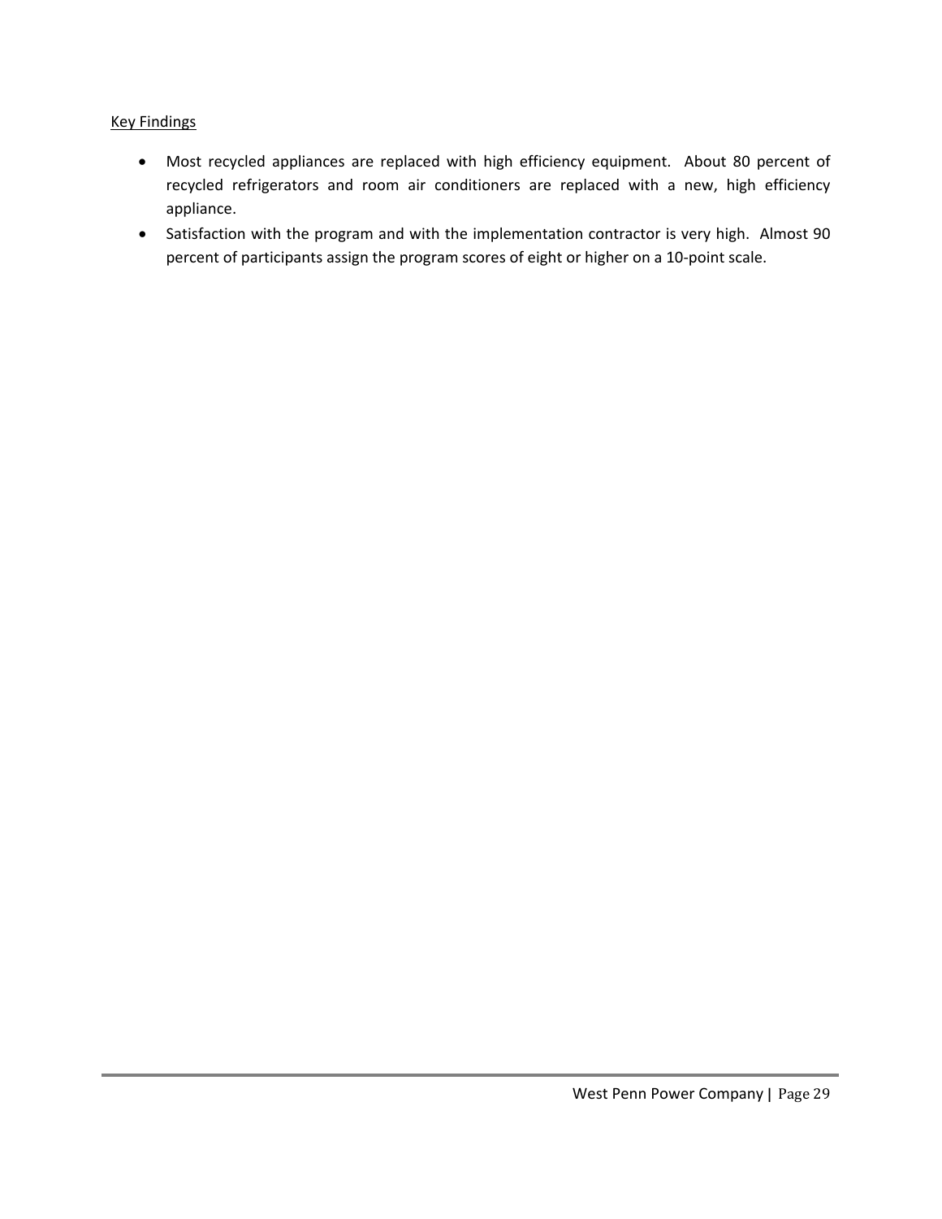Key Findings

- Most recycled appliances are replaced with high efficiency equipment. About 80 percent of recycled refrigerators and room air conditioners are replaced with a new, high efficiency appliance.
- Satisfaction with the program and with the implementation contractor is very high. Almost 90 percent of participants assign the program scores of eight or higher on a 10-point scale.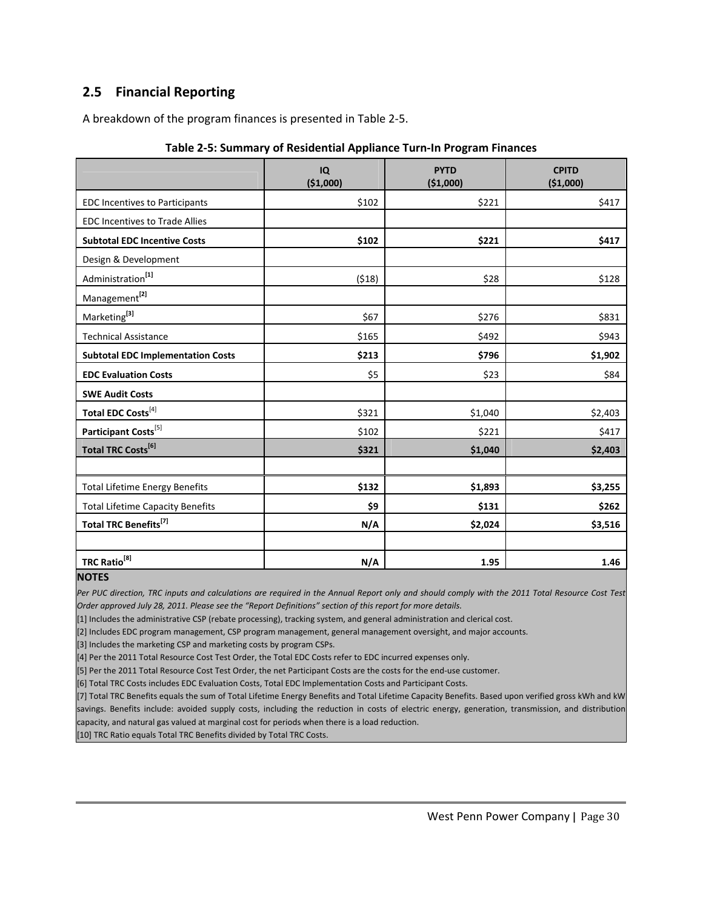## 2.5 Financial Reporting

A breakdown of the program finances is presented in Table 2-5.

**Table 2-5: Summary of Residential Appliance Turn-In Program Finances**

| | IQ ($1,000) | PYTD ($1,000) | CPITD ($1,000) |
|---|---|---|---|
| EDC Incentives to Participants | $102 | $221 | $417 |
| EDC Incentives to Trade Allies | | | |
| **Subtotal EDC Incentive Costs** | **$102** | **$221** | **$417** |
| Design & Development | | | |
| Administration[1] | ($18) | $28 | $128 |
| Management[2] | | | |
| Marketing[3] | $67 | $276 | $831 |
| Technical Assistance | $165 | $492 | $943 |
| **Subtotal EDC Implementation Costs** | **$213** | **$796** | **$1,902** |
| **EDC Evaluation Costs** | $5 | $23 | $84 |
| **SWE Audit Costs** | | | |
| **Total EDC Costs**[4] | $321 | $1,040 | $2,403 |
| **Participant Costs**[5] | $102 | $221 | $417 |
| **Total TRC Costs[6]** | **$321** | **$1,040** | **$2,403** |
| | | | |
| Total Lifetime Energy Benefits | **$132** | **$1,893** | **$3,255** |
| Total Lifetime Capacity Benefits | **$9** | **$131** | **$262** |
| **Total TRC Benefits[7]** | **N/A** | **$2,024** | **$3,516** |
| | | | |
| **TRC Ratio[8]** | **N/A** | **1.95** | **1.46** |

**NOTES**

*Per PUC direction, TRC inputs and calculations are required in the Annual Report only and should comply with the 2011 Total Resource Cost Test Order approved July 28, 2011. Please see the "Report Definitions" section of this report for more details.*

[1] Includes the administrative CSP (rebate processing), tracking system, and general administration and clerical cost.

[2] Includes EDC program management, CSP program management, general management oversight, and major accounts.

[3] Includes the marketing CSP and marketing costs by program CSPs.

[4] Per the 2011 Total Resource Cost Test Order, the Total EDC Costs refer to EDC incurred expenses only.

[5] Per the 2011 Total Resource Cost Test Order, the net Participant Costs are the costs for the end-use customer.

[6] Total TRC Costs includes EDC Evaluation Costs, Total EDC Implementation Costs and Participant Costs.

[7] Total TRC Benefits equals the sum of Total Lifetime Energy Benefits and Total Lifetime Capacity Benefits. Based upon verified gross kWh and kW savings. Benefits include: avoided supply costs, including the reduction in costs of electric energy, generation, transmission, and distribution capacity, and natural gas valued at marginal cost for periods when there is a load reduction.

[10] TRC Ratio equals Total TRC Benefits divided by Total TRC Costs.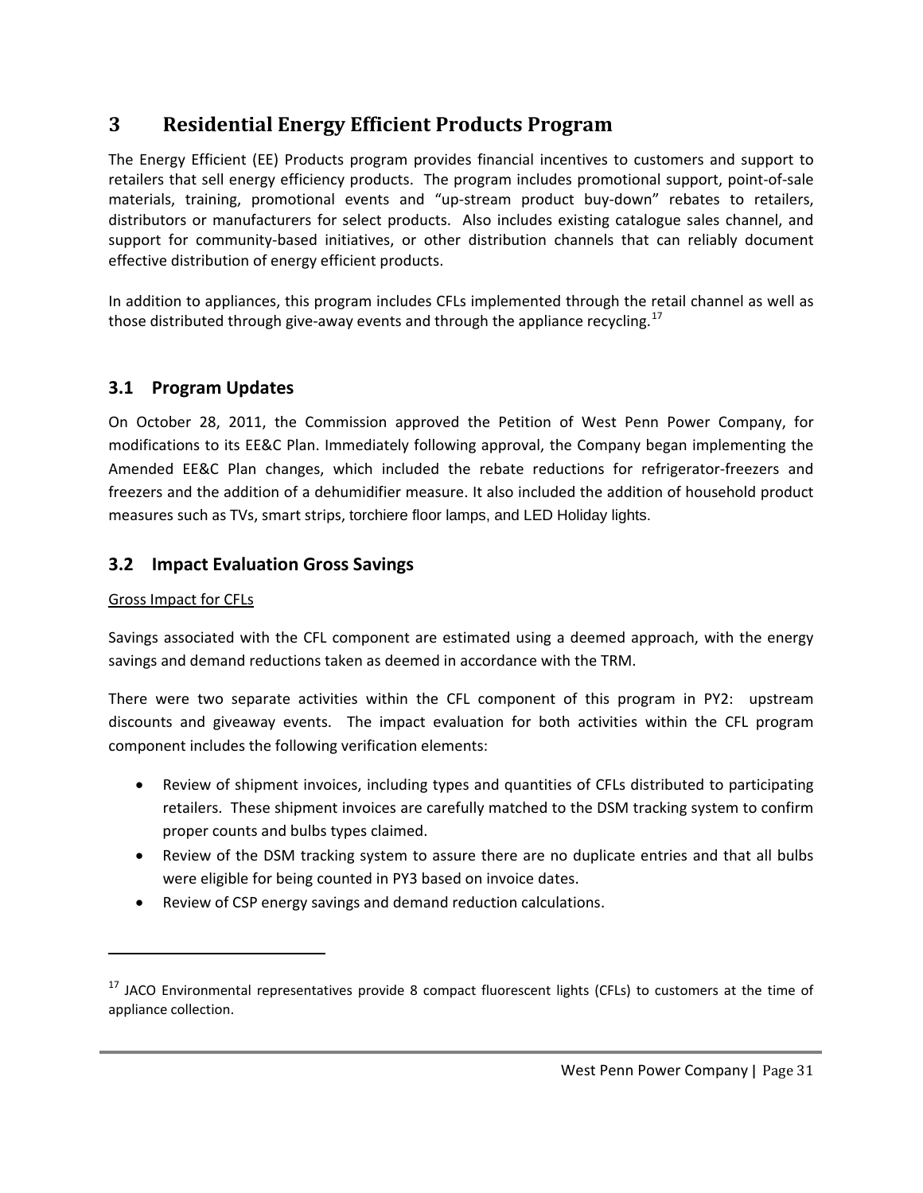# 3 Residential Energy Efficient Products Program

The Energy Efficient (EE) Products program provides financial incentives to customers and support to retailers that sell energy efficiency products. The program includes promotional support, point-of-sale materials, training, promotional events and "up-stream product buy-down" rebates to retailers, distributors or manufacturers for select products. Also includes existing catalogue sales channel, and support for community-based initiatives, or other distribution channels that can reliably document effective distribution of energy efficient products.

In addition to appliances, this program includes CFLs implemented through the retail channel as well as those distributed through give-away events and through the appliance recycling.[17]

## 3.1 Program Updates

On October 28, 2011, the Commission approved the Petition of West Penn Power Company, for modifications to its EE&C Plan. Immediately following approval, the Company began implementing the Amended EE&C Plan changes, which included the rebate reductions for refrigerator-freezers and freezers and the addition of a dehumidifier measure. It also included the addition of household product measures such as TVs, smart strips, torchiere floor lamps, and LED Holiday lights.

## 3.2 Impact Evaluation Gross Savings

Gross Impact for CFLs

Savings associated with the CFL component are estimated using a deemed approach, with the energy savings and demand reductions taken as deemed in accordance with the TRM.

There were two separate activities within the CFL component of this program in PY2: upstream discounts and giveaway events. The impact evaluation for both activities within the CFL program component includes the following verification elements:

- Review of shipment invoices, including types and quantities of CFLs distributed to participating retailers. These shipment invoices are carefully matched to the DSM tracking system to confirm proper counts and bulbs types claimed.
- Review of the DSM tracking system to assure there are no duplicate entries and that all bulbs were eligible for being counted in PY3 based on invoice dates.
- Review of CSP energy savings and demand reduction calculations.

[17] JACO Environmental representatives provide 8 compact fluorescent lights (CFLs) to customers at the time of appliance collection.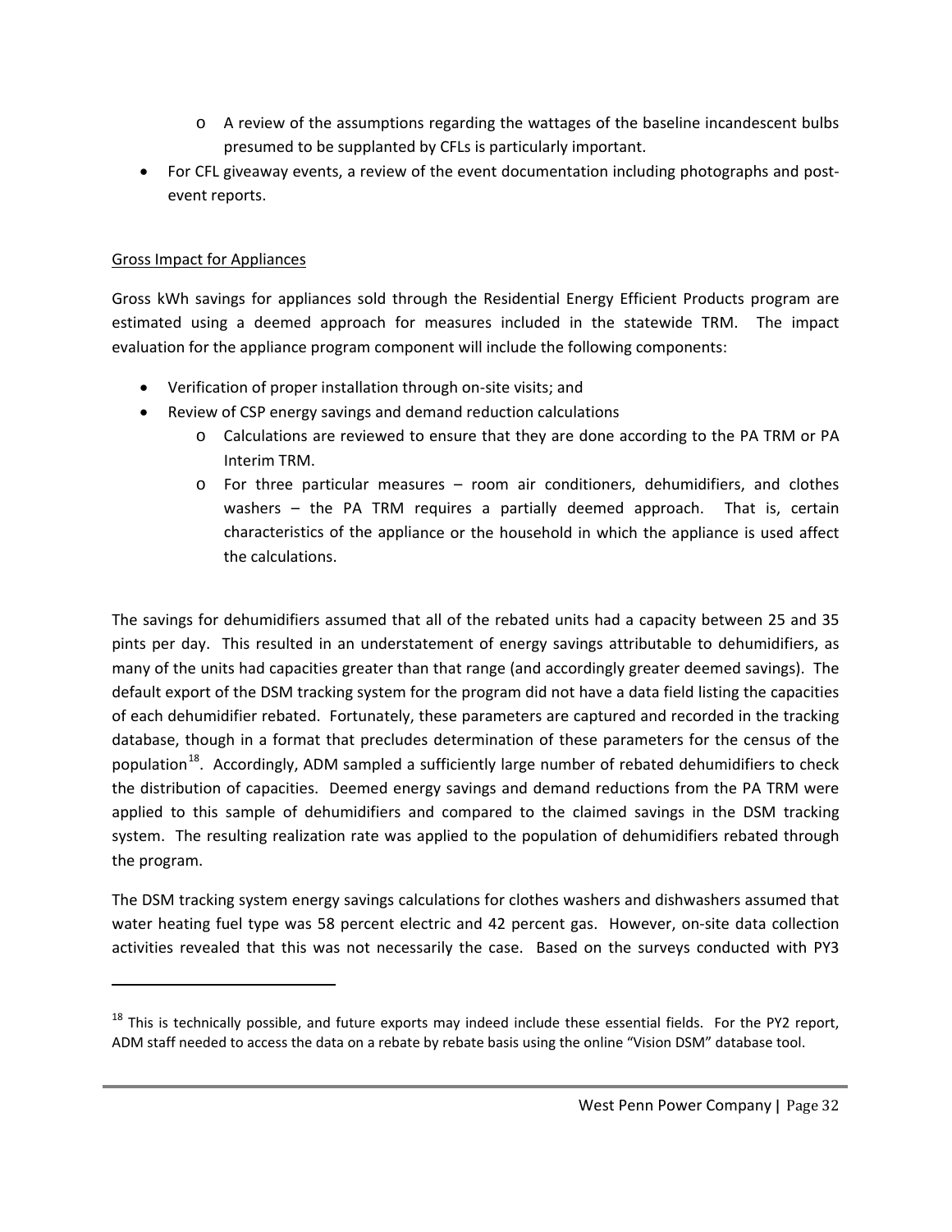- A review of the assumptions regarding the wattages of the baseline incandescent bulbs presumed to be supplanted by CFLs is particularly important.
- For CFL giveaway events, a review of the event documentation including photographs and post-event reports.

<u>Gross Impact for Appliances</u>

Gross kWh savings for appliances sold through the Residential Energy Efficient Products program are estimated using a deemed approach for measures included in the statewide TRM. The impact evaluation for the appliance program component will include the following components:

- Verification of proper installation through on-site visits; and
- Review of CSP energy savings and demand reduction calculations
  - Calculations are reviewed to ensure that they are done according to the PA TRM or PA Interim TRM.
  - For three particular measures – room air conditioners, dehumidifiers, and clothes washers – the PA TRM requires a partially deemed approach. That is, certain characteristics of the appliance or the household in which the appliance is used affect the calculations.

The savings for dehumidifiers assumed that all of the rebated units had a capacity between 25 and 35 pints per day. This resulted in an understatement of energy savings attributable to dehumidifiers, as many of the units had capacities greater than that range (and accordingly greater deemed savings). The default export of the DSM tracking system for the program did not have a data field listing the capacities of each dehumidifier rebated. Fortunately, these parameters are captured and recorded in the tracking database, though in a format that precludes determination of these parameters for the census of the population[18]. Accordingly, ADM sampled a sufficiently large number of rebated dehumidifiers to check the distribution of capacities. Deemed energy savings and demand reductions from the PA TRM were applied to this sample of dehumidifiers and compared to the claimed savings in the DSM tracking system. The resulting realization rate was applied to the population of dehumidifiers rebated through the program.

The DSM tracking system energy savings calculations for clothes washers and dishwashers assumed that water heating fuel type was 58 percent electric and 42 percent gas. However, on-site data collection activities revealed that this was not necessarily the case. Based on the surveys conducted with PY3

[18] This is technically possible, and future exports may indeed include these essential fields. For the PY2 report, ADM staff needed to access the data on a rebate by rebate basis using the online "Vision DSM" database tool.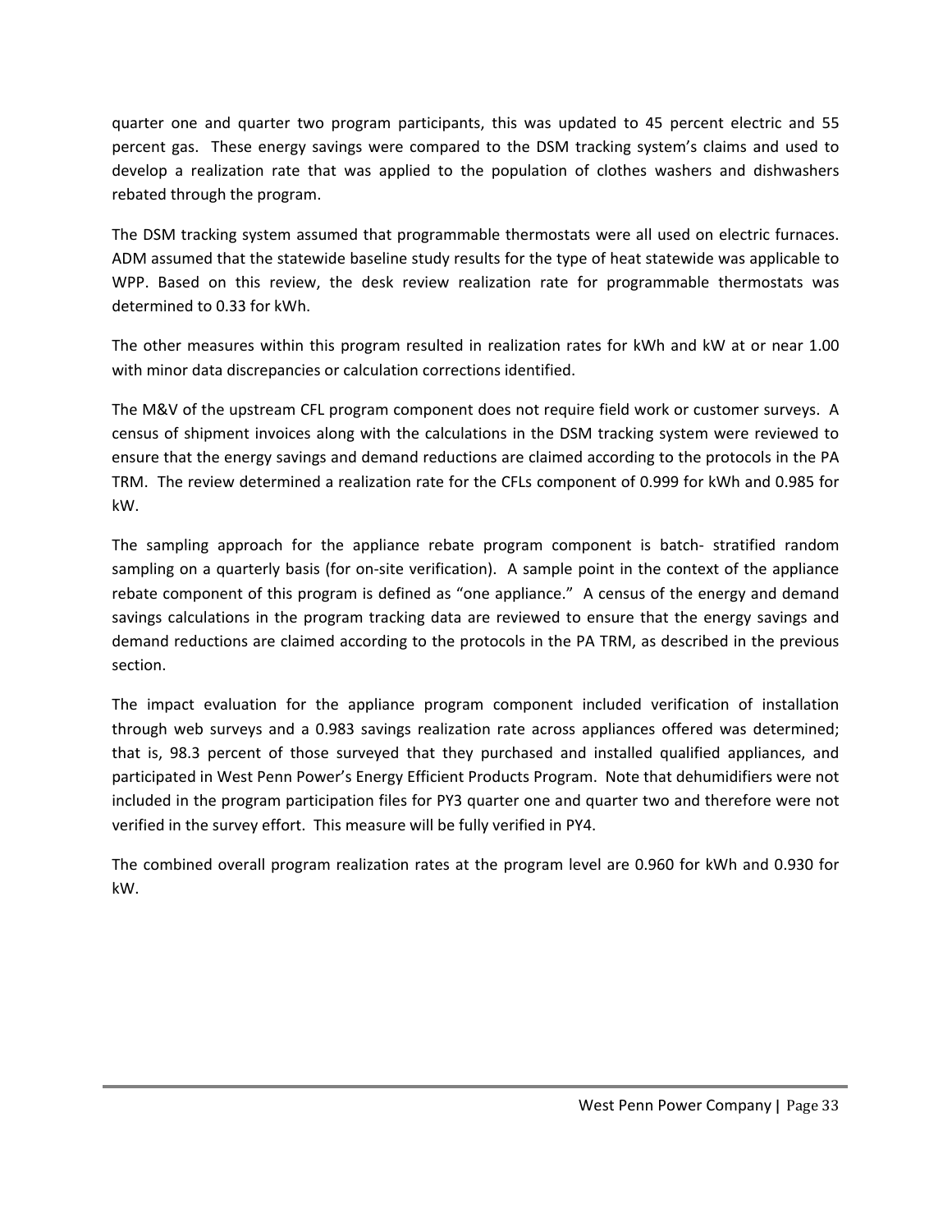quarter one and quarter two program participants, this was updated to 45 percent electric and 55 percent gas. These energy savings were compared to the DSM tracking system's claims and used to develop a realization rate that was applied to the population of clothes washers and dishwashers rebated through the program.

The DSM tracking system assumed that programmable thermostats were all used on electric furnaces. ADM assumed that the statewide baseline study results for the type of heat statewide was applicable to WPP. Based on this review, the desk review realization rate for programmable thermostats was determined to 0.33 for kWh.

The other measures within this program resulted in realization rates for kWh and kW at or near 1.00 with minor data discrepancies or calculation corrections identified.

The M&V of the upstream CFL program component does not require field work or customer surveys. A census of shipment invoices along with the calculations in the DSM tracking system were reviewed to ensure that the energy savings and demand reductions are claimed according to the protocols in the PA TRM. The review determined a realization rate for the CFLs component of 0.999 for kWh and 0.985 for kW.

The sampling approach for the appliance rebate program component is batch- stratified random sampling on a quarterly basis (for on-site verification). A sample point in the context of the appliance rebate component of this program is defined as "one appliance." A census of the energy and demand savings calculations in the program tracking data are reviewed to ensure that the energy savings and demand reductions are claimed according to the protocols in the PA TRM, as described in the previous section.

The impact evaluation for the appliance program component included verification of installation through web surveys and a 0.983 savings realization rate across appliances offered was determined; that is, 98.3 percent of those surveyed that they purchased and installed qualified appliances, and participated in West Penn Power's Energy Efficient Products Program. Note that dehumidifiers were not included in the program participation files for PY3 quarter one and quarter two and therefore were not verified in the survey effort. This measure will be fully verified in PY4.

The combined overall program realization rates at the program level are 0.960 for kWh and 0.930 for kW.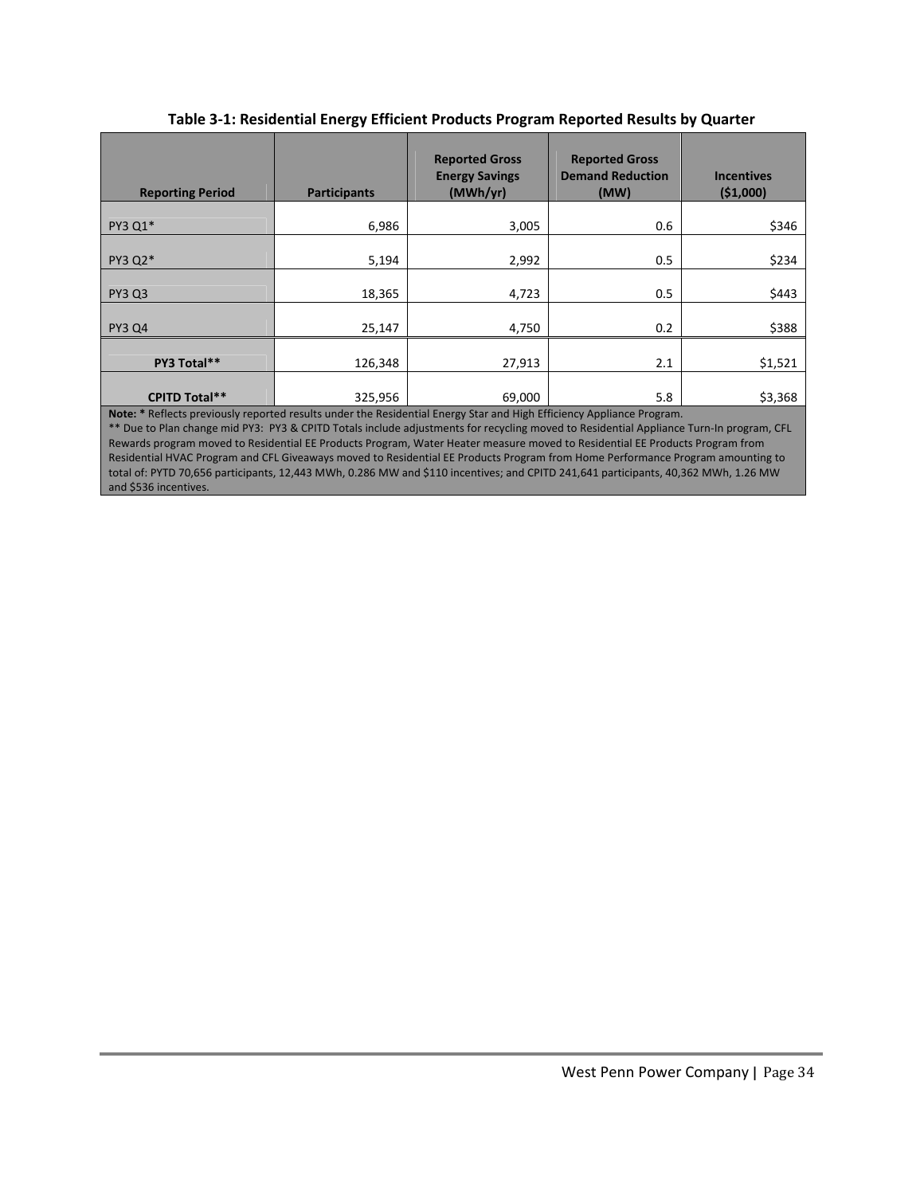**Table 3-1: Residential Energy Efficient Products Program Reported Results by Quarter**

| Reporting Period | Participants | Reported Gross Energy Savings (MWh/yr) | Reported Gross Demand Reduction (MW) | Incentives ($1,000) |
|---|---|---|---|---|
| PY3 Q1* | 6,986 | 3,005 | 0.6 | $346 |
| PY3 Q2* | 5,194 | 2,992 | 0.5 | $234 |
| PY3 Q3 | 18,365 | 4,723 | 0.5 | $443 |
| PY3 Q4 | 25,147 | 4,750 | 0.2 | $388 |
| **PY3 Total\*\*** | 126,348 | 27,913 | 2.1 | $1,521 |
| **CPITD Total\*\*** | 325,956 | 69,000 | 5.8 | $3,368 |

**Note:** * Reflects previously reported results under the Residential Energy Star and High Efficiency Appliance Program.
** Due to Plan change mid PY3: PY3 & CPITD Totals include adjustments for recycling moved to Residential Appliance Turn-In program, CFL Rewards program moved to Residential EE Products Program, Water Heater measure moved to Residential EE Products Program from Residential HVAC Program and CFL Giveaways moved to Residential EE Products Program from Home Performance Program amounting to total of: PYTD 70,656 participants, 12,443 MWh, 0.286 MW and $110 incentives; and CPITD 241,641 participants, 40,362 MWh, 1.26 MW and $536 incentives.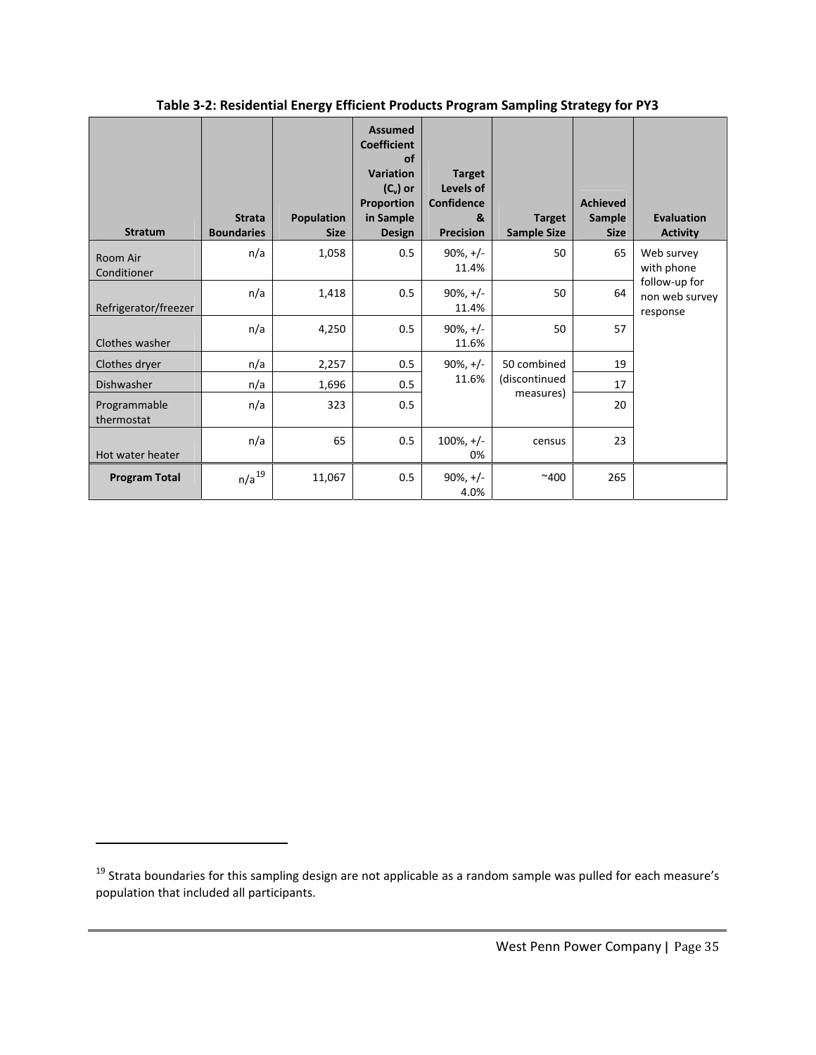**Table 3-2: Residential Energy Efficient Products Program Sampling Strategy for PY3**

| Stratum | Strata Boundaries | Population Size | Assumed Coefficient of Variation ($C_v$) or Proportion in Sample Design | Target Levels of Confidence & Precision | Target Sample Size | Achieved Sample Size | Evaluation Activity |
|---|---|---|---|---|---|---|---|
| Room Air Conditioner | n/a | 1,058 | 0.5 | 90%, +/- 11.4% | 50 | 65 | Web survey with phone follow-up for non web survey response |
| Refrigerator/freezer | n/a | 1,418 | 0.5 | 90%, +/- 11.4% | 50 | 64 | |
| Clothes washer | n/a | 4,250 | 0.5 | 90%, +/- 11.6% | 50 | 57 | |
| Clothes dryer | n/a | 2,257 | 0.5 | 90%, +/- 11.6% | 50 combined (discontinued measures) | 19 | |
| Dishwasher | n/a | 1,696 | 0.5 | | | 17 | |
| Programmable thermostat | n/a | 323 | 0.5 | | | 20 | |
| Hot water heater | n/a | 65 | 0.5 | 100%, +/- 0% | census | 23 | |
| **Program Total** | n/a[19] | 11,067 | 0.5 | 90%, +/- 4.0% | ~400 | 265 | |

[19] Strata boundaries for this sampling design are not applicable as a random sample was pulled for each measure's population that included all participants.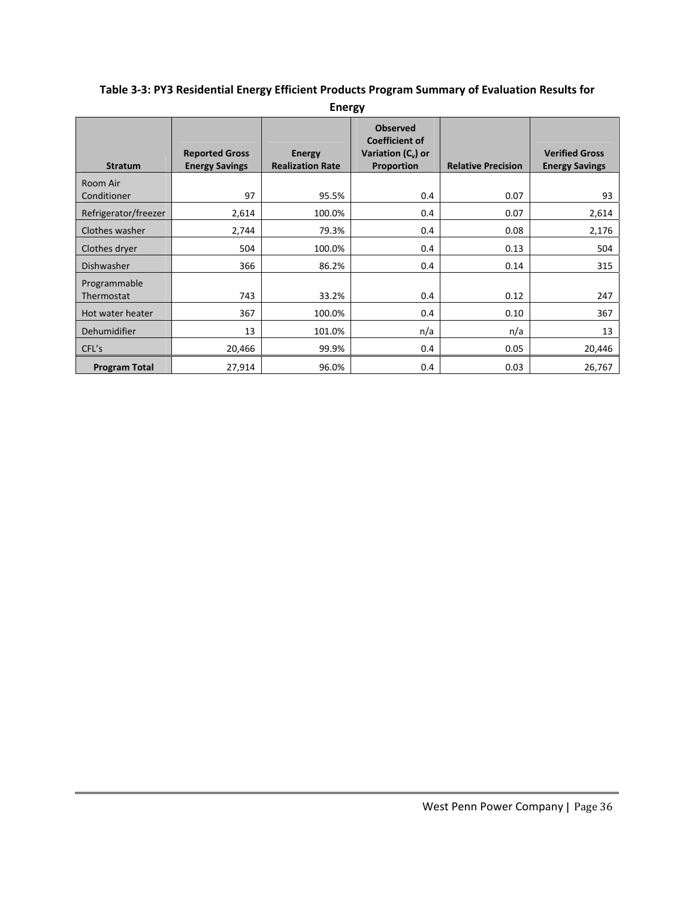**Table 3-3: PY3 Residential Energy Efficient Products Program Summary of Evaluation Results for Energy**

| Stratum | Reported Gross Energy Savings | Energy Realization Rate | Observed Coefficient of Variation ($C_v$) or Proportion | Relative Precision | Verified Gross Energy Savings |
|---|---|---|---|---|---|
| Room Air Conditioner | 97 | 95.5% | 0.4 | 0.07 | 93 |
| Refrigerator/freezer | 2,614 | 100.0% | 0.4 | 0.07 | 2,614 |
| Clothes washer | 2,744 | 79.3% | 0.4 | 0.08 | 2,176 |
| Clothes dryer | 504 | 100.0% | 0.4 | 0.13 | 504 |
| Dishwasher | 366 | 86.2% | 0.4 | 0.14 | 315 |
| Programmable Thermostat | 743 | 33.2% | 0.4 | 0.12 | 247 |
| Hot water heater | 367 | 100.0% | 0.4 | 0.10 | 367 |
| Dehumidifier | 13 | 101.0% | n/a | n/a | 13 |
| CFL's | 20,466 | 99.9% | 0.4 | 0.05 | 20,446 |
| **Program Total** | 27,914 | 96.0% | 0.4 | 0.03 | 26,767 |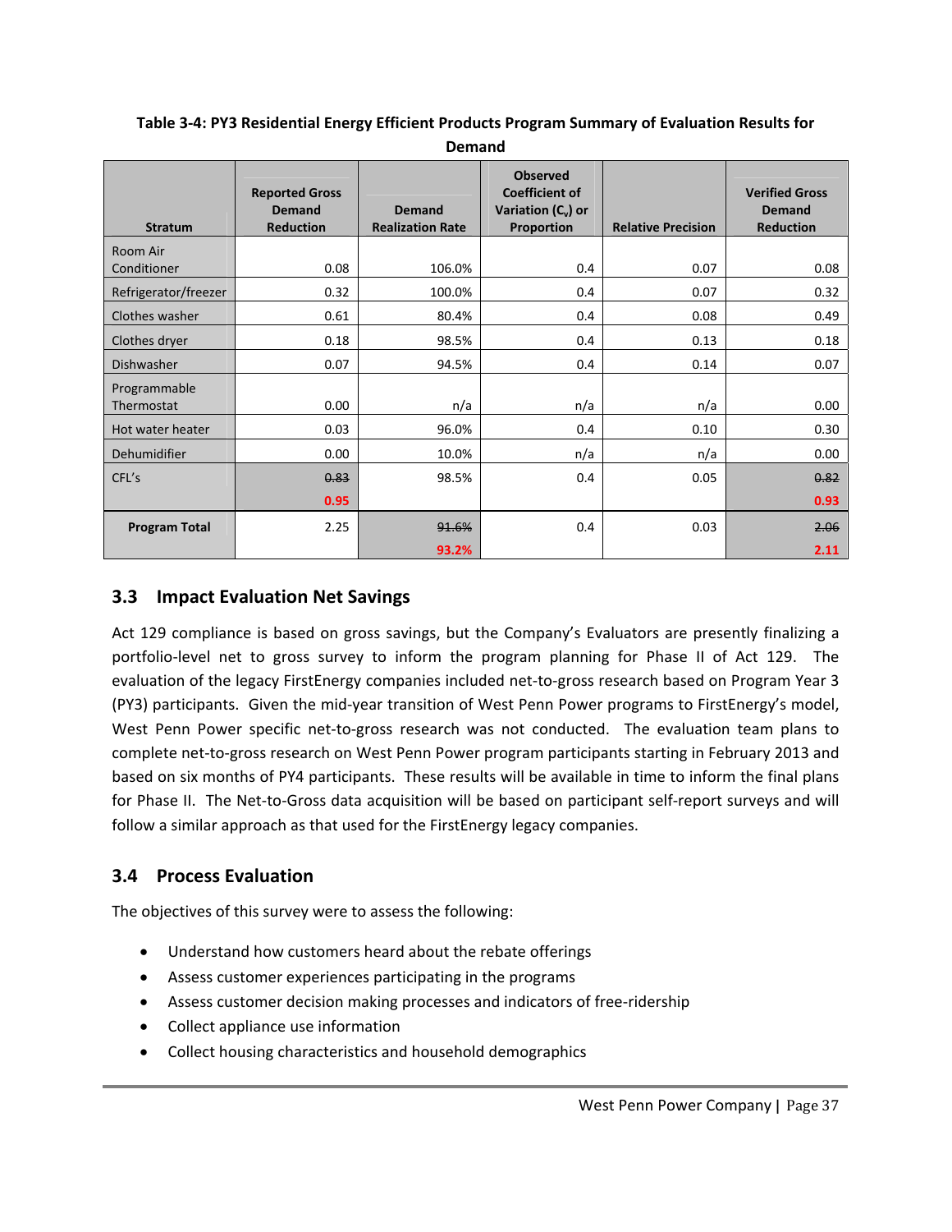**Table 3-4: PY3 Residential Energy Efficient Products Program Summary of Evaluation Results for Demand**

| Stratum | Reported Gross Demand Reduction | Demand Realization Rate | Observed Coefficient of Variation ($C_v$) or Proportion | Relative Precision | Verified Gross Demand Reduction |
|---|---|---|---|---|---|
| Room Air Conditioner | 0.08 | 106.0% | 0.4 | 0.07 | 0.08 |
| Refrigerator/freezer | 0.32 | 100.0% | 0.4 | 0.07 | 0.32 |
| Clothes washer | 0.61 | 80.4% | 0.4 | 0.08 | 0.49 |
| Clothes dryer | 0.18 | 98.5% | 0.4 | 0.13 | 0.18 |
| Dishwasher | 0.07 | 94.5% | 0.4 | 0.14 | 0.07 |
| Programmable Thermostat | 0.00 | n/a | n/a | n/a | 0.00 |
| Hot water heater | 0.03 | 96.0% | 0.4 | 0.10 | 0.30 |
| Dehumidifier | 0.00 | 10.0% | n/a | n/a | 0.00 |
| CFL's | ~~0.83~~ 0.95 | 98.5% | 0.4 | 0.05 | ~~0.82~~ 0.93 |
| **Program Total** | 2.25 | ~~91.6%~~ 93.2% | 0.4 | 0.03 | ~~2.06~~ 2.11 |

## 3.3 Impact Evaluation Net Savings

Act 129 compliance is based on gross savings, but the Company's Evaluators are presently finalizing a portfolio-level net to gross survey to inform the program planning for Phase II of Act 129. The evaluation of the legacy FirstEnergy companies included net-to-gross research based on Program Year 3 (PY3) participants. Given the mid-year transition of West Penn Power programs to FirstEnergy's model, West Penn Power specific net-to-gross research was not conducted. The evaluation team plans to complete net-to-gross research on West Penn Power program participants starting in February 2013 and based on six months of PY4 participants. These results will be available in time to inform the final plans for Phase II. The Net-to-Gross data acquisition will be based on participant self-report surveys and will follow a similar approach as that used for the FirstEnergy legacy companies.

## 3.4 Process Evaluation

The objectives of this survey were to assess the following:

- Understand how customers heard about the rebate offerings
- Assess customer experiences participating in the programs
- Assess customer decision making processes and indicators of free-ridership
- Collect appliance use information
- Collect housing characteristics and household demographics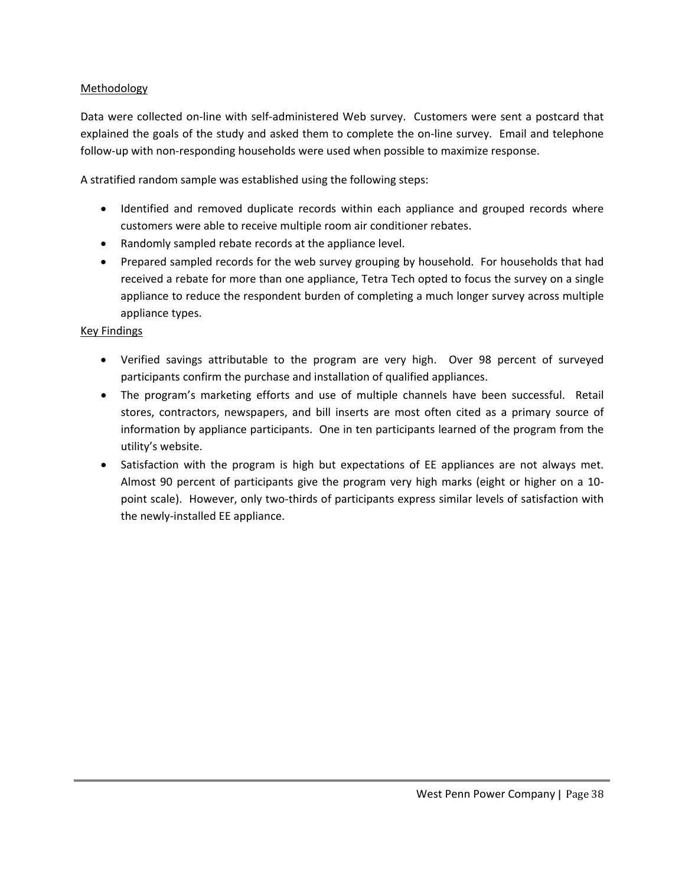Methodology

Data were collected on-line with self-administered Web survey. Customers were sent a postcard that explained the goals of the study and asked them to complete the on-line survey. Email and telephone follow-up with non-responding households were used when possible to maximize response.

A stratified random sample was established using the following steps:

- Identified and removed duplicate records within each appliance and grouped records where customers were able to receive multiple room air conditioner rebates.
- Randomly sampled rebate records at the appliance level.
- Prepared sampled records for the web survey grouping by household. For households that had received a rebate for more than one appliance, Tetra Tech opted to focus the survey on a single appliance to reduce the respondent burden of completing a much longer survey across multiple appliance types.

Key Findings

- Verified savings attributable to the program are very high. Over 98 percent of surveyed participants confirm the purchase and installation of qualified appliances.
- The program's marketing efforts and use of multiple channels have been successful. Retail stores, contractors, newspapers, and bill inserts are most often cited as a primary source of information by appliance participants. One in ten participants learned of the program from the utility's website.
- Satisfaction with the program is high but expectations of EE appliances are not always met. Almost 90 percent of participants give the program very high marks (eight or higher on a 10-point scale). However, only two-thirds of participants express similar levels of satisfaction with the newly-installed EE appliance.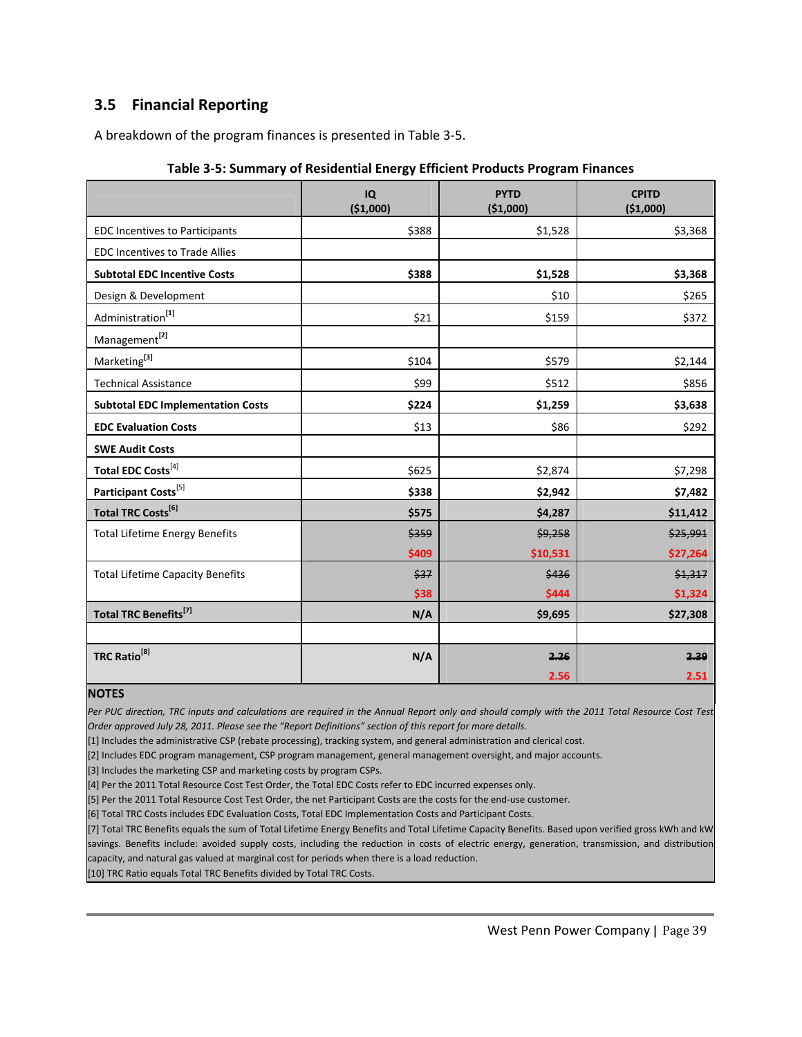## 3.5 Financial Reporting

A breakdown of the program finances is presented in Table 3-5.

**Table 3-5: Summary of Residential Energy Efficient Products Program Finances**

| | IQ ($1,000) | PYTD ($1,000) | CPITD ($1,000) |
|---|---|---|---|
| EDC Incentives to Participants | $388 | $1,528 | $3,368 |
| EDC Incentives to Trade Allies | | | |
| **Subtotal EDC Incentive Costs** | **$388** | **$1,528** | **$3,368** |
| Design & Development | | $10 | $265 |
| Administration[1] | $21 | $159 | $372 |
| Management[2] | | | |
| Marketing[3] | $104 | $579 | $2,144 |
| Technical Assistance | $99 | $512 | $856 |
| **Subtotal EDC Implementation Costs** | **$224** | **$1,259** | **$3,638** |
| **EDC Evaluation Costs** | $13 | $86 | $292 |
| **SWE Audit Costs** | | | |
| **Total EDC Costs**[4] | $625 | $2,874 | $7,298 |
| **Participant Costs**[5] | **$338** | **$2,942** | **$7,482** |
| **Total TRC Costs**[6] | **$575** | **$4,287** | **$11,412** |
| Total Lifetime Energy Benefits | ~~$359~~ $409 | ~~$9,258~~ $10,531 | ~~$25,991~~ $27,264 |
| Total Lifetime Capacity Benefits | ~~$37~~ $38 | ~~$436~~ $444 | ~~$1,317~~ $1,324 |
| **Total TRC Benefits**[7] | **N/A** | **$9,695** | **$27,308** |
| | | | |
| **TRC Ratio**[8] | **N/A** | ~~**2.26**~~ **2.56** | ~~**2.39**~~ **2.51** |

**NOTES**

*Per PUC direction, TRC inputs and calculations are required in the Annual Report only and should comply with the 2011 Total Resource Cost Test Order approved July 28, 2011. Please see the "Report Definitions" section of this report for more details.*

[1] Includes the administrative CSP (rebate processing), tracking system, and general administration and clerical cost.

[2] Includes EDC program management, CSP program management, general management oversight, and major accounts.

[3] Includes the marketing CSP and marketing costs by program CSPs.

[4] Per the 2011 Total Resource Cost Test Order, the Total EDC Costs refer to EDC incurred expenses only.

[5] Per the 2011 Total Resource Cost Test Order, the net Participant Costs are the costs for the end-use customer.

[6] Total TRC Costs includes EDC Evaluation Costs, Total EDC Implementation Costs and Participant Costs.

[7] Total TRC Benefits equals the sum of Total Lifetime Energy Benefits and Total Lifetime Capacity Benefits. Based upon verified gross kWh and kW savings. Benefits include: avoided supply costs, including the reduction in costs of electric energy, generation, transmission, and distribution capacity, and natural gas valued at marginal cost for periods when there is a load reduction.

[10] TRC Ratio equals Total TRC Benefits divided by Total TRC Costs.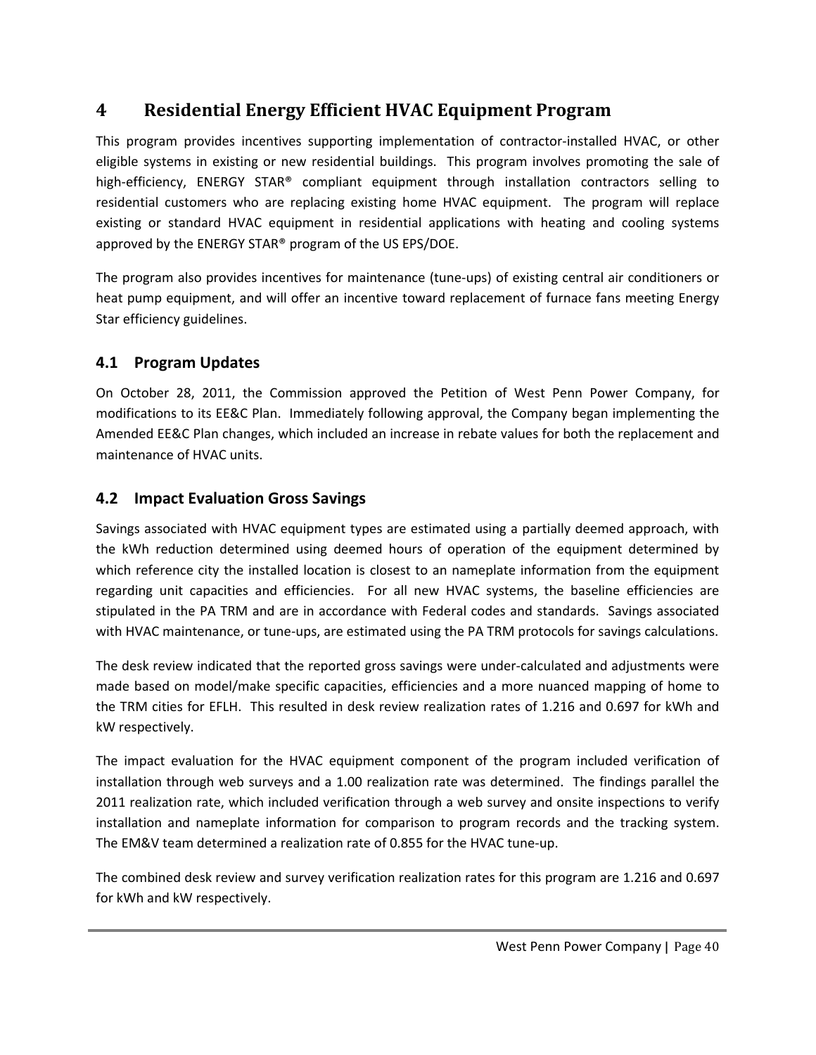# 4 Residential Energy Efficient HVAC Equipment Program

This program provides incentives supporting implementation of contractor-installed HVAC, or other eligible systems in existing or new residential buildings. This program involves promoting the sale of high-efficiency, ENERGY STAR® compliant equipment through installation contractors selling to residential customers who are replacing existing home HVAC equipment. The program will replace existing or standard HVAC equipment in residential applications with heating and cooling systems approved by the ENERGY STAR® program of the US EPS/DOE.

The program also provides incentives for maintenance (tune-ups) of existing central air conditioners or heat pump equipment, and will offer an incentive toward replacement of furnace fans meeting Energy Star efficiency guidelines.

## 4.1 Program Updates

On October 28, 2011, the Commission approved the Petition of West Penn Power Company, for modifications to its EE&C Plan. Immediately following approval, the Company began implementing the Amended EE&C Plan changes, which included an increase in rebate values for both the replacement and maintenance of HVAC units.

## 4.2 Impact Evaluation Gross Savings

Savings associated with HVAC equipment types are estimated using a partially deemed approach, with the kWh reduction determined using deemed hours of operation of the equipment determined by which reference city the installed location is closest to an nameplate information from the equipment regarding unit capacities and efficiencies. For all new HVAC systems, the baseline efficiencies are stipulated in the PA TRM and are in accordance with Federal codes and standards. Savings associated with HVAC maintenance, or tune-ups, are estimated using the PA TRM protocols for savings calculations.

The desk review indicated that the reported gross savings were under-calculated and adjustments were made based on model/make specific capacities, efficiencies and a more nuanced mapping of home to the TRM cities for EFLH. This resulted in desk review realization rates of 1.216 and 0.697 for kWh and kW respectively.

The impact evaluation for the HVAC equipment component of the program included verification of installation through web surveys and a 1.00 realization rate was determined. The findings parallel the 2011 realization rate, which included verification through a web survey and onsite inspections to verify installation and nameplate information for comparison to program records and the tracking system. The EM&V team determined a realization rate of 0.855 for the HVAC tune-up.

The combined desk review and survey verification realization rates for this program are 1.216 and 0.697 for kWh and kW respectively.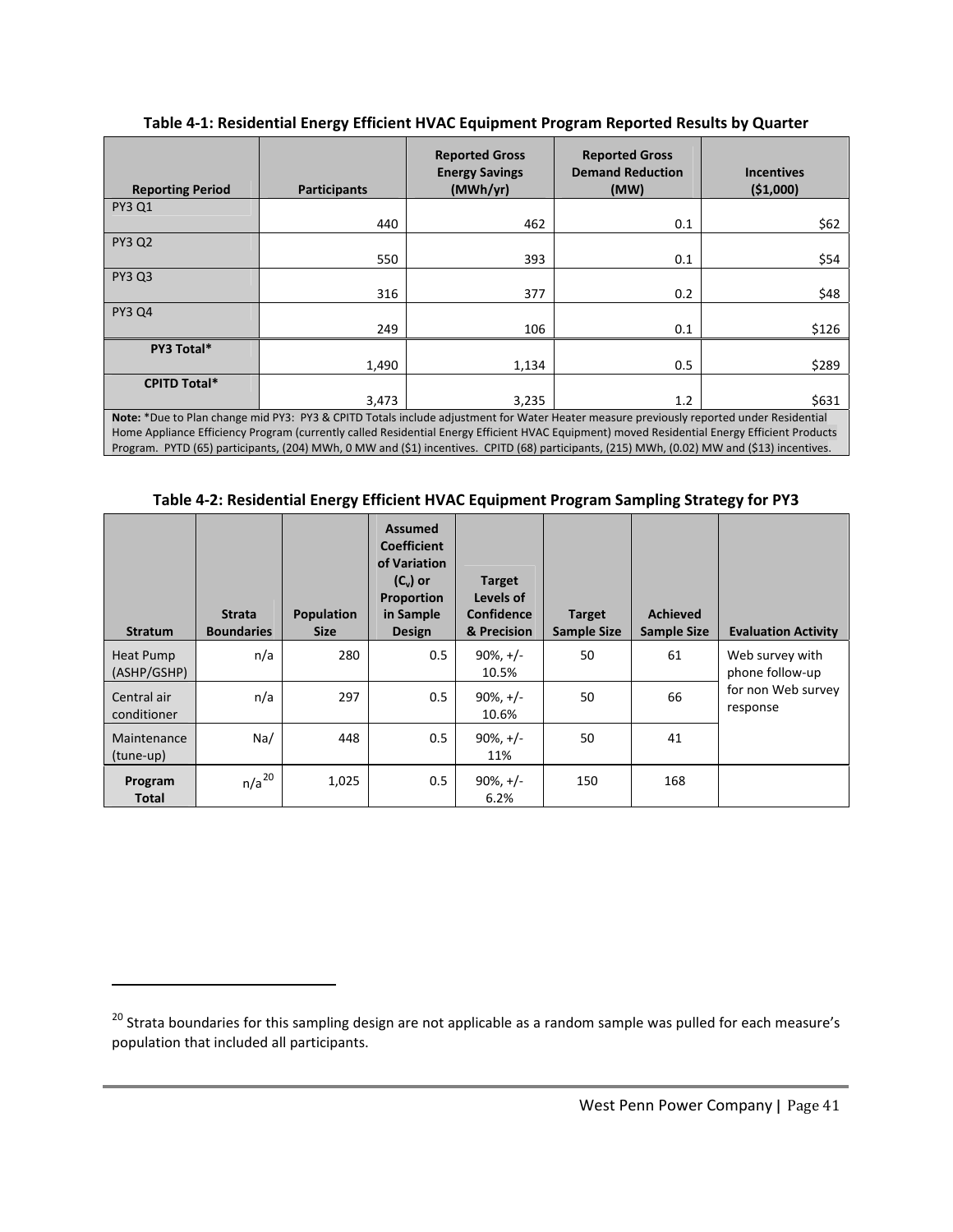**Table 4-1: Residential Energy Efficient HVAC Equipment Program Reported Results by Quarter**

| Reporting Period | Participants | Reported Gross Energy Savings (MWh/yr) | Reported Gross Demand Reduction (MW) | Incentives ($1,000) |
|---|---|---|---|---|
| PY3 Q1 | 440 | 462 | 0.1 | $62 |
| PY3 Q2 | 550 | 393 | 0.1 | $54 |
| PY3 Q3 | 316 | 377 | 0.2 | $48 |
| PY3 Q4 | 249 | 106 | 0.1 | $126 |
| **PY3 Total*** | 1,490 | 1,134 | 0.5 | $289 |
| **CPITD Total*** | 3,473 | 3,235 | 1.2 | $631 |

**Note:** *Due to Plan change mid PY3: PY3 & CPITD Totals include adjustment for Water Heater measure previously reported under Residential Home Appliance Efficiency Program (currently called Residential Energy Efficient HVAC Equipment) moved Residential Energy Efficient Products Program. PYTD (65) participants, (204) MWh, 0 MW and ($1) incentives. CPITD (68) participants, (215) MWh, (0.02) MW and ($13) incentives.

**Table 4-2: Residential Energy Efficient HVAC Equipment Program Sampling Strategy for PY3**

| Stratum | Strata Boundaries | Population Size | Assumed Coefficient of Variation ($C_v$) or Proportion in Sample Design | Target Levels of Confidence & Precision | Target Sample Size | Achieved Sample Size | Evaluation Activity |
|---|---|---|---|---|---|---|---|
| Heat Pump (ASHP/GSHP) | n/a | 280 | 0.5 | 90%, +/- 10.5% | 50 | 61 | Web survey with phone follow-up for non Web survey response |
| Central air conditioner | n/a | 297 | 0.5 | 90%, +/- 10.6% | 50 | 66 | |
| Maintenance (tune-up) | Na/ | 448 | 0.5 | 90%, +/- 11% | 50 | 41 | |
| **Program Total** | n/a[20] | 1,025 | 0.5 | 90%, +/- 6.2% | 150 | 168 | |

[20] Strata boundaries for this sampling design are not applicable as a random sample was pulled for each measure's population that included all participants.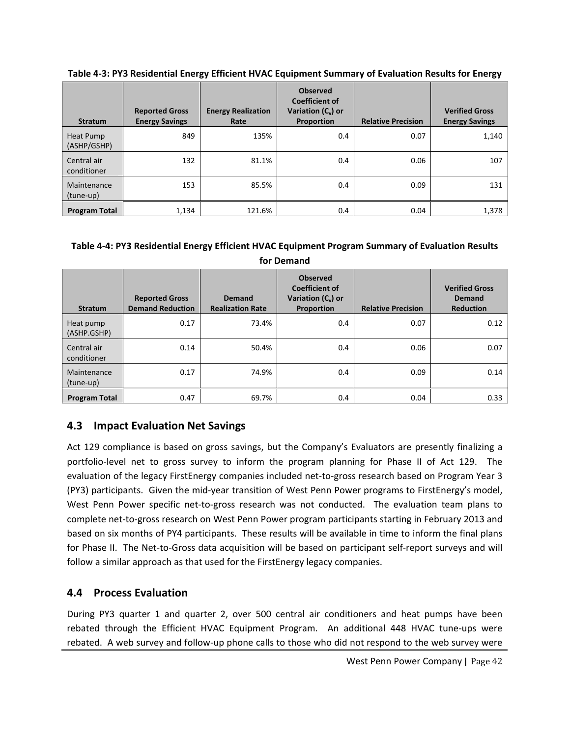**Table 4-3: PY3 Residential Energy Efficient HVAC Equipment Summary of Evaluation Results for Energy**

| Stratum | Reported Gross Energy Savings | Energy Realization Rate | Observed Coefficient of Variation ($C_v$) or Proportion | Relative Precision | Verified Gross Energy Savings |
|---|---|---|---|---|---|
| Heat Pump (ASHP/GSHP) | 849 | 135% | 0.4 | 0.07 | 1,140 |
| Central air conditioner | 132 | 81.1% | 0.4 | 0.06 | 107 |
| Maintenance (tune-up) | 153 | 85.5% | 0.4 | 0.09 | 131 |
| **Program Total** | 1,134 | 121.6% | 0.4 | 0.04 | 1,378 |

**Table 4-4: PY3 Residential Energy Efficient HVAC Equipment Program Summary of Evaluation Results for Demand**

| Stratum | Reported Gross Demand Reduction | Demand Realization Rate | Observed Coefficient of Variation ($C_v$) or Proportion | Relative Precision | Verified Gross Demand Reduction |
|---|---|---|---|---|---|
| Heat pump (ASHP.GSHP) | 0.17 | 73.4% | 0.4 | 0.07 | 0.12 |
| Central air conditioner | 0.14 | 50.4% | 0.4 | 0.06 | 0.07 |
| Maintenance (tune-up) | 0.17 | 74.9% | 0.4 | 0.09 | 0.14 |
| **Program Total** | 0.47 | 69.7% | 0.4 | 0.04 | 0.33 |

## 4.3 Impact Evaluation Net Savings

Act 129 compliance is based on gross savings, but the Company's Evaluators are presently finalizing a portfolio-level net to gross survey to inform the program planning for Phase II of Act 129. The evaluation of the legacy FirstEnergy companies included net-to-gross research based on Program Year 3 (PY3) participants. Given the mid-year transition of West Penn Power programs to FirstEnergy's model, West Penn Power specific net-to-gross research was not conducted. The evaluation team plans to complete net-to-gross research on West Penn Power program participants starting in February 2013 and based on six months of PY4 participants. These results will be available in time to inform the final plans for Phase II. The Net-to-Gross data acquisition will be based on participant self-report surveys and will follow a similar approach as that used for the FirstEnergy legacy companies.

## 4.4 Process Evaluation

During PY3 quarter 1 and quarter 2, over 500 central air conditioners and heat pumps have been rebated through the Efficient HVAC Equipment Program. An additional 448 HVAC tune-ups were rebated. A web survey and follow-up phone calls to those who did not respond to the web survey were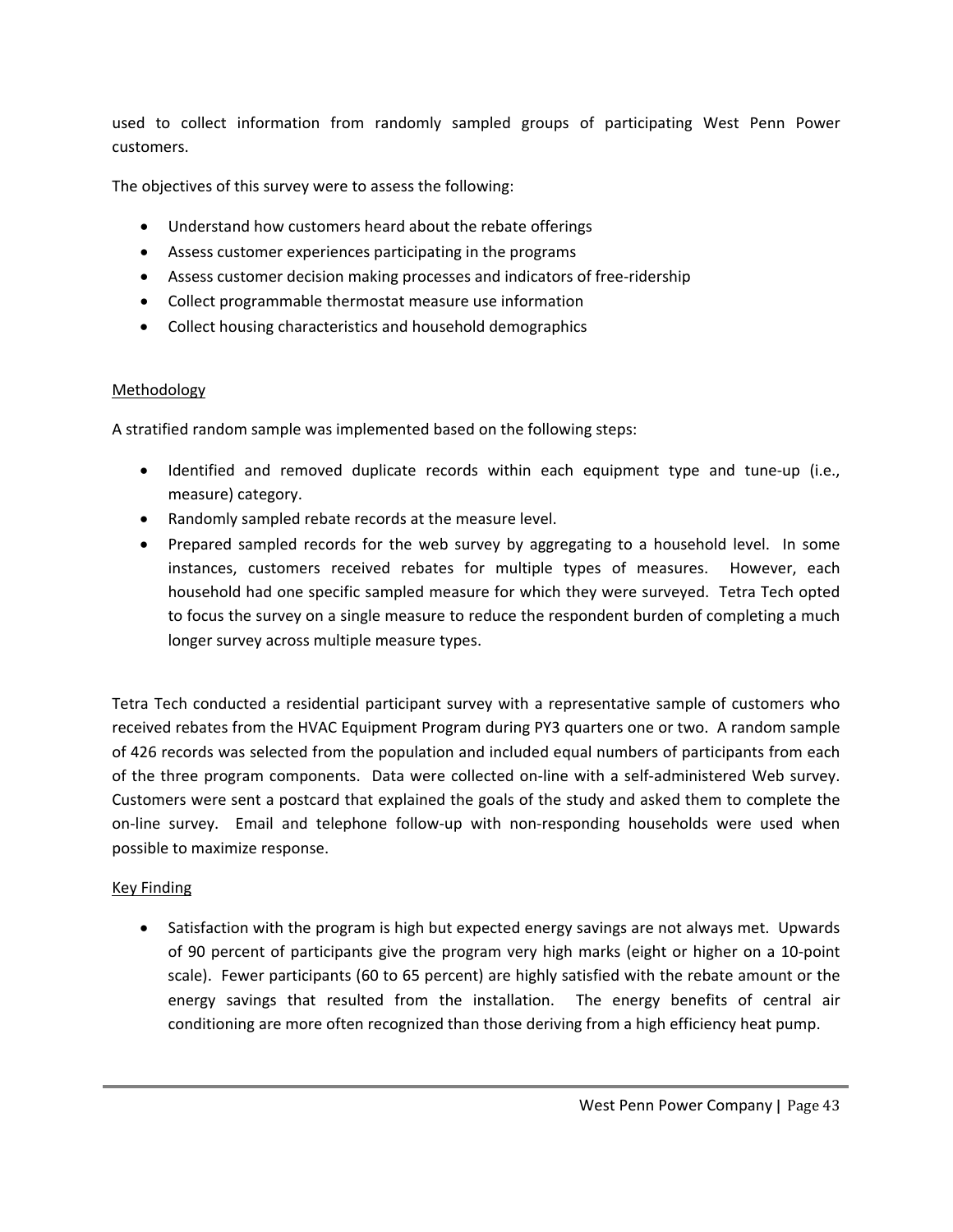used to collect information from randomly sampled groups of participating West Penn Power customers.

The objectives of this survey were to assess the following:

- Understand how customers heard about the rebate offerings
- Assess customer experiences participating in the programs
- Assess customer decision making processes and indicators of free-ridership
- Collect programmable thermostat measure use information
- Collect housing characteristics and household demographics

<u>Methodology</u>

A stratified random sample was implemented based on the following steps:

- Identified and removed duplicate records within each equipment type and tune-up (i.e., measure) category.
- Randomly sampled rebate records at the measure level.
- Prepared sampled records for the web survey by aggregating to a household level. In some instances, customers received rebates for multiple types of measures. However, each household had one specific sampled measure for which they were surveyed. Tetra Tech opted to focus the survey on a single measure to reduce the respondent burden of completing a much longer survey across multiple measure types.

Tetra Tech conducted a residential participant survey with a representative sample of customers who received rebates from the HVAC Equipment Program during PY3 quarters one or two. A random sample of 426 records was selected from the population and included equal numbers of participants from each of the three program components. Data were collected on-line with a self-administered Web survey. Customers were sent a postcard that explained the goals of the study and asked them to complete the on-line survey. Email and telephone follow-up with non-responding households were used when possible to maximize response.

<u>Key Finding</u>

- Satisfaction with the program is high but expected energy savings are not always met. Upwards of 90 percent of participants give the program very high marks (eight or higher on a 10-point scale). Fewer participants (60 to 65 percent) are highly satisfied with the rebate amount or the energy savings that resulted from the installation. The energy benefits of central air conditioning are more often recognized than those deriving from a high efficiency heat pump.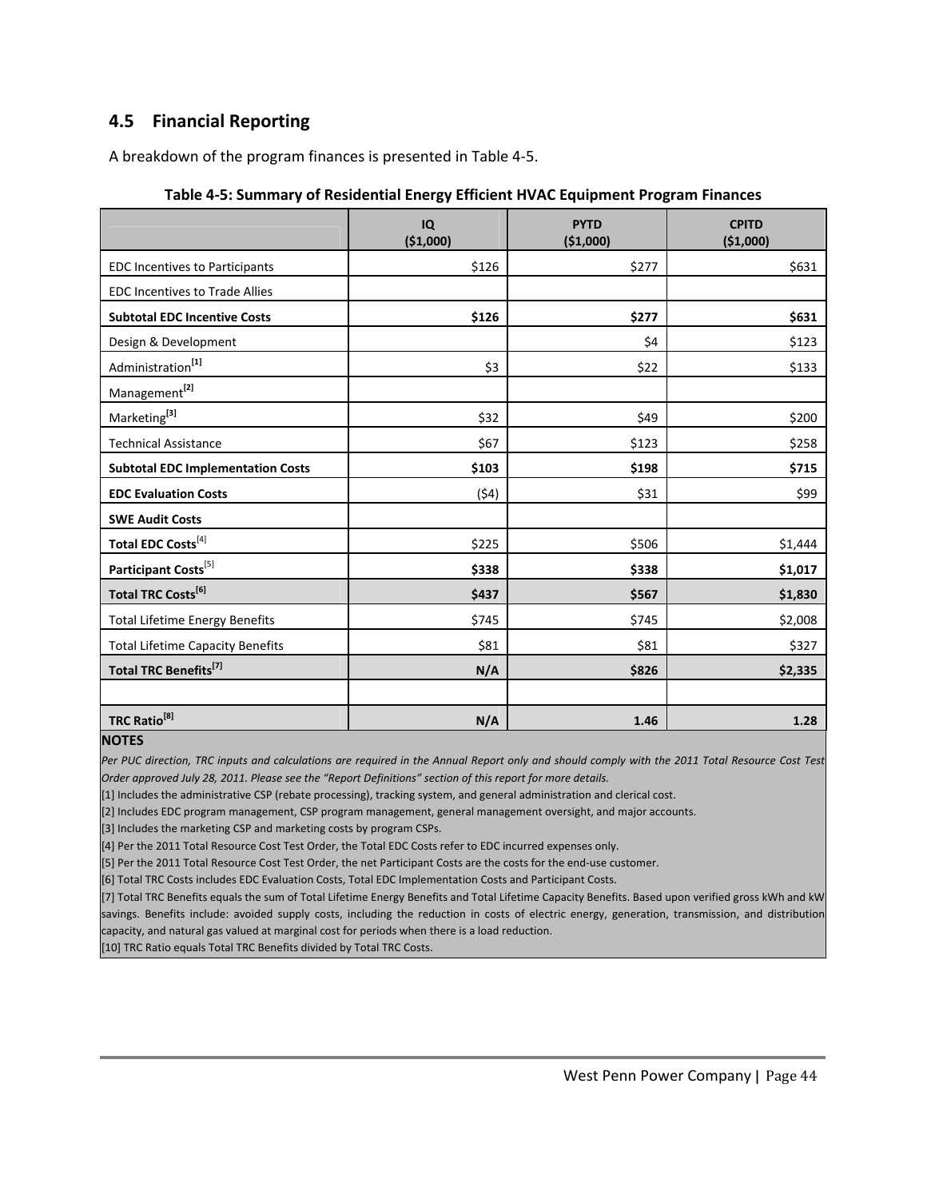## 4.5 Financial Reporting

A breakdown of the program finances is presented in Table 4-5.

**Table 4-5: Summary of Residential Energy Efficient HVAC Equipment Program Finances**

| | IQ ($1,000) | PYTD ($1,000) | CPITD ($1,000) |
|---|---|---|---|
| EDC Incentives to Participants | $126 | $277 | $631 |
| EDC Incentives to Trade Allies | | | |
| **Subtotal EDC Incentive Costs** | **$126** | **$277** | **$631** |
| Design & Development | | $4 | $123 |
| Administration[1] | $3 | $22 | $133 |
| Management[2] | | | |
| Marketing[3] | $32 | $49 | $200 |
| Technical Assistance | $67 | $123 | $258 |
| **Subtotal EDC Implementation Costs** | **$103** | **$198** | **$715** |
| **EDC Evaluation Costs** | ($4) | $31 | $99 |
| **SWE Audit Costs** | | | |
| **Total EDC Costs**[4] | $225 | $506 | $1,444 |
| **Participant Costs**[5] | **$338** | **$338** | **$1,017** |
| **Total TRC Costs[6]** | **$437** | **$567** | **$1,830** |
| Total Lifetime Energy Benefits | $745 | $745 | $2,008 |
| Total Lifetime Capacity Benefits | $81 | $81 | $327 |
| **Total TRC Benefits[7]** | **N/A** | **$826** | **$2,335** |
| | | | |
| **TRC Ratio[8]** | **N/A** | **1.46** | **1.28** |

**NOTES**

*Per PUC direction, TRC inputs and calculations are required in the Annual Report only and should comply with the 2011 Total Resource Cost Test Order approved July 28, 2011. Please see the "Report Definitions" section of this report for more details.*

[1] Includes the administrative CSP (rebate processing), tracking system, and general administration and clerical cost.

[2] Includes EDC program management, CSP program management, general management oversight, and major accounts.

[3] Includes the marketing CSP and marketing costs by program CSPs.

[4] Per the 2011 Total Resource Cost Test Order, the Total EDC Costs refer to EDC incurred expenses only.

[5] Per the 2011 Total Resource Cost Test Order, the net Participant Costs are the costs for the end-use customer.

[6] Total TRC Costs includes EDC Evaluation Costs, Total EDC Implementation Costs and Participant Costs.

[7] Total TRC Benefits equals the sum of Total Lifetime Energy Benefits and Total Lifetime Capacity Benefits. Based upon verified gross kWh and kW savings. Benefits include: avoided supply costs, including the reduction in costs of electric energy, generation, transmission, and distribution capacity, and natural gas valued at marginal cost for periods when there is a load reduction.

[10] TRC Ratio equals Total TRC Benefits divided by Total TRC Costs.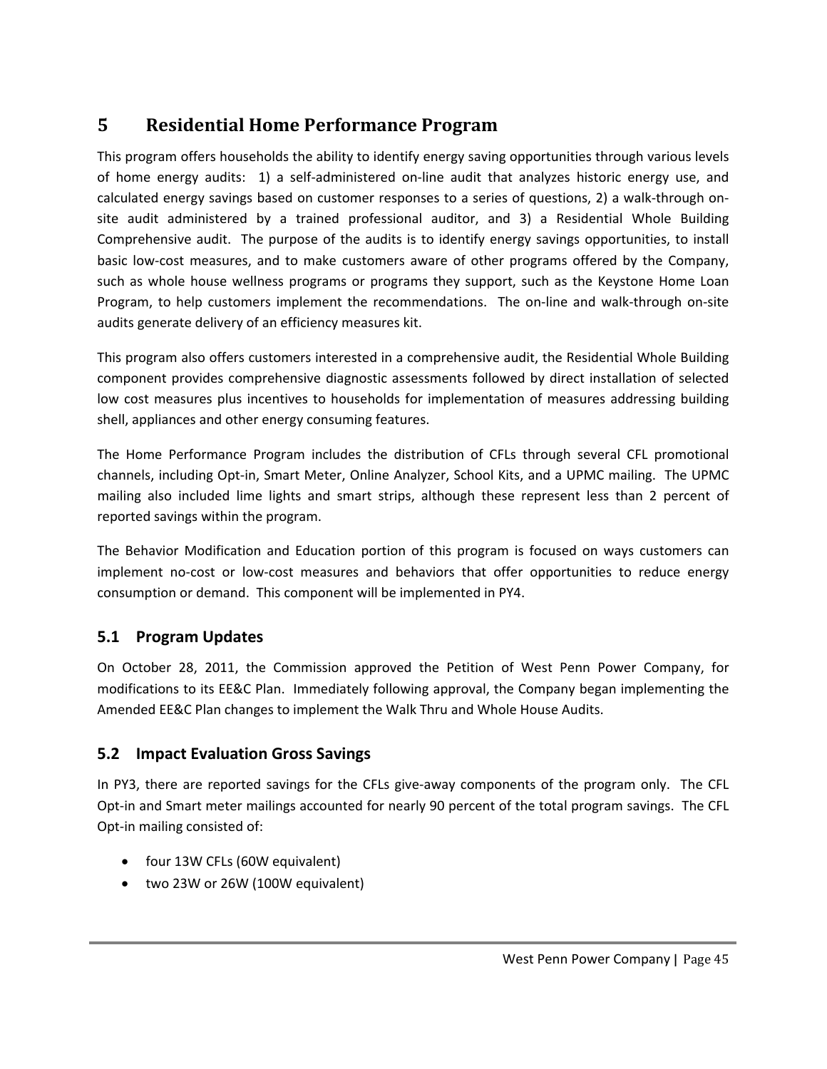# 5 Residential Home Performance Program

This program offers households the ability to identify energy saving opportunities through various levels of home energy audits: 1) a self-administered on-line audit that analyzes historic energy use, and calculated energy savings based on customer responses to a series of questions, 2) a walk-through on-site audit administered by a trained professional auditor, and 3) a Residential Whole Building Comprehensive audit. The purpose of the audits is to identify energy savings opportunities, to install basic low-cost measures, and to make customers aware of other programs offered by the Company, such as whole house wellness programs or programs they support, such as the Keystone Home Loan Program, to help customers implement the recommendations. The on-line and walk-through on-site audits generate delivery of an efficiency measures kit.

This program also offers customers interested in a comprehensive audit, the Residential Whole Building component provides comprehensive diagnostic assessments followed by direct installation of selected low cost measures plus incentives to households for implementation of measures addressing building shell, appliances and other energy consuming features.

The Home Performance Program includes the distribution of CFLs through several CFL promotional channels, including Opt-in, Smart Meter, Online Analyzer, School Kits, and a UPMC mailing. The UPMC mailing also included lime lights and smart strips, although these represent less than 2 percent of reported savings within the program.

The Behavior Modification and Education portion of this program is focused on ways customers can implement no-cost or low-cost measures and behaviors that offer opportunities to reduce energy consumption or demand. This component will be implemented in PY4.

## 5.1 Program Updates

On October 28, 2011, the Commission approved the Petition of West Penn Power Company, for modifications to its EE&C Plan. Immediately following approval, the Company began implementing the Amended EE&C Plan changes to implement the Walk Thru and Whole House Audits.

## 5.2 Impact Evaluation Gross Savings

In PY3, there are reported savings for the CFLs give-away components of the program only. The CFL Opt-in and Smart meter mailings accounted for nearly 90 percent of the total program savings. The CFL Opt-in mailing consisted of:

- four 13W CFLs (60W equivalent)
- two 23W or 26W (100W equivalent)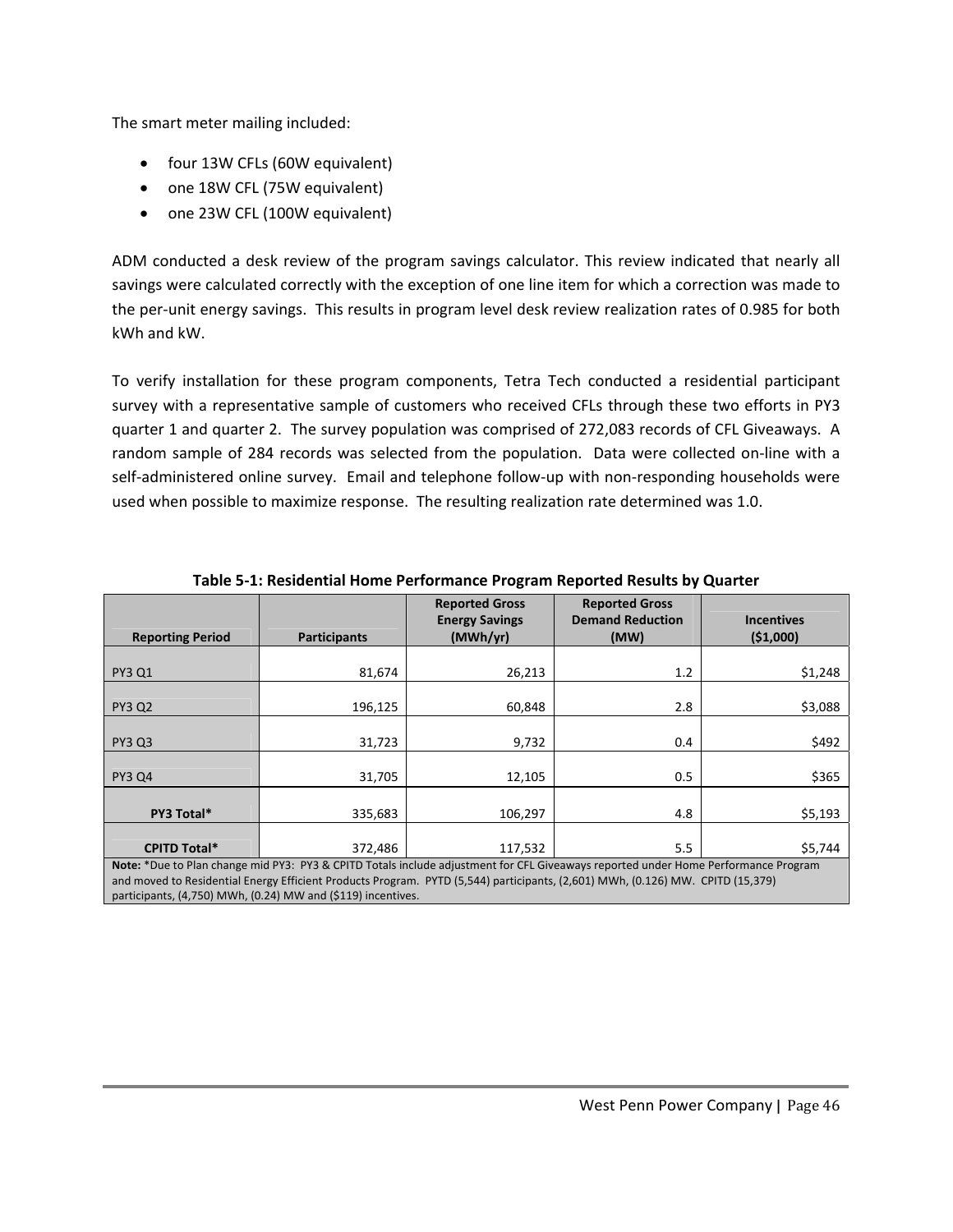The smart meter mailing included:

- four 13W CFLs (60W equivalent)
- one 18W CFL (75W equivalent)
- one 23W CFL (100W equivalent)

ADM conducted a desk review of the program savings calculator. This review indicated that nearly all savings were calculated correctly with the exception of one line item for which a correction was made to the per-unit energy savings. This results in program level desk review realization rates of 0.985 for both kWh and kW.

To verify installation for these program components, Tetra Tech conducted a residential participant survey with a representative sample of customers who received CFLs through these two efforts in PY3 quarter 1 and quarter 2. The survey population was comprised of 272,083 records of CFL Giveaways. A random sample of 284 records was selected from the population. Data were collected on-line with a self-administered online survey. Email and telephone follow-up with non-responding households were used when possible to maximize response. The resulting realization rate determined was 1.0.

**Table 5-1: Residential Home Performance Program Reported Results by Quarter**

| Reporting Period | Participants | Reported Gross Energy Savings (MWh/yr) | Reported Gross Demand Reduction (MW) | Incentives ($1,000) |
|---|---|---|---|---|
| PY3 Q1 | 81,674 | 26,213 | 1.2 | $1,248 |
| PY3 Q2 | 196,125 | 60,848 | 2.8 | $3,088 |
| PY3 Q3 | 31,723 | 9,732 | 0.4 | $492 |
| PY3 Q4 | 31,705 | 12,105 | 0.5 | $365 |
| **PY3 Total*** | 335,683 | 106,297 | 4.8 | $5,193 |
| **CPITD Total*** | 372,486 | 117,532 | 5.5 | $5,744 |

**Note:** *Due to Plan change mid PY3: PY3 & CPITD Totals include adjustment for CFL Giveaways reported under Home Performance Program and moved to Residential Energy Efficient Products Program. PYTD (5,544) participants, (2,601) MWh, (0.126) MW. CPITD (15,379) participants, (4,750) MWh, (0.24) MW and ($119) incentives.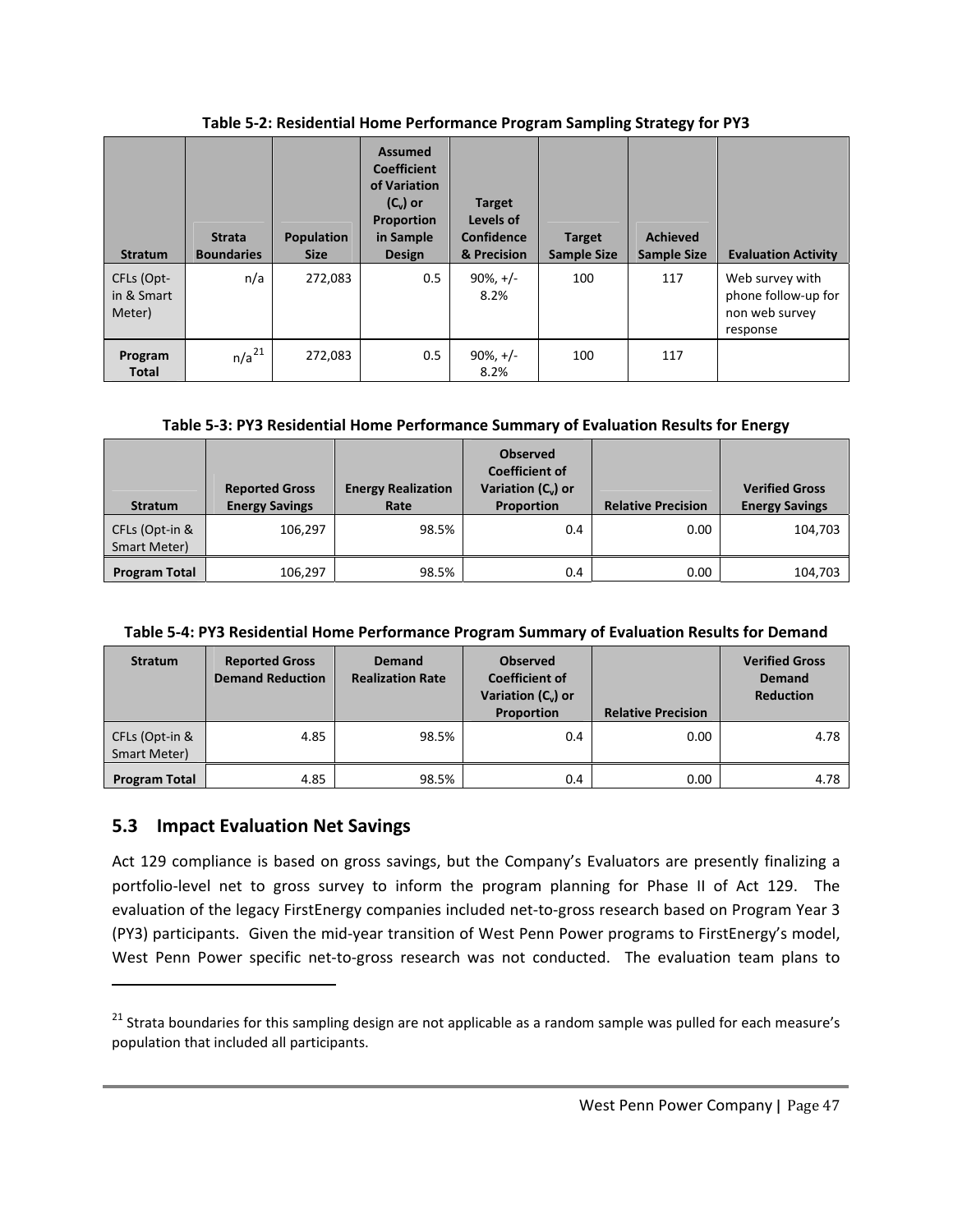**Table 5-2: Residential Home Performance Program Sampling Strategy for PY3**

| Stratum | Strata Boundaries | Population Size | Assumed Coefficient of Variation ($C_v$) or Proportion in Sample Design | Target Levels of Confidence & Precision | Target Sample Size | Achieved Sample Size | Evaluation Activity |
|---|---|---|---|---|---|---|---|
| CFLs (Opt-in & Smart Meter) | n/a | 272,083 | 0.5 | 90%, +/- 8.2% | 100 | 117 | Web survey with phone follow-up for non web survey response |
| **Program Total** | n/a[21] | 272,083 | 0.5 | 90%, +/- 8.2% | 100 | 117 | |

**Table 5-3: PY3 Residential Home Performance Summary of Evaluation Results for Energy**

| Stratum | Reported Gross Energy Savings | Energy Realization Rate | Observed Coefficient of Variation ($C_v$) or Proportion | Relative Precision | Verified Gross Energy Savings |
|---|---|---|---|---|---|
| CFLs (Opt-in & Smart Meter) | 106,297 | 98.5% | 0.4 | 0.00 | 104,703 |
| **Program Total** | 106,297 | 98.5% | 0.4 | 0.00 | 104,703 |

**Table 5-4: PY3 Residential Home Performance Program Summary of Evaluation Results for Demand**

| Stratum | Reported Gross Demand Reduction | Demand Realization Rate | Observed Coefficient of Variation ($C_v$) or Proportion | Relative Precision | Verified Gross Demand Reduction |
|---|---|---|---|---|---|
| CFLs (Opt-in & Smart Meter) | 4.85 | 98.5% | 0.4 | 0.00 | 4.78 |
| **Program Total** | 4.85 | 98.5% | 0.4 | 0.00 | 4.78 |

## 5.3 Impact Evaluation Net Savings

Act 129 compliance is based on gross savings, but the Company's Evaluators are presently finalizing a portfolio-level net to gross survey to inform the program planning for Phase II of Act 129. The evaluation of the legacy FirstEnergy companies included net-to-gross research based on Program Year 3 (PY3) participants. Given the mid-year transition of West Penn Power programs to FirstEnergy's model, West Penn Power specific net-to-gross research was not conducted. The evaluation team plans to

[21] Strata boundaries for this sampling design are not applicable as a random sample was pulled for each measure's population that included all participants.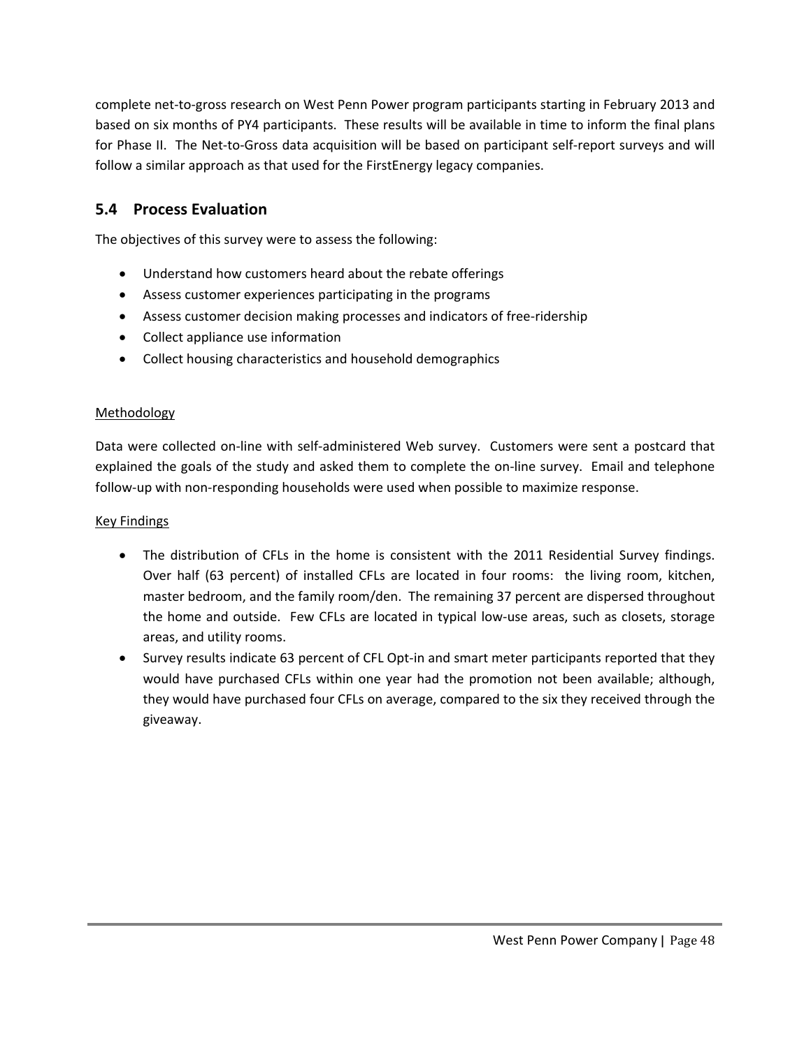complete net-to-gross research on West Penn Power program participants starting in February 2013 and based on six months of PY4 participants. These results will be available in time to inform the final plans for Phase II. The Net-to-Gross data acquisition will be based on participant self-report surveys and will follow a similar approach as that used for the FirstEnergy legacy companies.

## 5.4 Process Evaluation

The objectives of this survey were to assess the following:

- Understand how customers heard about the rebate offerings
- Assess customer experiences participating in the programs
- Assess customer decision making processes and indicators of free-ridership
- Collect appliance use information
- Collect housing characteristics and household demographics

Methodology

Data were collected on-line with self-administered Web survey. Customers were sent a postcard that explained the goals of the study and asked them to complete the on-line survey. Email and telephone follow-up with non-responding households were used when possible to maximize response.

Key Findings

- The distribution of CFLs in the home is consistent with the 2011 Residential Survey findings. Over half (63 percent) of installed CFLs are located in four rooms: the living room, kitchen, master bedroom, and the family room/den. The remaining 37 percent are dispersed throughout the home and outside. Few CFLs are located in typical low-use areas, such as closets, storage areas, and utility rooms.
- Survey results indicate 63 percent of CFL Opt-in and smart meter participants reported that they would have purchased CFLs within one year had the promotion not been available; although, they would have purchased four CFLs on average, compared to the six they received through the giveaway.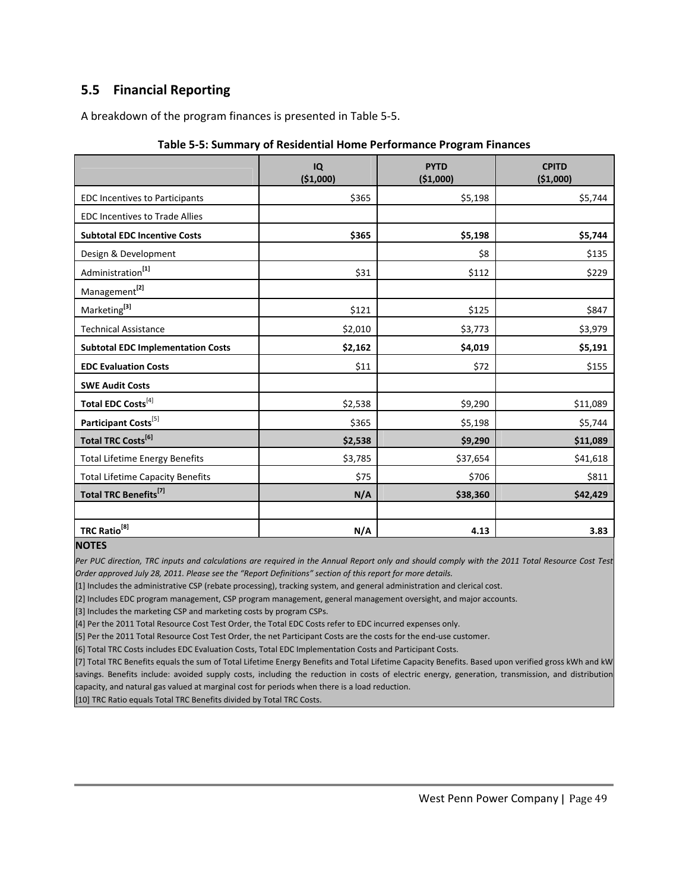## 5.5 Financial Reporting

A breakdown of the program finances is presented in Table 5-5.

**Table 5-5: Summary of Residential Home Performance Program Finances**

| | IQ ($1,000) | PYTD ($1,000) | CPITD ($1,000) |
|---|---|---|---|
| EDC Incentives to Participants | $365 | $5,198 | $5,744 |
| EDC Incentives to Trade Allies | | | |
| **Subtotal EDC Incentive Costs** | **$365** | **$5,198** | **$5,744** |
| Design & Development | | $8 | $135 |
| Administration[1] | $31 | $112 | $229 |
| Management[2] | | | |
| Marketing[3] | $121 | $125 | $847 |
| Technical Assistance | $2,010 | $3,773 | $3,979 |
| **Subtotal EDC Implementation Costs** | **$2,162** | **$4,019** | **$5,191** |
| **EDC Evaluation Costs** | $11 | $72 | $155 |
| **SWE Audit Costs** | | | |
| **Total EDC Costs**[4] | $2,538 | $9,290 | $11,089 |
| **Participant Costs**[5] | $365 | $5,198 | $5,744 |
| **Total TRC Costs[6]** | **$2,538** | **$9,290** | **$11,089** |
| Total Lifetime Energy Benefits | $3,785 | $37,654 | $41,618 |
| Total Lifetime Capacity Benefits | $75 | $706 | $811 |
| **Total TRC Benefits[7]** | **N/A** | **$38,360** | **$42,429** |
| | | | |
| **TRC Ratio[8]** | **N/A** | **4.13** | **3.83** |

**NOTES**

*Per PUC direction, TRC inputs and calculations are required in the Annual Report only and should comply with the 2011 Total Resource Cost Test Order approved July 28, 2011. Please see the "Report Definitions" section of this report for more details.*

[1] Includes the administrative CSP (rebate processing), tracking system, and general administration and clerical cost.

[2] Includes EDC program management, CSP program management, general management oversight, and major accounts.

[3] Includes the marketing CSP and marketing costs by program CSPs.

[4] Per the 2011 Total Resource Cost Test Order, the Total EDC Costs refer to EDC incurred expenses only.

[5] Per the 2011 Total Resource Cost Test Order, the net Participant Costs are the costs for the end-use customer.

[6] Total TRC Costs includes EDC Evaluation Costs, Total EDC Implementation Costs and Participant Costs.

[7] Total TRC Benefits equals the sum of Total Lifetime Energy Benefits and Total Lifetime Capacity Benefits. Based upon verified gross kWh and kW savings. Benefits include: avoided supply costs, including the reduction in costs of electric energy, generation, transmission, and distribution capacity, and natural gas valued at marginal cost for periods when there is a load reduction.

[10] TRC Ratio equals Total TRC Benefits divided by Total TRC Costs.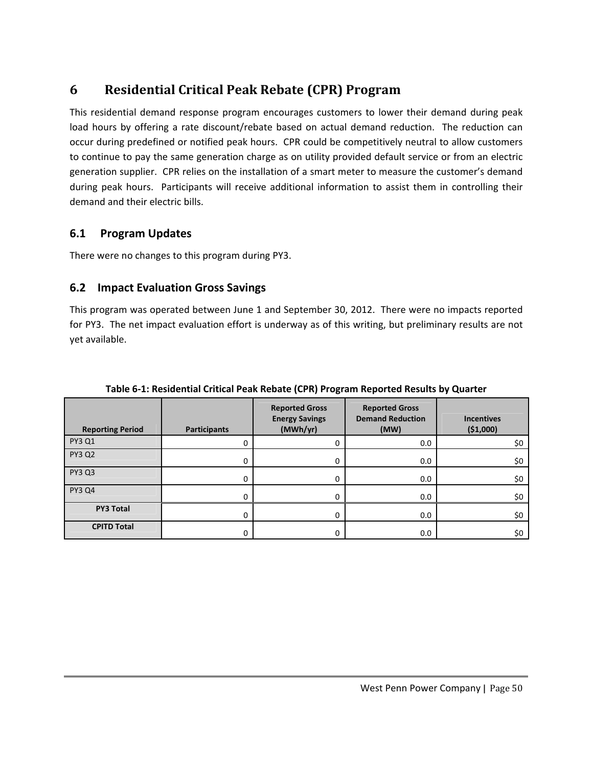# 6 Residential Critical Peak Rebate (CPR) Program

This residential demand response program encourages customers to lower their demand during peak load hours by offering a rate discount/rebate based on actual demand reduction. The reduction can occur during predefined or notified peak hours. CPR could be competitively neutral to allow customers to continue to pay the same generation charge as on utility provided default service or from an electric generation supplier. CPR relies on the installation of a smart meter to measure the customer's demand during peak hours. Participants will receive additional information to assist them in controlling their demand and their electric bills.

## 6.1 Program Updates

There were no changes to this program during PY3.

## 6.2 Impact Evaluation Gross Savings

This program was operated between June 1 and September 30, 2012. There were no impacts reported for PY3. The net impact evaluation effort is underway as of this writing, but preliminary results are not yet available.

**Table 6-1: Residential Critical Peak Rebate (CPR) Program Reported Results by Quarter**

| Reporting Period | Participants | Reported Gross Energy Savings (MWh/yr) | Reported Gross Demand Reduction (MW) | Incentives ($1,000) |
|---|---|---|---|---|
| PY3 Q1 | 0 | 0 | 0.0 | $0 |
| PY3 Q2 | 0 | 0 | 0.0 | $0 |
| PY3 Q3 | 0 | 0 | 0.0 | $0 |
| PY3 Q4 | 0 | 0 | 0.0 | $0 |
| **PY3 Total** | 0 | 0 | 0.0 | $0 |
| **CPITD Total** | 0 | 0 | 0.0 | $0 |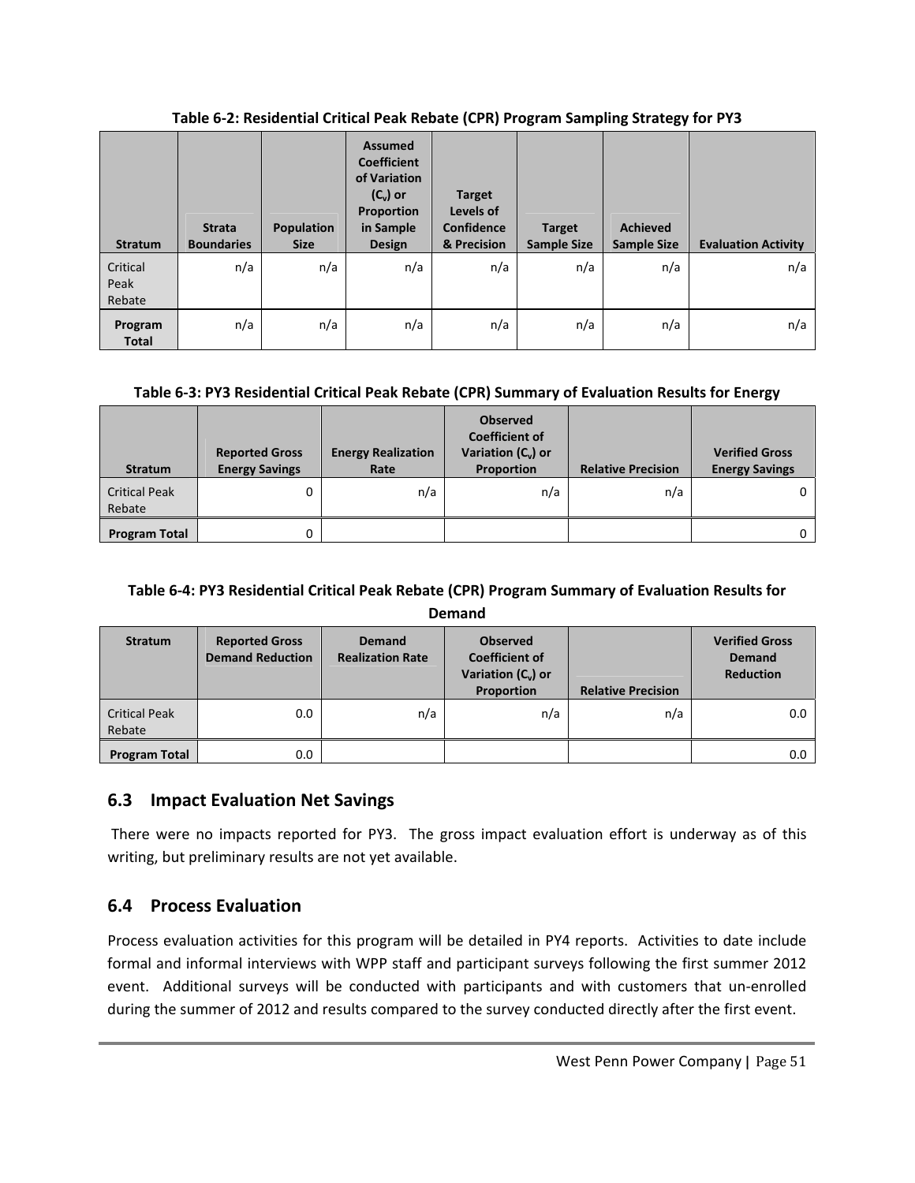**Table 6-2: Residential Critical Peak Rebate (CPR) Program Sampling Strategy for PY3**

| Stratum | Strata Boundaries | Population Size | Assumed Coefficient of Variation ($C_v$) or Proportion in Sample Design | Target Levels of Confidence & Precision | Target Sample Size | Achieved Sample Size | Evaluation Activity |
|---|---|---|---|---|---|---|---|
| Critical Peak Rebate | n/a | n/a | n/a | n/a | n/a | n/a | n/a |
| **Program Total** | n/a | n/a | n/a | n/a | n/a | n/a | n/a |

**Table 6-3: PY3 Residential Critical Peak Rebate (CPR) Summary of Evaluation Results for Energy**

| Stratum | Reported Gross Energy Savings | Energy Realization Rate | Observed Coefficient of Variation ($C_v$) or Proportion | Relative Precision | Verified Gross Energy Savings |
|---|---|---|---|---|---|
| Critical Peak Rebate | 0 | n/a | n/a | n/a | 0 |
| **Program Total** | 0 | | | | 0 |

**Table 6-4: PY3 Residential Critical Peak Rebate (CPR) Program Summary of Evaluation Results for Demand**

| Stratum | Reported Gross Demand Reduction | Demand Realization Rate | Observed Coefficient of Variation ($C_v$) or Proportion | Relative Precision | Verified Gross Demand Reduction |
|---|---|---|---|---|---|
| Critical Peak Rebate | 0.0 | n/a | n/a | n/a | 0.0 |
| **Program Total** | 0.0 | | | | 0.0 |

## 6.3 Impact Evaluation Net Savings

There were no impacts reported for PY3. The gross impact evaluation effort is underway as of this writing, but preliminary results are not yet available.

## 6.4 Process Evaluation

Process evaluation activities for this program will be detailed in PY4 reports. Activities to date include formal and informal interviews with WPP staff and participant surveys following the first summer 2012 event. Additional surveys will be conducted with participants and with customers that un-enrolled during the summer of 2012 and results compared to the survey conducted directly after the first event.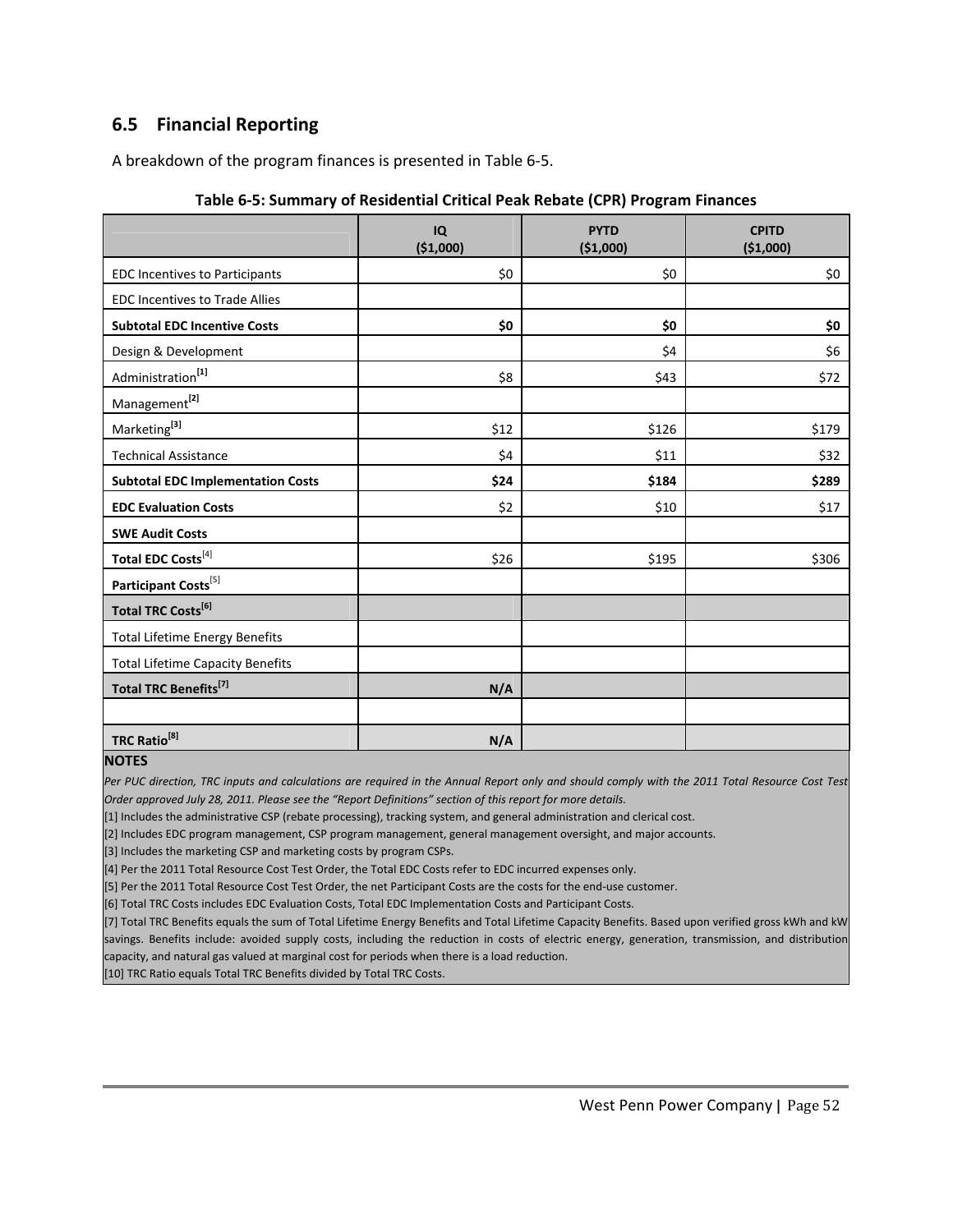## 6.5 Financial Reporting

A breakdown of the program finances is presented in Table 6-5.

**Table 6-5: Summary of Residential Critical Peak Rebate (CPR) Program Finances**

| | IQ ($1,000) | PYTD ($1,000) | CPITD ($1,000) |
|---|---|---|---|
| EDC Incentives to Participants | $0 | $0 | $0 |
| EDC Incentives to Trade Allies | | | |
| **Subtotal EDC Incentive Costs** | **$0** | **$0** | **$0** |
| Design & Development | | $4 | $6 |
| Administration[1] | $8 | $43 | $72 |
| Management[2] | | | |
| Marketing[3] | $12 | $126 | $179 |
| Technical Assistance | $4 | $11 | $32 |
| **Subtotal EDC Implementation Costs** | **$24** | **$184** | **$289** |
| **EDC Evaluation Costs** | $2 | $10 | $17 |
| **SWE Audit Costs** | | | |
| **Total EDC Costs**[4] | $26 | $195 | $306 |
| **Participant Costs**[5] | | | |
| **Total TRC Costs[6]** | | | |
| Total Lifetime Energy Benefits | | | |
| Total Lifetime Capacity Benefits | | | |
| **Total TRC Benefits[7]** | **N/A** | | |
| | | | |
| **TRC Ratio[8]** | **N/A** | | |

**NOTES**

*Per PUC direction, TRC inputs and calculations are required in the Annual Report only and should comply with the 2011 Total Resource Cost Test Order approved July 28, 2011. Please see the "Report Definitions" section of this report for more details.*

[1] Includes the administrative CSP (rebate processing), tracking system, and general administration and clerical cost.

[2] Includes EDC program management, CSP program management, general management oversight, and major accounts.

[3] Includes the marketing CSP and marketing costs by program CSPs.

[4] Per the 2011 Total Resource Cost Test Order, the Total EDC Costs refer to EDC incurred expenses only.

[5] Per the 2011 Total Resource Cost Test Order, the net Participant Costs are the costs for the end-use customer.

[6] Total TRC Costs includes EDC Evaluation Costs, Total EDC Implementation Costs and Participant Costs.

[7] Total TRC Benefits equals the sum of Total Lifetime Energy Benefits and Total Lifetime Capacity Benefits. Based upon verified gross kWh and kW savings. Benefits include: avoided supply costs, including the reduction in costs of electric energy, generation, transmission, and distribution capacity, and natural gas valued at marginal cost for periods when there is a load reduction.

[10] TRC Ratio equals Total TRC Benefits divided by Total TRC Costs.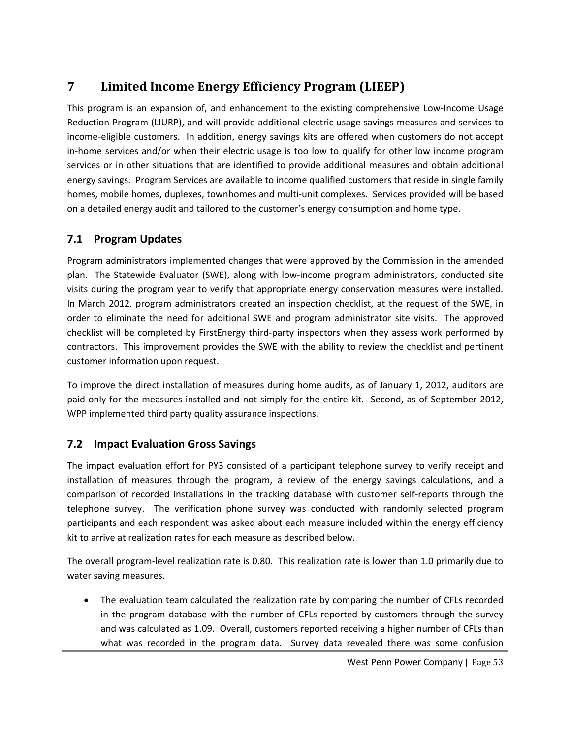# 7 Limited Income Energy Efficiency Program (LIEEP)

This program is an expansion of, and enhancement to the existing comprehensive Low-Income Usage Reduction Program (LIURP), and will provide additional electric usage savings measures and services to income-eligible customers. In addition, energy savings kits are offered when customers do not accept in-home services and/or when their electric usage is too low to qualify for other low income program services or in other situations that are identified to provide additional measures and obtain additional energy savings. Program Services are available to income qualified customers that reside in single family homes, mobile homes, duplexes, townhomes and multi-unit complexes. Services provided will be based on a detailed energy audit and tailored to the customer's energy consumption and home type.

## 7.1 Program Updates

Program administrators implemented changes that were approved by the Commission in the amended plan. The Statewide Evaluator (SWE), along with low-income program administrators, conducted site visits during the program year to verify that appropriate energy conservation measures were installed. In March 2012, program administrators created an inspection checklist, at the request of the SWE, in order to eliminate the need for additional SWE and program administrator site visits. The approved checklist will be completed by FirstEnergy third-party inspectors when they assess work performed by contractors. This improvement provides the SWE with the ability to review the checklist and pertinent customer information upon request.

To improve the direct installation of measures during home audits, as of January 1, 2012, auditors are paid only for the measures installed and not simply for the entire kit. Second, as of September 2012, WPP implemented third party quality assurance inspections.

## 7.2 Impact Evaluation Gross Savings

The impact evaluation effort for PY3 consisted of a participant telephone survey to verify receipt and installation of measures through the program, a review of the energy savings calculations, and a comparison of recorded installations in the tracking database with customer self-reports through the telephone survey. The verification phone survey was conducted with randomly selected program participants and each respondent was asked about each measure included within the energy efficiency kit to arrive at realization rates for each measure as described below.

The overall program-level realization rate is 0.80. This realization rate is lower than 1.0 primarily due to water saving measures.

- The evaluation team calculated the realization rate by comparing the number of CFLs recorded in the program database with the number of CFLs reported by customers through the survey and was calculated as 1.09. Overall, customers reported receiving a higher number of CFLs than what was recorded in the program data. Survey data revealed there was some confusion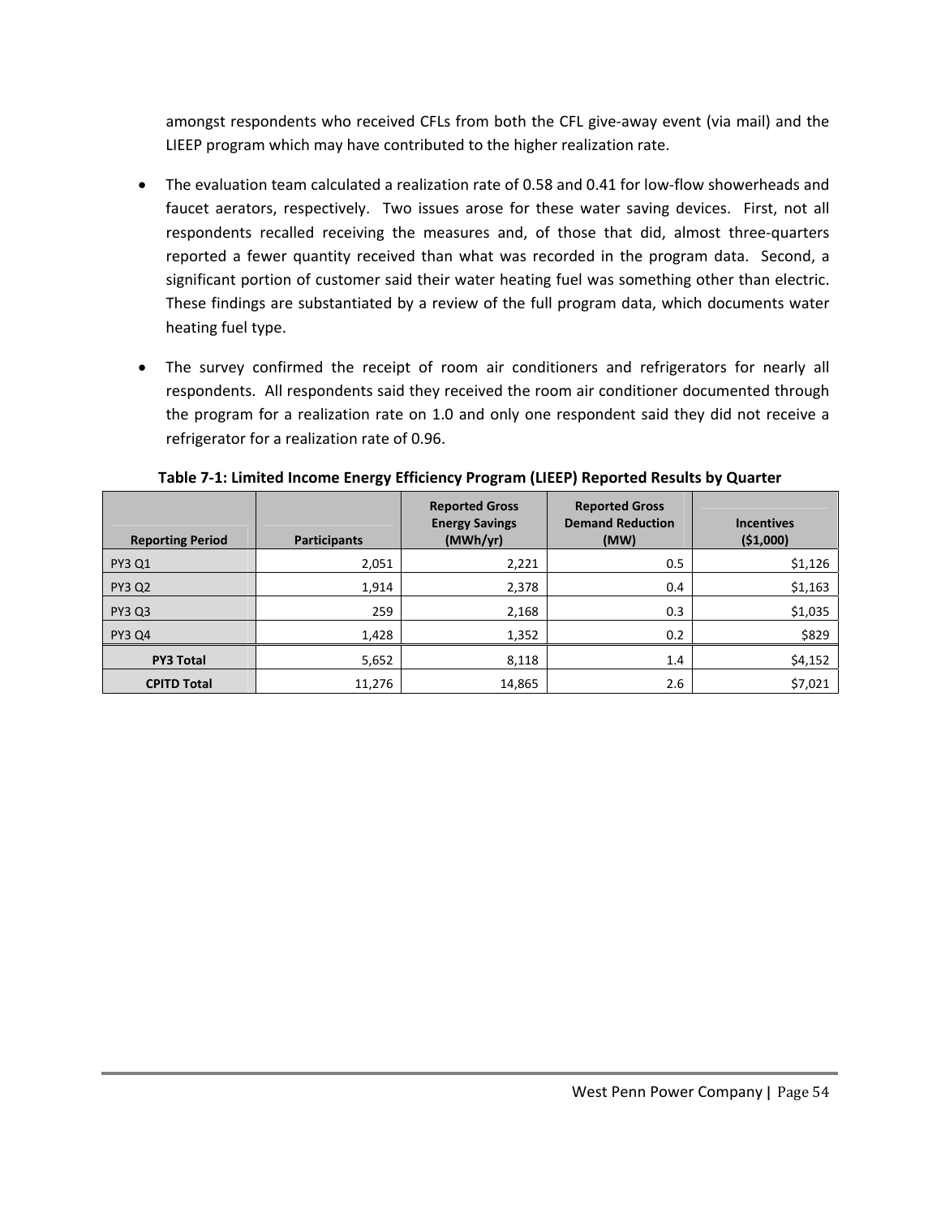amongst respondents who received CFLs from both the CFL give-away event (via mail) and the LIEEP program which may have contributed to the higher realization rate.

- The evaluation team calculated a realization rate of 0.58 and 0.41 for low-flow showerheads and faucet aerators, respectively. Two issues arose for these water saving devices. First, not all respondents recalled receiving the measures and, of those that did, almost three-quarters reported a fewer quantity received than what was recorded in the program data. Second, a significant portion of customer said their water heating fuel was something other than electric. These findings are substantiated by a review of the full program data, which documents water heating fuel type.

- The survey confirmed the receipt of room air conditioners and refrigerators for nearly all respondents. All respondents said they received the room air conditioner documented through the program for a realization rate on 1.0 and only one respondent said they did not receive a refrigerator for a realization rate of 0.96.

**Table 7-1: Limited Income Energy Efficiency Program (LIEEP) Reported Results by Quarter**

| Reporting Period | Participants | Reported Gross Energy Savings (MWh/yr) | Reported Gross Demand Reduction (MW) | Incentives ($1,000) |
|---|---|---|---|---|
| PY3 Q1 | 2,051 | 2,221 | 0.5 | $1,126 |
| PY3 Q2 | 1,914 | 2,378 | 0.4 | $1,163 |
| PY3 Q3 | 259 | 2,168 | 0.3 | $1,035 |
| PY3 Q4 | 1,428 | 1,352 | 0.2 | $829 |
| **PY3 Total** | 5,652 | 8,118 | 1.4 | $4,152 |
| **CPITD Total** | 11,276 | 14,865 | 2.6 | $7,021 |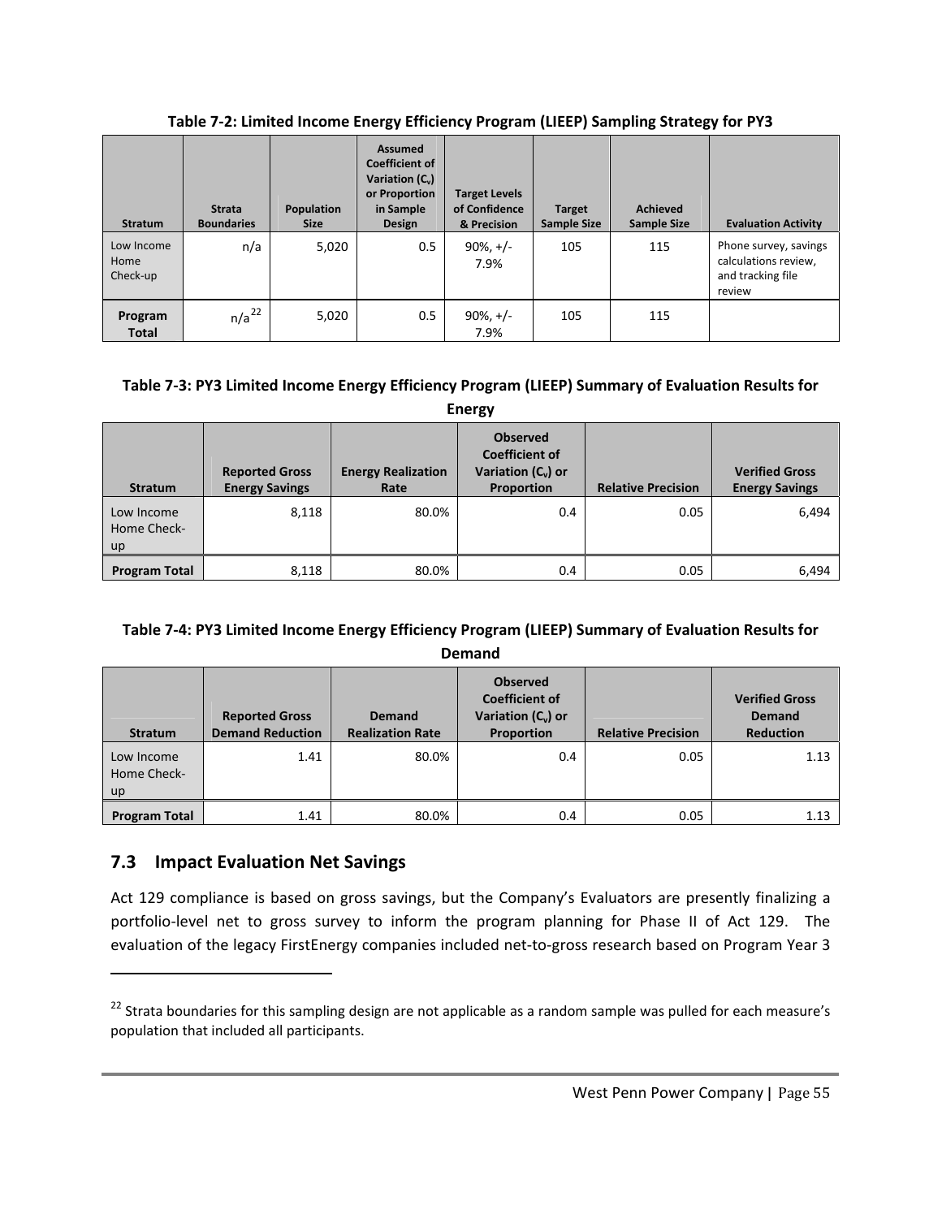**Table 7-2: Limited Income Energy Efficiency Program (LIEEP) Sampling Strategy for PY3**

| Stratum | Strata Boundaries | Population Size | Assumed Coefficient of Variation ($C_v$) or Proportion in Sample Design | Target Levels of Confidence & Precision | Target Sample Size | Achieved Sample Size | Evaluation Activity |
|---|---|---|---|---|---|---|---|
| Low Income Home Check-up | n/a | 5,020 | 0.5 | 90%, +/- 7.9% | 105 | 115 | Phone survey, savings calculations review, and tracking file review |
| **Program Total** | n/a[22] | 5,020 | 0.5 | 90%, +/- 7.9% | 105 | 115 | |

**Table 7-3: PY3 Limited Income Energy Efficiency Program (LIEEP) Summary of Evaluation Results for Energy**

| Stratum | Reported Gross Energy Savings | Energy Realization Rate | Observed Coefficient of Variation ($C_v$) or Proportion | Relative Precision | Verified Gross Energy Savings |
|---|---|---|---|---|---|
| Low Income Home Check-up | 8,118 | 80.0% | 0.4 | 0.05 | 6,494 |
| **Program Total** | 8,118 | 80.0% | 0.4 | 0.05 | 6,494 |

**Table 7-4: PY3 Limited Income Energy Efficiency Program (LIEEP) Summary of Evaluation Results for Demand**

| Stratum | Reported Gross Demand Reduction | Demand Realization Rate | Observed Coefficient of Variation ($C_v$) or Proportion | Relative Precision | Verified Gross Demand Reduction |
|---|---|---|---|---|---|
| Low Income Home Check-up | 1.41 | 80.0% | 0.4 | 0.05 | 1.13 |
| **Program Total** | 1.41 | 80.0% | 0.4 | 0.05 | 1.13 |

## 7.3 Impact Evaluation Net Savings

Act 129 compliance is based on gross savings, but the Company's Evaluators are presently finalizing a portfolio-level net to gross survey to inform the program planning for Phase II of Act 129. The evaluation of the legacy FirstEnergy companies included net-to-gross research based on Program Year 3

[22] Strata boundaries for this sampling design are not applicable as a random sample was pulled for each measure's population that included all participants.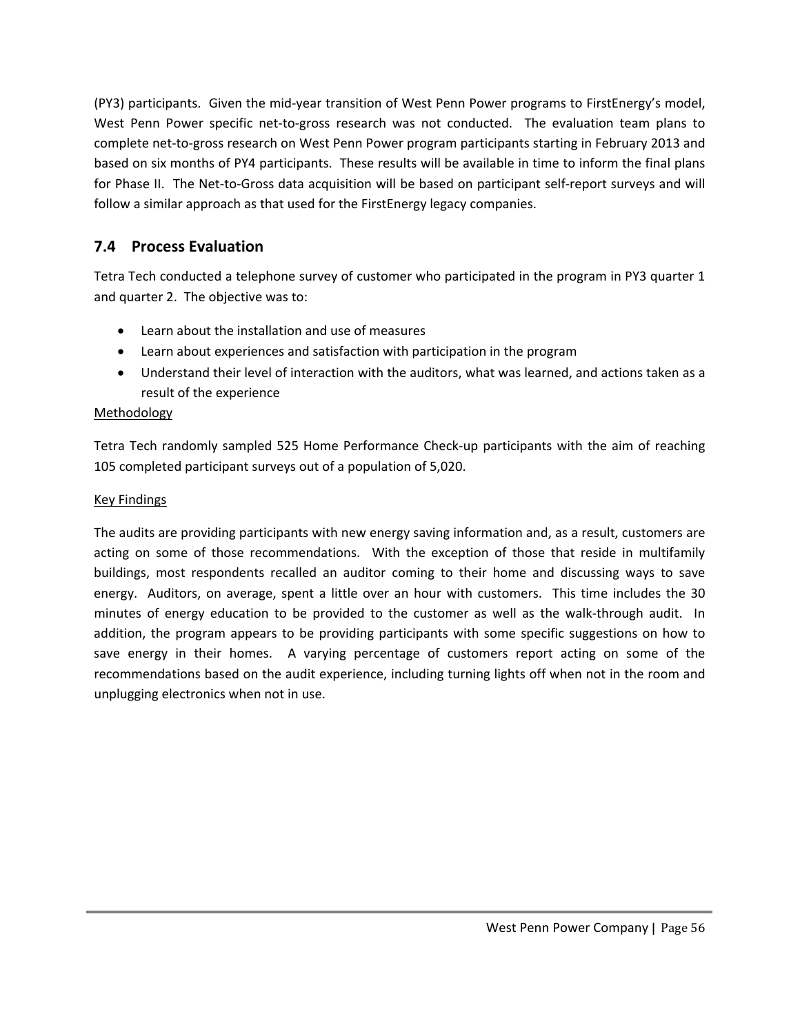(PY3) participants. Given the mid-year transition of West Penn Power programs to FirstEnergy's model, West Penn Power specific net-to-gross research was not conducted. The evaluation team plans to complete net-to-gross research on West Penn Power program participants starting in February 2013 and based on six months of PY4 participants. These results will be available in time to inform the final plans for Phase II. The Net-to-Gross data acquisition will be based on participant self-report surveys and will follow a similar approach as that used for the FirstEnergy legacy companies.

## 7.4 Process Evaluation

Tetra Tech conducted a telephone survey of customer who participated in the program in PY3 quarter 1 and quarter 2. The objective was to:

- Learn about the installation and use of measures
- Learn about experiences and satisfaction with participation in the program
- Understand their level of interaction with the auditors, what was learned, and actions taken as a result of the experience

Methodology

Tetra Tech randomly sampled 525 Home Performance Check-up participants with the aim of reaching 105 completed participant surveys out of a population of 5,020.

Key Findings

The audits are providing participants with new energy saving information and, as a result, customers are acting on some of those recommendations. With the exception of those that reside in multifamily buildings, most respondents recalled an auditor coming to their home and discussing ways to save energy. Auditors, on average, spent a little over an hour with customers. This time includes the 30 minutes of energy education to be provided to the customer as well as the walk-through audit. In addition, the program appears to be providing participants with some specific suggestions on how to save energy in their homes. A varying percentage of customers report acting on some of the recommendations based on the audit experience, including turning lights off when not in the room and unplugging electronics when not in use.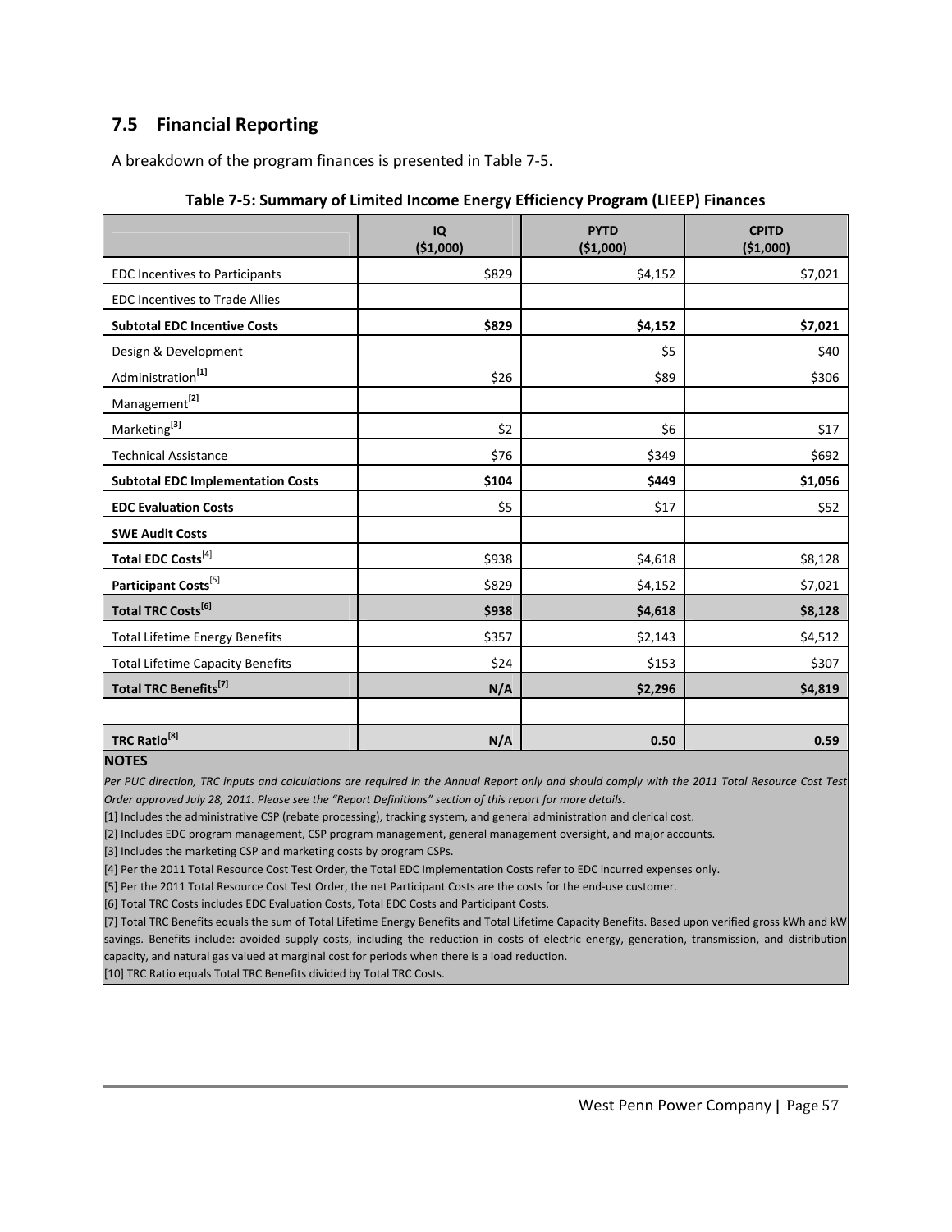## 7.5 Financial Reporting

A breakdown of the program finances is presented in Table 7-5.

**Table 7-5: Summary of Limited Income Energy Efficiency Program (LIEEP) Finances**

| | IQ ($1,000) | PYTD ($1,000) | CPITD ($1,000) |
|---|---|---|---|
| EDC Incentives to Participants | $829 | $4,152 | $7,021 |
| EDC Incentives to Trade Allies | | | |
| **Subtotal EDC Incentive Costs** | **$829** | **$4,152** | **$7,021** |
| Design & Development | | $5 | $40 |
| Administration[1] | $26 | $89 | $306 |
| Management[2] | | | |
| Marketing[3] | $2 | $6 | $17 |
| Technical Assistance | $76 | $349 | $692 |
| **Subtotal EDC Implementation Costs** | **$104** | **$449** | **$1,056** |
| **EDC Evaluation Costs** | $5 | $17 | $52 |
| **SWE Audit Costs** | | | |
| **Total EDC Costs**[4] | $938 | $4,618 | $8,128 |
| **Participant Costs**[5] | $829 | $4,152 | $7,021 |
| **Total TRC Costs[6]** | **$938** | **$4,618** | **$8,128** |
| Total Lifetime Energy Benefits | $357 | $2,143 | $4,512 |
| Total Lifetime Capacity Benefits | $24 | $153 | $307 |
| **Total TRC Benefits[7]** | **N/A** | **$2,296** | **$4,819** |
| | | | |
| **TRC Ratio[8]** | **N/A** | **0.50** | **0.59** |

**NOTES**

*Per PUC direction, TRC inputs and calculations are required in the Annual Report only and should comply with the 2011 Total Resource Cost Test Order approved July 28, 2011. Please see the "Report Definitions" section of this report for more details.*

[1] Includes the administrative CSP (rebate processing), tracking system, and general administration and clerical cost.

[2] Includes EDC program management, CSP program management, general management oversight, and major accounts.

[3] Includes the marketing CSP and marketing costs by program CSPs.

[4] Per the 2011 Total Resource Cost Test Order, the Total EDC Implementation Costs refer to EDC incurred expenses only.

[5] Per the 2011 Total Resource Cost Test Order, the net Participant Costs are the costs for the end-use customer.

[6] Total TRC Costs includes EDC Evaluation Costs, Total EDC Costs and Participant Costs.

[7] Total TRC Benefits equals the sum of Total Lifetime Energy Benefits and Total Lifetime Capacity Benefits. Based upon verified gross kWh and kW savings. Benefits include: avoided supply costs, including the reduction in costs of electric energy, generation, transmission, and distribution capacity, and natural gas valued at marginal cost for periods when there is a load reduction.

[10] TRC Ratio equals Total TRC Benefits divided by Total TRC Costs.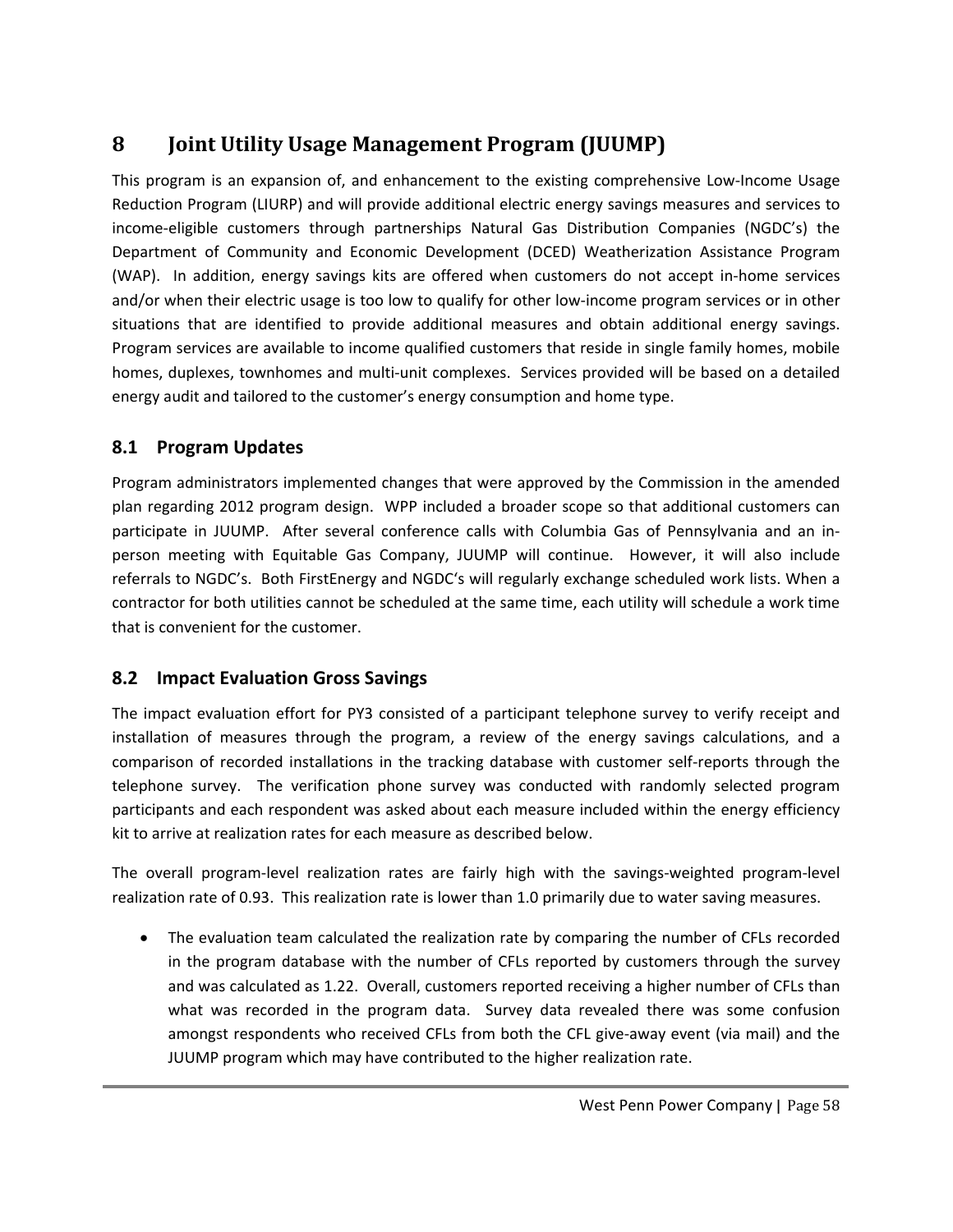# 8 Joint Utility Usage Management Program (JUUMP)

This program is an expansion of, and enhancement to the existing comprehensive Low-Income Usage Reduction Program (LIURP) and will provide additional electric energy savings measures and services to income-eligible customers through partnerships Natural Gas Distribution Companies (NGDC's) the Department of Community and Economic Development (DCED) Weatherization Assistance Program (WAP). In addition, energy savings kits are offered when customers do not accept in-home services and/or when their electric usage is too low to qualify for other low-income program services or in other situations that are identified to provide additional measures and obtain additional energy savings. Program services are available to income qualified customers that reside in single family homes, mobile homes, duplexes, townhomes and multi-unit complexes. Services provided will be based on a detailed energy audit and tailored to the customer's energy consumption and home type.

## 8.1 Program Updates

Program administrators implemented changes that were approved by the Commission in the amended plan regarding 2012 program design. WPP included a broader scope so that additional customers can participate in JUUMP. After several conference calls with Columbia Gas of Pennsylvania and an in-person meeting with Equitable Gas Company, JUUMP will continue. However, it will also include referrals to NGDC's. Both FirstEnergy and NGDC's will regularly exchange scheduled work lists. When a contractor for both utilities cannot be scheduled at the same time, each utility will schedule a work time that is convenient for the customer.

## 8.2 Impact Evaluation Gross Savings

The impact evaluation effort for PY3 consisted of a participant telephone survey to verify receipt and installation of measures through the program, a review of the energy savings calculations, and a comparison of recorded installations in the tracking database with customer self-reports through the telephone survey. The verification phone survey was conducted with randomly selected program participants and each respondent was asked about each measure included within the energy efficiency kit to arrive at realization rates for each measure as described below.

The overall program-level realization rates are fairly high with the savings-weighted program-level realization rate of 0.93. This realization rate is lower than 1.0 primarily due to water saving measures.

- The evaluation team calculated the realization rate by comparing the number of CFLs recorded in the program database with the number of CFLs reported by customers through the survey and was calculated as 1.22. Overall, customers reported receiving a higher number of CFLs than what was recorded in the program data. Survey data revealed there was some confusion amongst respondents who received CFLs from both the CFL give-away event (via mail) and the JUUMP program which may have contributed to the higher realization rate.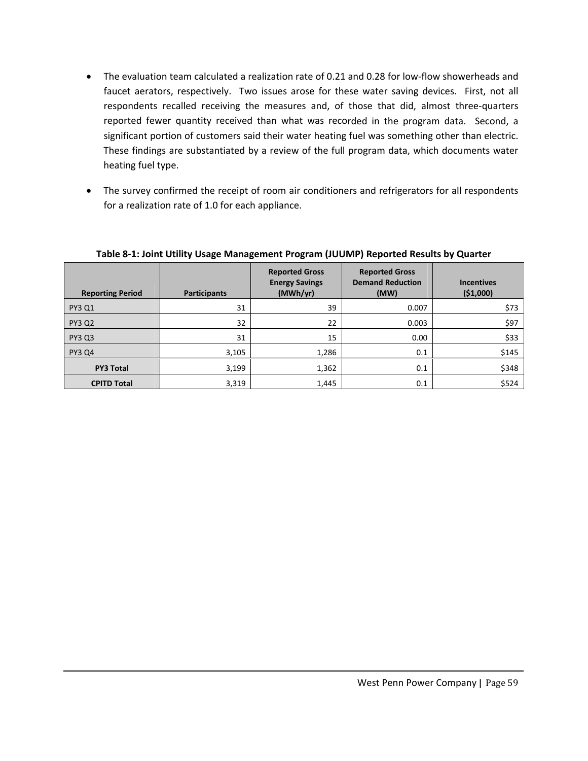- The evaluation team calculated a realization rate of 0.21 and 0.28 for low-flow showerheads and faucet aerators, respectively. Two issues arose for these water saving devices. First, not all respondents recalled receiving the measures and, of those that did, almost three-quarters reported fewer quantity received than what was recorded in the program data. Second, a significant portion of customers said their water heating fuel was something other than electric. These findings are substantiated by a review of the full program data, which documents water heating fuel type.

- The survey confirmed the receipt of room air conditioners and refrigerators for all respondents for a realization rate of 1.0 for each appliance.

**Table 8-1: Joint Utility Usage Management Program (JUUMP) Reported Results by Quarter**

| Reporting Period | Participants | Reported Gross Energy Savings (MWh/yr) | Reported Gross Demand Reduction (MW) | Incentives ($1,000) |
|---|---|---|---|---|
| PY3 Q1 | 31 | 39 | 0.007 | $73 |
| PY3 Q2 | 32 | 22 | 0.003 | $97 |
| PY3 Q3 | 31 | 15 | 0.00 | $33 |
| PY3 Q4 | 3,105 | 1,286 | 0.1 | $145 |
| **PY3 Total** | 3,199 | 1,362 | 0.1 | $348 |
| **CPITD Total** | 3,319 | 1,445 | 0.1 | $524 |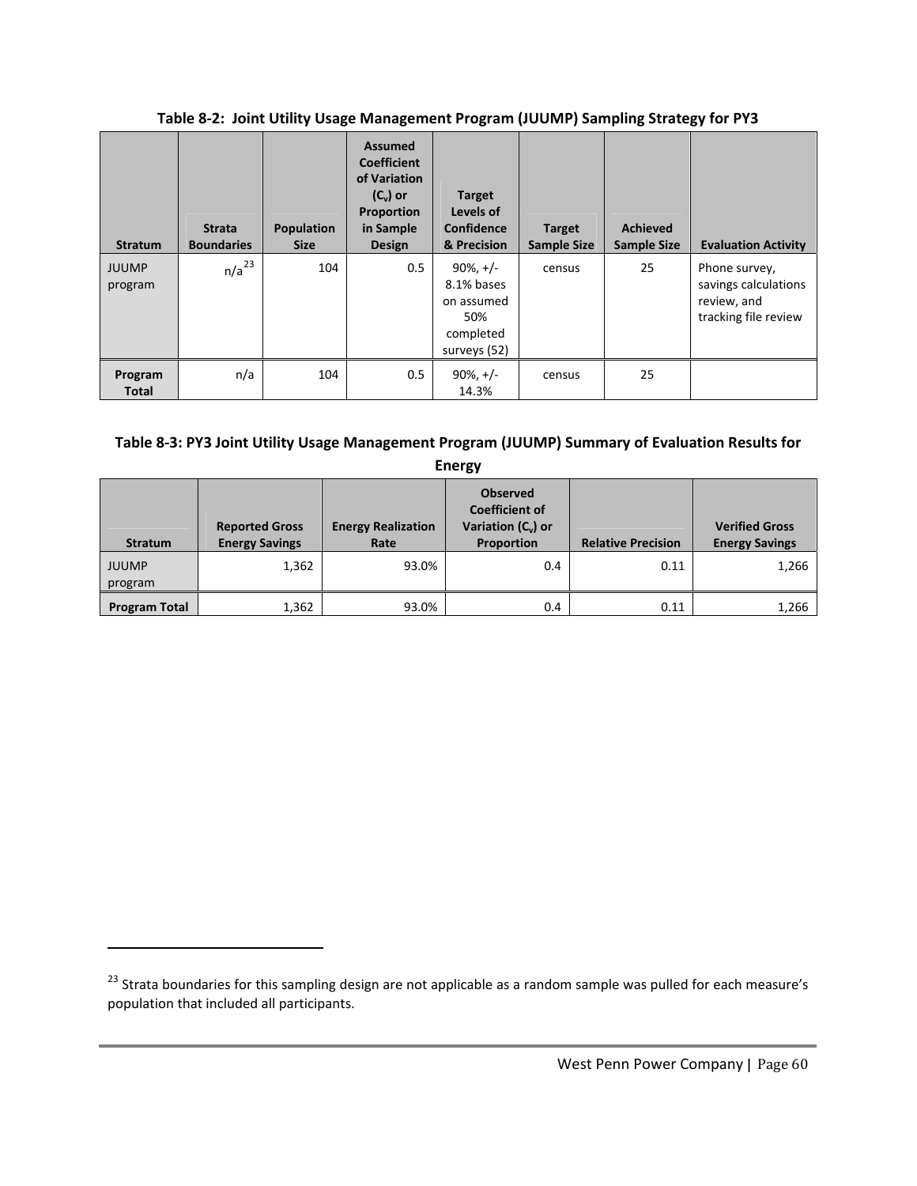**Table 8-2: Joint Utility Usage Management Program (JUUMP) Sampling Strategy for PY3**

| Stratum | Strata Boundaries | Population Size | Assumed Coefficient of Variation ($C_v$) or Proportion in Sample Design | Target Levels of Confidence & Precision | Target Sample Size | Achieved Sample Size | Evaluation Activity |
|---|---|---|---|---|---|---|---|
| JUUMP program | n/a[23] | 104 | 0.5 | 90%, +/- 8.1% bases on assumed 50% completed surveys (52) | census | 25 | Phone survey, savings calculations review, and tracking file review |
| **Program Total** | n/a | 104 | 0.5 | 90%, +/- 14.3% | census | 25 | |

**Table 8-3: PY3 Joint Utility Usage Management Program (JUUMP) Summary of Evaluation Results for Energy**

| Stratum | Reported Gross Energy Savings | Energy Realization Rate | Observed Coefficient of Variation ($C_v$) or Proportion | Relative Precision | Verified Gross Energy Savings |
|---|---|---|---|---|---|
| JUUMP program | 1,362 | 93.0% | 0.4 | 0.11 | 1,266 |
| **Program Total** | 1,362 | 93.0% | 0.4 | 0.11 | 1,266 |

[23] Strata boundaries for this sampling design are not applicable as a random sample was pulled for each measure's population that included all participants.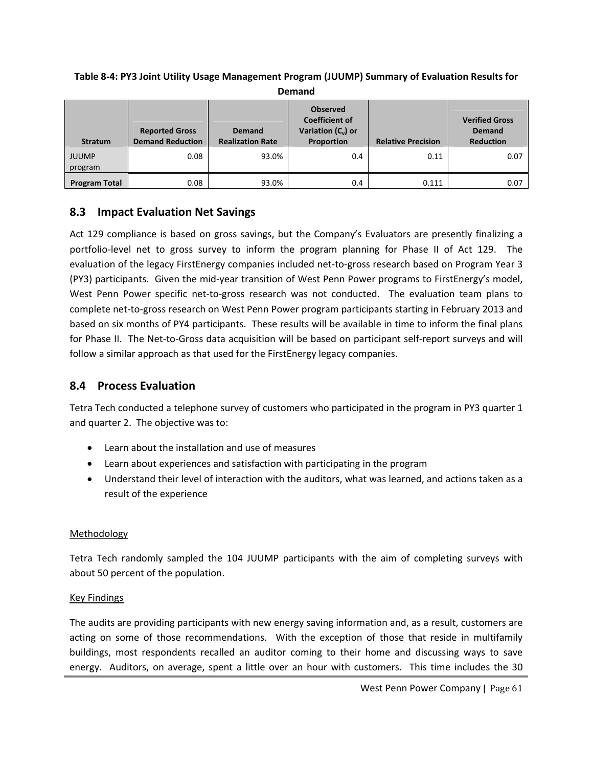**Table 8-4: PY3 Joint Utility Usage Management Program (JUUMP) Summary of Evaluation Results for Demand**

| Stratum | Reported Gross Demand Reduction | Demand Realization Rate | Observed Coefficient of Variation ($C_v$) or Proportion | Relative Precision | Verified Gross Demand Reduction |
|---|---|---|---|---|---|
| JUUMP program | 0.08 | 93.0% | 0.4 | 0.11 | 0.07 |
| **Program Total** | 0.08 | 93.0% | 0.4 | 0.111 | 0.07 |

## 8.3 Impact Evaluation Net Savings

Act 129 compliance is based on gross savings, but the Company's Evaluators are presently finalizing a portfolio-level net to gross survey to inform the program planning for Phase II of Act 129. The evaluation of the legacy FirstEnergy companies included net-to-gross research based on Program Year 3 (PY3) participants. Given the mid-year transition of West Penn Power programs to FirstEnergy's model, West Penn Power specific net-to-gross research was not conducted. The evaluation team plans to complete net-to-gross research on West Penn Power program participants starting in February 2013 and based on six months of PY4 participants. These results will be available in time to inform the final plans for Phase II. The Net-to-Gross data acquisition will be based on participant self-report surveys and will follow a similar approach as that used for the FirstEnergy legacy companies.

## 8.4 Process Evaluation

Tetra Tech conducted a telephone survey of customers who participated in the program in PY3 quarter 1 and quarter 2. The objective was to:

- Learn about the installation and use of measures
- Learn about experiences and satisfaction with participating in the program
- Understand their level of interaction with the auditors, what was learned, and actions taken as a result of the experience

Methodology

Tetra Tech randomly sampled the 104 JUUMP participants with the aim of completing surveys with about 50 percent of the population.

Key Findings

The audits are providing participants with new energy saving information and, as a result, customers are acting on some of those recommendations. With the exception of those that reside in multifamily buildings, most respondents recalled an auditor coming to their home and discussing ways to save energy. Auditors, on average, spent a little over an hour with customers. This time includes the 30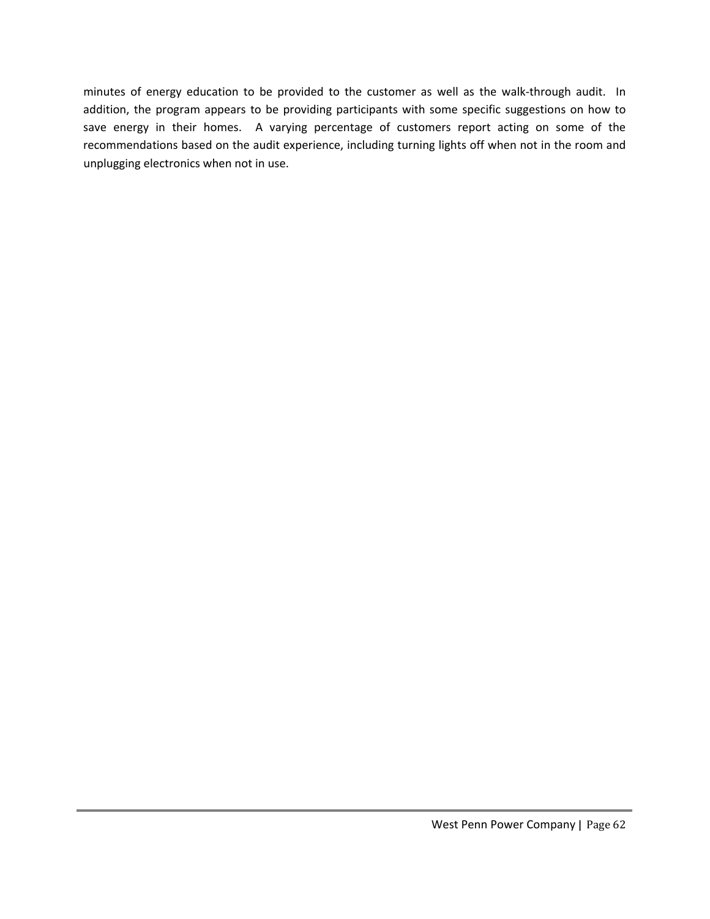minutes of energy education to be provided to the customer as well as the walk-through audit. In addition, the program appears to be providing participants with some specific suggestions on how to save energy in their homes. A varying percentage of customers report acting on some of the recommendations based on the audit experience, including turning lights off when not in the room and unplugging electronics when not in use.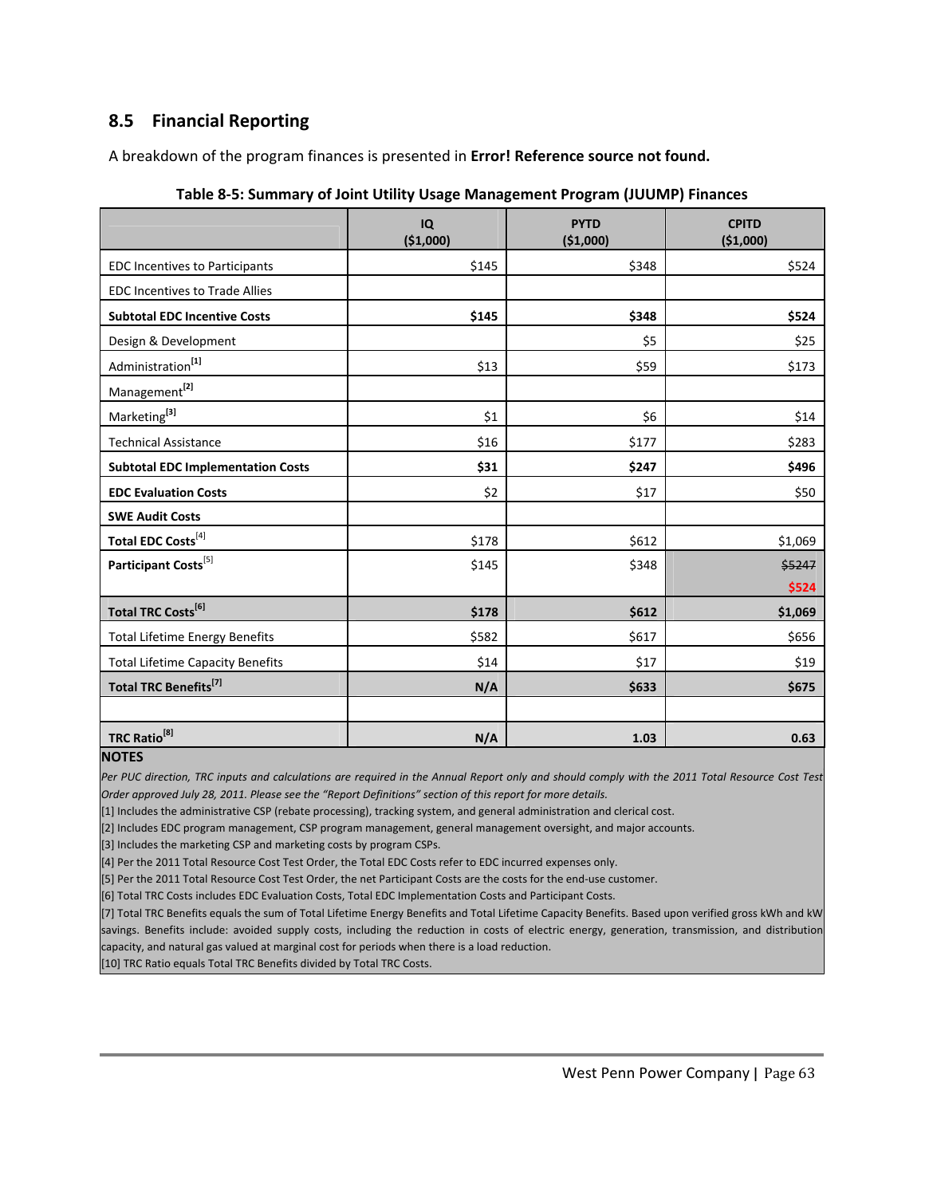## 8.5 Financial Reporting

A breakdown of the program finances is presented in **Error! Reference source not found.**

**Table 8-5: Summary of Joint Utility Usage Management Program (JUUMP) Finances**

| | IQ ($1,000) | PYTD ($1,000) | CPITD ($1,000) |
|---|---|---|---|
| EDC Incentives to Participants | $145 | $348 | $524 |
| EDC Incentives to Trade Allies | | | |
| **Subtotal EDC Incentive Costs** | **$145** | **$348** | **$524** |
| Design & Development | | $5 | $25 |
| Administration[1] | $13 | $59 | $173 |
| Management[2] | | | |
| Marketing[3] | $1 | $6 | $14 |
| Technical Assistance | $16 | $177 | $283 |
| **Subtotal EDC Implementation Costs** | **$31** | **$247** | **$496** |
| **EDC Evaluation Costs** | $2 | $17 | $50 |
| **SWE Audit Costs** | | | |
| **Total EDC Costs**[4] | $178 | $612 | $1,069 |
| **Participant Costs**[5] | $145 | $348 | ~~$5247~~ $524 |
| **Total TRC Costs[6]** | **$178** | **$612** | **$1,069** |
| Total Lifetime Energy Benefits | $582 | $617 | $656 |
| Total Lifetime Capacity Benefits | $14 | $17 | $19 |
| **Total TRC Benefits[7]** | **N/A** | **$633** | **$675** |
| | | | |
| **TRC Ratio[8]** | **N/A** | **1.03** | **0.63** |

**NOTES**

*Per PUC direction, TRC inputs and calculations are required in the Annual Report only and should comply with the 2011 Total Resource Cost Test Order approved July 28, 2011. Please see the "Report Definitions" section of this report for more details.*

[1] Includes the administrative CSP (rebate processing), tracking system, and general administration and clerical cost.

[2] Includes EDC program management, CSP program management, general management oversight, and major accounts.

[3] Includes the marketing CSP and marketing costs by program CSPs.

[4] Per the 2011 Total Resource Cost Test Order, the Total EDC Costs refer to EDC incurred expenses only.

[5] Per the 2011 Total Resource Cost Test Order, the net Participant Costs are the costs for the end-use customer.

[6] Total TRC Costs includes EDC Evaluation Costs, Total EDC Implementation Costs and Participant Costs.

[7] Total TRC Benefits equals the sum of Total Lifetime Energy Benefits and Total Lifetime Capacity Benefits. Based upon verified gross kWh and kW savings. Benefits include: avoided supply costs, including the reduction in costs of electric energy, generation, transmission, and distribution capacity, and natural gas valued at marginal cost for periods when there is a load reduction.

[10] TRC Ratio equals Total TRC Benefits divided by Total TRC Costs.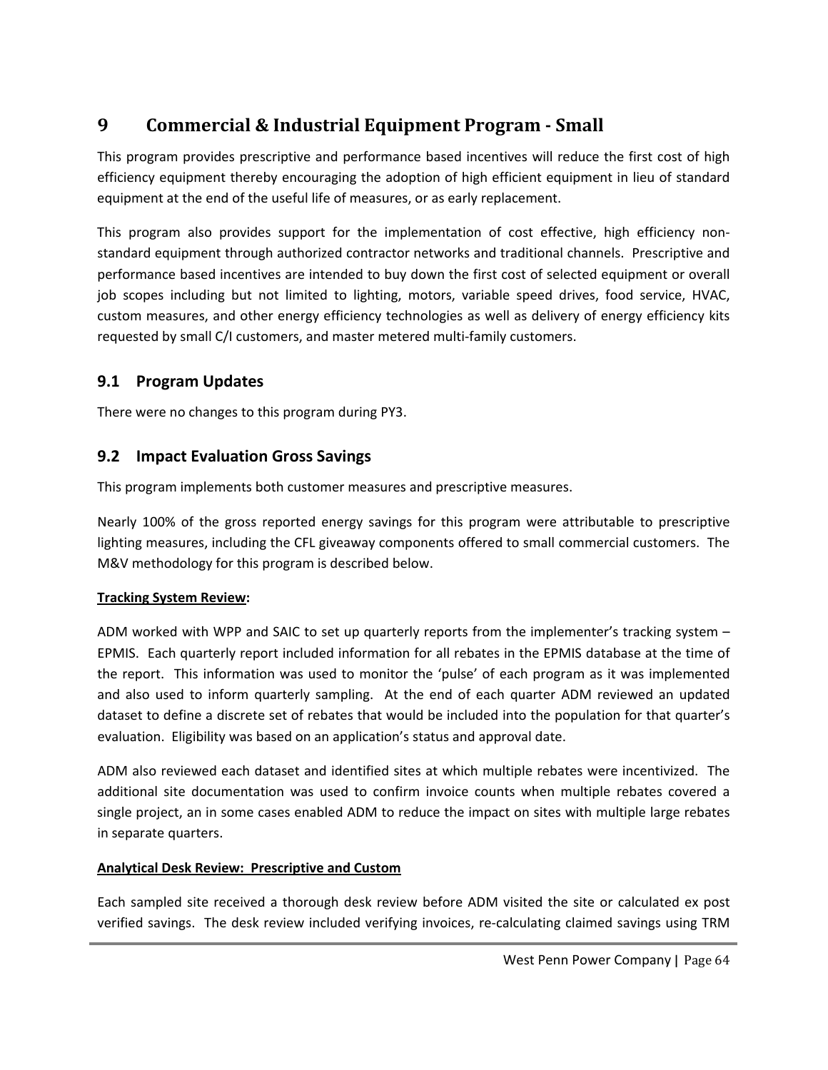# 9 Commercial & Industrial Equipment Program - Small

This program provides prescriptive and performance based incentives will reduce the first cost of high efficiency equipment thereby encouraging the adoption of high efficient equipment in lieu of standard equipment at the end of the useful life of measures, or as early replacement.

This program also provides support for the implementation of cost effective, high efficiency non-standard equipment through authorized contractor networks and traditional channels. Prescriptive and performance based incentives are intended to buy down the first cost of selected equipment or overall job scopes including but not limited to lighting, motors, variable speed drives, food service, HVAC, custom measures, and other energy efficiency technologies as well as delivery of energy efficiency kits requested by small C/I customers, and master metered multi-family customers.

## 9.1 Program Updates

There were no changes to this program during PY3.

## 9.2 Impact Evaluation Gross Savings

This program implements both customer measures and prescriptive measures.

Nearly 100% of the gross reported energy savings for this program were attributable to prescriptive lighting measures, including the CFL giveaway components offered to small commercial customers. The M&V methodology for this program is described below.

**Tracking System Review:**

ADM worked with WPP and SAIC to set up quarterly reports from the implementer's tracking system – EPMIS. Each quarterly report included information for all rebates in the EPMIS database at the time of the report. This information was used to monitor the 'pulse' of each program as it was implemented and also used to inform quarterly sampling. At the end of each quarter ADM reviewed an updated dataset to define a discrete set of rebates that would be included into the population for that quarter's evaluation. Eligibility was based on an application's status and approval date.

ADM also reviewed each dataset and identified sites at which multiple rebates were incentivized. The additional site documentation was used to confirm invoice counts when multiple rebates covered a single project, an in some cases enabled ADM to reduce the impact on sites with multiple large rebates in separate quarters.

**Analytical Desk Review: Prescriptive and Custom**

Each sampled site received a thorough desk review before ADM visited the site or calculated ex post verified savings. The desk review included verifying invoices, re-calculating claimed savings using TRM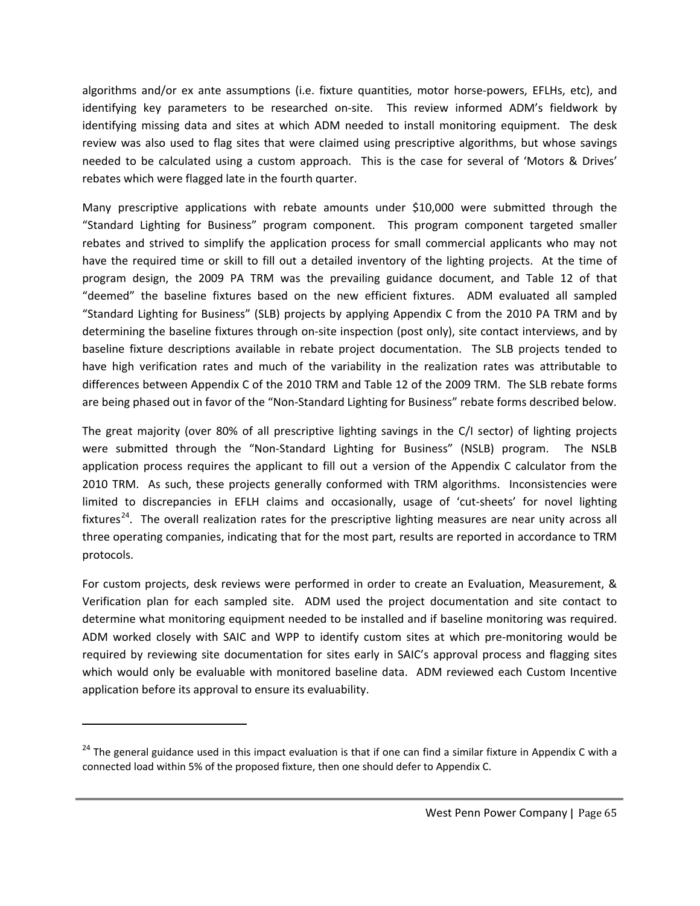algorithms and/or ex ante assumptions (i.e. fixture quantities, motor horse-powers, EFLHs, etc), and identifying key parameters to be researched on-site. This review informed ADM's fieldwork by identifying missing data and sites at which ADM needed to install monitoring equipment. The desk review was also used to flag sites that were claimed using prescriptive algorithms, but whose savings needed to be calculated using a custom approach. This is the case for several of 'Motors & Drives' rebates which were flagged late in the fourth quarter.

Many prescriptive applications with rebate amounts under $10,000 were submitted through the "Standard Lighting for Business" program component. This program component targeted smaller rebates and strived to simplify the application process for small commercial applicants who may not have the required time or skill to fill out a detailed inventory of the lighting projects. At the time of program design, the 2009 PA TRM was the prevailing guidance document, and Table 12 of that "deemed" the baseline fixtures based on the new efficient fixtures. ADM evaluated all sampled "Standard Lighting for Business" (SLB) projects by applying Appendix C from the 2010 PA TRM and by determining the baseline fixtures through on-site inspection (post only), site contact interviews, and by baseline fixture descriptions available in rebate project documentation. The SLB projects tended to have high verification rates and much of the variability in the realization rates was attributable to differences between Appendix C of the 2010 TRM and Table 12 of the 2009 TRM. The SLB rebate forms are being phased out in favor of the "Non-Standard Lighting for Business" rebate forms described below.

The great majority (over 80% of all prescriptive lighting savings in the C/I sector) of lighting projects were submitted through the "Non-Standard Lighting for Business" (NSLB) program. The NSLB application process requires the applicant to fill out a version of the Appendix C calculator from the 2010 TRM. As such, these projects generally conformed with TRM algorithms. Inconsistencies were limited to discrepancies in EFLH claims and occasionally, usage of 'cut-sheets' for novel lighting fixtures[24]. The overall realization rates for the prescriptive lighting measures are near unity across all three operating companies, indicating that for the most part, results are reported in accordance to TRM protocols.

For custom projects, desk reviews were performed in order to create an Evaluation, Measurement, & Verification plan for each sampled site. ADM used the project documentation and site contact to determine what monitoring equipment needed to be installed and if baseline monitoring was required. ADM worked closely with SAIC and WPP to identify custom sites at which pre-monitoring would be required by reviewing site documentation for sites early in SAIC's approval process and flagging sites which would only be evaluable with monitored baseline data. ADM reviewed each Custom Incentive application before its approval to ensure its evaluability.

[24] The general guidance used in this impact evaluation is that if one can find a similar fixture in Appendix C with a connected load within 5% of the proposed fixture, then one should defer to Appendix C.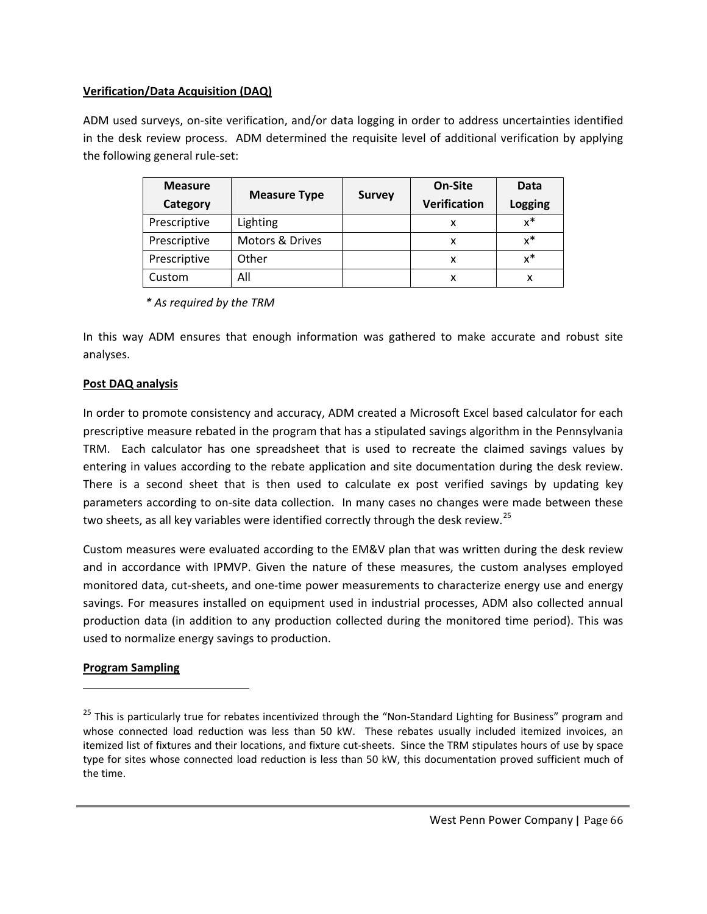**Verification/Data Acquisition (DAQ)**

ADM used surveys, on-site verification, and/or data logging in order to address uncertainties identified in the desk review process. ADM determined the requisite level of additional verification by applying the following general rule-set:

| Measure Category | Measure Type | Survey | On-Site Verification | Data Logging |
|---|---|---|---|---|
| Prescriptive | Lighting | | x | x* |
| Prescriptive | Motors & Drives | | x | x* |
| Prescriptive | Other | | x | x* |
| Custom | All | | x | x |

*\* As required by the TRM*

In this way ADM ensures that enough information was gathered to make accurate and robust site analyses.

**Post DAQ analysis**

In order to promote consistency and accuracy, ADM created a Microsoft Excel based calculator for each prescriptive measure rebated in the program that has a stipulated savings algorithm in the Pennsylvania TRM. Each calculator has one spreadsheet that is used to recreate the claimed savings values by entering in values according to the rebate application and site documentation during the desk review. There is a second sheet that is then used to calculate ex post verified savings by updating key parameters according to on-site data collection. In many cases no changes were made between these two sheets, as all key variables were identified correctly through the desk review.[25]

Custom measures were evaluated according to the EM&V plan that was written during the desk review and in accordance with IPMVP. Given the nature of these measures, the custom analyses employed monitored data, cut-sheets, and one-time power measurements to characterize energy use and energy savings. For measures installed on equipment used in industrial processes, ADM also collected annual production data (in addition to any production collected during the monitored time period). This was used to normalize energy savings to production.

**Program Sampling**

---

[25] This is particularly true for rebates incentivized through the "Non-Standard Lighting for Business" program and whose connected load reduction was less than 50 kW. These rebates usually included itemized invoices, an itemized list of fixtures and their locations, and fixture cut-sheets. Since the TRM stipulates hours of use by space type for sites whose connected load reduction is less than 50 kW, this documentation proved sufficient much of the time.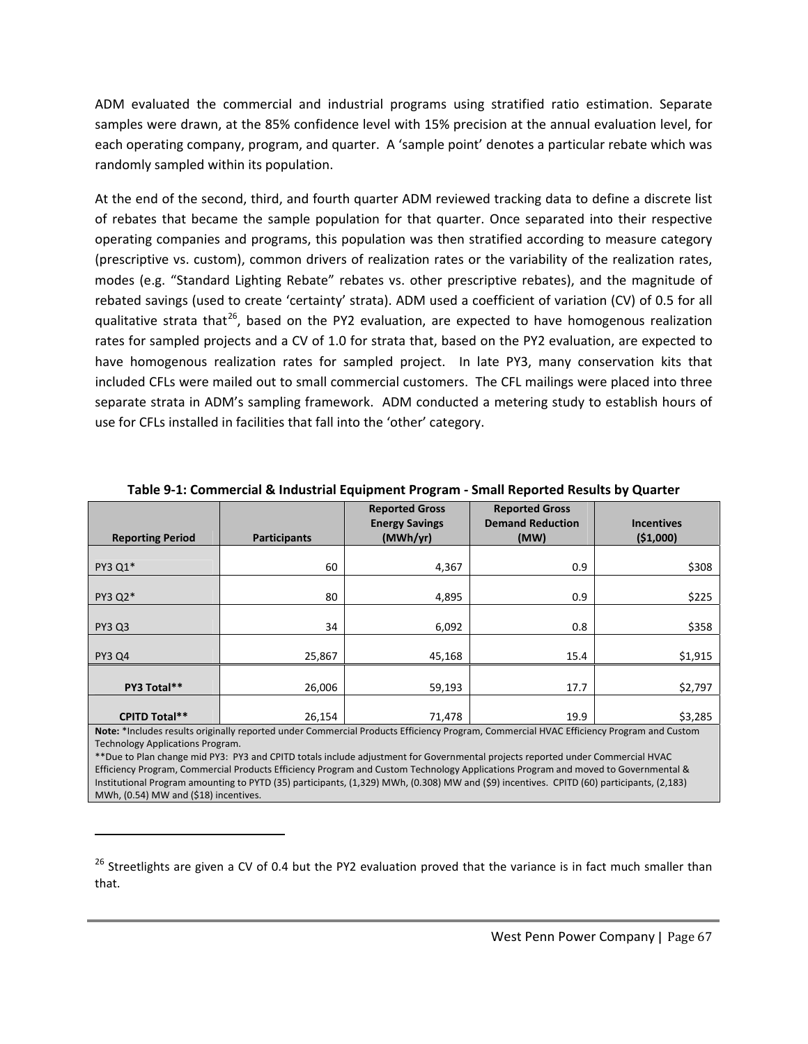ADM evaluated the commercial and industrial programs using stratified ratio estimation. Separate samples were drawn, at the 85% confidence level with 15% precision at the annual evaluation level, for each operating company, program, and quarter. A 'sample point' denotes a particular rebate which was randomly sampled within its population.

At the end of the second, third, and fourth quarter ADM reviewed tracking data to define a discrete list of rebates that became the sample population for that quarter. Once separated into their respective operating companies and programs, this population was then stratified according to measure category (prescriptive vs. custom), common drivers of realization rates or the variability of the realization rates, modes (e.g. "Standard Lighting Rebate" rebates vs. other prescriptive rebates), and the magnitude of rebated savings (used to create 'certainty' strata). ADM used a coefficient of variation (CV) of 0.5 for all qualitative strata that[26], based on the PY2 evaluation, are expected to have homogenous realization rates for sampled projects and a CV of 1.0 for strata that, based on the PY2 evaluation, are expected to have homogenous realization rates for sampled project. In late PY3, many conservation kits that included CFLs were mailed out to small commercial customers. The CFL mailings were placed into three separate strata in ADM's sampling framework. ADM conducted a metering study to establish hours of use for CFLs installed in facilities that fall into the 'other' category.

**Table 9-1: Commercial & Industrial Equipment Program - Small Reported Results by Quarter**

| Reporting Period | Participants | Reported Gross Energy Savings (MWh/yr) | Reported Gross Demand Reduction (MW) | Incentives ($1,000) |
|---|---|---|---|---|
| PY3 Q1* | 60 | 4,367 | 0.9 | $308 |
| PY3 Q2* | 80 | 4,895 | 0.9 | $225 |
| PY3 Q3 | 34 | 6,092 | 0.8 | $358 |
| PY3 Q4 | 25,867 | 45,168 | 15.4 | $1,915 |
| **PY3 Total**** | 26,006 | 59,193 | 17.7 | $2,797 |
| **CPITD Total**** | 26,154 | 71,478 | 19.9 | $3,285 |

**Note:** *Includes results originally reported under Commercial Products Efficiency Program, Commercial HVAC Efficiency Program and Custom Technology Applications Program.
**Due to Plan change mid PY3: PY3 and CPITD totals include adjustment for Governmental projects reported under Commercial HVAC Efficiency Program, Commercial Products Efficiency Program and Custom Technology Applications Program and moved to Governmental & Institutional Program amounting to PYTD (35) participants, (1,329) MWh, (0.308) MW and ($9) incentives. CPITD (60) participants, (2,183) MWh, (0.54) MW and ($18) incentives.

[26] Streetlights are given a CV of 0.4 but the PY2 evaluation proved that the variance is in fact much smaller than that.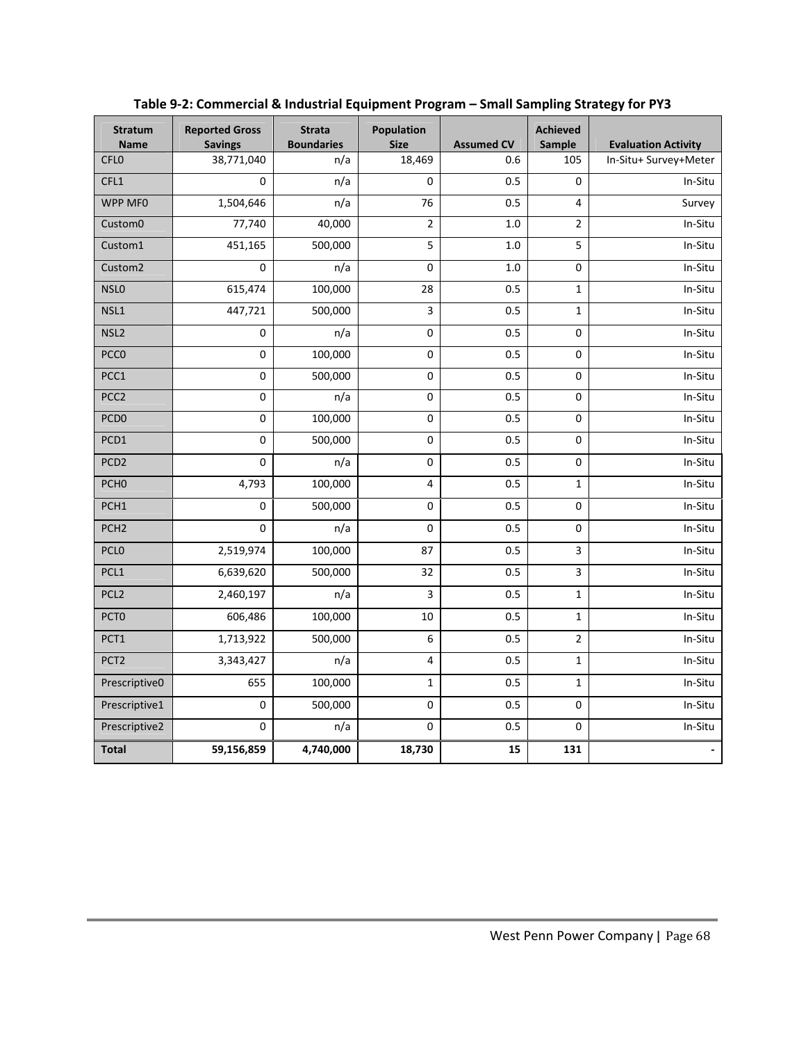**Table 9-2: Commercial & Industrial Equipment Program – Small Sampling Strategy for PY3**

| Stratum Name | Reported Gross Savings | Strata Boundaries | Population Size | Assumed CV | Achieved Sample | Evaluation Activity |
|---|---|---|---|---|---|---|
| CFL0 | 38,771,040 | n/a | 18,469 | 0.6 | 105 | In-Situ+ Survey+Meter |
| CFL1 | 0 | n/a | 0 | 0.5 | 0 | In-Situ |
| WPP MF0 | 1,504,646 | n/a | 76 | 0.5 | 4 | Survey |
| Custom0 | 77,740 | 40,000 | 2 | 1.0 | 2 | In-Situ |
| Custom1 | 451,165 | 500,000 | 5 | 1.0 | 5 | In-Situ |
| Custom2 | 0 | n/a | 0 | 1.0 | 0 | In-Situ |
| NSL0 | 615,474 | 100,000 | 28 | 0.5 | 1 | In-Situ |
| NSL1 | 447,721 | 500,000 | 3 | 0.5 | 1 | In-Situ |
| NSL2 | 0 | n/a | 0 | 0.5 | 0 | In-Situ |
| PCC0 | 0 | 100,000 | 0 | 0.5 | 0 | In-Situ |
| PCC1 | 0 | 500,000 | 0 | 0.5 | 0 | In-Situ |
| PCC2 | 0 | n/a | 0 | 0.5 | 0 | In-Situ |
| PCD0 | 0 | 100,000 | 0 | 0.5 | 0 | In-Situ |
| PCD1 | 0 | 500,000 | 0 | 0.5 | 0 | In-Situ |
| PCD2 | 0 | n/a | 0 | 0.5 | 0 | In-Situ |
| PCH0 | 4,793 | 100,000 | 4 | 0.5 | 1 | In-Situ |
| PCH1 | 0 | 500,000 | 0 | 0.5 | 0 | In-Situ |
| PCH2 | 0 | n/a | 0 | 0.5 | 0 | In-Situ |
| PCL0 | 2,519,974 | 100,000 | 87 | 0.5 | 3 | In-Situ |
| PCL1 | 6,639,620 | 500,000 | 32 | 0.5 | 3 | In-Situ |
| PCL2 | 2,460,197 | n/a | 3 | 0.5 | 1 | In-Situ |
| PCT0 | 606,486 | 100,000 | 10 | 0.5 | 1 | In-Situ |
| PCT1 | 1,713,922 | 500,000 | 6 | 0.5 | 2 | In-Situ |
| PCT2 | 3,343,427 | n/a | 4 | 0.5 | 1 | In-Situ |
| Prescriptive0 | 655 | 100,000 | 1 | 0.5 | 1 | In-Situ |
| Prescriptive1 | 0 | 500,000 | 0 | 0.5 | 0 | In-Situ |
| Prescriptive2 | 0 | n/a | 0 | 0.5 | 0 | In-Situ |
| **Total** | **59,156,859** | **4,740,000** | **18,730** | **15** | **131** | **-** |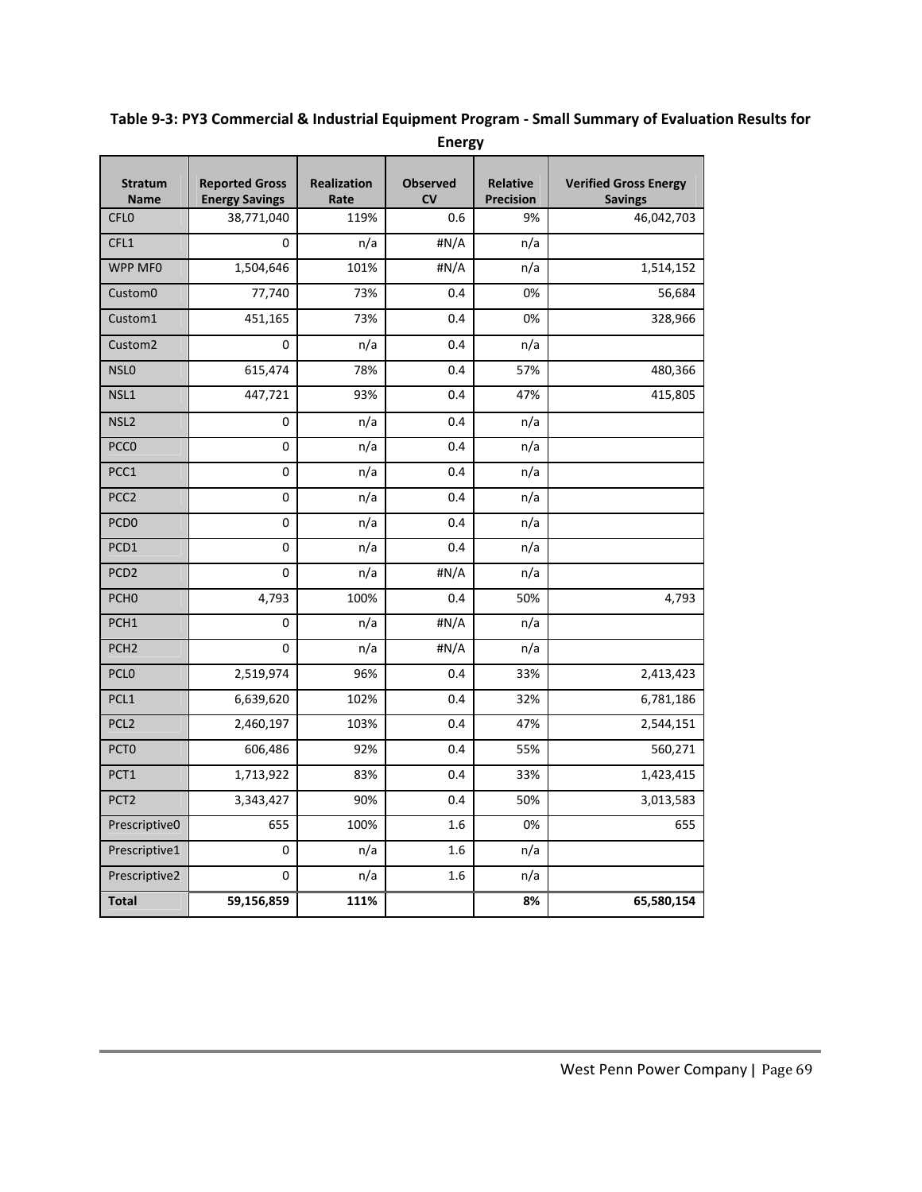**Table 9-3: PY3 Commercial & Industrial Equipment Program - Small Summary of Evaluation Results for Energy**

| Stratum Name | Reported Gross Energy Savings | Realization Rate | Observed CV | Relative Precision | Verified Gross Energy Savings |
|---|---|---|---|---|---|
| CFL0 | 38,771,040 | 119% | 0.6 | 9% | 46,042,703 |
| CFL1 | 0 | n/a | #N/A | n/a | |
| WPP MF0 | 1,504,646 | 101% | #N/A | n/a | 1,514,152 |
| Custom0 | 77,740 | 73% | 0.4 | 0% | 56,684 |
| Custom1 | 451,165 | 73% | 0.4 | 0% | 328,966 |
| Custom2 | 0 | n/a | 0.4 | n/a | |
| NSL0 | 615,474 | 78% | 0.4 | 57% | 480,366 |
| NSL1 | 447,721 | 93% | 0.4 | 47% | 415,805 |
| NSL2 | 0 | n/a | 0.4 | n/a | |
| PCC0 | 0 | n/a | 0.4 | n/a | |
| PCC1 | 0 | n/a | 0.4 | n/a | |
| PCC2 | 0 | n/a | 0.4 | n/a | |
| PCD0 | 0 | n/a | 0.4 | n/a | |
| PCD1 | 0 | n/a | 0.4 | n/a | |
| PCD2 | 0 | n/a | #N/A | n/a | |
| PCH0 | 4,793 | 100% | 0.4 | 50% | 4,793 |
| PCH1 | 0 | n/a | #N/A | n/a | |
| PCH2 | 0 | n/a | #N/A | n/a | |
| PCL0 | 2,519,974 | 96% | 0.4 | 33% | 2,413,423 |
| PCL1 | 6,639,620 | 102% | 0.4 | 32% | 6,781,186 |
| PCL2 | 2,460,197 | 103% | 0.4 | 47% | 2,544,151 |
| PCT0 | 606,486 | 92% | 0.4 | 55% | 560,271 |
| PCT1 | 1,713,922 | 83% | 0.4 | 33% | 1,423,415 |
| PCT2 | 3,343,427 | 90% | 0.4 | 50% | 3,013,583 |
| Prescriptive0 | 655 | 100% | 1.6 | 0% | 655 |
| Prescriptive1 | 0 | n/a | 1.6 | n/a | |
| Prescriptive2 | 0 | n/a | 1.6 | n/a | |
| **Total** | **59,156,859** | **111%** | | **8%** | **65,580,154** |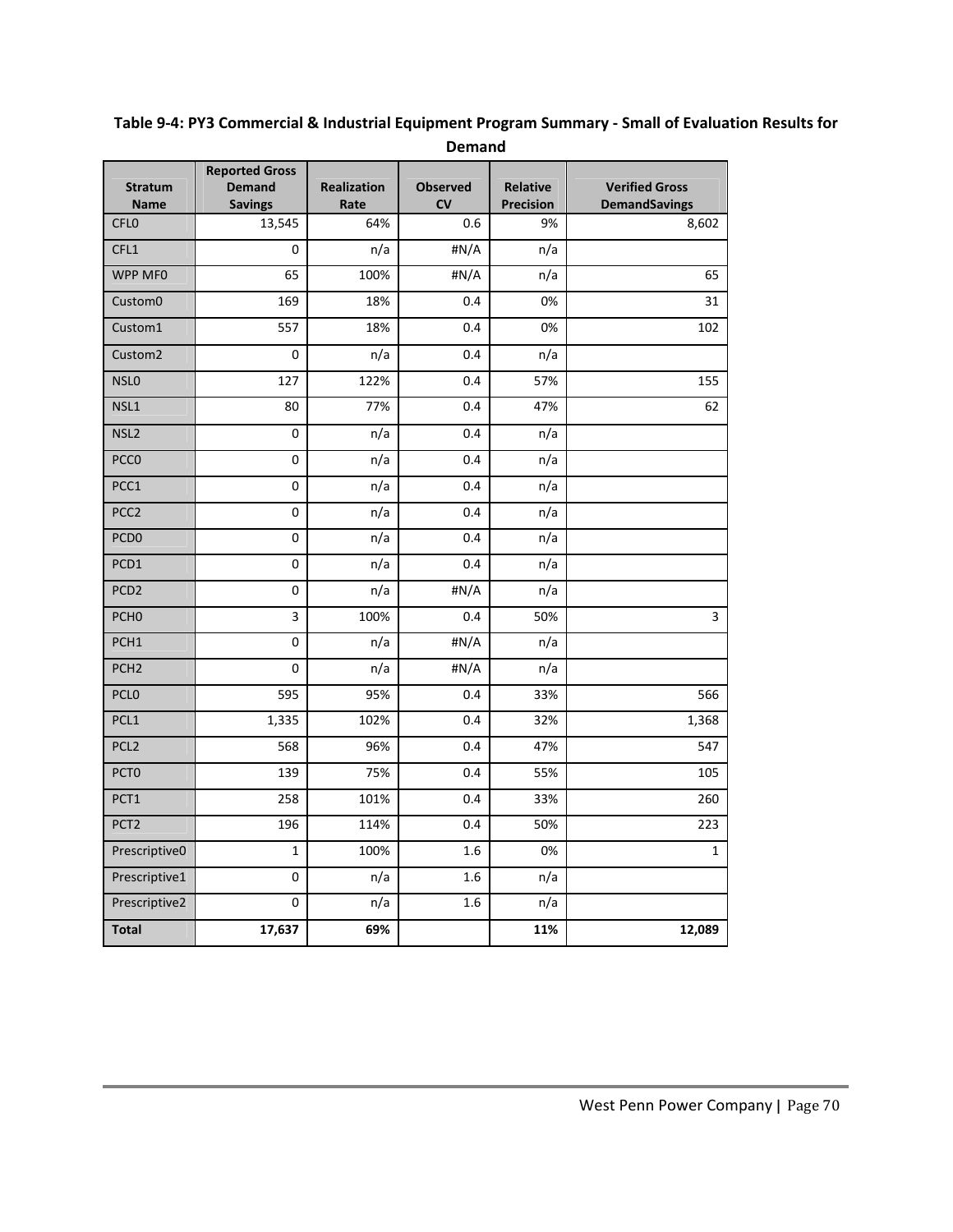**Table 9-4: PY3 Commercial & Industrial Equipment Program Summary - Small of Evaluation Results for Demand**

| Stratum Name | Reported Gross Demand Savings | Realization Rate | Observed CV | Relative Precision | Verified Gross DemandSavings |
|---|---|---|---|---|---|
| CFL0 | 13,545 | 64% | 0.6 | 9% | 8,602 |
| CFL1 | 0 | n/a | #N/A | n/a | |
| WPP MF0 | 65 | 100% | #N/A | n/a | 65 |
| Custom0 | 169 | 18% | 0.4 | 0% | 31 |
| Custom1 | 557 | 18% | 0.4 | 0% | 102 |
| Custom2 | 0 | n/a | 0.4 | n/a | |
| NSL0 | 127 | 122% | 0.4 | 57% | 155 |
| NSL1 | 80 | 77% | 0.4 | 47% | 62 |
| NSL2 | 0 | n/a | 0.4 | n/a | |
| PCC0 | 0 | n/a | 0.4 | n/a | |
| PCC1 | 0 | n/a | 0.4 | n/a | |
| PCC2 | 0 | n/a | 0.4 | n/a | |
| PCD0 | 0 | n/a | 0.4 | n/a | |
| PCD1 | 0 | n/a | 0.4 | n/a | |
| PCD2 | 0 | n/a | #N/A | n/a | |
| PCH0 | 3 | 100% | 0.4 | 50% | 3 |
| PCH1 | 0 | n/a | #N/A | n/a | |
| PCH2 | 0 | n/a | #N/A | n/a | |
| PCL0 | 595 | 95% | 0.4 | 33% | 566 |
| PCL1 | 1,335 | 102% | 0.4 | 32% | 1,368 |
| PCL2 | 568 | 96% | 0.4 | 47% | 547 |
| PCT0 | 139 | 75% | 0.4 | 55% | 105 |
| PCT1 | 258 | 101% | 0.4 | 33% | 260 |
| PCT2 | 196 | 114% | 0.4 | 50% | 223 |
| Prescriptive0 | 1 | 100% | 1.6 | 0% | 1 |
| Prescriptive1 | 0 | n/a | 1.6 | n/a | |
| Prescriptive2 | 0 | n/a | 1.6 | n/a | |
| **Total** | **17,637** | **69%** | | **11%** | **12,089** |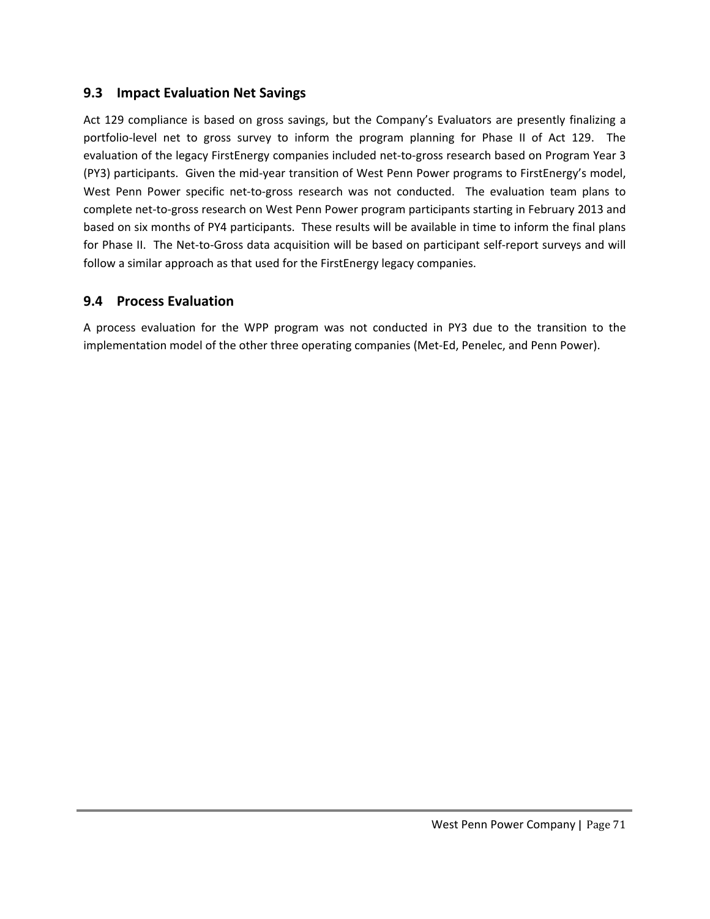## 9.3 Impact Evaluation Net Savings

Act 129 compliance is based on gross savings, but the Company's Evaluators are presently finalizing a portfolio-level net to gross survey to inform the program planning for Phase II of Act 129. The evaluation of the legacy FirstEnergy companies included net-to-gross research based on Program Year 3 (PY3) participants. Given the mid-year transition of West Penn Power programs to FirstEnergy's model, West Penn Power specific net-to-gross research was not conducted. The evaluation team plans to complete net-to-gross research on West Penn Power program participants starting in February 2013 and based on six months of PY4 participants. These results will be available in time to inform the final plans for Phase II. The Net-to-Gross data acquisition will be based on participant self-report surveys and will follow a similar approach as that used for the FirstEnergy legacy companies.

## 9.4 Process Evaluation

A process evaluation for the WPP program was not conducted in PY3 due to the transition to the implementation model of the other three operating companies (Met-Ed, Penelec, and Penn Power).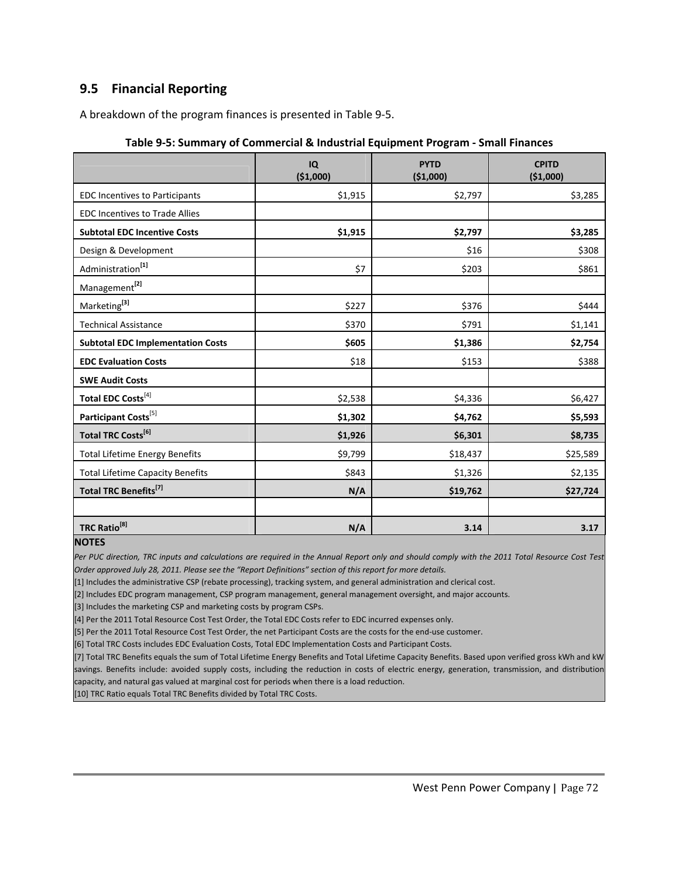## 9.5 Financial Reporting

A breakdown of the program finances is presented in Table 9-5.

**Table 9-5: Summary of Commercial & Industrial Equipment Program - Small Finances**

| | IQ ($1,000) | PYTD ($1,000) | CPITD ($1,000) |
|---|---|---|---|
| EDC Incentives to Participants | $1,915 | $2,797 | $3,285 |
| EDC Incentives to Trade Allies | | | |
| **Subtotal EDC Incentive Costs** | **$1,915** | **$2,797** | **$3,285** |
| Design & Development | | $16 | $308 |
| Administration[1] | $7 | $203 | $861 |
| Management[2] | | | |
| Marketing[3] | $227 | $376 | $444 |
| Technical Assistance | $370 | $791 | $1,141 |
| **Subtotal EDC Implementation Costs** | **$605** | **$1,386** | **$2,754** |
| **EDC Evaluation Costs** | $18 | $153 | $388 |
| **SWE Audit Costs** | | | |
| **Total EDC Costs**[4] | $2,538 | $4,336 | $6,427 |
| **Participant Costs**[5] | **$1,302** | **$4,762** | **$5,593** |
| **Total TRC Costs[6]** | **$1,926** | **$6,301** | **$8,735** |
| Total Lifetime Energy Benefits | $9,799 | $18,437 | $25,589 |
| Total Lifetime Capacity Benefits | $843 | $1,326 | $2,135 |
| **Total TRC Benefits[7]** | **N/A** | **$19,762** | **$27,724** |
| | | | |
| **TRC Ratio[8]** | **N/A** | **3.14** | **3.17** |

**NOTES**

*Per PUC direction, TRC inputs and calculations are required in the Annual Report only and should comply with the 2011 Total Resource Cost Test Order approved July 28, 2011. Please see the "Report Definitions" section of this report for more details.*

[1] Includes the administrative CSP (rebate processing), tracking system, and general administration and clerical cost.

[2] Includes EDC program management, CSP program management, general management oversight, and major accounts.

[3] Includes the marketing CSP and marketing costs by program CSPs.

[4] Per the 2011 Total Resource Cost Test Order, the Total EDC Costs refer to EDC incurred expenses only.

[5] Per the 2011 Total Resource Cost Test Order, the net Participant Costs are the costs for the end-use customer.

[6] Total TRC Costs includes EDC Evaluation Costs, Total EDC Implementation Costs and Participant Costs.

[7] Total TRC Benefits equals the sum of Total Lifetime Energy Benefits and Total Lifetime Capacity Benefits. Based upon verified gross kWh and kW savings. Benefits include: avoided supply costs, including the reduction in costs of electric energy, generation, transmission, and distribution capacity, and natural gas valued at marginal cost for periods when there is a load reduction.

[10] TRC Ratio equals Total TRC Benefits divided by Total TRC Costs.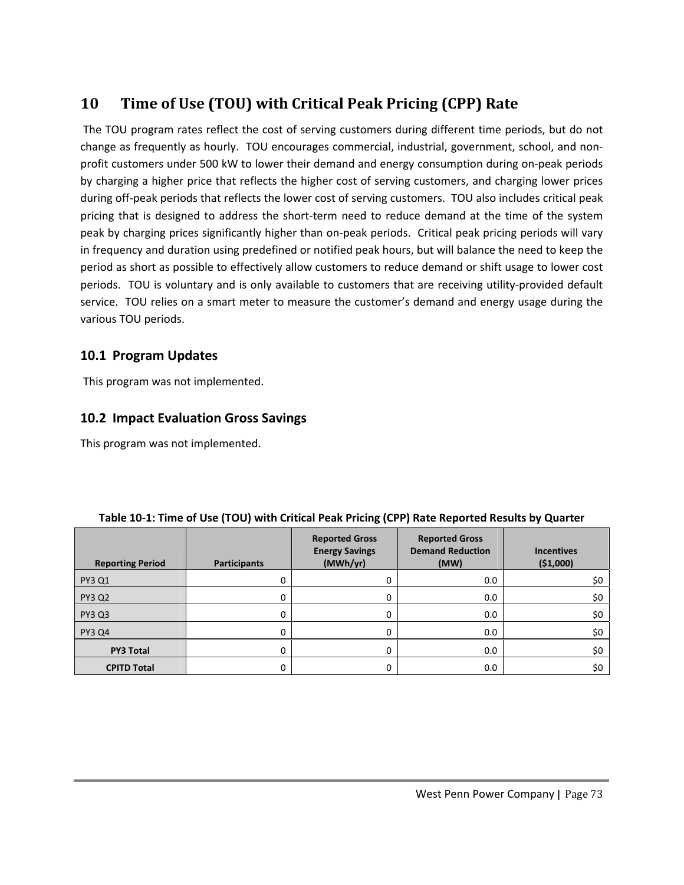# 10 Time of Use (TOU) with Critical Peak Pricing (CPP) Rate

The TOU program rates reflect the cost of serving customers during different time periods, but do not change as frequently as hourly. TOU encourages commercial, industrial, government, school, and non-profit customers under 500 kW to lower their demand and energy consumption during on-peak periods by charging a higher price that reflects the higher cost of serving customers, and charging lower prices during off-peak periods that reflects the lower cost of serving customers. TOU also includes critical peak pricing that is designed to address the short-term need to reduce demand at the time of the system peak by charging prices significantly higher than on-peak periods. Critical peak pricing periods will vary in frequency and duration using predefined or notified peak hours, but will balance the need to keep the period as short as possible to effectively allow customers to reduce demand or shift usage to lower cost periods. TOU is voluntary and is only available to customers that are receiving utility-provided default service. TOU relies on a smart meter to measure the customer's demand and energy usage during the various TOU periods.

## 10.1 Program Updates

This program was not implemented.

## 10.2 Impact Evaluation Gross Savings

This program was not implemented.

**Table 10-1: Time of Use (TOU) with Critical Peak Pricing (CPP) Rate Reported Results by Quarter**

| Reporting Period | Participants | Reported Gross Energy Savings (MWh/yr) | Reported Gross Demand Reduction (MW) | Incentives ($1,000) |
|---|---|---|---|---|
| PY3 Q1 | 0 | 0 | 0.0 | $0 |
| PY3 Q2 | 0 | 0 | 0.0 | $0 |
| PY3 Q3 | 0 | 0 | 0.0 | $0 |
| PY3 Q4 | 0 | 0 | 0.0 | $0 |
| **PY3 Total** | 0 | 0 | 0.0 | $0 |
| **CPITD Total** | 0 | 0 | 0.0 | $0 |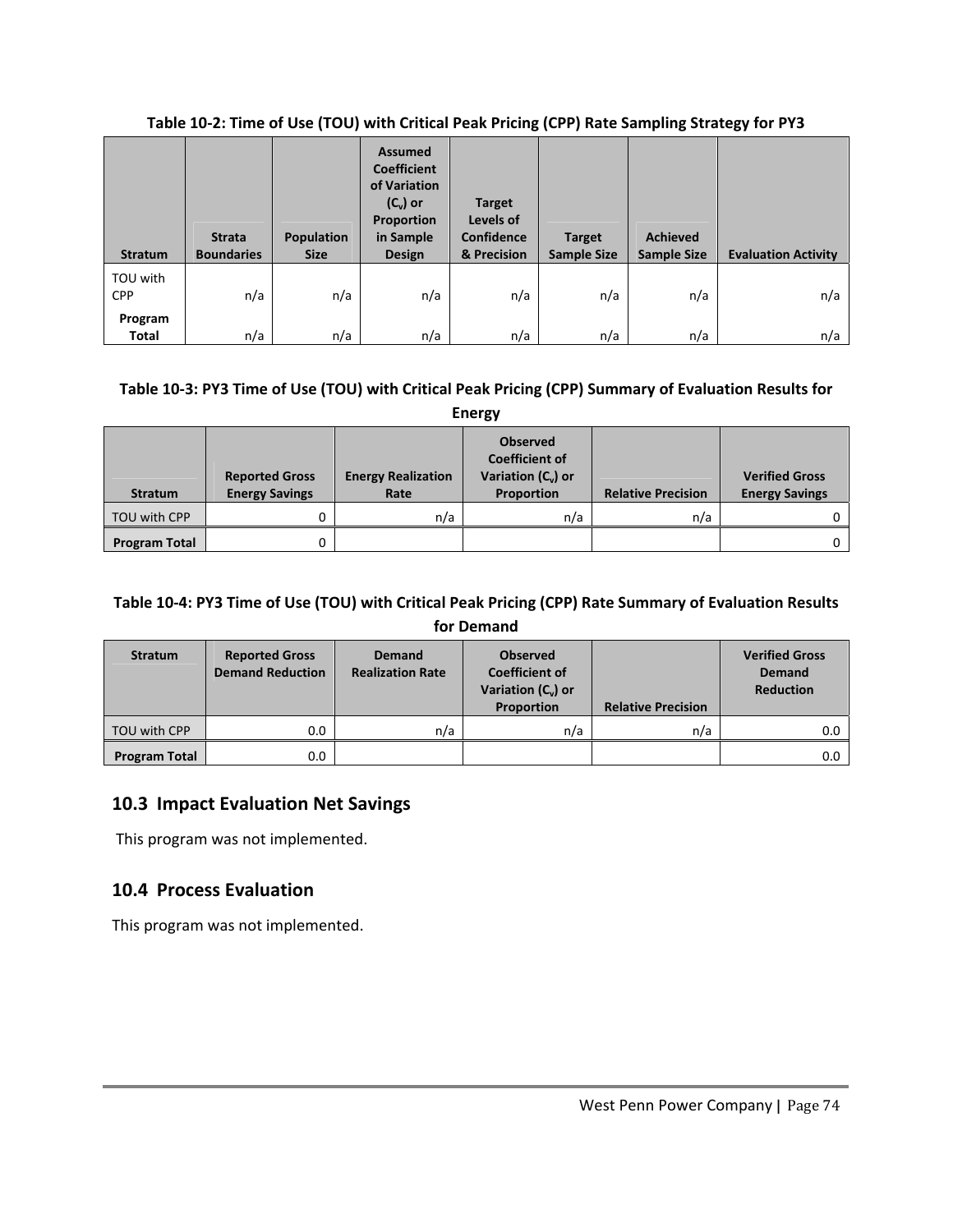**Table 10-2: Time of Use (TOU) with Critical Peak Pricing (CPP) Rate Sampling Strategy for PY3**

| Stratum | Strata Boundaries | Population Size | Assumed Coefficient of Variation ($C_v$) or Proportion in Sample Design | Target Levels of Confidence & Precision | Target Sample Size | Achieved Sample Size | Evaluation Activity |
|---|---|---|---|---|---|---|---|
| TOU with CPP | n/a | n/a | n/a | n/a | n/a | n/a | n/a |
| **Program Total** | n/a | n/a | n/a | n/a | n/a | n/a | n/a |

**Table 10-3: PY3 Time of Use (TOU) with Critical Peak Pricing (CPP) Summary of Evaluation Results for Energy**

| Stratum | Reported Gross Energy Savings | Energy Realization Rate | Observed Coefficient of Variation ($C_v$) or Proportion | Relative Precision | Verified Gross Energy Savings |
|---|---|---|---|---|---|
| TOU with CPP | 0 | n/a | n/a | n/a | 0 |
| **Program Total** | 0 | | | | 0 |

**Table 10-4: PY3 Time of Use (TOU) with Critical Peak Pricing (CPP) Rate Summary of Evaluation Results for Demand**

| Stratum | Reported Gross Demand Reduction | Demand Realization Rate | Observed Coefficient of Variation ($C_v$) or Proportion | Relative Precision | Verified Gross Demand Reduction |
|---|---|---|---|---|---|
| TOU with CPP | 0.0 | n/a | n/a | n/a | 0.0 |
| **Program Total** | 0.0 | | | | 0.0 |

## 10.3 Impact Evaluation Net Savings

This program was not implemented.

## 10.4 Process Evaluation

This program was not implemented.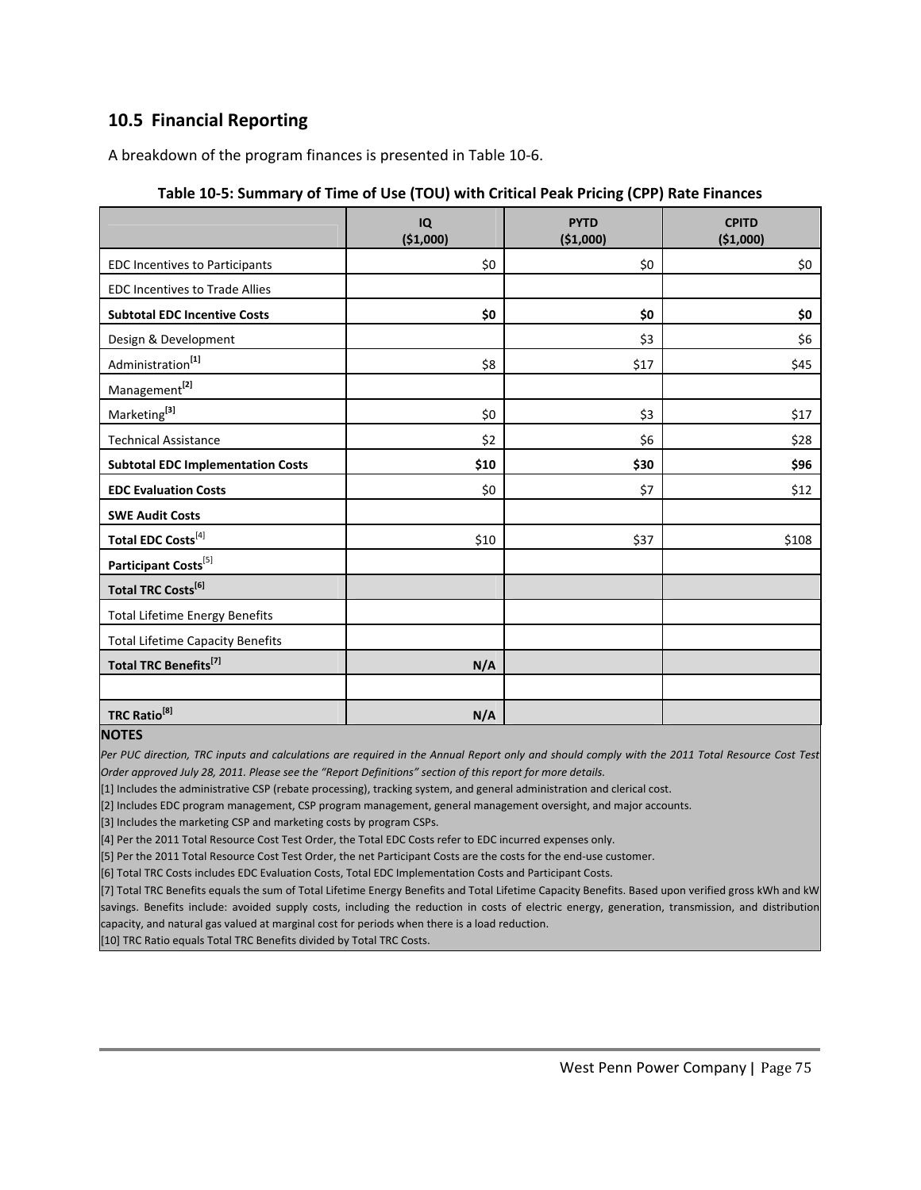## 10.5 Financial Reporting

A breakdown of the program finances is presented in Table 10-6.

**Table 10-5: Summary of Time of Use (TOU) with Critical Peak Pricing (CPP) Rate Finances**

| | IQ ($1,000) | PYTD ($1,000) | CPITD ($1,000) |
|---|---|---|---|
| EDC Incentives to Participants | $0 | $0 | $0 |
| EDC Incentives to Trade Allies | | | |
| **Subtotal EDC Incentive Costs** | **$0** | **$0** | **$0** |
| Design & Development | | $3 | $6 |
| Administration[1] | $8 | $17 | $45 |
| Management[2] | | | |
| Marketing[3] | $0 | $3 | $17 |
| Technical Assistance | $2 | $6 | $28 |
| **Subtotal EDC Implementation Costs** | **$10** | **$30** | **$96** |
| **EDC Evaluation Costs** | $0 | $7 | $12 |
| **SWE Audit Costs** | | | |
| **Total EDC Costs**[4] | $10 | $37 | $108 |
| **Participant Costs**[5] | | | |
| **Total TRC Costs[6]** | | | |
| Total Lifetime Energy Benefits | | | |
| Total Lifetime Capacity Benefits | | | |
| **Total TRC Benefits[7]** | **N/A** | | |
| | | | |
| **TRC Ratio[8]** | **N/A** | | |

**NOTES**

*Per PUC direction, TRC inputs and calculations are required in the Annual Report only and should comply with the 2011 Total Resource Cost Test Order approved July 28, 2011. Please see the "Report Definitions" section of this report for more details.*

[1] Includes the administrative CSP (rebate processing), tracking system, and general administration and clerical cost.

[2] Includes EDC program management, CSP program management, general management oversight, and major accounts.

[3] Includes the marketing CSP and marketing costs by program CSPs.

[4] Per the 2011 Total Resource Cost Test Order, the Total EDC Costs refer to EDC incurred expenses only.

[5] Per the 2011 Total Resource Cost Test Order, the net Participant Costs are the costs for the end-use customer.

[6] Total TRC Costs includes EDC Evaluation Costs, Total EDC Implementation Costs and Participant Costs.

[7] Total TRC Benefits equals the sum of Total Lifetime Energy Benefits and Total Lifetime Capacity Benefits. Based upon verified gross kWh and kW savings. Benefits include: avoided supply costs, including the reduction in costs of electric energy, generation, transmission, and distribution capacity, and natural gas valued at marginal cost for periods when there is a load reduction.

[10] TRC Ratio equals Total TRC Benefits divided by Total TRC Costs.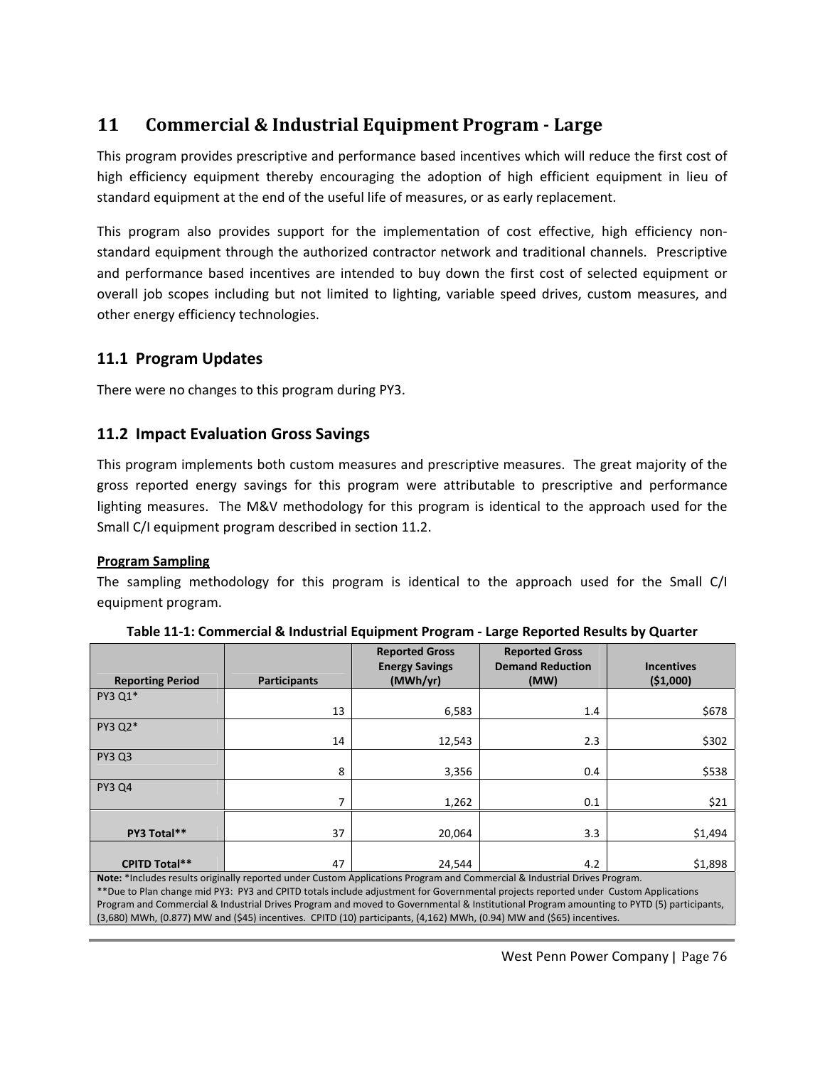# 11 Commercial & Industrial Equipment Program - Large

This program provides prescriptive and performance based incentives which will reduce the first cost of high efficiency equipment thereby encouraging the adoption of high efficient equipment in lieu of standard equipment at the end of the useful life of measures, or as early replacement.

This program also provides support for the implementation of cost effective, high efficiency non-standard equipment through the authorized contractor network and traditional channels. Prescriptive and performance based incentives are intended to buy down the first cost of selected equipment or overall job scopes including but not limited to lighting, variable speed drives, custom measures, and other energy efficiency technologies.

## 11.1 Program Updates

There were no changes to this program during PY3.

## 11.2 Impact Evaluation Gross Savings

This program implements both custom measures and prescriptive measures. The great majority of the gross reported energy savings for this program were attributable to prescriptive and performance lighting measures. The M&V methodology for this program is identical to the approach used for the Small C/I equipment program described in section 11.2.

**Program Sampling**

The sampling methodology for this program is identical to the approach used for the Small C/I equipment program.

**Table 11-1: Commercial & Industrial Equipment Program - Large Reported Results by Quarter**

| Reporting Period | Participants | Reported Gross Energy Savings (MWh/yr) | Reported Gross Demand Reduction (MW) | Incentives ($1,000) |
|---|---|---|---|---|
| PY3 Q1* | 13 | 6,583 | 1.4 | $678 |
| PY3 Q2* | 14 | 12,543 | 2.3 | $302 |
| PY3 Q3 | 8 | 3,356 | 0.4 | $538 |
| PY3 Q4 | 7 | 1,262 | 0.1 | $21 |
| **PY3 Total**** | 37 | 20,064 | 3.3 | $1,494 |
| **CPITD Total**** | 47 | 24,544 | 4.2 | $1,898 |

**Note:** *Includes results originally reported under Custom Applications Program and Commercial & Industrial Drives Program.
**Due to Plan change mid PY3: PY3 and CPITD totals include adjustment for Governmental projects reported under Custom Applications Program and Commercial & Industrial Drives Program and moved to Governmental & Institutional Program amounting to PYTD (5) participants, (3,680) MWh, (0.877) MW and ($45) incentives. CPITD (10) participants, (4,162) MWh, (0.94) MW and ($65) incentives.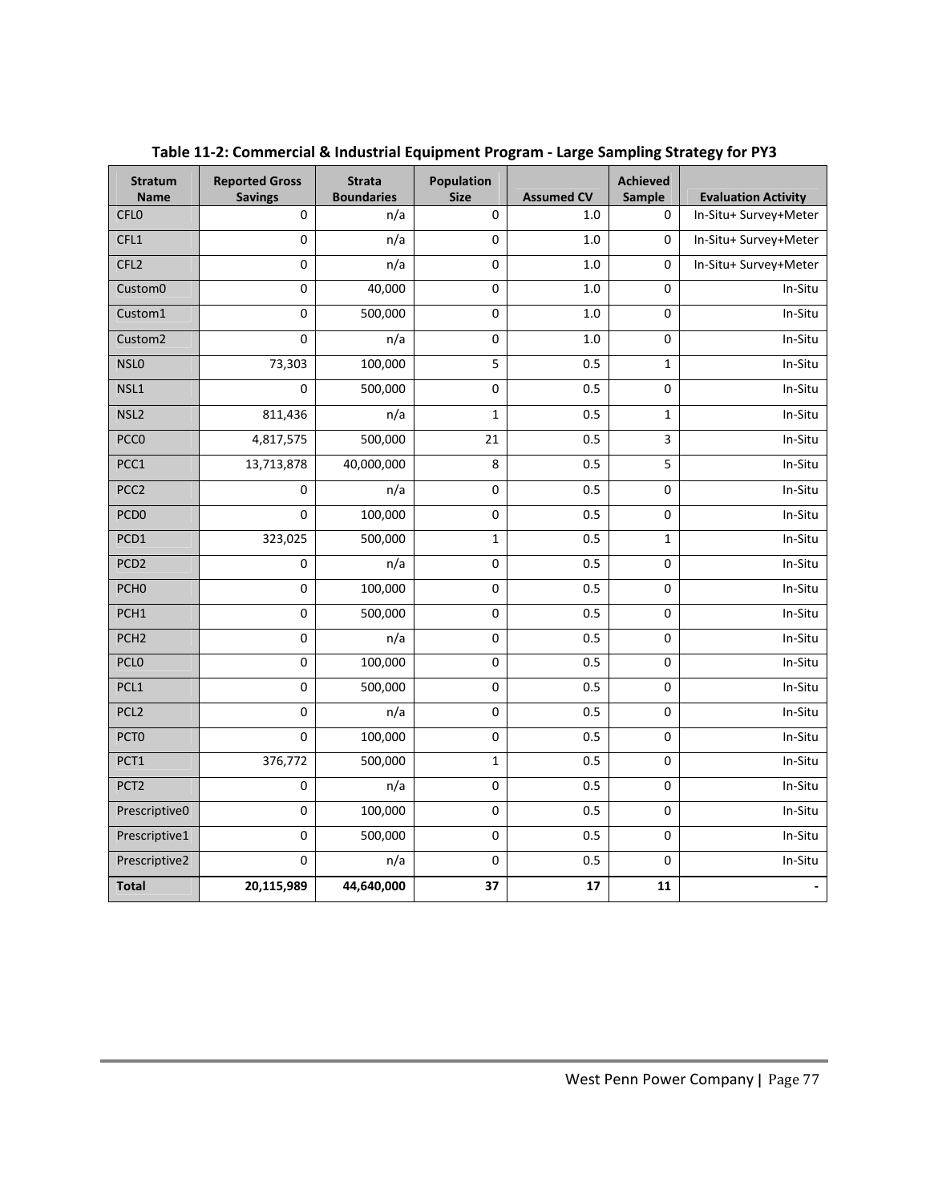**Table 11-2: Commercial & Industrial Equipment Program - Large Sampling Strategy for PY3**

| Stratum Name | Reported Gross Savings | Strata Boundaries | Population Size | Assumed CV | Achieved Sample | Evaluation Activity |
|---|---|---|---|---|---|---|
| CFL0 | 0 | n/a | 0 | 1.0 | 0 | In-Situ+ Survey+Meter |
| CFL1 | 0 | n/a | 0 | 1.0 | 0 | In-Situ+ Survey+Meter |
| CFL2 | 0 | n/a | 0 | 1.0 | 0 | In-Situ+ Survey+Meter |
| Custom0 | 0 | 40,000 | 0 | 1.0 | 0 | In-Situ |
| Custom1 | 0 | 500,000 | 0 | 1.0 | 0 | In-Situ |
| Custom2 | 0 | n/a | 0 | 1.0 | 0 | In-Situ |
| NSL0 | 73,303 | 100,000 | 5 | 0.5 | 1 | In-Situ |
| NSL1 | 0 | 500,000 | 0 | 0.5 | 0 | In-Situ |
| NSL2 | 811,436 | n/a | 1 | 0.5 | 1 | In-Situ |
| PCC0 | 4,817,575 | 500,000 | 21 | 0.5 | 3 | In-Situ |
| PCC1 | 13,713,878 | 40,000,000 | 8 | 0.5 | 5 | In-Situ |
| PCC2 | 0 | n/a | 0 | 0.5 | 0 | In-Situ |
| PCD0 | 0 | 100,000 | 0 | 0.5 | 0 | In-Situ |
| PCD1 | 323,025 | 500,000 | 1 | 0.5 | 1 | In-Situ |
| PCD2 | 0 | n/a | 0 | 0.5 | 0 | In-Situ |
| PCH0 | 0 | 100,000 | 0 | 0.5 | 0 | In-Situ |
| PCH1 | 0 | 500,000 | 0 | 0.5 | 0 | In-Situ |
| PCH2 | 0 | n/a | 0 | 0.5 | 0 | In-Situ |
| PCL0 | 0 | 100,000 | 0 | 0.5 | 0 | In-Situ |
| PCL1 | 0 | 500,000 | 0 | 0.5 | 0 | In-Situ |
| PCL2 | 0 | n/a | 0 | 0.5 | 0 | In-Situ |
| PCT0 | 0 | 100,000 | 0 | 0.5 | 0 | In-Situ |
| PCT1 | 376,772 | 500,000 | 1 | 0.5 | 0 | In-Situ |
| PCT2 | 0 | n/a | 0 | 0.5 | 0 | In-Situ |
| Prescriptive0 | 0 | 100,000 | 0 | 0.5 | 0 | In-Situ |
| Prescriptive1 | 0 | 500,000 | 0 | 0.5 | 0 | In-Situ |
| Prescriptive2 | 0 | n/a | 0 | 0.5 | 0 | In-Situ |
| **Total** | **20,115,989** | **44,640,000** | **37** | **17** | **11** | **-** |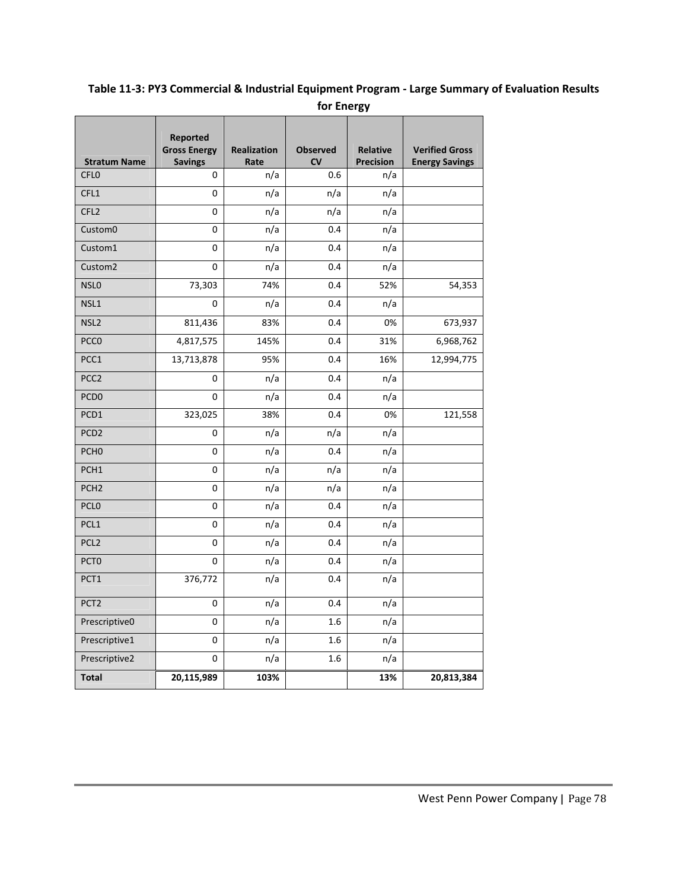**Table 11-3: PY3 Commercial & Industrial Equipment Program - Large Summary of Evaluation Results for Energy**

| Stratum Name | Reported Gross Energy Savings | Realization Rate | Observed CV | Relative Precision | Verified Gross Energy Savings |
|---|---|---|---|---|---|
| CFL0 | 0 | n/a | 0.6 | n/a | |
| CFL1 | 0 | n/a | n/a | n/a | |
| CFL2 | 0 | n/a | n/a | n/a | |
| Custom0 | 0 | n/a | 0.4 | n/a | |
| Custom1 | 0 | n/a | 0.4 | n/a | |
| Custom2 | 0 | n/a | 0.4 | n/a | |
| NSL0 | 73,303 | 74% | 0.4 | 52% | 54,353 |
| NSL1 | 0 | n/a | 0.4 | n/a | |
| NSL2 | 811,436 | 83% | 0.4 | 0% | 673,937 |
| PCC0 | 4,817,575 | 145% | 0.4 | 31% | 6,968,762 |
| PCC1 | 13,713,878 | 95% | 0.4 | 16% | 12,994,775 |
| PCC2 | 0 | n/a | 0.4 | n/a | |
| PCD0 | 0 | n/a | 0.4 | n/a | |
| PCD1 | 323,025 | 38% | 0.4 | 0% | 121,558 |
| PCD2 | 0 | n/a | n/a | n/a | |
| PCH0 | 0 | n/a | 0.4 | n/a | |
| PCH1 | 0 | n/a | n/a | n/a | |
| PCH2 | 0 | n/a | n/a | n/a | |
| PCL0 | 0 | n/a | 0.4 | n/a | |
| PCL1 | 0 | n/a | 0.4 | n/a | |
| PCL2 | 0 | n/a | 0.4 | n/a | |
| PCT0 | 0 | n/a | 0.4 | n/a | |
| PCT1 | 376,772 | n/a | 0.4 | n/a | |
| PCT2 | 0 | n/a | 0.4 | n/a | |
| Prescriptive0 | 0 | n/a | 1.6 | n/a | |
| Prescriptive1 | 0 | n/a | 1.6 | n/a | |
| Prescriptive2 | 0 | n/a | 1.6 | n/a | |
| **Total** | **20,115,989** | **103%** | | **13%** | **20,813,384** |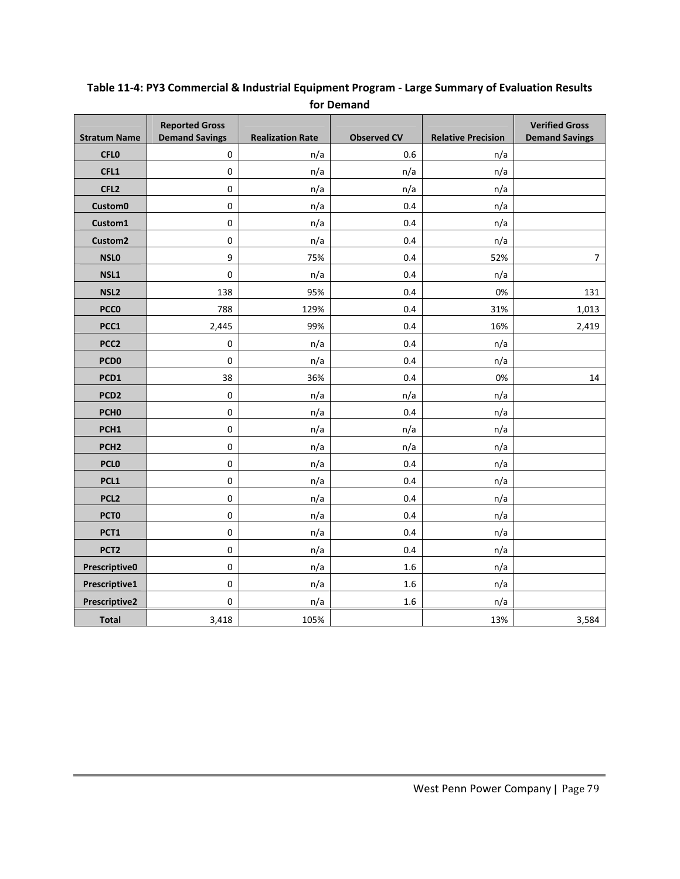**Table 11-4: PY3 Commercial & Industrial Equipment Program - Large Summary of Evaluation Results for Demand**

| Stratum Name | Reported Gross Demand Savings | Realization Rate | Observed CV | Relative Precision | Verified Gross Demand Savings |
|---|---|---|---|---|---|
| CFL0 | 0 | n/a | 0.6 | n/a | |
| CFL1 | 0 | n/a | n/a | n/a | |
| CFL2 | 0 | n/a | n/a | n/a | |
| Custom0 | 0 | n/a | 0.4 | n/a | |
| Custom1 | 0 | n/a | 0.4 | n/a | |
| Custom2 | 0 | n/a | 0.4 | n/a | |
| NSL0 | 9 | 75% | 0.4 | 52% | 7 |
| NSL1 | 0 | n/a | 0.4 | n/a | |
| NSL2 | 138 | 95% | 0.4 | 0% | 131 |
| PCC0 | 788 | 129% | 0.4 | 31% | 1,013 |
| PCC1 | 2,445 | 99% | 0.4 | 16% | 2,419 |
| PCC2 | 0 | n/a | 0.4 | n/a | |
| PCD0 | 0 | n/a | 0.4 | n/a | |
| PCD1 | 38 | 36% | 0.4 | 0% | 14 |
| PCD2 | 0 | n/a | n/a | n/a | |
| PCH0 | 0 | n/a | 0.4 | n/a | |
| PCH1 | 0 | n/a | n/a | n/a | |
| PCH2 | 0 | n/a | n/a | n/a | |
| PCL0 | 0 | n/a | 0.4 | n/a | |
| PCL1 | 0 | n/a | 0.4 | n/a | |
| PCL2 | 0 | n/a | 0.4 | n/a | |
| PCT0 | 0 | n/a | 0.4 | n/a | |
| PCT1 | 0 | n/a | 0.4 | n/a | |
| PCT2 | 0 | n/a | 0.4 | n/a | |
| Prescriptive0 | 0 | n/a | 1.6 | n/a | |
| Prescriptive1 | 0 | n/a | 1.6 | n/a | |
| Prescriptive2 | 0 | n/a | 1.6 | n/a | |
| **Total** | 3,418 | 105% | | 13% | 3,584 |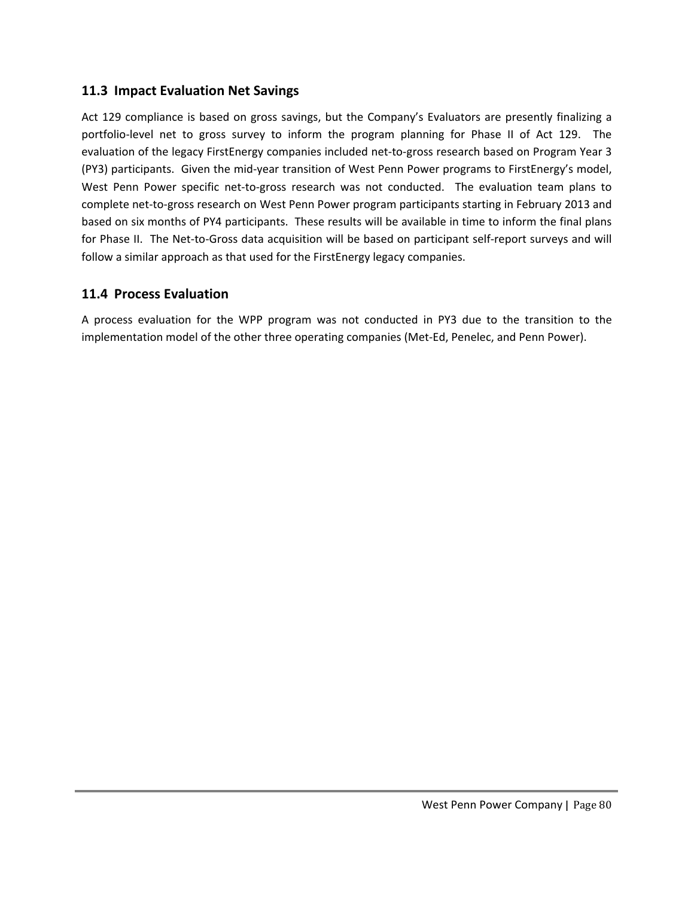## 11.3 Impact Evaluation Net Savings

Act 129 compliance is based on gross savings, but the Company's Evaluators are presently finalizing a portfolio-level net to gross survey to inform the program planning for Phase II of Act 129. The evaluation of the legacy FirstEnergy companies included net-to-gross research based on Program Year 3 (PY3) participants. Given the mid-year transition of West Penn Power programs to FirstEnergy's model, West Penn Power specific net-to-gross research was not conducted. The evaluation team plans to complete net-to-gross research on West Penn Power program participants starting in February 2013 and based on six months of PY4 participants. These results will be available in time to inform the final plans for Phase II. The Net-to-Gross data acquisition will be based on participant self-report surveys and will follow a similar approach as that used for the FirstEnergy legacy companies.

## 11.4 Process Evaluation

A process evaluation for the WPP program was not conducted in PY3 due to the transition to the implementation model of the other three operating companies (Met-Ed, Penelec, and Penn Power).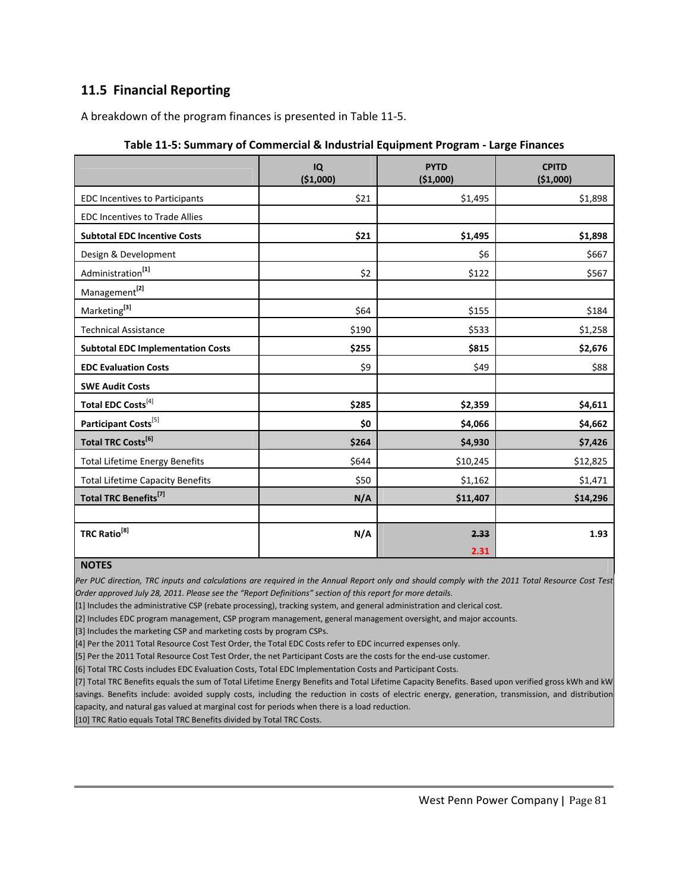## 11.5 Financial Reporting

A breakdown of the program finances is presented in Table 11-5.

**Table 11-5: Summary of Commercial & Industrial Equipment Program - Large Finances**

| | IQ ($1,000) | PYTD ($1,000) | CPITD ($1,000) |
|---|---|---|---|
| EDC Incentives to Participants | $21 | $1,495 | $1,898 |
| EDC Incentives to Trade Allies | | | |
| **Subtotal EDC Incentive Costs** | **$21** | **$1,495** | **$1,898** |
| Design & Development | | $6 | $667 |
| Administration[1] | $2 | $122 | $567 |
| Management[2] | | | |
| Marketing[3] | $64 | $155 | $184 |
| Technical Assistance | $190 | $533 | $1,258 |
| **Subtotal EDC Implementation Costs** | **$255** | **$815** | **$2,676** |
| **EDC Evaluation Costs** | $9 | $49 | $88 |
| **SWE Audit Costs** | | | |
| **Total EDC Costs**[4] | **$285** | **$2,359** | **$4,611** |
| **Participant Costs**[5] | **$0** | **$4,066** | **$4,662** |
| **Total TRC Costs[6]** | **$264** | **$4,930** | **$7,426** |
| Total Lifetime Energy Benefits | $644 | $10,245 | $12,825 |
| Total Lifetime Capacity Benefits | $50 | $1,162 | $1,471 |
| **Total TRC Benefits[7]** | **N/A** | **$11,407** | **$14,296** |
| | | | |
| **TRC Ratio[8]** | **N/A** | **~~2.33~~ 2.31** | **1.93** |

**NOTES**

*Per PUC direction, TRC inputs and calculations are required in the Annual Report only and should comply with the 2011 Total Resource Cost Test Order approved July 28, 2011. Please see the "Report Definitions" section of this report for more details.*

[1] Includes the administrative CSP (rebate processing), tracking system, and general administration and clerical cost.

[2] Includes EDC program management, CSP program management, general management oversight, and major accounts.

[3] Includes the marketing CSP and marketing costs by program CSPs.

[4] Per the 2011 Total Resource Cost Test Order, the Total EDC Costs refer to EDC incurred expenses only.

[5] Per the 2011 Total Resource Cost Test Order, the net Participant Costs are the costs for the end-use customer.

[6] Total TRC Costs includes EDC Evaluation Costs, Total EDC Implementation Costs and Participant Costs.

[7] Total TRC Benefits equals the sum of Total Lifetime Energy Benefits and Total Lifetime Capacity Benefits. Based upon verified gross kWh and kW savings. Benefits include: avoided supply costs, including the reduction in costs of electric energy, generation, transmission, and distribution capacity, and natural gas valued at marginal cost for periods when there is a load reduction.

[10] TRC Ratio equals Total TRC Benefits divided by Total TRC Costs.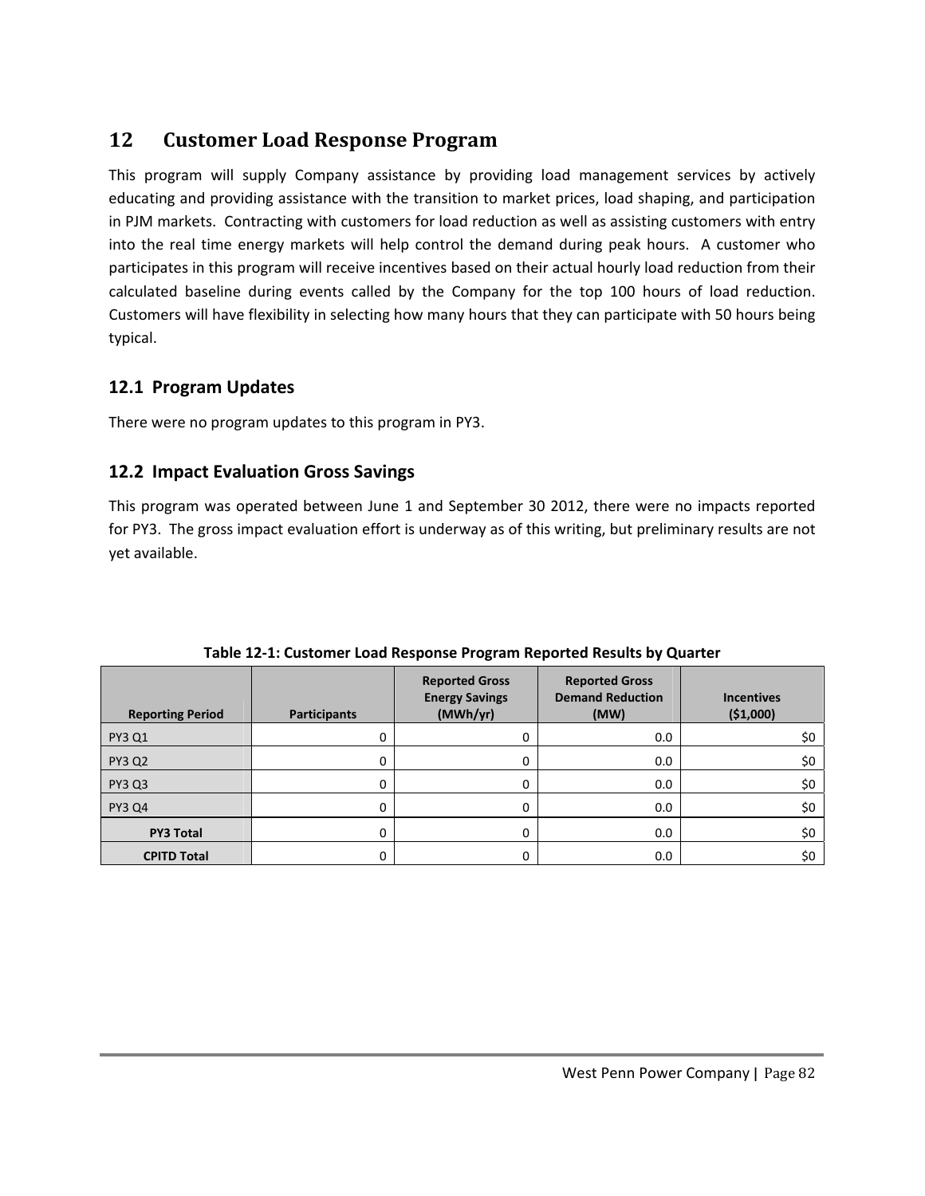# 12 Customer Load Response Program

This program will supply Company assistance by providing load management services by actively educating and providing assistance with the transition to market prices, load shaping, and participation in PJM markets. Contracting with customers for load reduction as well as assisting customers with entry into the real time energy markets will help control the demand during peak hours. A customer who participates in this program will receive incentives based on their actual hourly load reduction from their calculated baseline during events called by the Company for the top 100 hours of load reduction. Customers will have flexibility in selecting how many hours that they can participate with 50 hours being typical.

## 12.1 Program Updates

There were no program updates to this program in PY3.

## 12.2 Impact Evaluation Gross Savings

This program was operated between June 1 and September 30 2012, there were no impacts reported for PY3. The gross impact evaluation effort is underway as of this writing, but preliminary results are not yet available.

**Table 12-1: Customer Load Response Program Reported Results by Quarter**

| Reporting Period | Participants | Reported Gross Energy Savings (MWh/yr) | Reported Gross Demand Reduction (MW) | Incentives ($1,000) |
|---|---|---|---|---|
| PY3 Q1 | 0 | 0 | 0.0 | $0 |
| PY3 Q2 | 0 | 0 | 0.0 | $0 |
| PY3 Q3 | 0 | 0 | 0.0 | $0 |
| PY3 Q4 | 0 | 0 | 0.0 | $0 |
| **PY3 Total** | 0 | 0 | 0.0 | $0 |
| **CPITD Total** | 0 | 0 | 0.0 | $0 |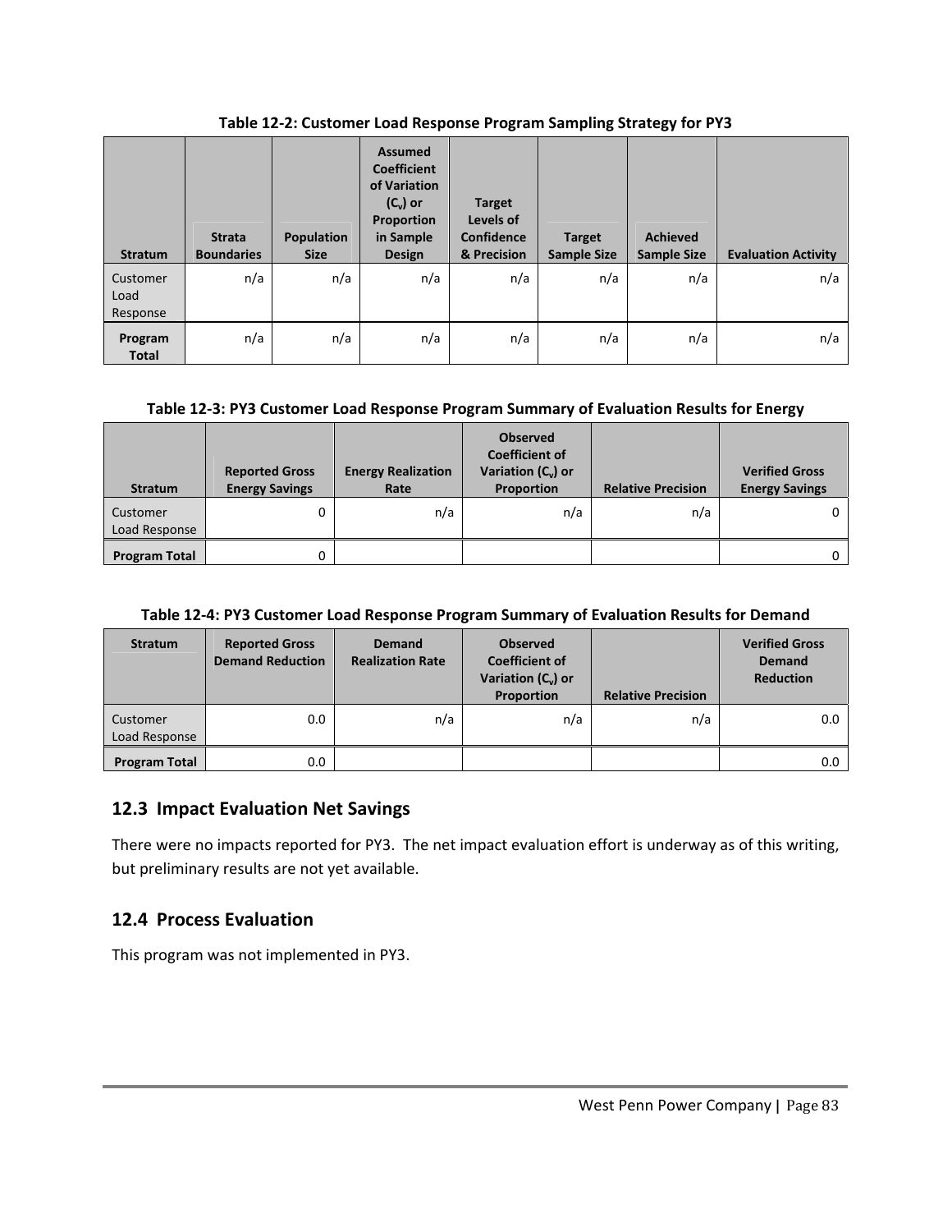**Table 12-2: Customer Load Response Program Sampling Strategy for PY3**

| Stratum | Strata Boundaries | Population Size | Assumed Coefficient of Variation ($C_v$) or Proportion in Sample Design | Target Levels of Confidence & Precision | Target Sample Size | Achieved Sample Size | Evaluation Activity |
|---|---|---|---|---|---|---|---|
| Customer Load Response | n/a | n/a | n/a | n/a | n/a | n/a | n/a |
| **Program Total** | n/a | n/a | n/a | n/a | n/a | n/a | n/a |

**Table 12-3: PY3 Customer Load Response Program Summary of Evaluation Results for Energy**

| Stratum | Reported Gross Energy Savings | Energy Realization Rate | Observed Coefficient of Variation ($C_v$) or Proportion | Relative Precision | Verified Gross Energy Savings |
|---|---|---|---|---|---|
| Customer Load Response | 0 | n/a | n/a | n/a | 0 |
| **Program Total** | 0 | | | | 0 |

**Table 12-4: PY3 Customer Load Response Program Summary of Evaluation Results for Demand**

| Stratum | Reported Gross Demand Reduction | Demand Realization Rate | Observed Coefficient of Variation ($C_v$) or Proportion | Relative Precision | Verified Gross Demand Reduction |
|---|---|---|---|---|---|
| Customer Load Response | 0.0 | n/a | n/a | n/a | 0.0 |
| **Program Total** | 0.0 | | | | 0.0 |

## 12.3 Impact Evaluation Net Savings

There were no impacts reported for PY3. The net impact evaluation effort is underway as of this writing, but preliminary results are not yet available.

## 12.4 Process Evaluation

This program was not implemented in PY3.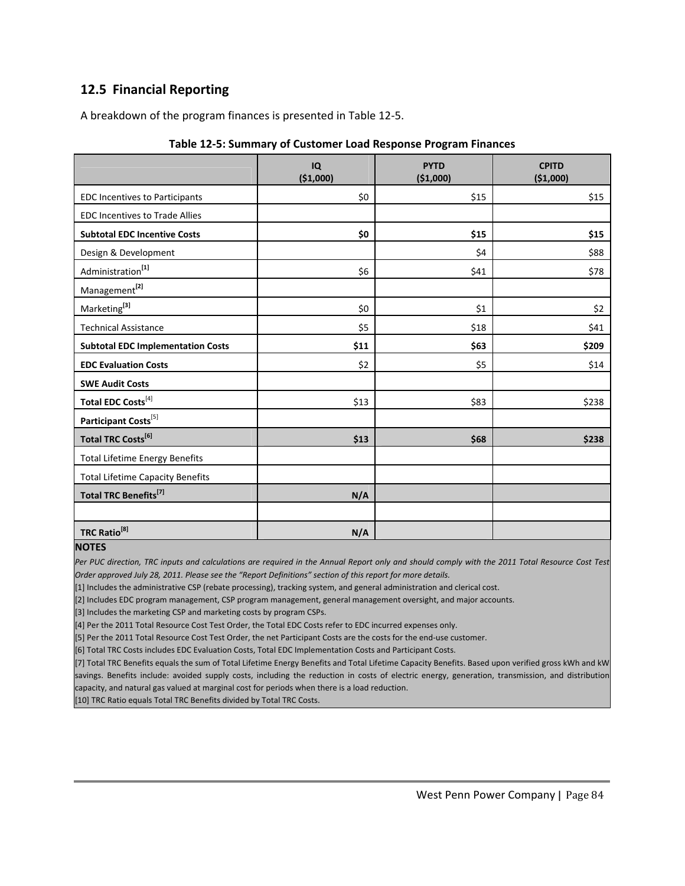## 12.5 Financial Reporting

A breakdown of the program finances is presented in Table 12-5.

**Table 12-5: Summary of Customer Load Response Program Finances**

| | IQ ($1,000) | PYTD ($1,000) | CPITD ($1,000) |
|---|---|---|---|
| EDC Incentives to Participants | $0 | $15 | $15 |
| EDC Incentives to Trade Allies | | | |
| **Subtotal EDC Incentive Costs** | **$0** | **$15** | **$15** |
| Design & Development | | $4 | $88 |
| Administration[1] | $6 | $41 | $78 |
| Management[2] | | | |
| Marketing[3] | $0 | $1 | $2 |
| Technical Assistance | $5 | $18 | $41 |
| **Subtotal EDC Implementation Costs** | **$11** | **$63** | **$209** |
| **EDC Evaluation Costs** | $2 | $5 | $14 |
| **SWE Audit Costs** | | | |
| **Total EDC Costs**[4] | $13 | $83 | $238 |
| **Participant Costs**[5] | | | |
| **Total TRC Costs[6]** | **$13** | **$68** | **$238** |
| Total Lifetime Energy Benefits | | | |
| Total Lifetime Capacity Benefits | | | |
| **Total TRC Benefits[7]** | **N/A** | | |
| | | | |
| **TRC Ratio[8]** | **N/A** | | |

**NOTES**

*Per PUC direction, TRC inputs and calculations are required in the Annual Report only and should comply with the 2011 Total Resource Cost Test Order approved July 28, 2011. Please see the "Report Definitions" section of this report for more details.*

[1] Includes the administrative CSP (rebate processing), tracking system, and general administration and clerical cost.

[2] Includes EDC program management, CSP program management, general management oversight, and major accounts.

[3] Includes the marketing CSP and marketing costs by program CSPs.

[4] Per the 2011 Total Resource Cost Test Order, the Total EDC Costs refer to EDC incurred expenses only.

[5] Per the 2011 Total Resource Cost Test Order, the net Participant Costs are the costs for the end-use customer.

[6] Total TRC Costs includes EDC Evaluation Costs, Total EDC Implementation Costs and Participant Costs.

[7] Total TRC Benefits equals the sum of Total Lifetime Energy Benefits and Total Lifetime Capacity Benefits. Based upon verified gross kWh and kW savings. Benefits include: avoided supply costs, including the reduction in costs of electric energy, generation, transmission, and distribution capacity, and natural gas valued at marginal cost for periods when there is a load reduction.

[10] TRC Ratio equals Total TRC Benefits divided by Total TRC Costs.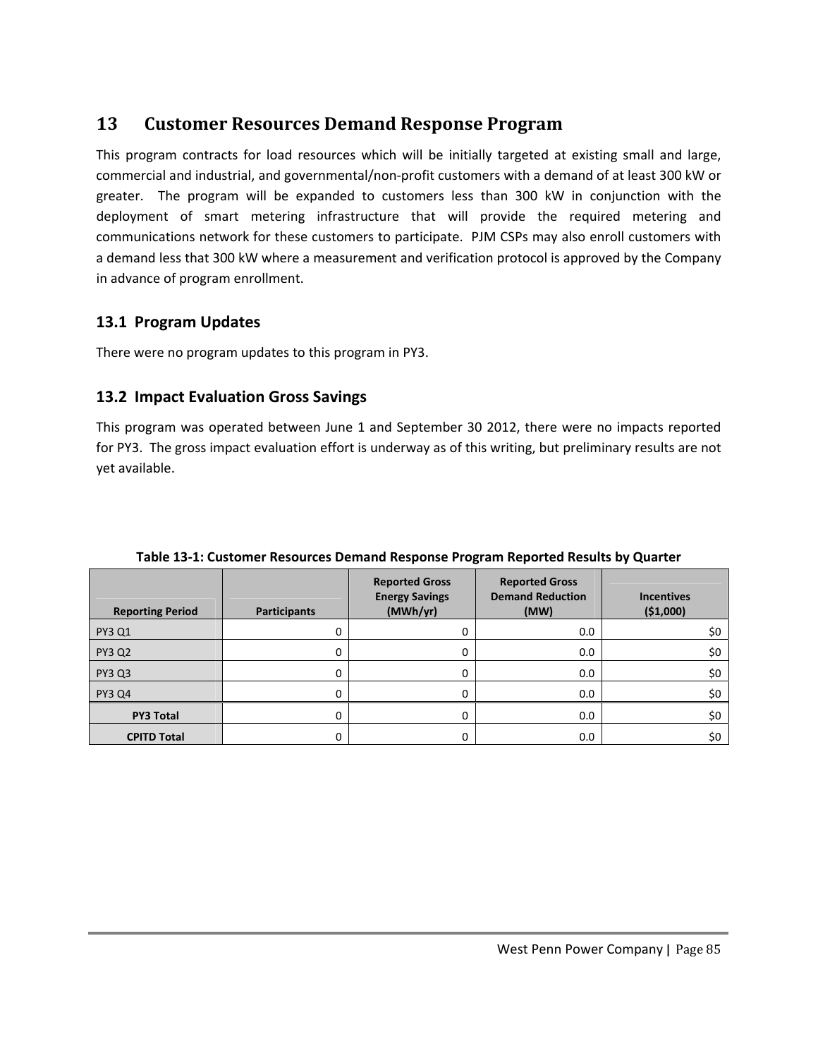# 13 Customer Resources Demand Response Program

This program contracts for load resources which will be initially targeted at existing small and large, commercial and industrial, and governmental/non-profit customers with a demand of at least 300 kW or greater. The program will be expanded to customers less than 300 kW in conjunction with the deployment of smart metering infrastructure that will provide the required metering and communications network for these customers to participate. PJM CSPs may also enroll customers with a demand less that 300 kW where a measurement and verification protocol is approved by the Company in advance of program enrollment.

## 13.1 Program Updates

There were no program updates to this program in PY3.

## 13.2 Impact Evaluation Gross Savings

This program was operated between June 1 and September 30 2012, there were no impacts reported for PY3. The gross impact evaluation effort is underway as of this writing, but preliminary results are not yet available.

**Table 13-1: Customer Resources Demand Response Program Reported Results by Quarter**

| Reporting Period | Participants | Reported Gross Energy Savings (MWh/yr) | Reported Gross Demand Reduction (MW) | Incentives ($1,000) |
|---|---|---|---|---|
| PY3 Q1 | 0 | 0 | 0.0 | $0 |
| PY3 Q2 | 0 | 0 | 0.0 | $0 |
| PY3 Q3 | 0 | 0 | 0.0 | $0 |
| PY3 Q4 | 0 | 0 | 0.0 | $0 |
| **PY3 Total** | 0 | 0 | 0.0 | $0 |
| **CPITD Total** | 0 | 0 | 0.0 | $0 |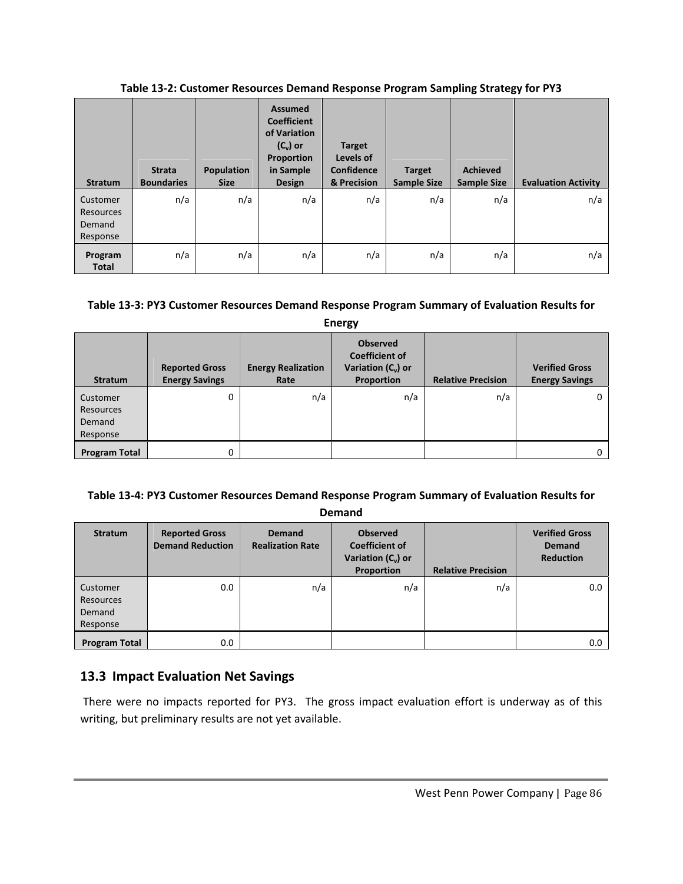**Table 13-2: Customer Resources Demand Response Program Sampling Strategy for PY3**

| Stratum | Strata Boundaries | Population Size | Assumed Coefficient of Variation ($C_v$) or Proportion in Sample Design | Target Levels of Confidence & Precision | Target Sample Size | Achieved Sample Size | Evaluation Activity |
|---|---|---|---|---|---|---|---|
| Customer Resources Demand Response | n/a | n/a | n/a | n/a | n/a | n/a | n/a |
| **Program Total** | n/a | n/a | n/a | n/a | n/a | n/a | n/a |

**Table 13-3: PY3 Customer Resources Demand Response Program Summary of Evaluation Results for Energy**

| Stratum | Reported Gross Energy Savings | Energy Realization Rate | Observed Coefficient of Variation ($C_v$) or Proportion | Relative Precision | Verified Gross Energy Savings |
|---|---|---|---|---|---|
| Customer Resources Demand Response | 0 | n/a | n/a | n/a | 0 |
| **Program Total** | 0 | | | | 0 |

**Table 13-4: PY3 Customer Resources Demand Response Program Summary of Evaluation Results for Demand**

| Stratum | Reported Gross Demand Reduction | Demand Realization Rate | Observed Coefficient of Variation ($C_v$) or Proportion | Relative Precision | Verified Gross Demand Reduction |
|---|---|---|---|---|---|
| Customer Resources Demand Response | 0.0 | n/a | n/a | n/a | 0.0 |
| **Program Total** | 0.0 | | | | 0.0 |

## 13.3 Impact Evaluation Net Savings

There were no impacts reported for PY3. The gross impact evaluation effort is underway as of this writing, but preliminary results are not yet available.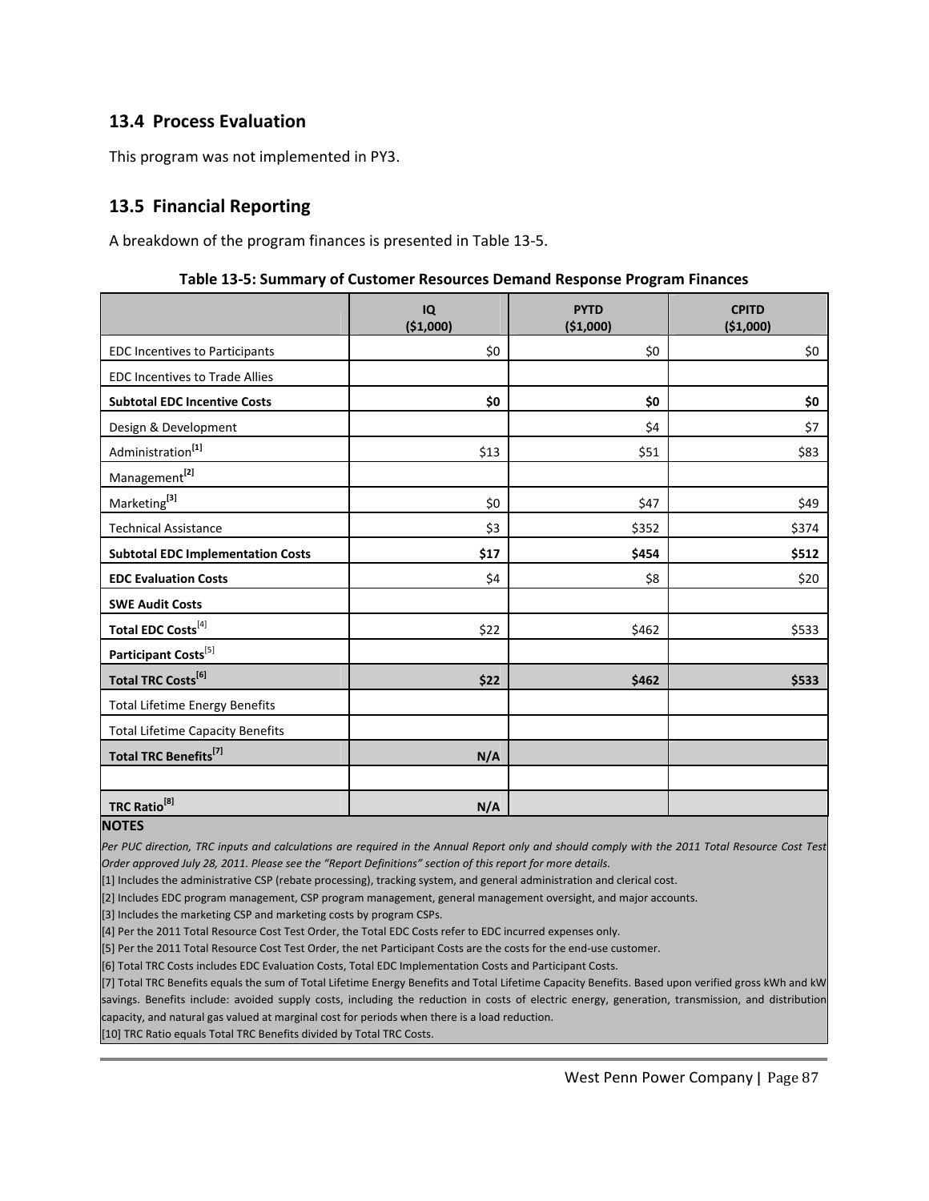## 13.4 Process Evaluation

This program was not implemented in PY3.

## 13.5 Financial Reporting

A breakdown of the program finances is presented in Table 13-5.

**Table 13-5: Summary of Customer Resources Demand Response Program Finances**

| | IQ ($1,000) | PYTD ($1,000) | CPITD ($1,000) |
|---|---|---|---|
| EDC Incentives to Participants | $0 | $0 | $0 |
| EDC Incentives to Trade Allies | | | |
| **Subtotal EDC Incentive Costs** | **$0** | **$0** | **$0** |
| Design & Development | | $4 | $7 |
| Administration[1] | $13 | $51 | $83 |
| Management[2] | | | |
| Marketing[3] | $0 | $47 | $49 |
| Technical Assistance | $3 | $352 | $374 |
| **Subtotal EDC Implementation Costs** | **$17** | **$454** | **$512** |
| **EDC Evaluation Costs** | $4 | $8 | $20 |
| **SWE Audit Costs** | | | |
| **Total EDC Costs**[4] | $22 | $462 | $533 |
| **Participant Costs**[5] | | | |
| **Total TRC Costs[6]** | **$22** | **$462** | **$533** |
| Total Lifetime Energy Benefits | | | |
| Total Lifetime Capacity Benefits | | | |
| **Total TRC Benefits[7]** | **N/A** | | |
| | | | |
| **TRC Ratio[8]** | **N/A** | | |

**NOTES**

*Per PUC direction, TRC inputs and calculations are required in the Annual Report only and should comply with the 2011 Total Resource Cost Test Order approved July 28, 2011. Please see the "Report Definitions" section of this report for more details.*

[1] Includes the administrative CSP (rebate processing), tracking system, and general administration and clerical cost.

[2] Includes EDC program management, CSP program management, general management oversight, and major accounts.

[3] Includes the marketing CSP and marketing costs by program CSPs.

[4] Per the 2011 Total Resource Cost Test Order, the Total EDC Costs refer to EDC incurred expenses only.

[5] Per the 2011 Total Resource Cost Test Order, the net Participant Costs are the costs for the end-use customer.

[6] Total TRC Costs includes EDC Evaluation Costs, Total EDC Implementation Costs and Participant Costs.

[7] Total TRC Benefits equals the sum of Total Lifetime Energy Benefits and Total Lifetime Capacity Benefits. Based upon verified gross kWh and kW savings. Benefits include: avoided supply costs, including the reduction in costs of electric energy, generation, transmission, and distribution capacity, and natural gas valued at marginal cost for periods when there is a load reduction.

[10] TRC Ratio equals Total TRC Benefits divided by Total TRC Costs.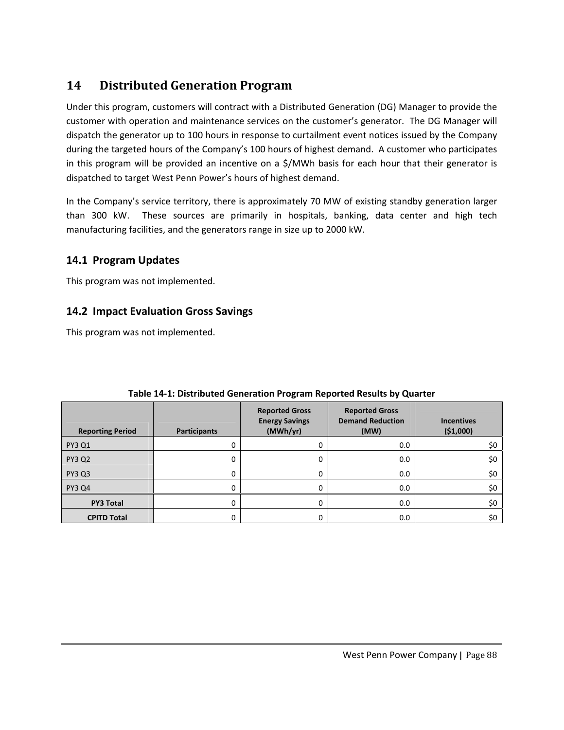# 14 Distributed Generation Program

Under this program, customers will contract with a Distributed Generation (DG) Manager to provide the customer with operation and maintenance services on the customer's generator. The DG Manager will dispatch the generator up to 100 hours in response to curtailment event notices issued by the Company during the targeted hours of the Company's 100 hours of highest demand. A customer who participates in this program will be provided an incentive on a $/MWh basis for each hour that their generator is dispatched to target West Penn Power's hours of highest demand.

In the Company's service territory, there is approximately 70 MW of existing standby generation larger than 300 kW. These sources are primarily in hospitals, banking, data center and high tech manufacturing facilities, and the generators range in size up to 2000 kW.

## 14.1 Program Updates

This program was not implemented.

## 14.2 Impact Evaluation Gross Savings

This program was not implemented.

**Table 14-1: Distributed Generation Program Reported Results by Quarter**

| Reporting Period | Participants | Reported Gross Energy Savings (MWh/yr) | Reported Gross Demand Reduction (MW) | Incentives ($1,000) |
|---|---|---|---|---|
| PY3 Q1 | 0 | 0 | 0.0 | $0 |
| PY3 Q2 | 0 | 0 | 0.0 | $0 |
| PY3 Q3 | 0 | 0 | 0.0 | $0 |
| PY3 Q4 | 0 | 0 | 0.0 | $0 |
| **PY3 Total** | 0 | 0 | 0.0 | $0 |
| **CPITD Total** | 0 | 0 | 0.0 | $0 |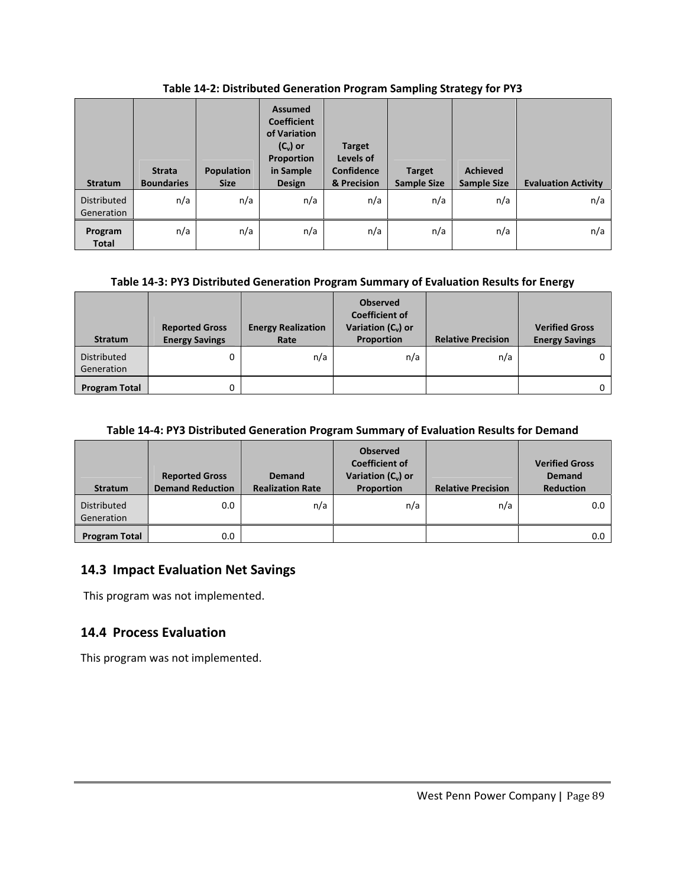**Table 14-2: Distributed Generation Program Sampling Strategy for PY3**

| Stratum | Strata Boundaries | Population Size | Assumed Coefficient of Variation ($C_v$) or Proportion in Sample Design | Target Levels of Confidence & Precision | Target Sample Size | Achieved Sample Size | Evaluation Activity |
|---|---|---|---|---|---|---|---|
| Distributed Generation | n/a | n/a | n/a | n/a | n/a | n/a | n/a |
| **Program Total** | n/a | n/a | n/a | n/a | n/a | n/a | n/a |

**Table 14-3: PY3 Distributed Generation Program Summary of Evaluation Results for Energy**

| Stratum | Reported Gross Energy Savings | Energy Realization Rate | Observed Coefficient of Variation ($C_v$) or Proportion | Relative Precision | Verified Gross Energy Savings |
|---|---|---|---|---|---|
| Distributed Generation | 0 | n/a | n/a | n/a | 0 |
| **Program Total** | 0 | | | | 0 |

**Table 14-4: PY3 Distributed Generation Program Summary of Evaluation Results for Demand**

| Stratum | Reported Gross Demand Reduction | Demand Realization Rate | Observed Coefficient of Variation ($C_v$) or Proportion | Relative Precision | Verified Gross Demand Reduction |
|---|---|---|---|---|---|
| Distributed Generation | 0.0 | n/a | n/a | n/a | 0.0 |
| **Program Total** | 0.0 | | | | 0.0 |

## 14.3 Impact Evaluation Net Savings

This program was not implemented.

## 14.4 Process Evaluation

This program was not implemented.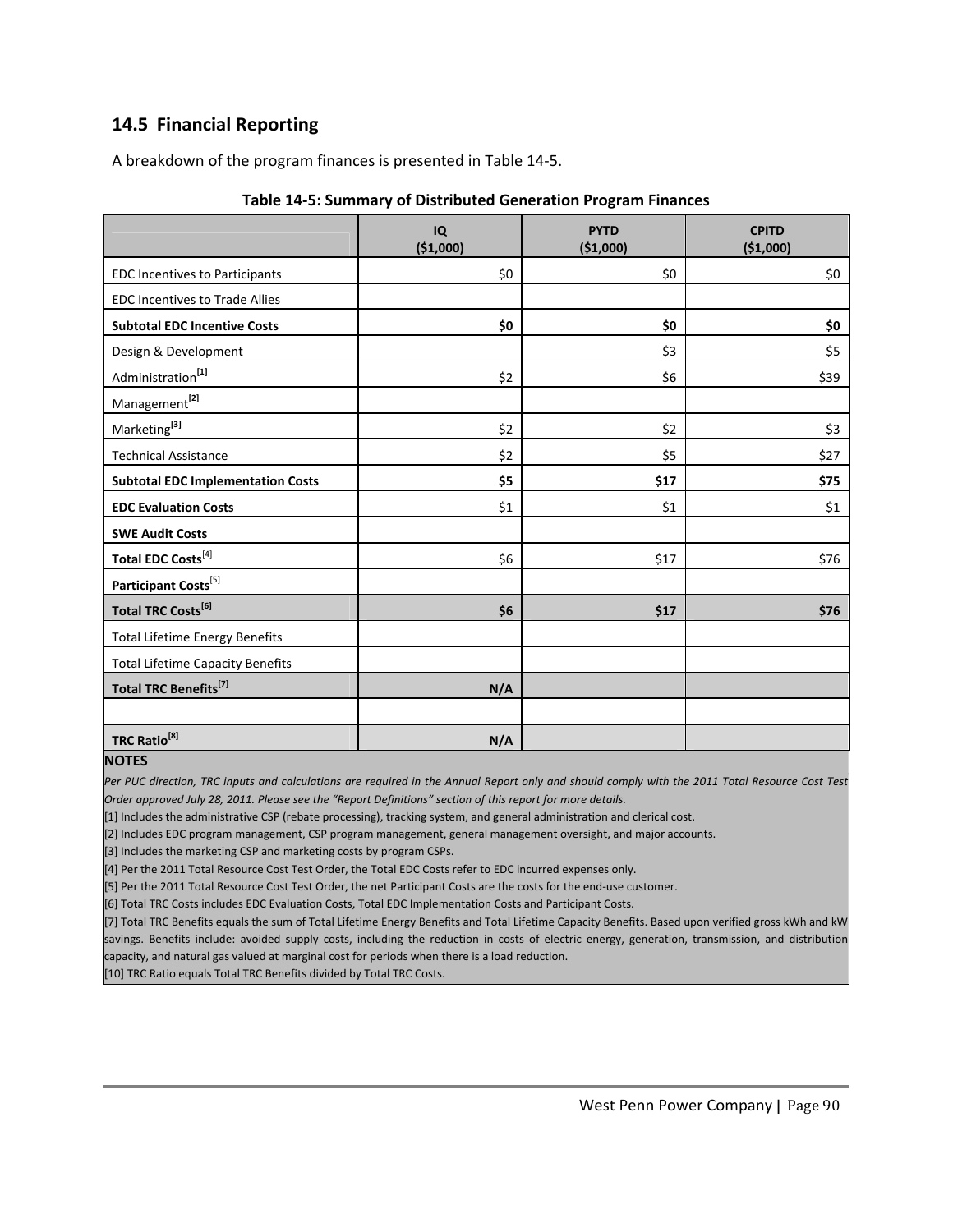## 14.5 Financial Reporting

A breakdown of the program finances is presented in Table 14-5.

**Table 14-5: Summary of Distributed Generation Program Finances**

| | IQ ($1,000) | PYTD ($1,000) | CPITD ($1,000) |
|---|---|---|---|
| EDC Incentives to Participants | $0 | $0 | $0 |
| EDC Incentives to Trade Allies | | | |
| **Subtotal EDC Incentive Costs** | **$0** | **$0** | **$0** |
| Design & Development | | $3 | $5 |
| Administration[1] | $2 | $6 | $39 |
| Management[2] | | | |
| Marketing[3] | $2 | $2 | $3 |
| Technical Assistance | $2 | $5 | $27 |
| **Subtotal EDC Implementation Costs** | **$5** | **$17** | **$75** |
| **EDC Evaluation Costs** | $1 | $1 | $1 |
| **SWE Audit Costs** | | | |
| **Total EDC Costs**[4] | $6 | $17 | $76 |
| **Participant Costs**[5] | | | |
| **Total TRC Costs[6]** | **$6** | **$17** | **$76** |
| Total Lifetime Energy Benefits | | | |
| Total Lifetime Capacity Benefits | | | |
| **Total TRC Benefits[7]** | **N/A** | | |
| | | | |
| **TRC Ratio[8]** | **N/A** | | |

**NOTES**

*Per PUC direction, TRC inputs and calculations are required in the Annual Report only and should comply with the 2011 Total Resource Cost Test Order approved July 28, 2011. Please see the "Report Definitions" section of this report for more details.*

[1] Includes the administrative CSP (rebate processing), tracking system, and general administration and clerical cost.

[2] Includes EDC program management, CSP program management, general management oversight, and major accounts.

[3] Includes the marketing CSP and marketing costs by program CSPs.

[4] Per the 2011 Total Resource Cost Test Order, the Total EDC Costs refer to EDC incurred expenses only.

[5] Per the 2011 Total Resource Cost Test Order, the net Participant Costs are the costs for the end-use customer.

[6] Total TRC Costs includes EDC Evaluation Costs, Total EDC Implementation Costs and Participant Costs.

[7] Total TRC Benefits equals the sum of Total Lifetime Energy Benefits and Total Lifetime Capacity Benefits. Based upon verified gross kWh and kW savings. Benefits include: avoided supply costs, including the reduction in costs of electric energy, generation, transmission, and distribution capacity, and natural gas valued at marginal cost for periods when there is a load reduction.

[10] TRC Ratio equals Total TRC Benefits divided by Total TRC Costs.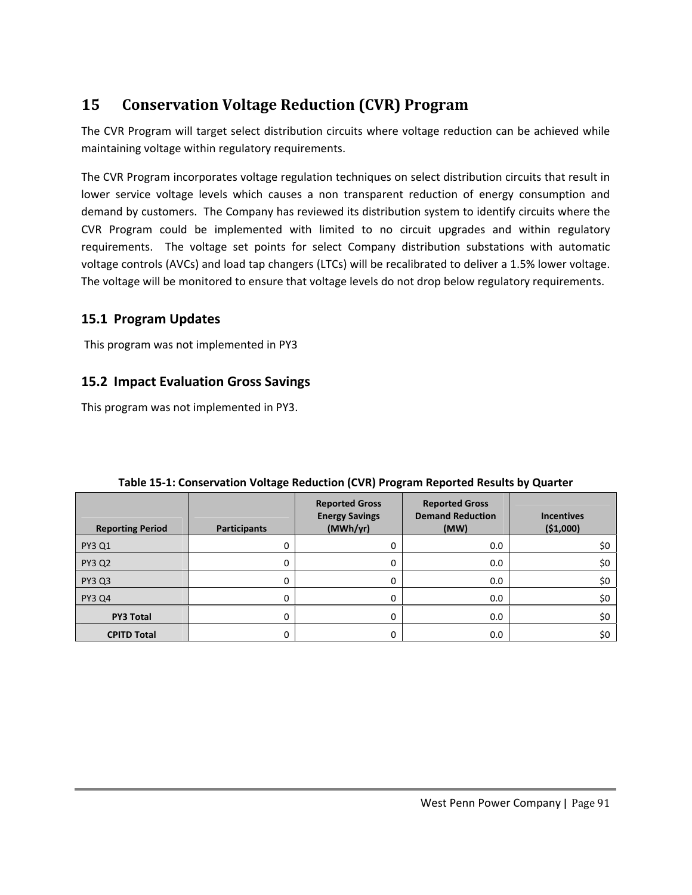# 15 Conservation Voltage Reduction (CVR) Program

The CVR Program will target select distribution circuits where voltage reduction can be achieved while maintaining voltage within regulatory requirements.

The CVR Program incorporates voltage regulation techniques on select distribution circuits that result in lower service voltage levels which causes a non transparent reduction of energy consumption and demand by customers. The Company has reviewed its distribution system to identify circuits where the CVR Program could be implemented with limited to no circuit upgrades and within regulatory requirements. The voltage set points for select Company distribution substations with automatic voltage controls (AVCs) and load tap changers (LTCs) will be recalibrated to deliver a 1.5% lower voltage. The voltage will be monitored to ensure that voltage levels do not drop below regulatory requirements.

## 15.1 Program Updates

This program was not implemented in PY3

## 15.2 Impact Evaluation Gross Savings

This program was not implemented in PY3.

**Table 15-1: Conservation Voltage Reduction (CVR) Program Reported Results by Quarter**

| Reporting Period | Participants | Reported Gross Energy Savings (MWh/yr) | Reported Gross Demand Reduction (MW) | Incentives ($1,000) |
|---|---|---|---|---|
| PY3 Q1 | 0 | 0 | 0.0 | $0 |
| PY3 Q2 | 0 | 0 | 0.0 | $0 |
| PY3 Q3 | 0 | 0 | 0.0 | $0 |
| PY3 Q4 | 0 | 0 | 0.0 | $0 |
| **PY3 Total** | 0 | 0 | 0.0 | $0 |
| **CPITD Total** | 0 | 0 | 0.0 | $0 |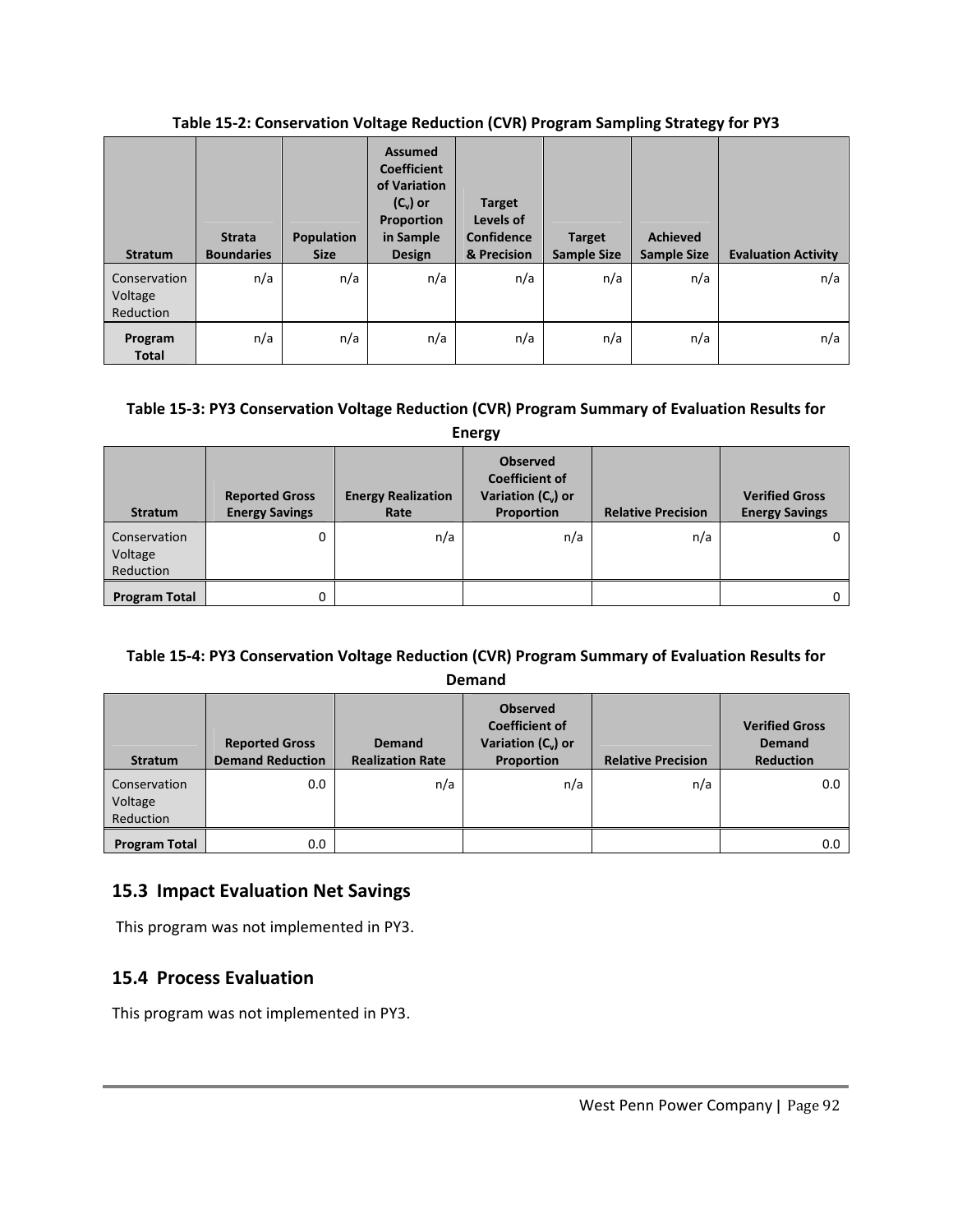**Table 15-2: Conservation Voltage Reduction (CVR) Program Sampling Strategy for PY3**

| Stratum | Strata Boundaries | Population Size | Assumed Coefficient of Variation ($C_v$) or Proportion in Sample Design | Target Levels of Confidence & Precision | Target Sample Size | Achieved Sample Size | Evaluation Activity |
|---|---|---|---|---|---|---|---|
| Conservation Voltage Reduction | n/a | n/a | n/a | n/a | n/a | n/a | n/a |
| **Program Total** | n/a | n/a | n/a | n/a | n/a | n/a | n/a |

**Table 15-3: PY3 Conservation Voltage Reduction (CVR) Program Summary of Evaluation Results for Energy**

| Stratum | Reported Gross Energy Savings | Energy Realization Rate | Observed Coefficient of Variation ($C_v$) or Proportion | Relative Precision | Verified Gross Energy Savings |
|---|---|---|---|---|---|
| Conservation Voltage Reduction | 0 | n/a | n/a | n/a | 0 |
| **Program Total** | 0 | | | | 0 |

**Table 15-4: PY3 Conservation Voltage Reduction (CVR) Program Summary of Evaluation Results for Demand**

| Stratum | Reported Gross Demand Reduction | Demand Realization Rate | Observed Coefficient of Variation ($C_v$) or Proportion | Relative Precision | Verified Gross Demand Reduction |
|---|---|---|---|---|---|
| Conservation Voltage Reduction | 0.0 | n/a | n/a | n/a | 0.0 |
| **Program Total** | 0.0 | | | | 0.0 |

## 15.3 Impact Evaluation Net Savings

This program was not implemented in PY3.

## 15.4 Process Evaluation

This program was not implemented in PY3.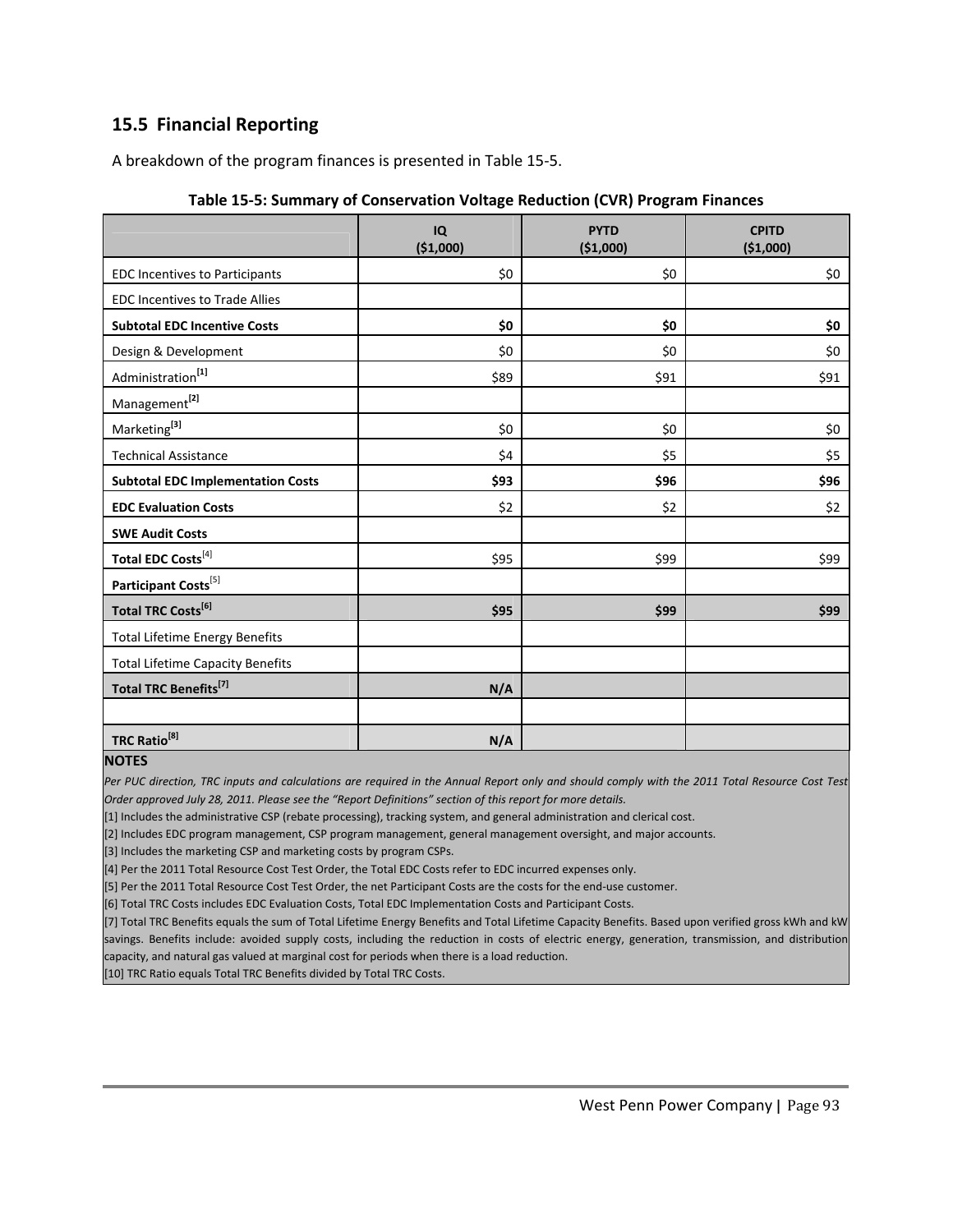## 15.5 Financial Reporting

A breakdown of the program finances is presented in Table 15-5.

**Table 15-5: Summary of Conservation Voltage Reduction (CVR) Program Finances**

| | IQ ($1,000) | PYTD ($1,000) | CPITD ($1,000) |
|---|---|---|---|
| EDC Incentives to Participants | $0 | $0 | $0 |
| EDC Incentives to Trade Allies | | | |
| **Subtotal EDC Incentive Costs** | **$0** | **$0** | **$0** |
| Design & Development | $0 | $0 | $0 |
| Administration[1] | $89 | $91 | $91 |
| Management[2] | | | |
| Marketing[3] | $0 | $0 | $0 |
| Technical Assistance | $4 | $5 | $5 |
| **Subtotal EDC Implementation Costs** | **$93** | **$96** | **$96** |
| **EDC Evaluation Costs** | $2 | $2 | $2 |
| **SWE Audit Costs** | | | |
| **Total EDC Costs**[4] | $95 | $99 | $99 |
| **Participant Costs**[5] | | | |
| **Total TRC Costs[6]** | **$95** | **$99** | **$99** |
| Total Lifetime Energy Benefits | | | |
| Total Lifetime Capacity Benefits | | | |
| **Total TRC Benefits[7]** | **N/A** | | |
| | | | |
| **TRC Ratio[8]** | **N/A** | | |

**NOTES**

*Per PUC direction, TRC inputs and calculations are required in the Annual Report only and should comply with the 2011 Total Resource Cost Test Order approved July 28, 2011. Please see the "Report Definitions" section of this report for more details.*

[1] Includes the administrative CSP (rebate processing), tracking system, and general administration and clerical cost.

[2] Includes EDC program management, CSP program management, general management oversight, and major accounts.

[3] Includes the marketing CSP and marketing costs by program CSPs.

[4] Per the 2011 Total Resource Cost Test Order, the Total EDC Costs refer to EDC incurred expenses only.

[5] Per the 2011 Total Resource Cost Test Order, the net Participant Costs are the costs for the end-use customer.

[6] Total TRC Costs includes EDC Evaluation Costs, Total EDC Implementation Costs and Participant Costs.

[7] Total TRC Benefits equals the sum of Total Lifetime Energy Benefits and Total Lifetime Capacity Benefits. Based upon verified gross kWh and kW savings. Benefits include: avoided supply costs, including the reduction in costs of electric energy, generation, transmission, and distribution capacity, and natural gas valued at marginal cost for periods when there is a load reduction.

[10] TRC Ratio equals Total TRC Benefits divided by Total TRC Costs.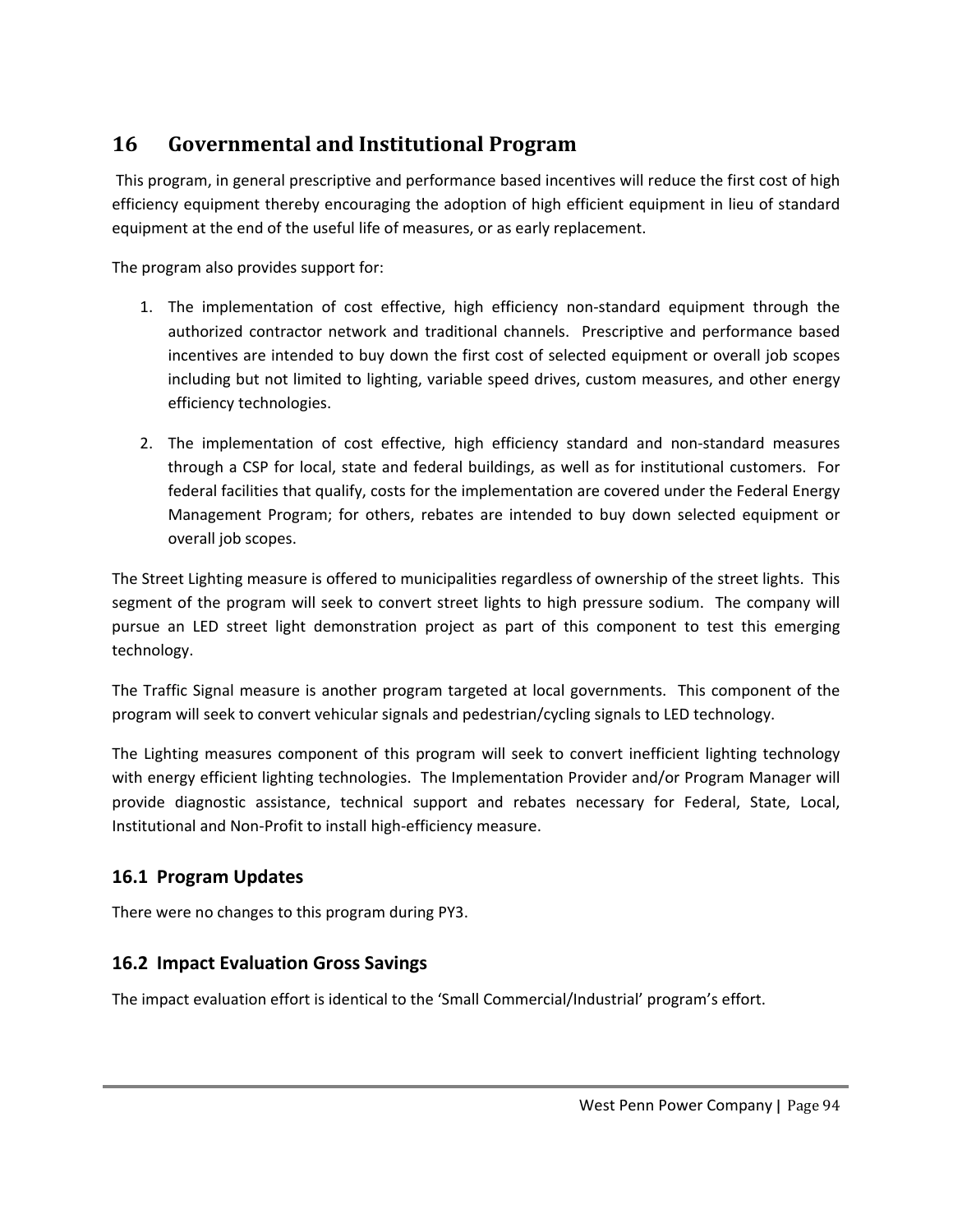# 16 Governmental and Institutional Program

This program, in general prescriptive and performance based incentives will reduce the first cost of high efficiency equipment thereby encouraging the adoption of high efficient equipment in lieu of standard equipment at the end of the useful life of measures, or as early replacement.

The program also provides support for:

1. The implementation of cost effective, high efficiency non-standard equipment through the authorized contractor network and traditional channels. Prescriptive and performance based incentives are intended to buy down the first cost of selected equipment or overall job scopes including but not limited to lighting, variable speed drives, custom measures, and other energy efficiency technologies.

2. The implementation of cost effective, high efficiency standard and non-standard measures through a CSP for local, state and federal buildings, as well as for institutional customers. For federal facilities that qualify, costs for the implementation are covered under the Federal Energy Management Program; for others, rebates are intended to buy down selected equipment or overall job scopes.

The Street Lighting measure is offered to municipalities regardless of ownership of the street lights. This segment of the program will seek to convert street lights to high pressure sodium. The company will pursue an LED street light demonstration project as part of this component to test this emerging technology.

The Traffic Signal measure is another program targeted at local governments. This component of the program will seek to convert vehicular signals and pedestrian/cycling signals to LED technology.

The Lighting measures component of this program will seek to convert inefficient lighting technology with energy efficient lighting technologies. The Implementation Provider and/or Program Manager will provide diagnostic assistance, technical support and rebates necessary for Federal, State, Local, Institutional and Non-Profit to install high-efficiency measure.

## 16.1 Program Updates

There were no changes to this program during PY3.

## 16.2 Impact Evaluation Gross Savings

The impact evaluation effort is identical to the 'Small Commercial/Industrial' program's effort.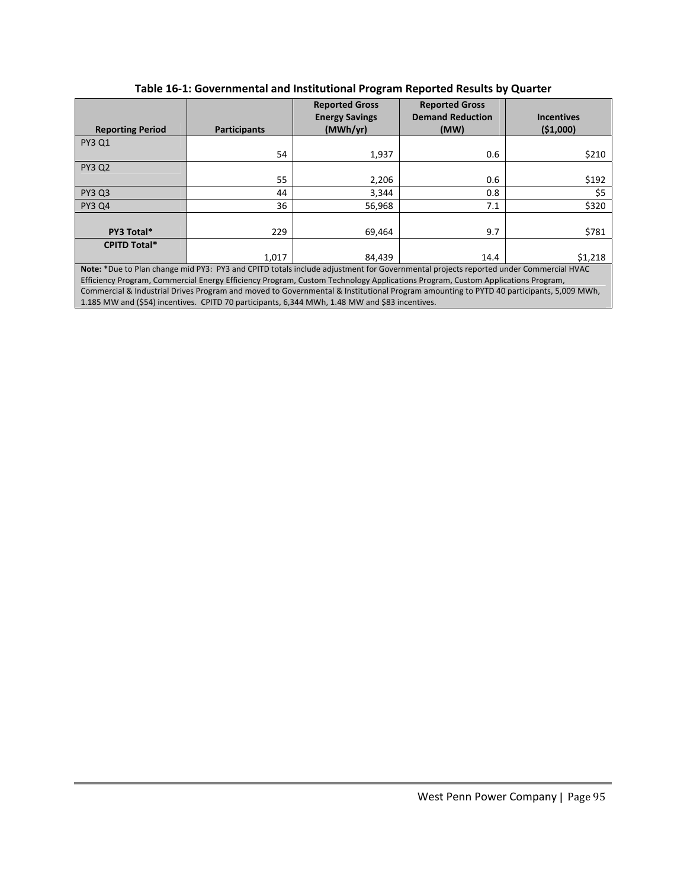**Table 16-1: Governmental and Institutional Program Reported Results by Quarter**

| Reporting Period | Participants | Reported Gross Energy Savings (MWh/yr) | Reported Gross Demand Reduction (MW) | Incentives ($1,000) |
|---|---|---|---|---|
| PY3 Q1 | 54 | 1,937 | 0.6 | $210 |
| PY3 Q2 | 55 | 2,206 | 0.6 | $192 |
| PY3 Q3 | 44 | 3,344 | 0.8 | $5 |
| PY3 Q4 | 36 | 56,968 | 7.1 | $320 |
| **PY3 Total*** | 229 | 69,464 | 9.7 | $781 |
| **CPITD Total*** | 1,017 | 84,439 | 14.4 | $1,218 |

**Note:** *Due to Plan change mid PY3: PY3 and CPITD totals include adjustment for Governmental projects reported under Commercial HVAC Efficiency Program, Commercial Energy Efficiency Program, Custom Technology Applications Program, Custom Applications Program, Commercial & Industrial Drives Program and moved to Governmental & Institutional Program amounting to PYTD 40 participants, 5,009 MWh, 1.185 MW and ($54) incentives. CPITD 70 participants, 6,344 MWh, 1.48 MW and $83 incentives.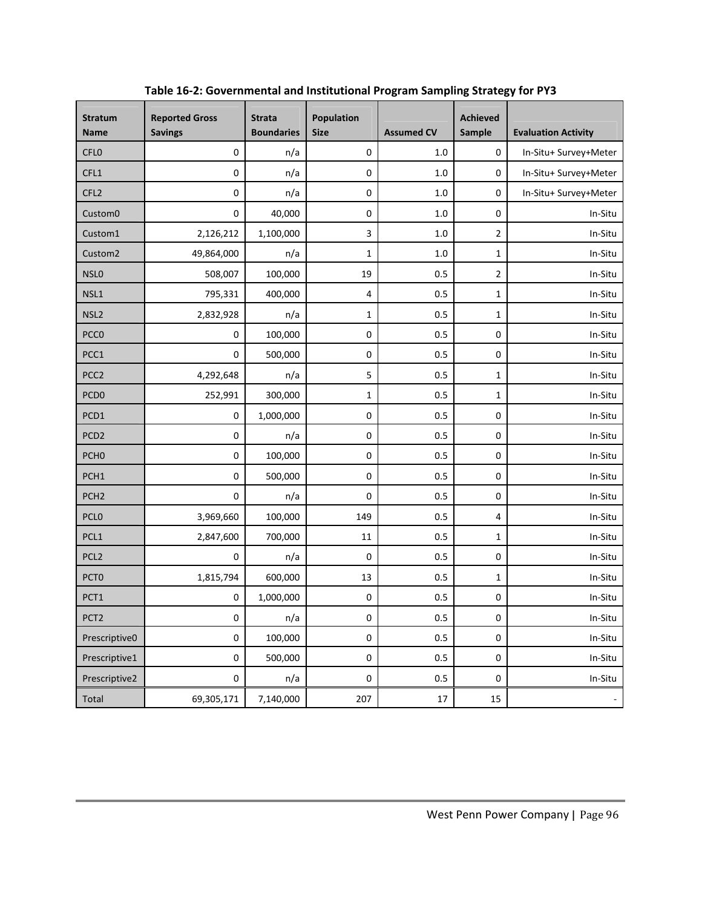**Table 16-2: Governmental and Institutional Program Sampling Strategy for PY3**

| Stratum Name | Reported Gross Savings | Strata Boundaries | Population Size | Assumed CV | Achieved Sample | Evaluation Activity |
|---|---|---|---|---|---|---|
| CFL0 | 0 | n/a | 0 | 1.0 | 0 | In-Situ+ Survey+Meter |
| CFL1 | 0 | n/a | 0 | 1.0 | 0 | In-Situ+ Survey+Meter |
| CFL2 | 0 | n/a | 0 | 1.0 | 0 | In-Situ+ Survey+Meter |
| Custom0 | 0 | 40,000 | 0 | 1.0 | 0 | In-Situ |
| Custom1 | 2,126,212 | 1,100,000 | 3 | 1.0 | 2 | In-Situ |
| Custom2 | 49,864,000 | n/a | 1 | 1.0 | 1 | In-Situ |
| NSL0 | 508,007 | 100,000 | 19 | 0.5 | 2 | In-Situ |
| NSL1 | 795,331 | 400,000 | 4 | 0.5 | 1 | In-Situ |
| NSL2 | 2,832,928 | n/a | 1 | 0.5 | 1 | In-Situ |
| PCC0 | 0 | 100,000 | 0 | 0.5 | 0 | In-Situ |
| PCC1 | 0 | 500,000 | 0 | 0.5 | 0 | In-Situ |
| PCC2 | 4,292,648 | n/a | 5 | 0.5 | 1 | In-Situ |
| PCD0 | 252,991 | 300,000 | 1 | 0.5 | 1 | In-Situ |
| PCD1 | 0 | 1,000,000 | 0 | 0.5 | 0 | In-Situ |
| PCD2 | 0 | n/a | 0 | 0.5 | 0 | In-Situ |
| PCH0 | 0 | 100,000 | 0 | 0.5 | 0 | In-Situ |
| PCH1 | 0 | 500,000 | 0 | 0.5 | 0 | In-Situ |
| PCH2 | 0 | n/a | 0 | 0.5 | 0 | In-Situ |
| PCL0 | 3,969,660 | 100,000 | 149 | 0.5 | 4 | In-Situ |
| PCL1 | 2,847,600 | 700,000 | 11 | 0.5 | 1 | In-Situ |
| PCL2 | 0 | n/a | 0 | 0.5 | 0 | In-Situ |
| PCT0 | 1,815,794 | 600,000 | 13 | 0.5 | 1 | In-Situ |
| PCT1 | 0 | 1,000,000 | 0 | 0.5 | 0 | In-Situ |
| PCT2 | 0 | n/a | 0 | 0.5 | 0 | In-Situ |
| Prescriptive0 | 0 | 100,000 | 0 | 0.5 | 0 | In-Situ |
| Prescriptive1 | 0 | 500,000 | 0 | 0.5 | 0 | In-Situ |
| Prescriptive2 | 0 | n/a | 0 | 0.5 | 0 | In-Situ |
| Total | 69,305,171 | 7,140,000 | 207 | 17 | 15 | - |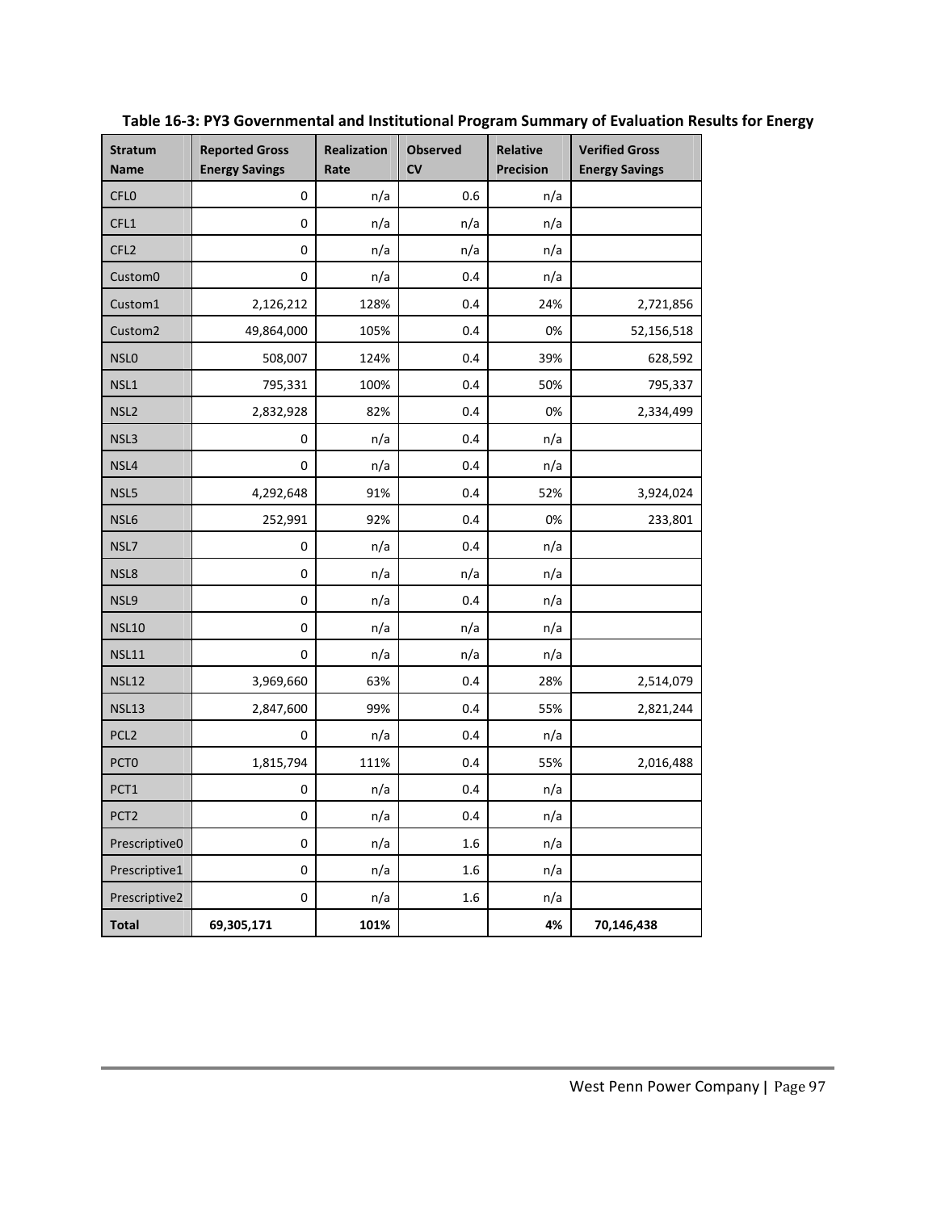**Table 16-3: PY3 Governmental and Institutional Program Summary of Evaluation Results for Energy**

| Stratum Name | Reported Gross Energy Savings | Realization Rate | Observed CV | Relative Precision | Verified Gross Energy Savings |
|---|---|---|---|---|---|
| CFL0 | 0 | n/a | 0.6 | n/a | |
| CFL1 | 0 | n/a | n/a | n/a | |
| CFL2 | 0 | n/a | n/a | n/a | |
| Custom0 | 0 | n/a | 0.4 | n/a | |
| Custom1 | 2,126,212 | 128% | 0.4 | 24% | 2,721,856 |
| Custom2 | 49,864,000 | 105% | 0.4 | 0% | 52,156,518 |
| NSL0 | 508,007 | 124% | 0.4 | 39% | 628,592 |
| NSL1 | 795,331 | 100% | 0.4 | 50% | 795,337 |
| NSL2 | 2,832,928 | 82% | 0.4 | 0% | 2,334,499 |
| NSL3 | 0 | n/a | 0.4 | n/a | |
| NSL4 | 0 | n/a | 0.4 | n/a | |
| NSL5 | 4,292,648 | 91% | 0.4 | 52% | 3,924,024 |
| NSL6 | 252,991 | 92% | 0.4 | 0% | 233,801 |
| NSL7 | 0 | n/a | 0.4 | n/a | |
| NSL8 | 0 | n/a | n/a | n/a | |
| NSL9 | 0 | n/a | 0.4 | n/a | |
| NSL10 | 0 | n/a | n/a | n/a | |
| NSL11 | 0 | n/a | n/a | n/a | |
| NSL12 | 3,969,660 | 63% | 0.4 | 28% | 2,514,079 |
| NSL13 | 2,847,600 | 99% | 0.4 | 55% | 2,821,244 |
| PCL2 | 0 | n/a | 0.4 | n/a | |
| PCT0 | 1,815,794 | 111% | 0.4 | 55% | 2,016,488 |
| PCT1 | 0 | n/a | 0.4 | n/a | |
| PCT2 | 0 | n/a | 0.4 | n/a | |
| Prescriptive0 | 0 | n/a | 1.6 | n/a | |
| Prescriptive1 | 0 | n/a | 1.6 | n/a | |
| Prescriptive2 | 0 | n/a | 1.6 | n/a | |
| **Total** | **69,305,171** | **101%** | | **4%** | **70,146,438** |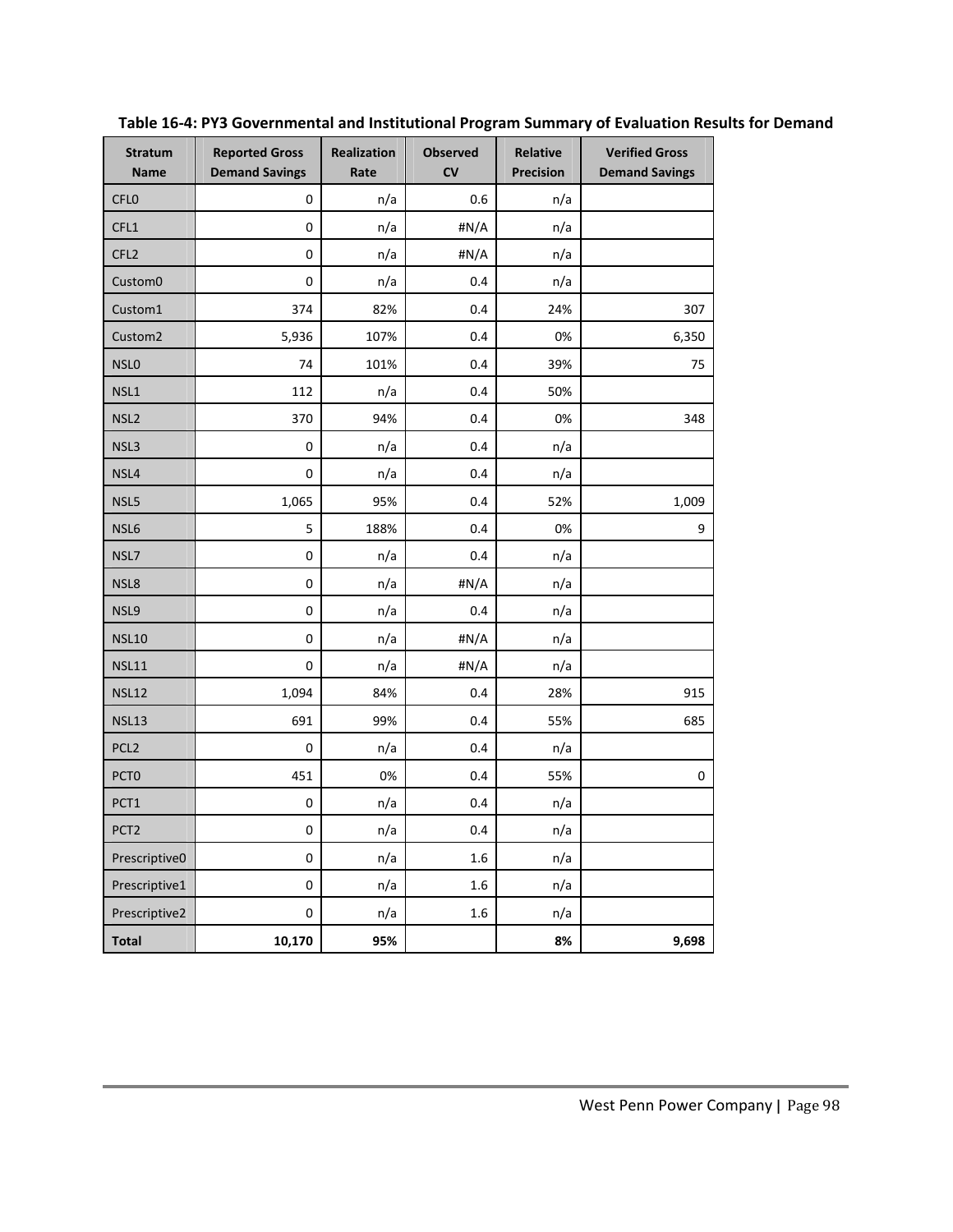**Table 16-4: PY3 Governmental and Institutional Program Summary of Evaluation Results for Demand**

| Stratum Name | Reported Gross Demand Savings | Realization Rate | Observed CV | Relative Precision | Verified Gross Demand Savings |
|---|---|---|---|---|---|
| CFL0 | 0 | n/a | 0.6 | n/a | |
| CFL1 | 0 | n/a | #N/A | n/a | |
| CFL2 | 0 | n/a | #N/A | n/a | |
| Custom0 | 0 | n/a | 0.4 | n/a | |
| Custom1 | 374 | 82% | 0.4 | 24% | 307 |
| Custom2 | 5,936 | 107% | 0.4 | 0% | 6,350 |
| NSL0 | 74 | 101% | 0.4 | 39% | 75 |
| NSL1 | 112 | n/a | 0.4 | 50% | |
| NSL2 | 370 | 94% | 0.4 | 0% | 348 |
| NSL3 | 0 | n/a | 0.4 | n/a | |
| NSL4 | 0 | n/a | 0.4 | n/a | |
| NSL5 | 1,065 | 95% | 0.4 | 52% | 1,009 |
| NSL6 | 5 | 188% | 0.4 | 0% | 9 |
| NSL7 | 0 | n/a | 0.4 | n/a | |
| NSL8 | 0 | n/a | #N/A | n/a | |
| NSL9 | 0 | n/a | 0.4 | n/a | |
| NSL10 | 0 | n/a | #N/A | n/a | |
| NSL11 | 0 | n/a | #N/A | n/a | |
| NSL12 | 1,094 | 84% | 0.4 | 28% | 915 |
| NSL13 | 691 | 99% | 0.4 | 55% | 685 |
| PCL2 | 0 | n/a | 0.4 | n/a | |
| PCT0 | 451 | 0% | 0.4 | 55% | 0 |
| PCT1 | 0 | n/a | 0.4 | n/a | |
| PCT2 | 0 | n/a | 0.4 | n/a | |
| Prescriptive0 | 0 | n/a | 1.6 | n/a | |
| Prescriptive1 | 0 | n/a | 1.6 | n/a | |
| Prescriptive2 | 0 | n/a | 1.6 | n/a | |
| **Total** | **10,170** | **95%** | | **8%** | **9,698** |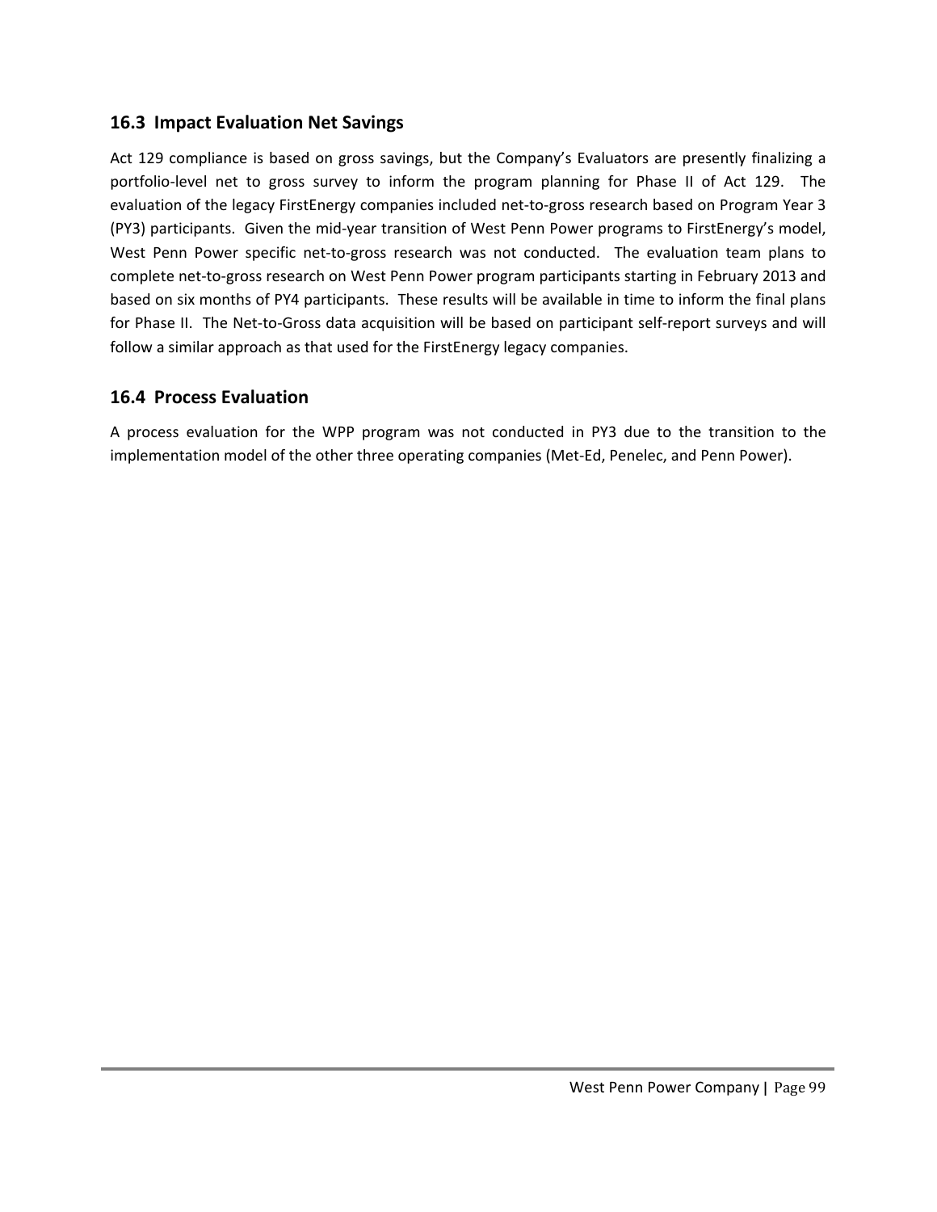## 16.3 Impact Evaluation Net Savings

Act 129 compliance is based on gross savings, but the Company's Evaluators are presently finalizing a portfolio-level net to gross survey to inform the program planning for Phase II of Act 129. The evaluation of the legacy FirstEnergy companies included net-to-gross research based on Program Year 3 (PY3) participants. Given the mid-year transition of West Penn Power programs to FirstEnergy's model, West Penn Power specific net-to-gross research was not conducted. The evaluation team plans to complete net-to-gross research on West Penn Power program participants starting in February 2013 and based on six months of PY4 participants. These results will be available in time to inform the final plans for Phase II. The Net-to-Gross data acquisition will be based on participant self-report surveys and will follow a similar approach as that used for the FirstEnergy legacy companies.

## 16.4 Process Evaluation

A process evaluation for the WPP program was not conducted in PY3 due to the transition to the implementation model of the other three operating companies (Met-Ed, Penelec, and Penn Power).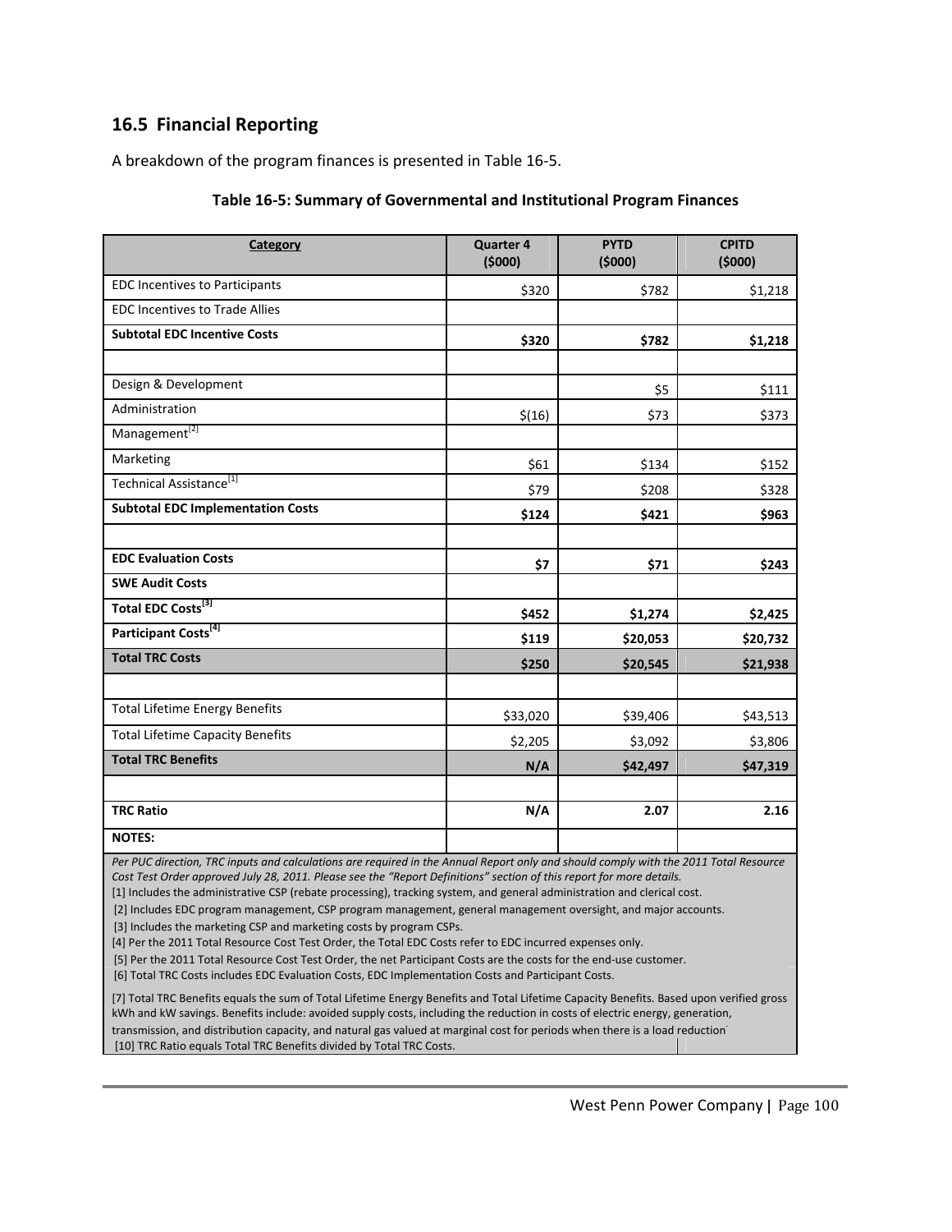## 16.5 Financial Reporting

A breakdown of the program finances is presented in Table 16-5.

**Table 16-5: Summary of Governmental and Institutional Program Finances**

| Category | Quarter 4 ($000) | PYTD ($000) | CPITD ($000) |
|---|---|---|---|
| EDC Incentives to Participants | $320 | $782 | $1,218 |
| EDC Incentives to Trade Allies | | | |
| **Subtotal EDC Incentive Costs** | **$320** | **$782** | **$1,218** |
| | | | |
| Design & Development | | $5 | $111 |
| Administration | $(16) | $73 | $373 |
| Management[2] | | | |
| Marketing | $61 | $134 | $152 |
| Technical Assistance[1] | $79 | $208 | $328 |
| **Subtotal EDC Implementation Costs** | **$124** | **$421** | **$963** |
| | | | |
| **EDC Evaluation Costs** | **$7** | **$71** | **$243** |
| **SWE Audit Costs** | | | |
| **Total EDC Costs[3]** | **$452** | **$1,274** | **$2,425** |
| **Participant Costs[4]** | **$119** | **$20,053** | **$20,732** |
| **Total TRC Costs** | **$250** | **$20,545** | **$21,938** |
| | | | |
| Total Lifetime Energy Benefits | $33,020 | $39,406 | $43,513 |
| Total Lifetime Capacity Benefits | $2,205 | $3,092 | $3,806 |
| **Total TRC Benefits** | **N/A** | **$42,497** | **$47,319** |
| | | | |
| **TRC Ratio** | **N/A** | **2.07** | **2.16** |
| **NOTES:** | | | |

*Per PUC direction, TRC inputs and calculations are required in the Annual Report only and should comply with the 2011 Total Resource Cost Test Order approved July 28, 2011. Please see the "Report Definitions" section of this report for more details.*

[1] Includes the administrative CSP (rebate processing), tracking system, and general administration and clerical cost.

[2] Includes EDC program management, CSP program management, general management oversight, and major accounts.

[3] Includes the marketing CSP and marketing costs by program CSPs.

[4] Per the 2011 Total Resource Cost Test Order, the Total EDC Costs refer to EDC incurred expenses only.

[5] Per the 2011 Total Resource Cost Test Order, the net Participant Costs are the costs for the end-use customer.

[6] Total TRC Costs includes EDC Evaluation Costs, EDC Implementation Costs and Participant Costs.

[7] Total TRC Benefits equals the sum of Total Lifetime Energy Benefits and Total Lifetime Capacity Benefits. Based upon verified gross kWh and kW savings. Benefits include: avoided supply costs, including the reduction in costs of electric energy, generation, transmission, and distribution capacity, and natural gas valued at marginal cost for periods when there is a load reduction

[10] TRC Ratio equals Total TRC Benefits divided by Total TRC Costs.